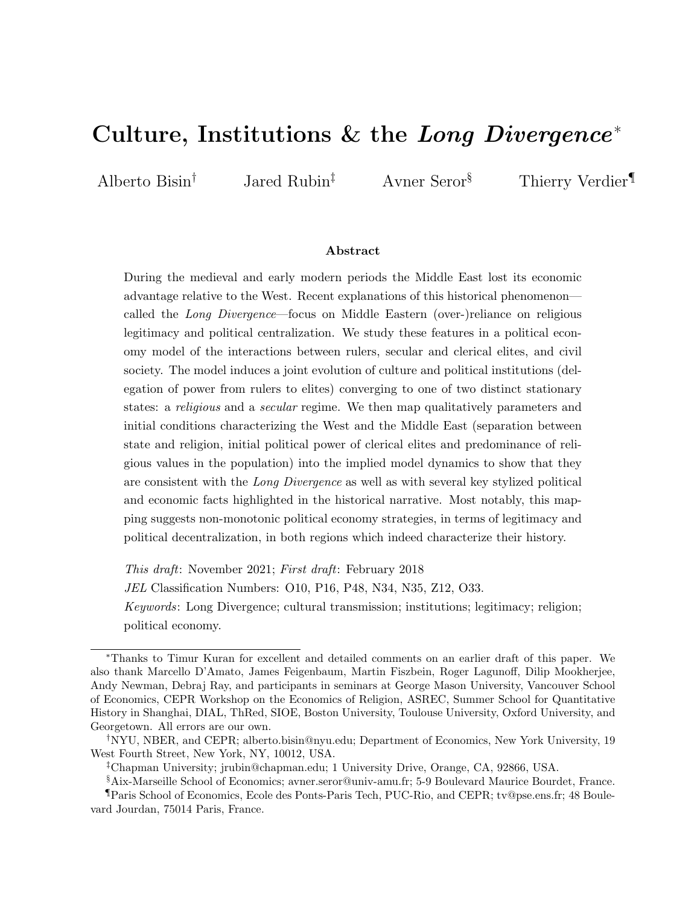# Culture, Institutions & the *Long Divergence*[*]

Alberto Bisin[†] Jared Rubin[‡] Avner Seror[§] Thierry Verdier[¶]

### Abstract

During the medieval and early modern periods the Middle East lost its economic advantage relative to the West. Recent explanations of this historical phenomenon—called the *Long Divergence*—focus on Middle Eastern (over-)reliance on religious legitimacy and political centralization. We study these features in a political economy model of the interactions between rulers, secular and clerical elites, and civil society. The model induces a joint evolution of culture and political institutions (delegation of power from rulers to elites) converging to one of two distinct stationary states: a *religious* and a *secular* regime. We then map qualitatively parameters and initial conditions characterizing the West and the Middle East (separation between state and religion, initial political power of clerical elites and predominance of religious values in the population) into the implied model dynamics to show that they are consistent with the *Long Divergence* as well as with several key stylized political and economic facts highlighted in the historical narrative. Most notably, this mapping suggests non-monotonic political economy strategies, in terms of legitimacy and political decentralization, in both regions which indeed characterize their history.

*This draft*: November 2021; *First draft*: February 2018

*JEL* Classification Numbers: O10, P16, P48, N34, N35, Z12, O33.

*Keywords*: Long Divergence; cultural transmission; institutions; legitimacy; religion; political economy.

---

[*] Thanks to Timur Kuran for excellent and detailed comments on an earlier draft of this paper. We also thank Marcello D'Amato, James Feigenbaum, Martin Fiszbein, Roger Lagunoff, Dilip Mookherjee, Andy Newman, Debraj Ray, and participants in seminars at George Mason University, Vancouver School of Economics, CEPR Workshop on the Economics of Religion, ASREC, Summer School for Quantitative History in Shanghai, DIAL, ThRed, SIOE, Boston University, Toulouse University, Oxford University, and Georgetown. All errors are our own.

[†] NYU, NBER, and CEPR; alberto.bisin@nyu.edu; Department of Economics, New York University, 19 West Fourth Street, New York, NY, 10012, USA.

[‡] Chapman University; jrubin@chapman.edu; 1 University Drive, Orange, CA, 92866, USA.

[§] Aix-Marseille School of Economics; avner.seror@univ-amu.fr; 5-9 Boulevard Maurice Bourdet, France.

[¶] Paris School of Economics, Ecole des Ponts-Paris Tech, PUC-Rio, and CEPR; tv@pse.ens.fr; 48 Boulevard Jourdan, 75014 Paris, France.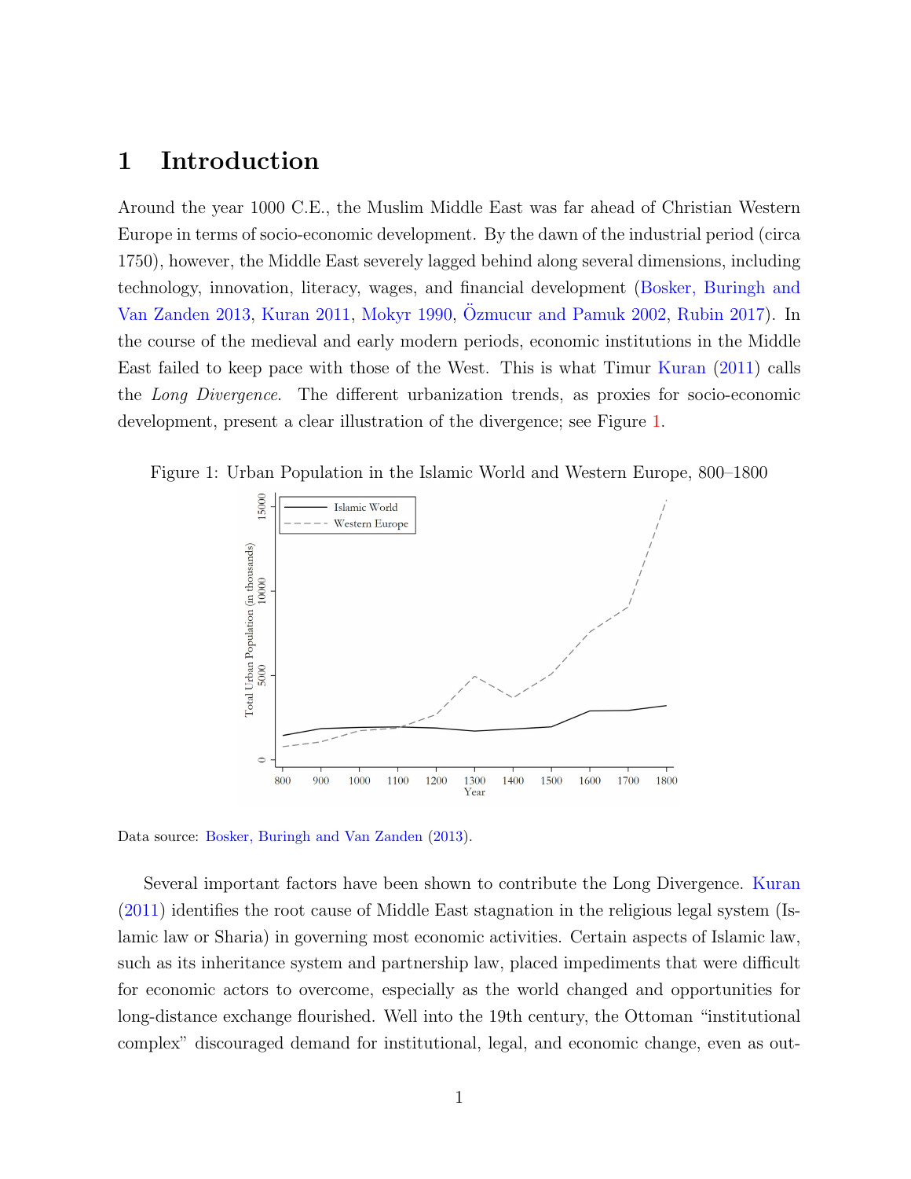# 1 Introduction

Around the year 1000 C.E., the Muslim Middle East was far ahead of Christian Western Europe in terms of socio-economic development. By the dawn of the industrial period (circa 1750), however, the Middle East severely lagged behind along several dimensions, including technology, innovation, literacy, wages, and financial development (Bosker, Buringh and Van Zanden 2013, Kuran 2011, Mokyr 1990, Özmucur and Pamuk 2002, Rubin 2017). In the course of the medieval and early modern periods, economic institutions in the Middle East failed to keep pace with those of the West. This is what Timur Kuran (2011) calls the *Long Divergence*. The different urbanization trends, as proxies for socio-economic development, present a clear illustration of the divergence; see Figure 1.

Figure 1: Urban Population in the Islamic World and Western Europe, 800–1800

Data source: Bosker, Buringh and Van Zanden (2013).

Several important factors have been shown to contribute the Long Divergence. Kuran (2011) identifies the root cause of Middle East stagnation in the religious legal system (Islamic law or Sharia) in governing most economic activities. Certain aspects of Islamic law, such as its inheritance system and partnership law, placed impediments that were difficult for economic actors to overcome, especially as the world changed and opportunities for long-distance exchange flourished. Well into the 19th century, the Ottoman "institutional complex" discouraged demand for institutional, legal, and economic change, even as out-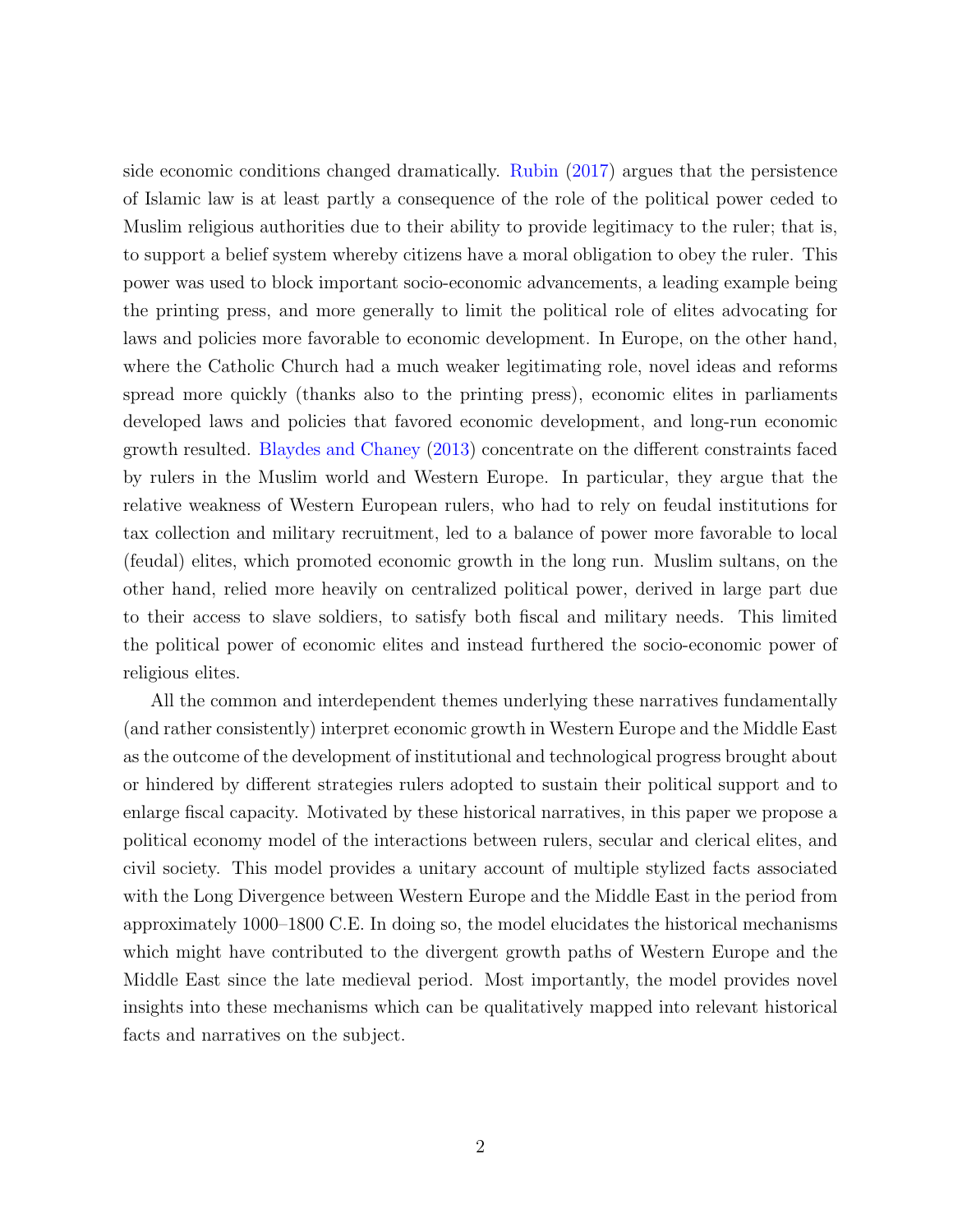side economic conditions changed dramatically. Rubin (2017) argues that the persistence of Islamic law is at least partly a consequence of the role of the political power ceded to Muslim religious authorities due to their ability to provide legitimacy to the ruler; that is, to support a belief system whereby citizens have a moral obligation to obey the ruler. This power was used to block important socio-economic advancements, a leading example being the printing press, and more generally to limit the political role of elites advocating for laws and policies more favorable to economic development. In Europe, on the other hand, where the Catholic Church had a much weaker legitimating role, novel ideas and reforms spread more quickly (thanks also to the printing press), economic elites in parliaments developed laws and policies that favored economic development, and long-run economic growth resulted. Blaydes and Chaney (2013) concentrate on the different constraints faced by rulers in the Muslim world and Western Europe. In particular, they argue that the relative weakness of Western European rulers, who had to rely on feudal institutions for tax collection and military recruitment, led to a balance of power more favorable to local (feudal) elites, which promoted economic growth in the long run. Muslim sultans, on the other hand, relied more heavily on centralized political power, derived in large part due to their access to slave soldiers, to satisfy both fiscal and military needs. This limited the political power of economic elites and instead furthered the socio-economic power of religious elites.

All the common and interdependent themes underlying these narratives fundamentally (and rather consistently) interpret economic growth in Western Europe and the Middle East as the outcome of the development of institutional and technological progress brought about or hindered by different strategies rulers adopted to sustain their political support and to enlarge fiscal capacity. Motivated by these historical narratives, in this paper we propose a political economy model of the interactions between rulers, secular and clerical elites, and civil society. This model provides a unitary account of multiple stylized facts associated with the Long Divergence between Western Europe and the Middle East in the period from approximately 1000–1800 C.E. In doing so, the model elucidates the historical mechanisms which might have contributed to the divergent growth paths of Western Europe and the Middle East since the late medieval period. Most importantly, the model provides novel insights into these mechanisms which can be qualitatively mapped into relevant historical facts and narratives on the subject.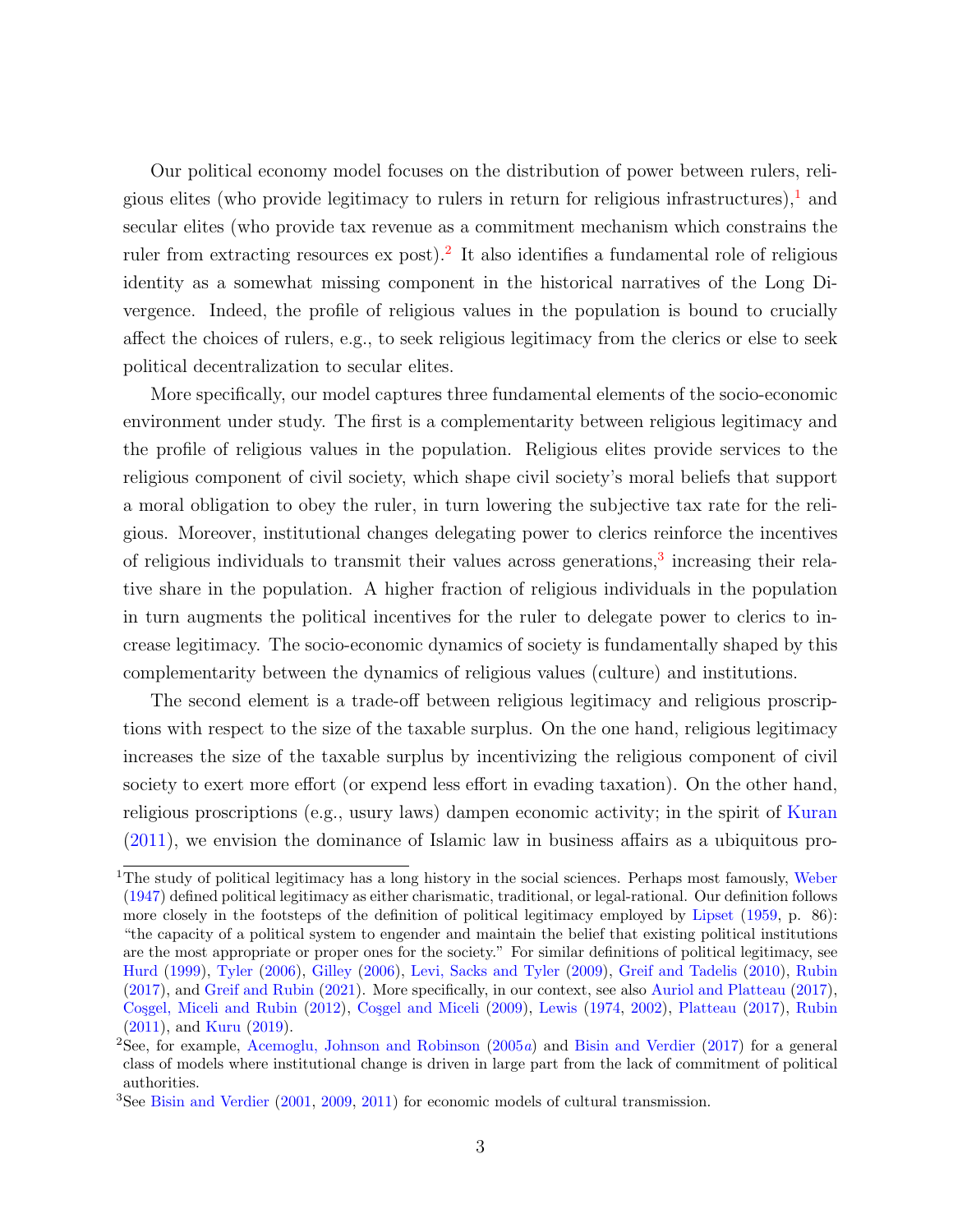Our political economy model focuses on the distribution of power between rulers, religious elites (who provide legitimacy to rulers in return for religious infrastructures),[1] and secular elites (who provide tax revenue as a commitment mechanism which constrains the ruler from extracting resources ex post).[2] It also identifies a fundamental role of religious identity as a somewhat missing component in the historical narratives of the Long Divergence. Indeed, the profile of religious values in the population is bound to crucially affect the choices of rulers, e.g., to seek religious legitimacy from the clerics or else to seek political decentralization to secular elites.

More specifically, our model captures three fundamental elements of the socio-economic environment under study. The first is a complementarity between religious legitimacy and the profile of religious values in the population. Religious elites provide services to the religious component of civil society, which shape civil society's moral beliefs that support a moral obligation to obey the ruler, in turn lowering the subjective tax rate for the religious. Moreover, institutional changes delegating power to clerics reinforce the incentives of religious individuals to transmit their values across generations,[3] increasing their relative share in the population. A higher fraction of religious individuals in the population in turn augments the political incentives for the ruler to delegate power to clerics to increase legitimacy. The socio-economic dynamics of society is fundamentally shaped by this complementarity between the dynamics of religious values (culture) and institutions.

The second element is a trade-off between religious legitimacy and religious proscriptions with respect to the size of the taxable surplus. On the one hand, religious legitimacy increases the size of the taxable surplus by incentivizing the religious component of civil society to exert more effort (or expend less effort in evading taxation). On the other hand, religious proscriptions (e.g., usury laws) dampen economic activity; in the spirit of Kuran (2011), we envision the dominance of Islamic law in business affairs as a ubiquitous pro-

[1] The study of political legitimacy has a long history in the social sciences. Perhaps most famously, Weber (1947) defined political legitimacy as either charismatic, traditional, or legal-rational. Our definition follows more closely in the footsteps of the definition of political legitimacy employed by Lipset (1959, p. 86): "the capacity of a political system to engender and maintain the belief that existing political institutions are the most appropriate or proper ones for the society." For similar definitions of political legitimacy, see Hurd (1999), Tyler (2006), Gilley (2006), Levi, Sacks and Tyler (2009), Greif and Tadelis (2010), Rubin (2017), and Greif and Rubin (2021). More specifically, in our context, see also Auriol and Platteau (2017), Coşgel, Miceli and Rubin (2012), Coşgel and Miceli (2009), Lewis (1974, 2002), Platteau (2017), Rubin (2011), and Kuru (2019).

[2] See, for example, Acemoglu, Johnson and Robinson (2005*a*) and Bisin and Verdier (2017) for a general class of models where institutional change is driven in large part from the lack of commitment of political authorities.

[3] See Bisin and Verdier (2001, 2009, 2011) for economic models of cultural transmission.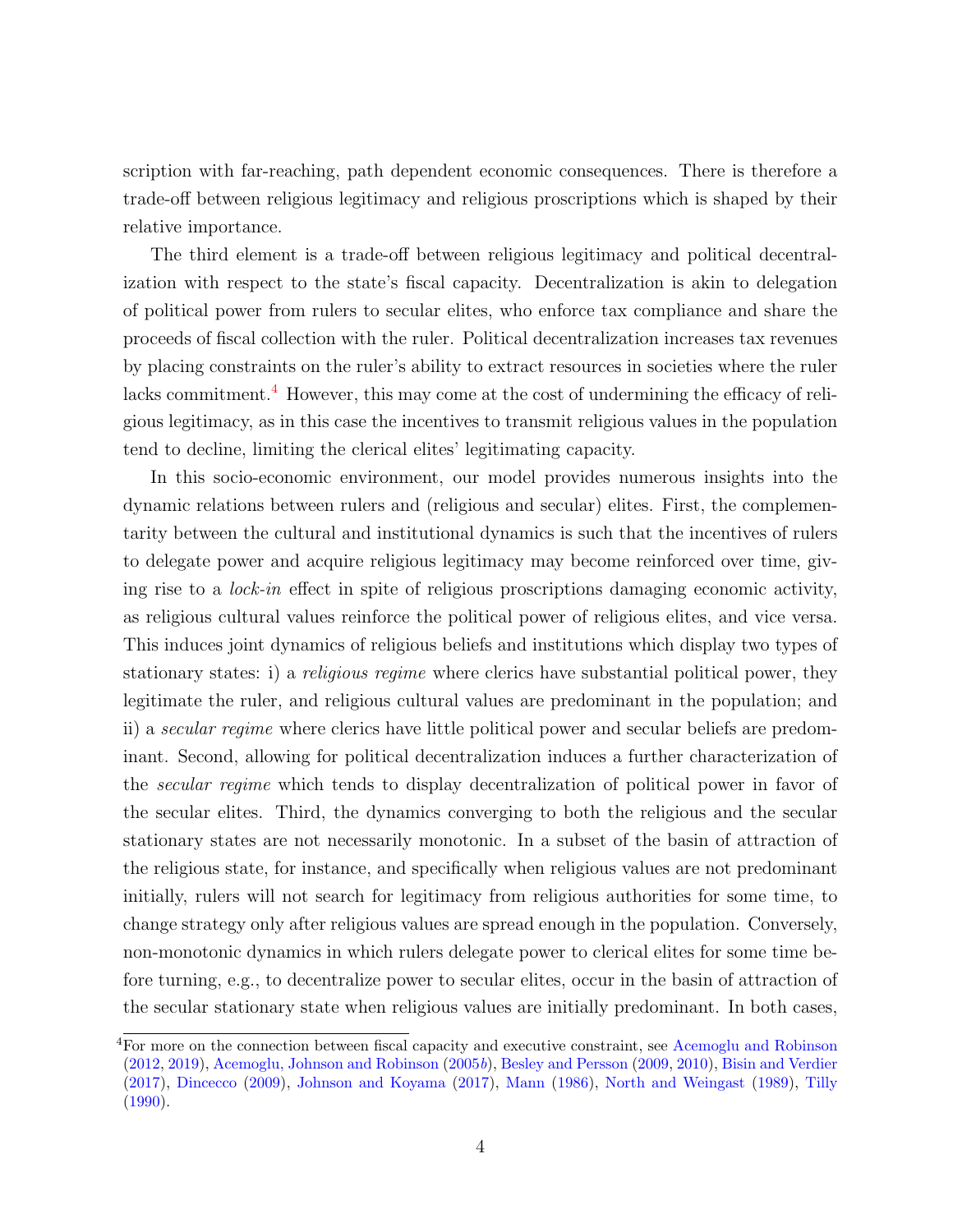scription with far-reaching, path dependent economic consequences. There is therefore a trade-off between religious legitimacy and religious proscriptions which is shaped by their relative importance.

The third element is a trade-off between religious legitimacy and political decentralization with respect to the state's fiscal capacity. Decentralization is akin to delegation of political power from rulers to secular elites, who enforce tax compliance and share the proceeds of fiscal collection with the ruler. Political decentralization increases tax revenues by placing constraints on the ruler's ability to extract resources in societies where the ruler lacks commitment.[4] However, this may come at the cost of undermining the efficacy of religious legitimacy, as in this case the incentives to transmit religious values in the population tend to decline, limiting the clerical elites' legitimating capacity.

In this socio-economic environment, our model provides numerous insights into the dynamic relations between rulers and (religious and secular) elites. First, the complementarity between the cultural and institutional dynamics is such that the incentives of rulers to delegate power and acquire religious legitimacy may become reinforced over time, giving rise to a *lock-in* effect in spite of religious proscriptions damaging economic activity, as religious cultural values reinforce the political power of religious elites, and vice versa. This induces joint dynamics of religious beliefs and institutions which display two types of stationary states: i) a *religious regime* where clerics have substantial political power, they legitimate the ruler, and religious cultural values are predominant in the population; and ii) a *secular regime* where clerics have little political power and secular beliefs are predominant. Second, allowing for political decentralization induces a further characterization of the *secular regime* which tends to display decentralization of political power in favor of the secular elites. Third, the dynamics converging to both the religious and the secular stationary states are not necessarily monotonic. In a subset of the basin of attraction of the religious state, for instance, and specifically when religious values are not predominant initially, rulers will not search for legitimacy from religious authorities for some time, to change strategy only after religious values are spread enough in the population. Conversely, non-monotonic dynamics in which rulers delegate power to clerical elites for some time before turning, e.g., to decentralize power to secular elites, occur in the basin of attraction of the secular stationary state when religious values are initially predominant. In both cases,

[4] For more on the connection between fiscal capacity and executive constraint, see Acemoglu and Robinson (2012, 2019), Acemoglu, Johnson and Robinson (2005*b*), Besley and Persson (2009, 2010), Bisin and Verdier (2017), Dincecco (2009), Johnson and Koyama (2017), Mann (1986), North and Weingast (1989), Tilly (1990).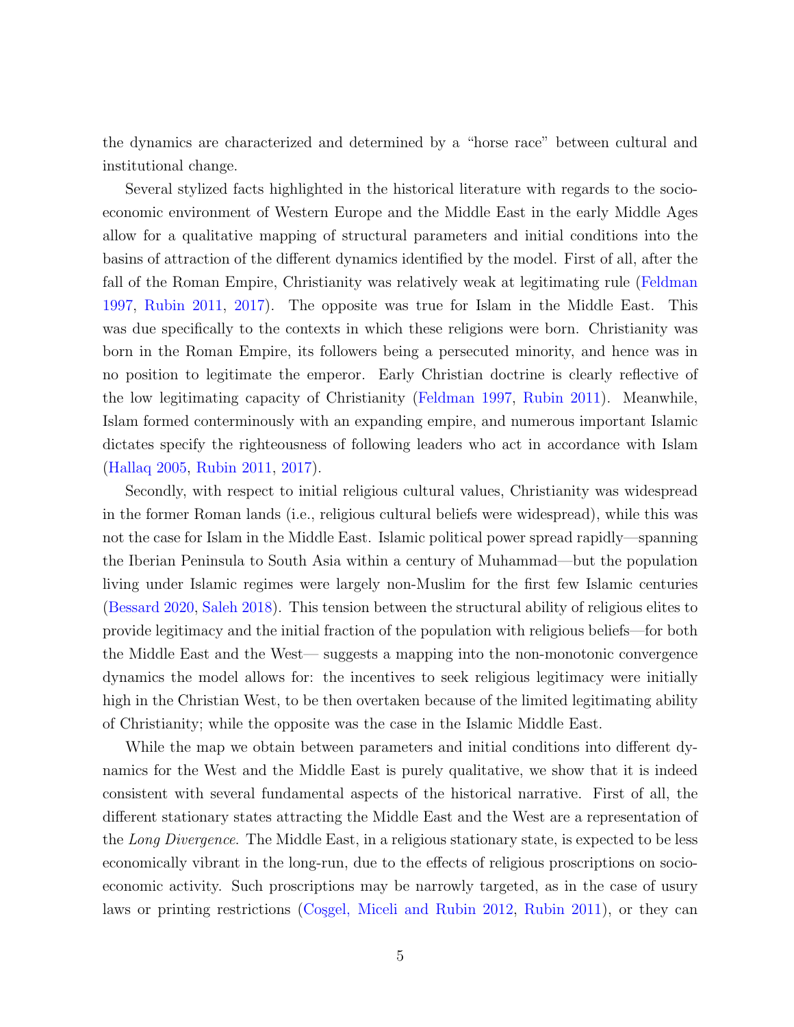the dynamics are characterized and determined by a "horse race" between cultural and institutional change.

Several stylized facts highlighted in the historical literature with regards to the socio-economic environment of Western Europe and the Middle East in the early Middle Ages allow for a qualitative mapping of structural parameters and initial conditions into the basins of attraction of the different dynamics identified by the model. First of all, after the fall of the Roman Empire, Christianity was relatively weak at legitimating rule (Feldman 1997, Rubin 2011, 2017). The opposite was true for Islam in the Middle East. This was due specifically to the contexts in which these religions were born. Christianity was born in the Roman Empire, its followers being a persecuted minority, and hence was in no position to legitimate the emperor. Early Christian doctrine is clearly reflective of the low legitimating capacity of Christianity (Feldman 1997, Rubin 2011). Meanwhile, Islam formed conterminously with an expanding empire, and numerous important Islamic dictates specify the righteousness of following leaders who act in accordance with Islam (Hallaq 2005, Rubin 2011, 2017).

Secondly, with respect to initial religious cultural values, Christianity was widespread in the former Roman lands (i.e., religious cultural beliefs were widespread), while this was not the case for Islam in the Middle East. Islamic political power spread rapidly—spanning the Iberian Peninsula to South Asia within a century of Muhammad—but the population living under Islamic regimes were largely non-Muslim for the first few Islamic centuries (Bessard 2020, Saleh 2018). This tension between the structural ability of religious elites to provide legitimacy and the initial fraction of the population with religious beliefs—for both the Middle East and the West— suggests a mapping into the non-monotonic convergence dynamics the model allows for: the incentives to seek religious legitimacy were initially high in the Christian West, to be then overtaken because of the limited legitimating ability of Christianity; while the opposite was the case in the Islamic Middle East.

While the map we obtain between parameters and initial conditions into different dynamics for the West and the Middle East is purely qualitative, we show that it is indeed consistent with several fundamental aspects of the historical narrative. First of all, the different stationary states attracting the Middle East and the West are a representation of the *Long Divergence*. The Middle East, in a religious stationary state, is expected to be less economically vibrant in the long-run, due to the effects of religious proscriptions on socio-economic activity. Such proscriptions may be narrowly targeted, as in the case of usury laws or printing restrictions (Coşgel, Miceli and Rubin 2012, Rubin 2011), or they can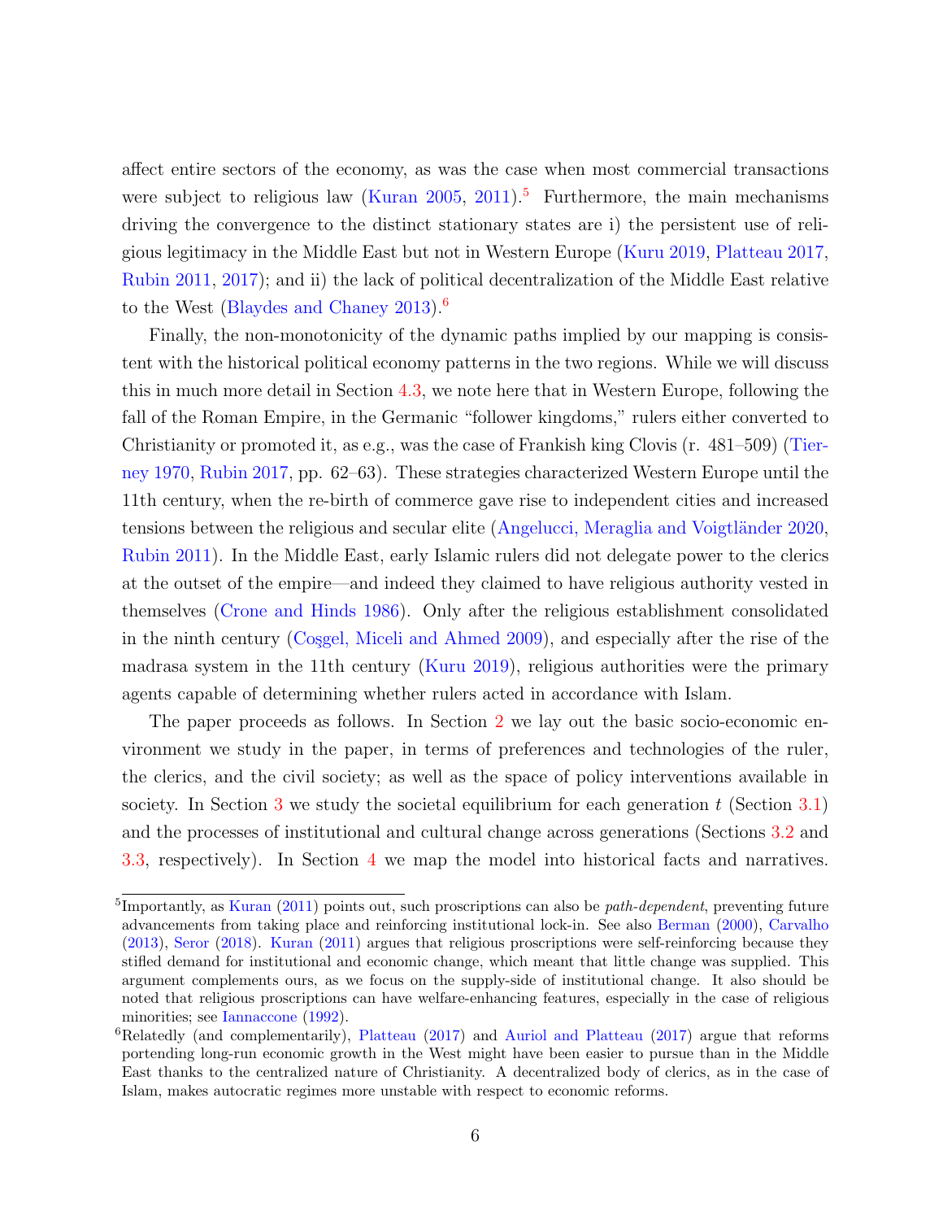affect entire sectors of the economy, as was the case when most commercial transactions were subject to religious law (Kuran 2005, 2011).[5] Furthermore, the main mechanisms driving the convergence to the distinct stationary states are i) the persistent use of religious legitimacy in the Middle East but not in Western Europe (Kuru 2019, Platteau 2017, Rubin 2011, 2017); and ii) the lack of political decentralization of the Middle East relative to the West (Blaydes and Chaney 2013).[6]

Finally, the non-monotonicity of the dynamic paths implied by our mapping is consistent with the historical political economy patterns in the two regions. While we will discuss this in much more detail in Section 4.3, we note here that in Western Europe, following the fall of the Roman Empire, in the Germanic "follower kingdoms," rulers either converted to Christianity or promoted it, as e.g., was the case of Frankish king Clovis (r. 481–509) (Tierney 1970, Rubin 2017, pp. 62–63). These strategies characterized Western Europe until the 11th century, when the re-birth of commerce gave rise to independent cities and increased tensions between the religious and secular elite (Angelucci, Meraglia and Voigtländer 2020, Rubin 2011). In the Middle East, early Islamic rulers did not delegate power to the clerics at the outset of the empire—and indeed they claimed to have religious authority vested in themselves (Crone and Hinds 1986). Only after the religious establishment consolidated in the ninth century (Coşgel, Miceli and Ahmed 2009), and especially after the rise of the madrasa system in the 11th century (Kuru 2019), religious authorities were the primary agents capable of determining whether rulers acted in accordance with Islam.

The paper proceeds as follows. In Section 2 we lay out the basic socio-economic environment we study in the paper, in terms of preferences and technologies of the ruler, the clerics, and the civil society; as well as the space of policy interventions available in society. In Section 3 we study the societal equilibrium for each generation $t$ (Section 3.1) and the processes of institutional and cultural change across generations (Sections 3.2 and 3.3, respectively). In Section 4 we map the model into historical facts and narratives.

[5] Importantly, as Kuran (2011) points out, such proscriptions can also be *path-dependent*, preventing future advancements from taking place and reinforcing institutional lock-in. See also Berman (2000), Carvalho (2013), Seror (2018). Kuran (2011) argues that religious proscriptions were self-reinforcing because they stifled demand for institutional and economic change, which meant that little change was supplied. This argument complements ours, as we focus on the supply-side of institutional change. It also should be noted that religious proscriptions can have welfare-enhancing features, especially in the case of religious minorities; see Iannaccone (1992).

[6] Relatedly (and complementarily), Platteau (2017) and Auriol and Platteau (2017) argue that reforms portending long-run economic growth in the West might have been easier to pursue than in the Middle East thanks to the centralized nature of Christianity. A decentralized body of clerics, as in the case of Islam, makes autocratic regimes more unstable with respect to economic reforms.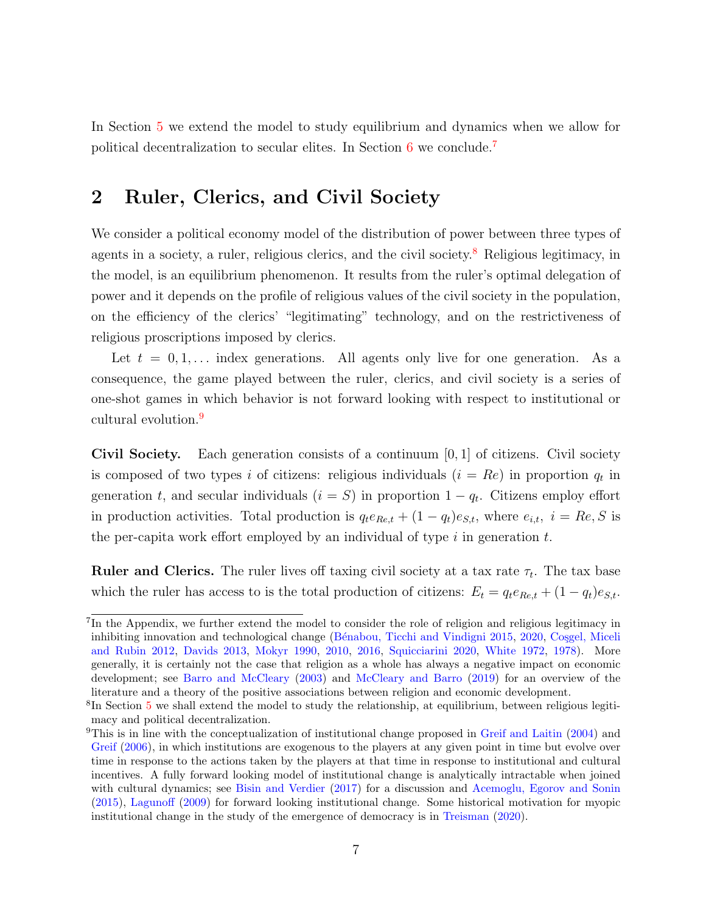In Section 5 we extend the model to study equilibrium and dynamics when we allow for political decentralization to secular elites. In Section 6 we conclude.[7]

## 2 Ruler, Clerics, and Civil Society

We consider a political economy model of the distribution of power between three types of agents in a society, a ruler, religious clerics, and the civil society.[8] Religious legitimacy, in the model, is an equilibrium phenomenon. It results from the ruler's optimal delegation of power and it depends on the profile of religious values of the civil society in the population, on the efficiency of the clerics' "legitimating" technology, and on the restrictiveness of religious proscriptions imposed by clerics.

Let $t = 0, 1, \ldots$ index generations. All agents only live for one generation. As a consequence, the game played between the ruler, clerics, and civil society is a series of one-shot games in which behavior is not forward looking with respect to institutional or cultural evolution.[9]

**Civil Society.** Each generation consists of a continuum $[0, 1]$ of citizens. Civil society is composed of two types $i$ of citizens: religious individuals ($i = Re$) in proportion $q_t$ in generation $t$, and secular individuals ($i = S$) in proportion $1 - q_t$. Citizens employ effort in production activities. Total production is $q_t e_{Re,t} + (1 - q_t)e_{S,t}$, where $e_{i,t},\ i = Re, S$ is the per-capita work effort employed by an individual of type $i$ in generation $t$.

**Ruler and Clerics.** The ruler lives off taxing civil society at a tax rate $\tau_t$. The tax base which the ruler has access to is the total production of citizens: $E_t = q_t e_{Re,t} + (1 - q_t)e_{S,t}$.

---

[7] In the Appendix, we further extend the model to consider the role of religion and religious legitimacy in inhibiting innovation and technological change (Bénabou, Ticchi and Vindigni 2015, 2020, Coşgel, Miceli and Rubin 2012, Davids 2013, Mokyr 1990, 2010, 2016, Squicciarini 2020, White 1972, 1978). More generally, it is certainly not the case that religion as a whole has always a negative impact on economic development; see Barro and McCleary (2003) and McCleary and Barro (2019) for an overview of the literature and a theory of the positive associations between religion and economic development.

[8] In Section 5 we shall extend the model to study the relationship, at equilibrium, between religious legitimacy and political decentralization.

[9] This is in line with the conceptualization of institutional change proposed in Greif and Laitin (2004) and Greif (2006), in which institutions are exogenous to the players at any given point in time but evolve over time in response to the actions taken by the players at that time in response to institutional and cultural incentives. A fully forward looking model of institutional change is analytically intractable when joined with cultural dynamics; see Bisin and Verdier (2017) for a discussion and Acemoglu, Egorov and Sonin (2015), Lagunoff (2009) for forward looking institutional change. Some historical motivation for myopic institutional change in the study of the emergence of democracy is in Treisman (2020).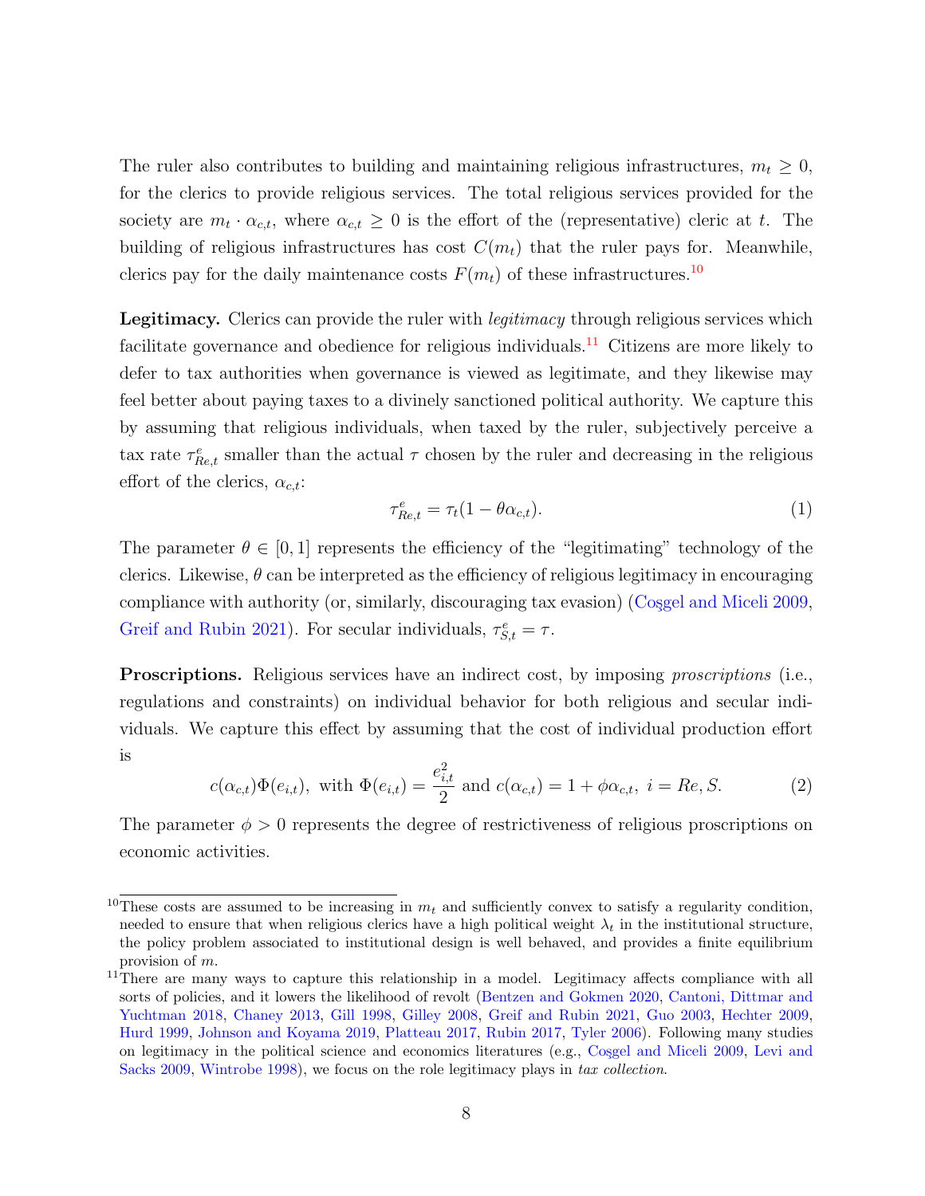The ruler also contributes to building and maintaining religious infrastructures, $m_t \geq 0$, for the clerics to provide religious services. The total religious services provided for the society are $m_t \cdot \alpha_{c,t}$, where $\alpha_{c,t} \geq 0$ is the effort of the (representative) cleric at $t$. The building of religious infrastructures has cost $C(m_t)$ that the ruler pays for. Meanwhile, clerics pay for the daily maintenance costs $F(m_t)$ of these infrastructures.[10]

**Legitimacy.** Clerics can provide the ruler with *legitimacy* through religious services which facilitate governance and obedience for religious individuals.[11] Citizens are more likely to defer to tax authorities when governance is viewed as legitimate, and they likewise may feel better about paying taxes to a divinely sanctioned political authority. We capture this by assuming that religious individuals, when taxed by the ruler, subjectively perceive a tax rate $\tau^e_{Re,t}$ smaller than the actual $\tau$ chosen by the ruler and decreasing in the religious effort of the clerics, $\alpha_{c,t}$:

$$\tau^e_{Re,t} = \tau_t(1 - \theta\alpha_{c,t}). \tag{1}$$

The parameter $\theta \in [0, 1]$ represents the efficiency of the "legitimating" technology of the clerics. Likewise, $\theta$ can be interpreted as the efficiency of religious legitimacy in encouraging compliance with authority (or, similarly, discouraging tax evasion) (Coşgel and Miceli 2009, Greif and Rubin 2021). For secular individuals, $\tau^e_{S,t} = \tau$.

**Proscriptions.** Religious services have an indirect cost, by imposing *proscriptions* (i.e., regulations and constraints) on individual behavior for both religious and secular individuals. We capture this effect by assuming that the cost of individual production effort is

$$c(\alpha_{c,t})\Phi(e_{i,t}), \text{ with } \Phi(e_{i,t}) = \frac{e^2_{i,t}}{2} \text{ and } c(\alpha_{c,t}) = 1 + \phi\alpha_{c,t}, \; i = Re, S. \tag{2}$$

The parameter $\phi > 0$ represents the degree of restrictiveness of religious proscriptions on economic activities.

---

[10] These costs are assumed to be increasing in $m_t$ and sufficiently convex to satisfy a regularity condition, needed to ensure that when religious clerics have a high political weight $\lambda_t$ in the institutional structure, the policy problem associated to institutional design is well behaved, and provides a finite equilibrium provision of $m$.

[11] There are many ways to capture this relationship in a model. Legitimacy affects compliance with all sorts of policies, and it lowers the likelihood of revolt (Bentzen and Gokmen 2020, Cantoni, Dittmar and Yuchtman 2018, Chaney 2013, Gill 1998, Gilley 2008, Greif and Rubin 2021, Guo 2003, Hechter 2009, Hurd 1999, Johnson and Koyama 2019, Platteau 2017, Rubin 2017, Tyler 2006). Following many studies on legitimacy in the political science and economics literatures (e.g., Coşgel and Miceli 2009, Levi and Sacks 2009, Wintrobe 1998), we focus on the role legitimacy plays in *tax collection*.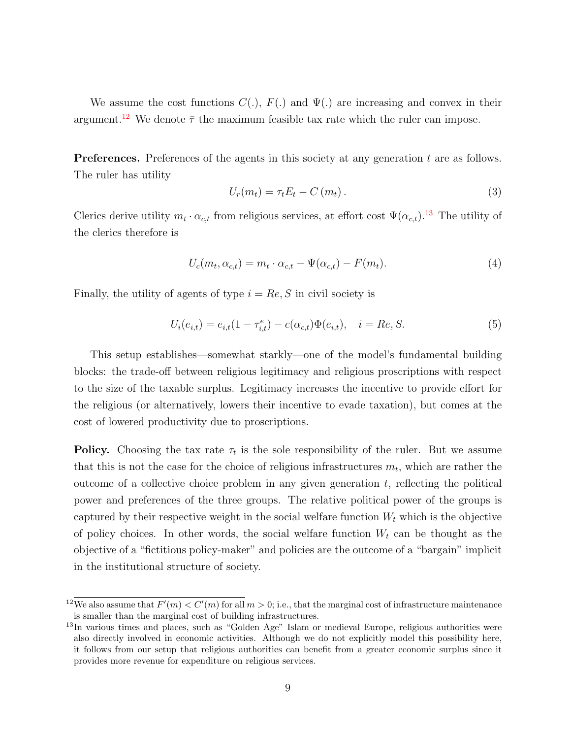We assume the cost functions $C(.)$, $F(.)$ and $\Psi(.)$ are increasing and convex in their argument.[12] We denote $\bar{\tau}$ the maximum feasible tax rate which the ruler can impose.

**Preferences.** Preferences of the agents in this society at any generation $t$ are as follows. The ruler has utility

$$U_r(m_t) = \tau_t E_t - C(m_t). \tag{3}$$

Clerics derive utility $m_t \cdot \alpha_{c,t}$ from religious services, at effort cost $\Psi(\alpha_{c,t})$.[13] The utility of the clerics therefore is

$$U_c(m_t, \alpha_{c,t}) = m_t \cdot \alpha_{c,t} - \Psi(\alpha_{c,t}) - F(m_t). \tag{4}$$

Finally, the utility of agents of type $i = Re, S$ in civil society is

$$U_i(e_{i,t}) = e_{i,t}(1 - \tau_{i,t}^e) - c(\alpha_{c,t})\Phi(e_{i,t}), \quad i = Re, S. \tag{5}$$

This setup establishes—somewhat starkly—one of the model's fundamental building blocks: the trade-off between religious legitimacy and religious proscriptions with respect to the size of the taxable surplus. Legitimacy increases the incentive to provide effort for the religious (or alternatively, lowers their incentive to evade taxation), but comes at the cost of lowered productivity due to proscriptions.

**Policy.** Choosing the tax rate $\tau_t$ is the sole responsibility of the ruler. But we assume that this is not the case for the choice of religious infrastructures $m_t$, which are rather the outcome of a collective choice problem in any given generation $t$, reflecting the political power and preferences of the three groups. The relative political power of the groups is captured by their respective weight in the social welfare function $W_t$ which is the objective of policy choices. In other words, the social welfare function $W_t$ can be thought as the objective of a "fictitious policy-maker" and policies are the outcome of a "bargain" implicit in the institutional structure of society.

---

[12] We also assume that $F'(m) < C'(m)$ for all $m > 0$; i.e., that the marginal cost of infrastructure maintenance is smaller than the marginal cost of building infrastructures.

[13] In various times and places, such as "Golden Age" Islam or medieval Europe, religious authorities were also directly involved in economic activities. Although we do not explicitly model this possibility here, it follows from our setup that religious authorities can benefit from a greater economic surplus since it provides more revenue for expenditure on religious services.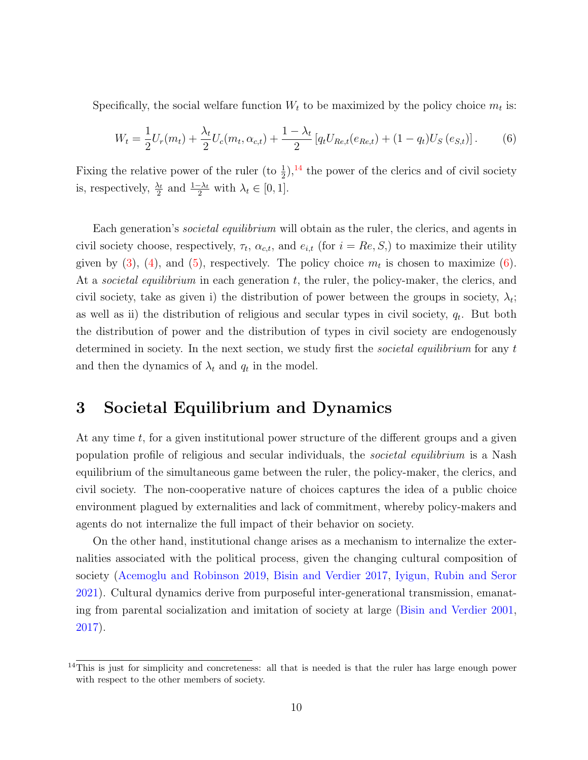Specifically, the social welfare function $W_t$ to be maximized by the policy choice $m_t$ is:

$$W_t = \frac{1}{2}U_r(m_t) + \frac{\lambda_t}{2}U_c(m_t, \alpha_{c,t}) + \frac{1-\lambda_t}{2}\left[q_t U_{Re,t}(e_{Re,t}) + (1-q_t)U_S\left(e_{S,t}\right)\right]. \qquad (6)$$

Fixing the relative power of the ruler (to $\frac{1}{2}$),[14] the power of the clerics and of civil society is, respectively, $\frac{\lambda_t}{2}$ and $\frac{1-\lambda_t}{2}$ with $\lambda_t \in [0,1]$.

Each generation's *societal equilibrium* will obtain as the ruler, the clerics, and agents in civil society choose, respectively, $\tau_t$, $\alpha_{c,t}$, and $e_{i,t}$ (for $i = Re, S$,) to maximize their utility given by (3), (4), and (5), respectively. The policy choice $m_t$ is chosen to maximize (6). At a *societal equilibrium* in each generation $t$, the ruler, the policy-maker, the clerics, and civil society, take as given i) the distribution of power between the groups in society, $\lambda_t$; as well as ii) the distribution of religious and secular types in civil society, $q_t$. But both the distribution of power and the distribution of types in civil society are endogenously determined in society. In the next section, we study first the *societal equilibrium* for any $t$ and then the dynamics of $\lambda_t$ and $q_t$ in the model.

## 3 Societal Equilibrium and Dynamics

At any time $t$, for a given institutional power structure of the different groups and a given population profile of religious and secular individuals, the *societal equilibrium* is a Nash equilibrium of the simultaneous game between the ruler, the policy-maker, the clerics, and civil society. The non-cooperative nature of choices captures the idea of a public choice environment plagued by externalities and lack of commitment, whereby policy-makers and agents do not internalize the full impact of their behavior on society.

On the other hand, institutional change arises as a mechanism to internalize the externalities associated with the political process, given the changing cultural composition of society (Acemoglu and Robinson 2019, Bisin and Verdier 2017, Iyigun, Rubin and Seror 2021). Cultural dynamics derive from purposeful inter-generational transmission, emanating from parental socialization and imitation of society at large (Bisin and Verdier 2001, 2017).

[14] This is just for simplicity and concreteness: all that is needed is that the ruler has large enough power with respect to the other members of society.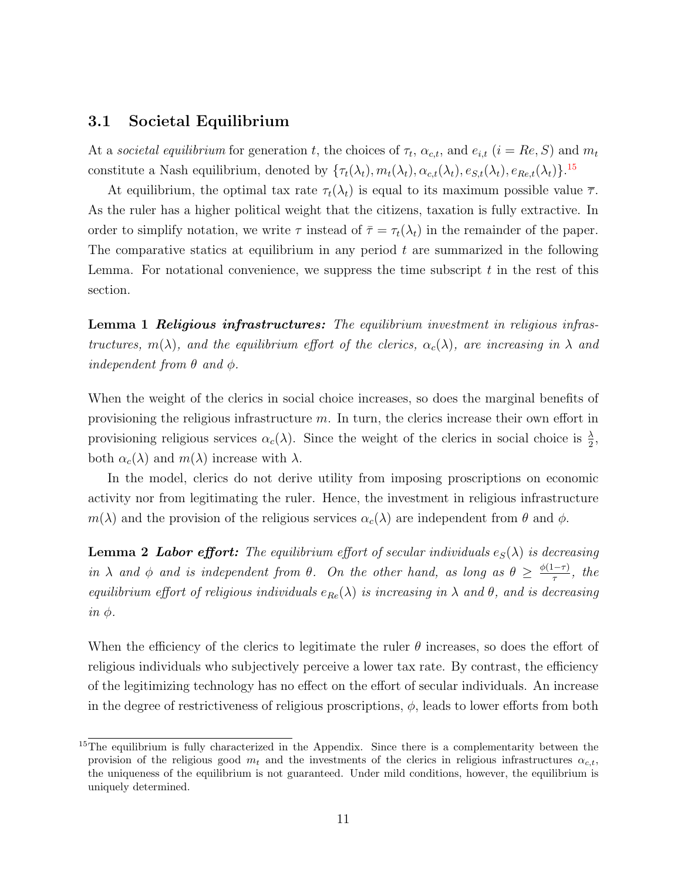## 3.1 Societal Equilibrium

At a *societal equilibrium* for generation $t$, the choices of $\tau_t$, $\alpha_{c,t}$, and $e_{i,t}$ ($i = Re, S$) and $m_t$ constitute a Nash equilibrium, denoted by $\{\tau_t(\lambda_t), m_t(\lambda_t), \alpha_{c,t}(\lambda_t), e_{S,t}(\lambda_t), e_{Re,t}(\lambda_t)\}$.[15]

At equilibrium, the optimal tax rate $\tau_t(\lambda_t)$ is equal to its maximum possible value $\overline{\tau}$. As the ruler has a higher political weight that the citizens, taxation is fully extractive. In order to simplify notation, we write $\tau$ instead of $\bar{\tau} = \tau_t(\lambda_t)$ in the remainder of the paper. The comparative statics at equilibrium in any period $t$ are summarized in the following Lemma. For notational convenience, we suppress the time subscript $t$ in the rest of this section.

**Lemma 1** ***Religious infrastructures:*** *The equilibrium investment in religious infrastructures, $m(\lambda)$, and the equilibrium effort of the clerics, $\alpha_c(\lambda)$, are increasing in $\lambda$ and independent from $\theta$ and $\phi$.*

When the weight of the clerics in social choice increases, so does the marginal benefits of provisioning the religious infrastructure $m$. In turn, the clerics increase their own effort in provisioning religious services $\alpha_c(\lambda)$. Since the weight of the clerics in social choice is $\frac{\lambda}{2}$, both $\alpha_c(\lambda)$ and $m(\lambda)$ increase with $\lambda$.

In the model, clerics do not derive utility from imposing proscriptions on economic activity nor from legitimating the ruler. Hence, the investment in religious infrastructure $m(\lambda)$ and the provision of the religious services $\alpha_c(\lambda)$ are independent from $\theta$ and $\phi$.

**Lemma 2** ***Labor effort:*** *The equilibrium effort of secular individuals $e_S(\lambda)$ is decreasing in $\lambda$ and $\phi$ and is independent from $\theta$. On the other hand, as long as $\theta \geq \frac{\phi(1-\tau)}{\tau}$, the equilibrium effort of religious individuals $e_{Re}(\lambda)$ is increasing in $\lambda$ and $\theta$, and is decreasing in $\phi$.*

When the efficiency of the clerics to legitimate the ruler $\theta$ increases, so does the effort of religious individuals who subjectively perceive a lower tax rate. By contrast, the efficiency of the legitimizing technology has no effect on the effort of secular individuals. An increase in the degree of restrictiveness of religious proscriptions, $\phi$, leads to lower efforts from both

[15] The equilibrium is fully characterized in the Appendix. Since there is a complementarity between the provision of the religious good $m_t$ and the investments of the clerics in religious infrastructures $\alpha_{c,t}$, the uniqueness of the equilibrium is not guaranteed. Under mild conditions, however, the equilibrium is uniquely determined.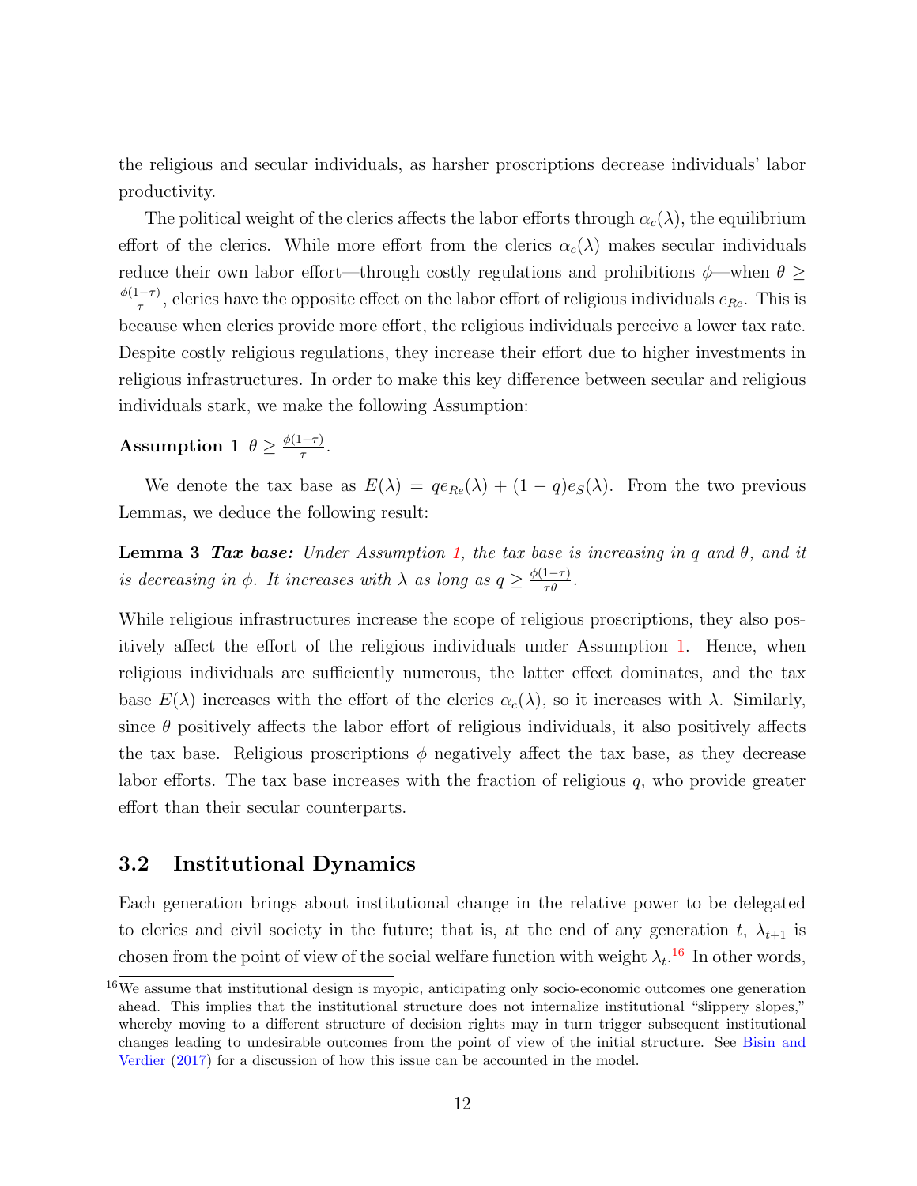the religious and secular individuals, as harsher proscriptions decrease individuals' labor productivity.

The political weight of the clerics affects the labor efforts through $\alpha_c(\lambda)$, the equilibrium effort of the clerics. While more effort from the clerics $\alpha_c(\lambda)$ makes secular individuals reduce their own labor effort—through costly regulations and prohibitions $\phi$—when $\theta \geq \frac{\phi(1-\tau)}{\tau}$, clerics have the opposite effect on the labor effort of religious individuals $e_{Re}$. This is because when clerics provide more effort, the religious individuals perceive a lower tax rate. Despite costly religious regulations, they increase their effort due to higher investments in religious infrastructures. In order to make this key difference between secular and religious individuals stark, we make the following Assumption:

**Assumption 1** $\theta \geq \frac{\phi(1-\tau)}{\tau}$.

We denote the tax base as $E(\lambda) = qe_{Re}(\lambda) + (1-q)e_S(\lambda)$. From the two previous Lemmas, we deduce the following result:

**Lemma 3** ***Tax base:*** *Under Assumption 1, the tax base is increasing in $q$ and $\theta$, and it is decreasing in $\phi$. It increases with $\lambda$ as long as $q \geq \frac{\phi(1-\tau)}{\tau\theta}$.*

While religious infrastructures increase the scope of religious proscriptions, they also positively affect the effort of the religious individuals under Assumption 1. Hence, when religious individuals are sufficiently numerous, the latter effect dominates, and the tax base $E(\lambda)$ increases with the effort of the clerics $\alpha_c(\lambda)$, so it increases with $\lambda$. Similarly, since $\theta$ positively affects the labor effort of religious individuals, it also positively affects the tax base. Religious proscriptions $\phi$ negatively affect the tax base, as they decrease labor efforts. The tax base increases with the fraction of religious $q$, who provide greater effort than their secular counterparts.

## 3.2 Institutional Dynamics

Each generation brings about institutional change in the relative power to be delegated to clerics and civil society in the future; that is, at the end of any generation $t$, $\lambda_{t+1}$ is chosen from the point of view of the social welfare function with weight $\lambda_t$.[16] In other words,

[16] We assume that institutional design is myopic, anticipating only socio-economic outcomes one generation ahead. This implies that the institutional structure does not internalize institutional "slippery slopes," whereby moving to a different structure of decision rights may in turn trigger subsequent institutional changes leading to undesirable outcomes from the point of view of the initial structure. See Bisin and Verdier (2017) for a discussion of how this issue can be accounted in the model.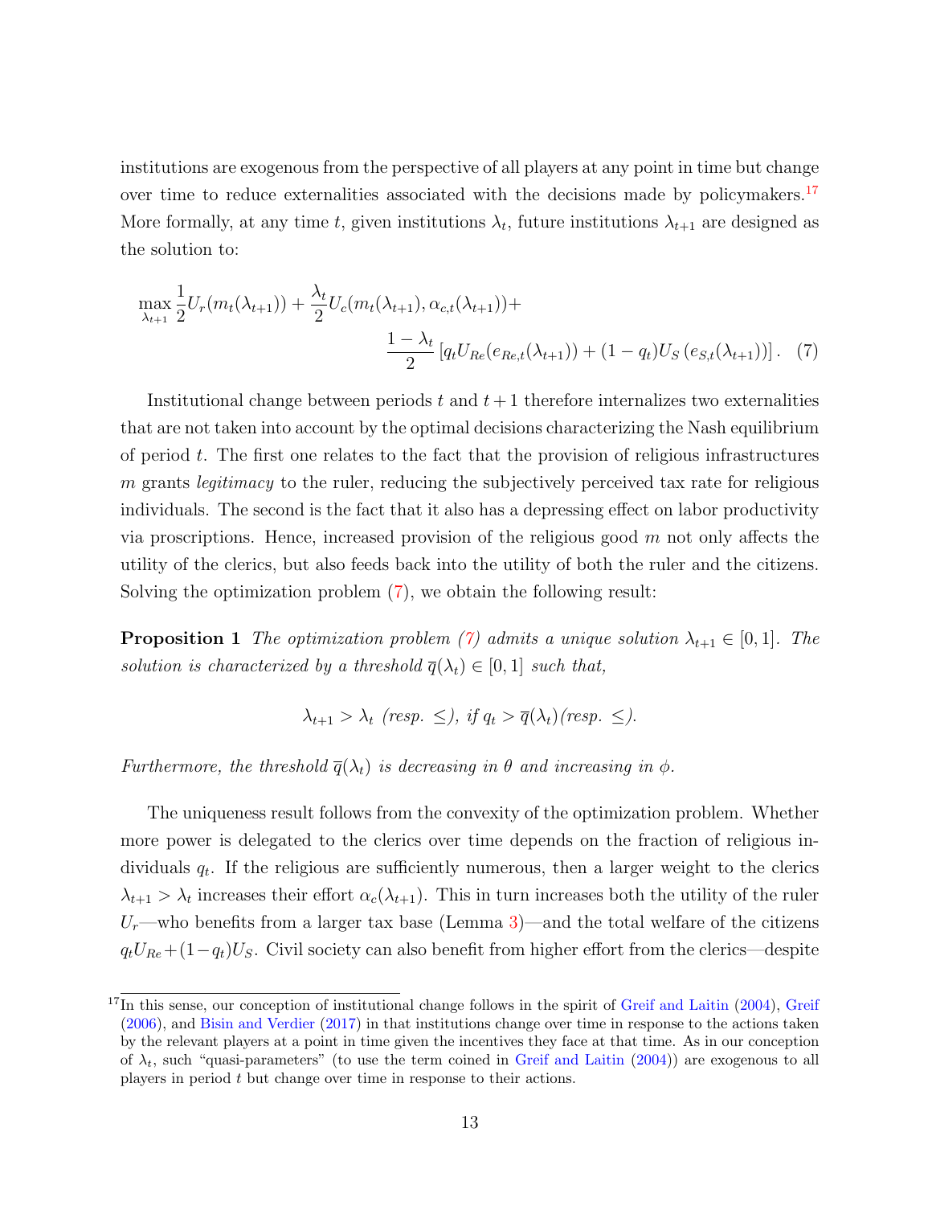institutions are exogenous from the perspective of all players at any point in time but change over time to reduce externalities associated with the decisions made by policymakers.[17] More formally, at any time $t$, given institutions $\lambda_t$, future institutions $\lambda_{t+1}$ are designed as the solution to:

$$\max_{\lambda_{t+1}} \frac{1}{2} U_r(m_t(\lambda_{t+1})) + \frac{\lambda_t}{2} U_c(m_t(\lambda_{t+1}), \alpha_{c,t}(\lambda_{t+1})) + \frac{1-\lambda_t}{2} \left[ q_t U_{Re}(e_{Re,t}(\lambda_{t+1})) + (1-q_t) U_S\left(e_{S,t}(\lambda_{t+1})\right) \right]. \quad (7)$$

Institutional change between periods $t$ and $t+1$ therefore internalizes two externalities that are not taken into account by the optimal decisions characterizing the Nash equilibrium of period $t$. The first one relates to the fact that the provision of religious infrastructures $m$ grants *legitimacy* to the ruler, reducing the subjectively perceived tax rate for religious individuals. The second is the fact that it also has a depressing effect on labor productivity via proscriptions. Hence, increased provision of the religious good $m$ not only affects the utility of the clerics, but also feeds back into the utility of both the ruler and the citizens. Solving the optimization problem (7), we obtain the following result:

**Proposition 1** *The optimization problem (7) admits a unique solution $\lambda_{t+1} \in [0,1]$. The solution is characterized by a threshold $\overline{q}(\lambda_t) \in [0,1]$ such that,*

$$\lambda_{t+1} > \lambda_t \text{ (resp. } \leq\text{), if } q_t > \overline{q}(\lambda_t) \text{(resp. } \leq\text{)}.$$

*Furthermore, the threshold $\overline{q}(\lambda_t)$ is decreasing in $\theta$ and increasing in $\phi$.*

The uniqueness result follows from the convexity of the optimization problem. Whether more power is delegated to the clerics over time depends on the fraction of religious individuals $q_t$. If the religious are sufficiently numerous, then a larger weight to the clerics $\lambda_{t+1} > \lambda_t$ increases their effort $\alpha_c(\lambda_{t+1})$. This in turn increases both the utility of the ruler $U_r$—who benefits from a larger tax base (Lemma 3)—and the total welfare of the citizens $q_t U_{Re} + (1-q_t) U_S$. Civil society can also benefit from higher effort from the clerics—despite

[17] In this sense, our conception of institutional change follows in the spirit of Greif and Laitin (2004), Greif (2006), and Bisin and Verdier (2017) in that institutions change over time in response to the actions taken by the relevant players at a point in time given the incentives they face at that time. As in our conception of $\lambda_t$, such "quasi-parameters" (to use the term coined in Greif and Laitin (2004)) are exogenous to all players in period $t$ but change over time in response to their actions.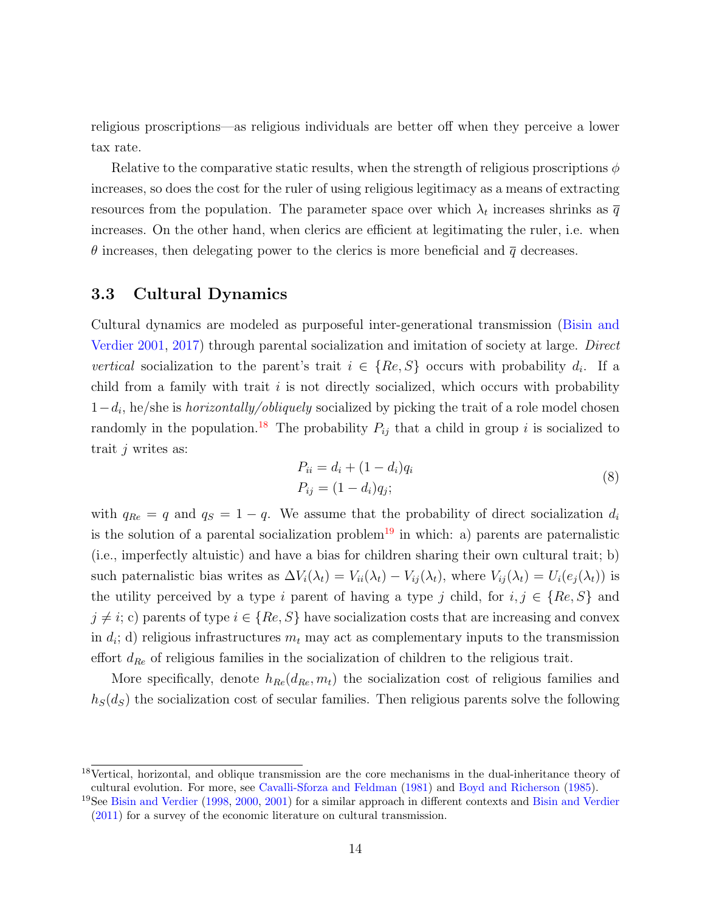religious proscriptions—as religious individuals are better off when they perceive a lower tax rate.

Relative to the comparative static results, when the strength of religious proscriptions $\phi$ increases, so does the cost for the ruler of using religious legitimacy as a means of extracting resources from the population. The parameter space over which $\lambda_t$ increases shrinks as $\overline{q}$ increases. On the other hand, when clerics are efficient at legitimating the ruler, i.e. when $\theta$ increases, then delegating power to the clerics is more beneficial and $\overline{q}$ decreases.

### 3.3 Cultural Dynamics

Cultural dynamics are modeled as purposeful inter-generational transmission (Bisin and Verdier 2001, 2017) through parental socialization and imitation of society at large. *Direct vertical* socialization to the parent's trait $i \in \{Re, S\}$ occurs with probability $d_i$. If a child from a family with trait $i$ is not directly socialized, which occurs with probability $1-d_i$, he/she is *horizontally/obliquely* socialized by picking the trait of a role model chosen randomly in the population.[18] The probability $P_{ij}$ that a child in group $i$ is socialized to trait $j$ writes as:

$$
\begin{aligned}
P_{ii} &= d_i + (1-d_i)q_i \\
P_{ij} &= (1-d_i)q_j;
\end{aligned} \tag{8}
$$

with $q_{Re} = q$ and $q_S = 1-q$. We assume that the probability of direct socialization $d_i$ is the solution of a parental socialization problem[19] in which: a) parents are paternalistic (i.e., imperfectly altuistic) and have a bias for children sharing their own cultural trait; b) such paternalistic bias writes as $\Delta V_i(\lambda_t) = V_{ii}(\lambda_t) - V_{ij}(\lambda_t)$, where $V_{ij}(\lambda_t) = U_i(e_j(\lambda_t))$ is the utility perceived by a type $i$ parent of having a type $j$ child, for $i, j \in \{Re, S\}$ and $j \neq i$; c) parents of type $i \in \{Re, S\}$ have socialization costs that are increasing and convex in $d_i$; d) religious infrastructures $m_t$ may act as complementary inputs to the transmission effort $d_{Re}$ of religious families in the socialization of children to the religious trait.

More specifically, denote $h_{Re}(d_{Re}, m_t)$ the socialization cost of religious families and $h_S(d_S)$ the socialization cost of secular families. Then religious parents solve the following

[18] Vertical, horizontal, and oblique transmission are the core mechanisms in the dual-inheritance theory of cultural evolution. For more, see Cavalli-Sforza and Feldman (1981) and Boyd and Richerson (1985).

[19] See Bisin and Verdier (1998, 2000, 2001) for a similar approach in different contexts and Bisin and Verdier (2011) for a survey of the economic literature on cultural transmission.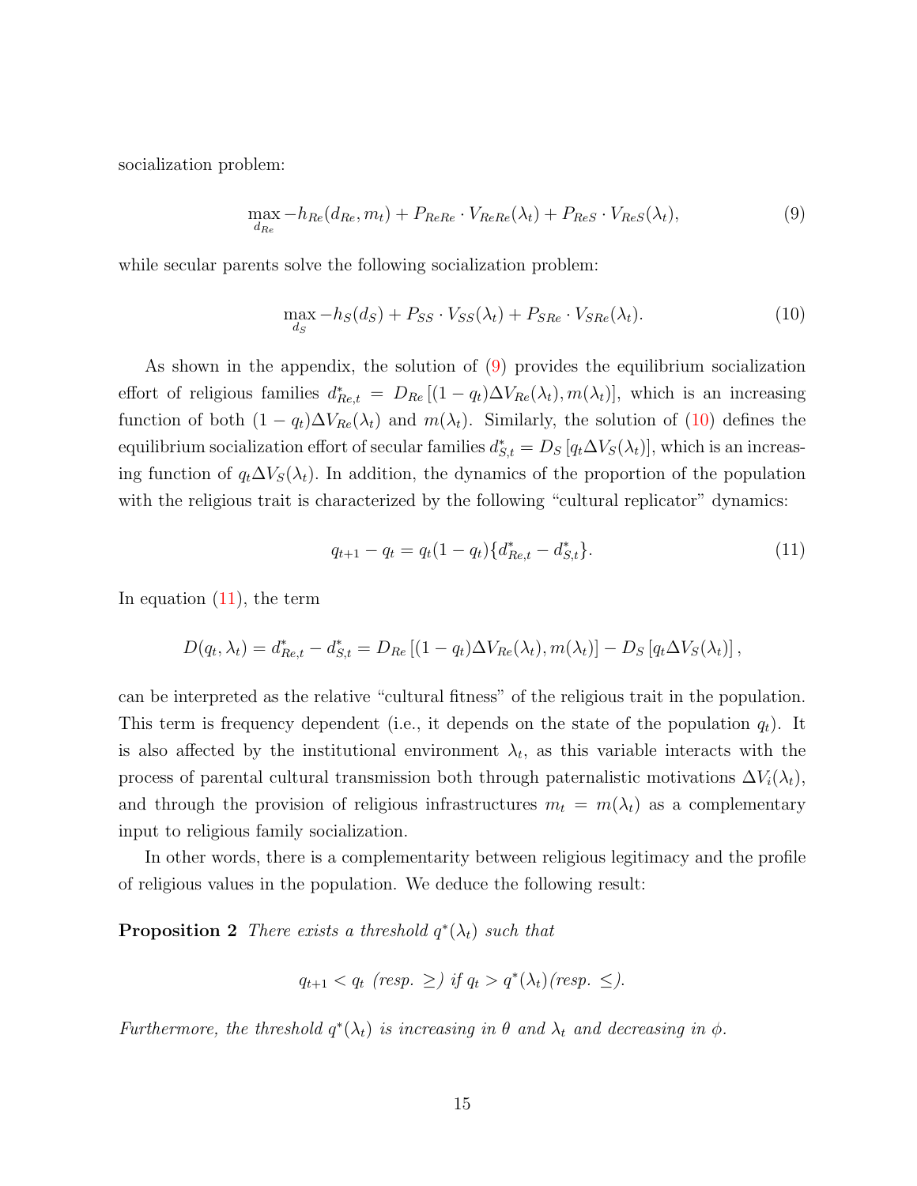socialization problem:

$$\max_{d_{Re}} -h_{Re}(d_{Re}, m_t) + P_{ReRe} \cdot V_{ReRe}(\lambda_t) + P_{ReS} \cdot V_{ReS}(\lambda_t), \tag{9}$$

while secular parents solve the following socialization problem:

$$\max_{d_S} -h_S(d_S) + P_{SS} \cdot V_{SS}(\lambda_t) + P_{SRe} \cdot V_{SRe}(\lambda_t). \tag{10}$$

As shown in the appendix, the solution of (9) provides the equilibrium socialization effort of religious families $d^*_{Re,t} = D_{Re}\left[(1-q_t)\Delta V_{Re}(\lambda_t), m(\lambda_t)\right]$, which is an increasing function of both $(1-q_t)\Delta V_{Re}(\lambda_t)$ and $m(\lambda_t)$. Similarly, the solution of (10) defines the equilibrium socialization effort of secular families $d^*_{S,t} = D_S\left[q_t \Delta V_S(\lambda_t)\right]$, which is an increasing function of $q_t \Delta V_S(\lambda_t)$. In addition, the dynamics of the proportion of the population with the religious trait is characterized by the following "cultural replicator" dynamics:

$$q_{t+1} - q_t = q_t(1-q_t)\{d^*_{Re,t} - d^*_{S,t}\}. \tag{11}$$

In equation (11), the term

$$D(q_t, \lambda_t) = d^*_{Re,t} - d^*_{S,t} = D_{Re}\left[(1-q_t)\Delta V_{Re}(\lambda_t), m(\lambda_t)\right] - D_S\left[q_t \Delta V_S(\lambda_t)\right],$$

can be interpreted as the relative "cultural fitness" of the religious trait in the population. This term is frequency dependent (i.e., it depends on the state of the population $q_t$). It is also affected by the institutional environment $\lambda_t$, as this variable interacts with the process of parental cultural transmission both through paternalistic motivations $\Delta V_i(\lambda_t)$, and through the provision of religious infrastructures $m_t = m(\lambda_t)$ as a complementary input to religious family socialization.

In other words, there is a complementarity between religious legitimacy and the profile of religious values in the population. We deduce the following result:

**Proposition 2** *There exists a threshold $q^*(\lambda_t)$ such that*

$$q_{t+1} < q_t \text{ (resp. } \geq \text{) if } q_t > q^*(\lambda_t) \text{(resp. } \leq \text{).}$$

*Furthermore, the threshold $q^*(\lambda_t)$ is increasing in $\theta$ and $\lambda_t$ and decreasing in $\phi$.*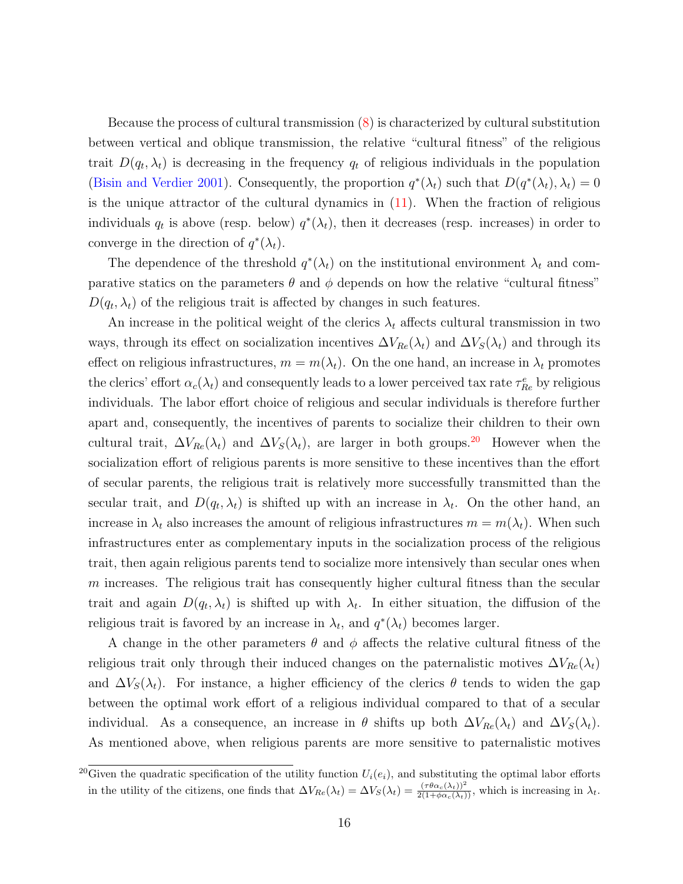Because the process of cultural transmission (8) is characterized by cultural substitution between vertical and oblique transmission, the relative "cultural fitness" of the religious trait $D(q_t, \lambda_t)$ is decreasing in the frequency $q_t$ of religious individuals in the population (Bisin and Verdier 2001). Consequently, the proportion $q^*(\lambda_t)$ such that $D(q^*(\lambda_t), \lambda_t) = 0$ is the unique attractor of the cultural dynamics in (11). When the fraction of religious individuals $q_t$ is above (resp. below) $q^*(\lambda_t)$, then it decreases (resp. increases) in order to converge in the direction of $q^*(\lambda_t)$.

The dependence of the threshold $q^*(\lambda_t)$ on the institutional environment $\lambda_t$ and comparative statics on the parameters $\theta$ and $\phi$ depends on how the relative "cultural fitness" $D(q_t, \lambda_t)$ of the religious trait is affected by changes in such features.

An increase in the political weight of the clerics $\lambda_t$ affects cultural transmission in two ways, through its effect on socialization incentives $\Delta V_{Re}(\lambda_t)$ and $\Delta V_S(\lambda_t)$ and through its effect on religious infrastructures, $m = m(\lambda_t)$. On the one hand, an increase in $\lambda_t$ promotes the clerics' effort $\alpha_c(\lambda_t)$ and consequently leads to a lower perceived tax rate $\tau^e_{Re}$ by religious individuals. The labor effort choice of religious and secular individuals is therefore further apart and, consequently, the incentives of parents to socialize their children to their own cultural trait, $\Delta V_{Re}(\lambda_t)$ and $\Delta V_S(\lambda_t)$, are larger in both groups.[20] However when the socialization effort of religious parents is more sensitive to these incentives than the effort of secular parents, the religious trait is relatively more successfully transmitted than the secular trait, and $D(q_t, \lambda_t)$ is shifted up with an increase in $\lambda_t$. On the other hand, an increase in $\lambda_t$ also increases the amount of religious infrastructures $m = m(\lambda_t)$. When such infrastructures enter as complementary inputs in the socialization process of the religious trait, then again religious parents tend to socialize more intensively than secular ones when $m$ increases. The religious trait has consequently higher cultural fitness than the secular trait and again $D(q_t, \lambda_t)$ is shifted up with $\lambda_t$. In either situation, the diffusion of the religious trait is favored by an increase in $\lambda_t$, and $q^*(\lambda_t)$ becomes larger.

A change in the other parameters $\theta$ and $\phi$ affects the relative cultural fitness of the religious trait only through their induced changes on the paternalistic motives $\Delta V_{Re}(\lambda_t)$ and $\Delta V_S(\lambda_t)$. For instance, a higher efficiency of the clerics $\theta$ tends to widen the gap between the optimal work effort of a religious individual compared to that of a secular individual. As a consequence, an increase in $\theta$ shifts up both $\Delta V_{Re}(\lambda_t)$ and $\Delta V_S(\lambda_t)$. As mentioned above, when religious parents are more sensitive to paternalistic motives

[20] Given the quadratic specification of the utility function $U_i(e_i)$, and substituting the optimal labor efforts in the utility of the citizens, one finds that $\Delta V_{Re}(\lambda_t) = \Delta V_S(\lambda_t) = \frac{(\tau\theta\alpha_c(\lambda_t))^2}{2(1+\phi\alpha_c(\lambda_t))}$, which is increasing in $\lambda_t$.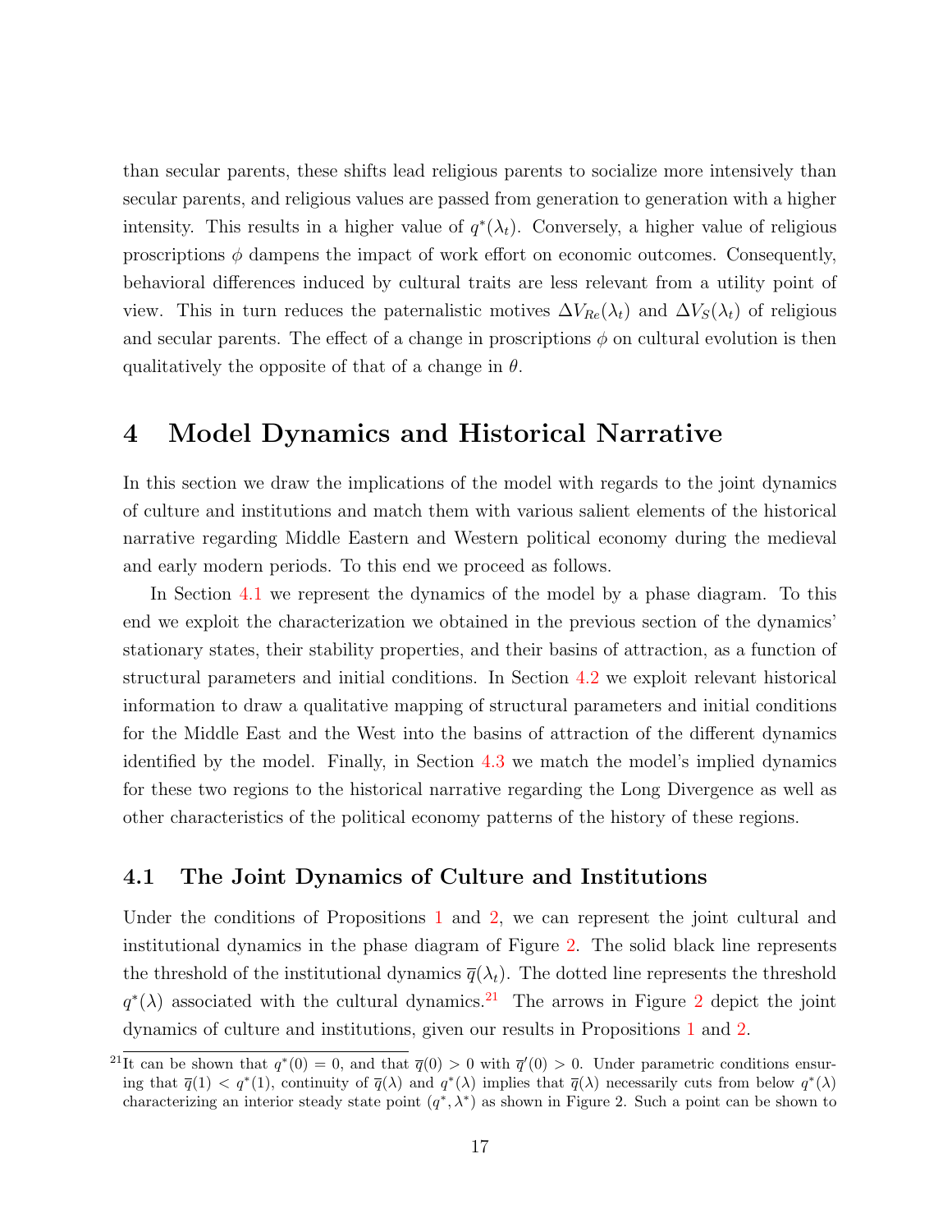than secular parents, these shifts lead religious parents to socialize more intensively than secular parents, and religious values are passed from generation to generation with a higher intensity. This results in a higher value of $q^*(\lambda_t)$. Conversely, a higher value of religious proscriptions $\phi$ dampens the impact of work effort on economic outcomes. Consequently, behavioral differences induced by cultural traits are less relevant from a utility point of view. This in turn reduces the paternalistic motives $\Delta V_{Re}(\lambda_t)$ and $\Delta V_S(\lambda_t)$ of religious and secular parents. The effect of a change in proscriptions $\phi$ on cultural evolution is then qualitatively the opposite of that of a change in $\theta$.

# 4 Model Dynamics and Historical Narrative

In this section we draw the implications of the model with regards to the joint dynamics of culture and institutions and match them with various salient elements of the historical narrative regarding Middle Eastern and Western political economy during the medieval and early modern periods. To this end we proceed as follows.

In Section 4.1 we represent the dynamics of the model by a phase diagram. To this end we exploit the characterization we obtained in the previous section of the dynamics' stationary states, their stability properties, and their basins of attraction, as a function of structural parameters and initial conditions. In Section 4.2 we exploit relevant historical information to draw a qualitative mapping of structural parameters and initial conditions for the Middle East and the West into the basins of attraction of the different dynamics identified by the model. Finally, in Section 4.3 we match the model's implied dynamics for these two regions to the historical narrative regarding the Long Divergence as well as other characteristics of the political economy patterns of the history of these regions.

## 4.1 The Joint Dynamics of Culture and Institutions

Under the conditions of Propositions 1 and 2, we can represent the joint cultural and institutional dynamics in the phase diagram of Figure 2. The solid black line represents the threshold of the institutional dynamics $\overline{q}(\lambda_t)$. The dotted line represents the threshold $q^*(\lambda)$ associated with the cultural dynamics.[21] The arrows in Figure 2 depict the joint dynamics of culture and institutions, given our results in Propositions 1 and 2.

[21] It can be shown that $q^*(0) = 0$, and that $\overline{q}(0) > 0$ with $\overline{q}'(0) > 0$. Under parametric conditions ensuring that $\overline{q}(1) < q^*(1)$, continuity of $\overline{q}(\lambda)$ and $q^*(\lambda)$ implies that $\overline{q}(\lambda)$ necessarily cuts from below $q^*(\lambda)$ characterizing an interior steady state point $(q^*, \lambda^*)$ as shown in Figure 2. Such a point can be shown to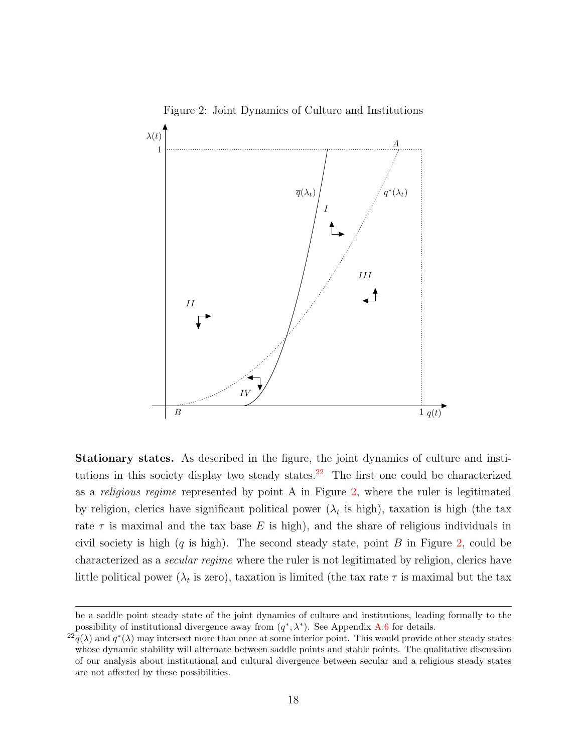Figure 2: Joint Dynamics of Culture and Institutions

**Stationary states.** As described in the figure, the joint dynamics of culture and institutions in this society display two steady states.[22] The first one could be characterized as a *religious regime* represented by point A in Figure 2, where the ruler is legitimated by religion, clerics have significant political power ($\lambda_t$ is high), taxation is high (the tax rate $\tau$ is maximal and the tax base $E$ is high), and the share of religious individuals in civil society is high ($q$ is high). The second steady state, point $B$ in Figure 2, could be characterized as a *secular regime* where the ruler is not legitimated by religion, clerics have little political power ($\lambda_t$ is zero), taxation is limited (the tax rate $\tau$ is maximal but the tax

---

be a saddle point steady state of the joint dynamics of culture and institutions, leading formally to the possibility of institutional divergence away from $(q^*, \lambda^*)$. See Appendix A.6 for details.

[22] $\overline{q}(\lambda)$ and $q^*(\lambda)$ may intersect more than once at some interior point. This would provide other steady states whose dynamic stability will alternate between saddle points and stable points. The qualitative discussion of our analysis about institutional and cultural divergence between secular and a religious steady states are not affected by these possibilities.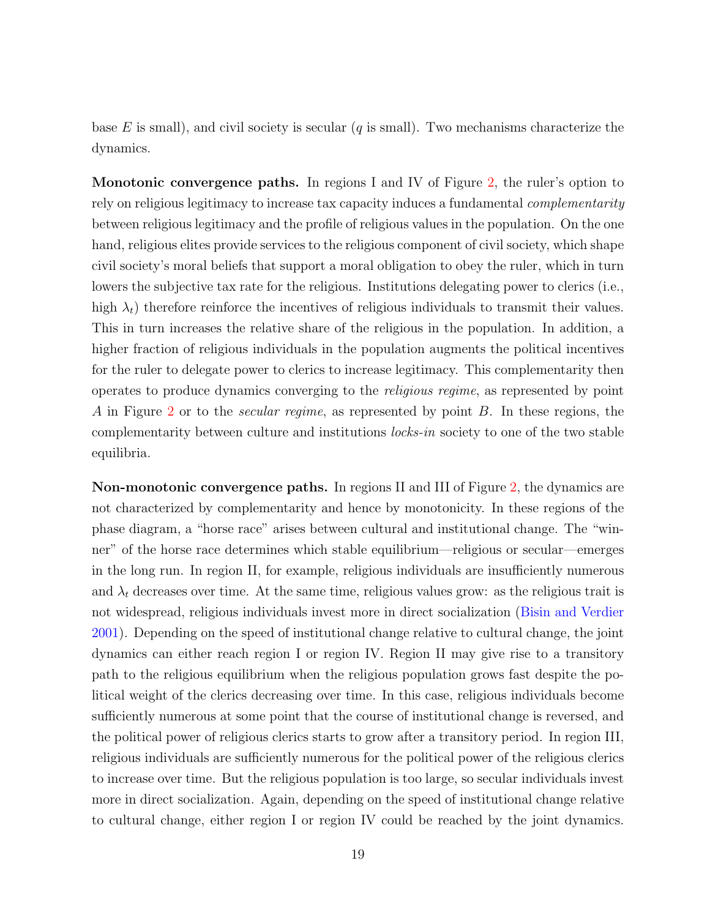base $E$ is small), and civil society is secular ($q$ is small). Two mechanisms characterize the dynamics.

**Monotonic convergence paths.** In regions I and IV of Figure 2, the ruler's option to rely on religious legitimacy to increase tax capacity induces a fundamental *complementarity* between religious legitimacy and the profile of religious values in the population. On the one hand, religious elites provide services to the religious component of civil society, which shape civil society's moral beliefs that support a moral obligation to obey the ruler, which in turn lowers the subjective tax rate for the religious. Institutions delegating power to clerics (i.e., high $\lambda_t$) therefore reinforce the incentives of religious individuals to transmit their values. This in turn increases the relative share of the religious in the population. In addition, a higher fraction of religious individuals in the population augments the political incentives for the ruler to delegate power to clerics to increase legitimacy. This complementarity then operates to produce dynamics converging to the *religious regime*, as represented by point $A$ in Figure 2 or to the *secular regime*, as represented by point $B$. In these regions, the complementarity between culture and institutions *locks-in* society to one of the two stable equilibria.

**Non-monotonic convergence paths.** In regions II and III of Figure 2, the dynamics are not characterized by complementarity and hence by monotonicity. In these regions of the phase diagram, a "horse race" arises between cultural and institutional change. The "winner" of the horse race determines which stable equilibrium—religious or secular—emerges in the long run. In region II, for example, religious individuals are insufficiently numerous and $\lambda_t$ decreases over time. At the same time, religious values grow: as the religious trait is not widespread, religious individuals invest more in direct socialization (Bisin and Verdier 2001). Depending on the speed of institutional change relative to cultural change, the joint dynamics can either reach region I or region IV. Region II may give rise to a transitory path to the religious equilibrium when the religious population grows fast despite the political weight of the clerics decreasing over time. In this case, religious individuals become sufficiently numerous at some point that the course of institutional change is reversed, and the political power of religious clerics starts to grow after a transitory period. In region III, religious individuals are sufficiently numerous for the political power of the religious clerics to increase over time. But the religious population is too large, so secular individuals invest more in direct socialization. Again, depending on the speed of institutional change relative to cultural change, either region I or region IV could be reached by the joint dynamics.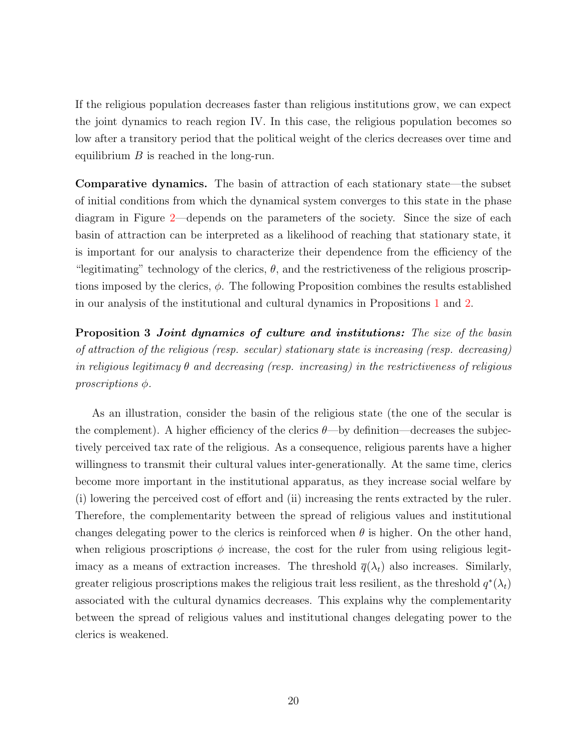If the religious population decreases faster than religious institutions grow, we can expect the joint dynamics to reach region IV. In this case, the religious population becomes so low after a transitory period that the political weight of the clerics decreases over time and equilibrium $B$ is reached in the long-run.

**Comparative dynamics.** The basin of attraction of each stationary state—the subset of initial conditions from which the dynamical system converges to this state in the phase diagram in Figure 2—depends on the parameters of the society. Since the size of each basin of attraction can be interpreted as a likelihood of reaching that stationary state, it is important for our analysis to characterize their dependence from the efficiency of the "legitimating" technology of the clerics, $\theta$, and the restrictiveness of the religious proscriptions imposed by the clerics, $\phi$. The following Proposition combines the results established in our analysis of the institutional and cultural dynamics in Propositions 1 and 2.

**Proposition 3** ***Joint dynamics of culture and institutions:*** *The size of the basin of attraction of the religious (resp. secular) stationary state is increasing (resp. decreasing) in religious legitimacy $\theta$ and decreasing (resp. increasing) in the restrictiveness of religious proscriptions $\phi$.*

As an illustration, consider the basin of the religious state (the one of the secular is the complement). A higher efficiency of the clerics $\theta$—by definition—decreases the subjectively perceived tax rate of the religious. As a consequence, religious parents have a higher willingness to transmit their cultural values inter-generationally. At the same time, clerics become more important in the institutional apparatus, as they increase social welfare by (i) lowering the perceived cost of effort and (ii) increasing the rents extracted by the ruler. Therefore, the complementarity between the spread of religious values and institutional changes delegating power to the clerics is reinforced when $\theta$ is higher. On the other hand, when religious proscriptions $\phi$ increase, the cost for the ruler from using religious legitimacy as a means of extraction increases. The threshold $\overline{q}(\lambda_t)$ also increases. Similarly, greater religious proscriptions makes the religious trait less resilient, as the threshold $q^*(\lambda_t)$ associated with the cultural dynamics decreases. This explains why the complementarity between the spread of religious values and institutional changes delegating power to the clerics is weakened.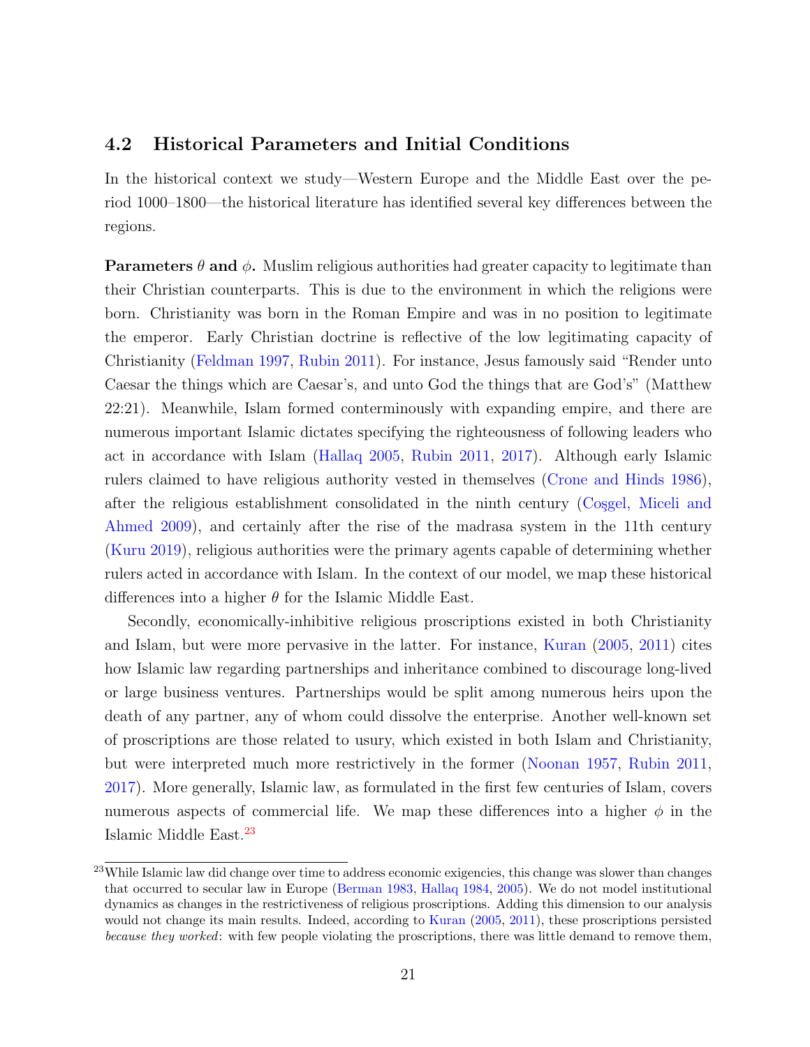## 4.2 Historical Parameters and Initial Conditions

In the historical context we study—Western Europe and the Middle East over the period 1000–1800—the historical literature has identified several key differences between the regions.

**Parameters $\theta$ and $\phi$.** Muslim religious authorities had greater capacity to legitimate than their Christian counterparts. This is due to the environment in which the religions were born. Christianity was born in the Roman Empire and was in no position to legitimate the emperor. Early Christian doctrine is reflective of the low legitimating capacity of Christianity (Feldman 1997, Rubin 2011). For instance, Jesus famously said "Render unto Caesar the things which are Caesar's, and unto God the things that are God's" (Matthew 22:21). Meanwhile, Islam formed conterminously with expanding empire, and there are numerous important Islamic dictates specifying the righteousness of following leaders who act in accordance with Islam (Hallaq 2005, Rubin 2011, 2017). Although early Islamic rulers claimed to have religious authority vested in themselves (Crone and Hinds 1986), after the religious establishment consolidated in the ninth century (Coşgel, Miceli and Ahmed 2009), and certainly after the rise of the madrasa system in the 11th century (Kuru 2019), religious authorities were the primary agents capable of determining whether rulers acted in accordance with Islam. In the context of our model, we map these historical differences into a higher $\theta$ for the Islamic Middle East.

Secondly, economically-inhibitive religious proscriptions existed in both Christianity and Islam, but were more pervasive in the latter. For instance, Kuran (2005, 2011) cites how Islamic law regarding partnerships and inheritance combined to discourage long-lived or large business ventures. Partnerships would be split among numerous heirs upon the death of any partner, any of whom could dissolve the enterprise. Another well-known set of proscriptions are those related to usury, which existed in both Islam and Christianity, but were interpreted much more restrictively in the former (Noonan 1957, Rubin 2011, 2017). More generally, Islamic law, as formulated in the first few centuries of Islam, covers numerous aspects of commercial life. We map these differences into a higher $\phi$ in the Islamic Middle East.[23]

[23] While Islamic law did change over time to address economic exigencies, this change was slower than changes that occurred to secular law in Europe (Berman 1983, Hallaq 1984, 2005). We do not model institutional dynamics as changes in the restrictiveness of religious proscriptions. Adding this dimension to our analysis would not change its main results. Indeed, according to Kuran (2005, 2011), these proscriptions persisted *because they worked*: with few people violating the proscriptions, there was little demand to remove them,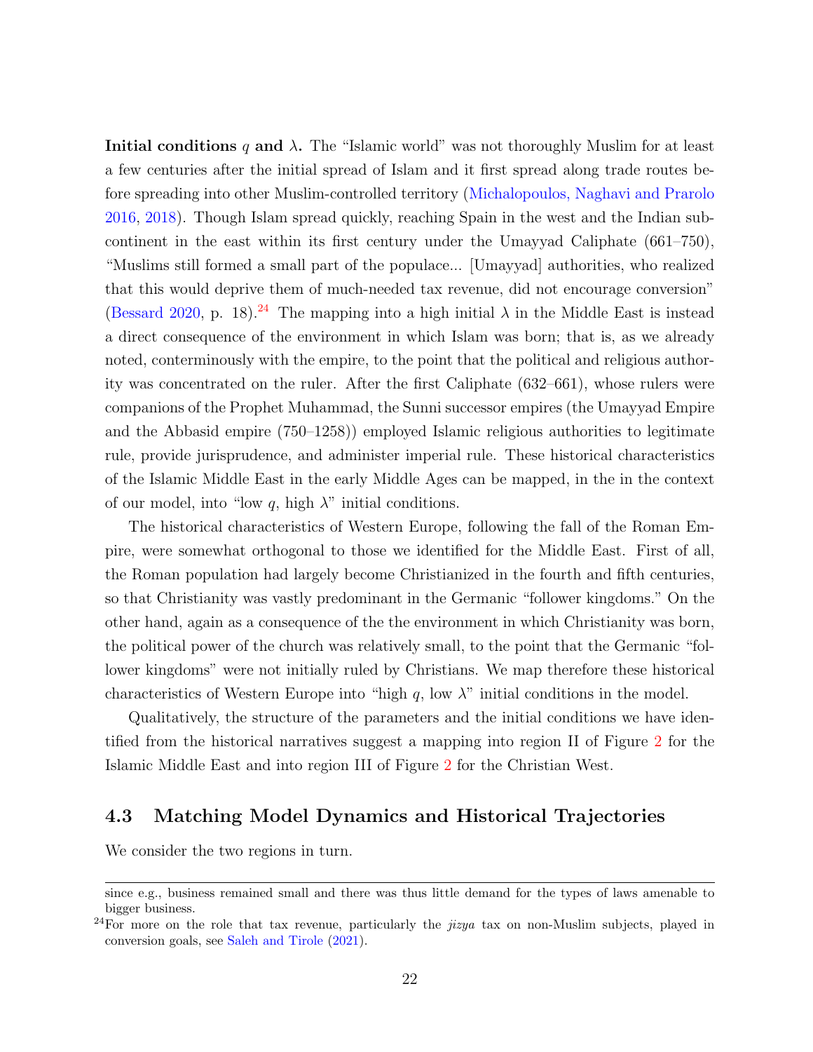**Initial conditions $q$ and $\lambda$.** The "Islamic world" was not thoroughly Muslim for at least a few centuries after the initial spread of Islam and it first spread along trade routes before spreading into other Muslim-controlled territory (Michalopoulos, Naghavi and Prarolo 2016, 2018). Though Islam spread quickly, reaching Spain in the west and the Indian subcontinent in the east within its first century under the Umayyad Caliphate (661–750), "Muslims still formed a small part of the populace... [Umayyad] authorities, who realized that this would deprive them of much-needed tax revenue, did not encourage conversion" (Bessard 2020, p. 18).[24] The mapping into a high initial $\lambda$ in the Middle East is instead a direct consequence of the environment in which Islam was born; that is, as we already noted, conterminously with the empire, to the point that the political and religious authority was concentrated on the ruler. After the first Caliphate (632–661), whose rulers were companions of the Prophet Muhammad, the Sunni successor empires (the Umayyad Empire and the Abbasid empire (750–1258)) employed Islamic religious authorities to legitimate rule, provide jurisprudence, and administer imperial rule. These historical characteristics of the Islamic Middle East in the early Middle Ages can be mapped, in the in the context of our model, into "low $q$, high $\lambda$" initial conditions.

The historical characteristics of Western Europe, following the fall of the Roman Empire, were somewhat orthogonal to those we identified for the Middle East. First of all, the Roman population had largely become Christianized in the fourth and fifth centuries, so that Christianity was vastly predominant in the Germanic "follower kingdoms." On the other hand, again as a consequence of the the environment in which Christianity was born, the political power of the church was relatively small, to the point that the Germanic "follower kingdoms" were not initially ruled by Christians. We map therefore these historical characteristics of Western Europe into "high $q$, low $\lambda$" initial conditions in the model.

Qualitatively, the structure of the parameters and the initial conditions we have identified from the historical narratives suggest a mapping into region II of Figure 2 for the Islamic Middle East and into region III of Figure 2 for the Christian West.

## 4.3 Matching Model Dynamics and Historical Trajectories

We consider the two regions in turn.

since e.g., business remained small and there was thus little demand for the types of laws amenable to bigger business.

[24]For more on the role that tax revenue, particularly the *jizya* tax on non-Muslim subjects, played in conversion goals, see Saleh and Tirole (2021).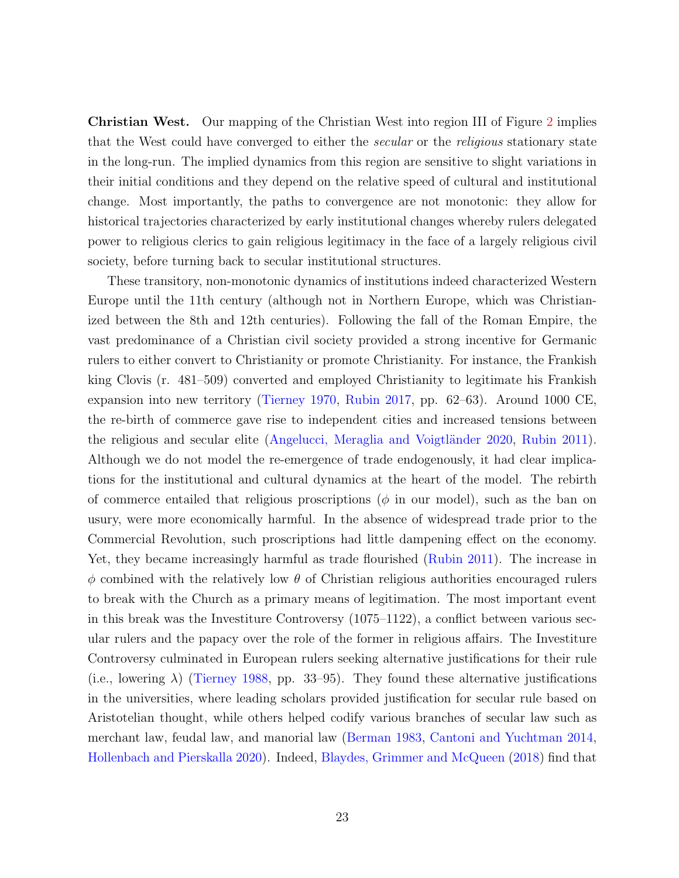**Christian West.** Our mapping of the Christian West into region III of Figure 2 implies that the West could have converged to either the *secular* or the *religious* stationary state in the long-run. The implied dynamics from this region are sensitive to slight variations in their initial conditions and they depend on the relative speed of cultural and institutional change. Most importantly, the paths to convergence are not monotonic: they allow for historical trajectories characterized by early institutional changes whereby rulers delegated power to religious clerics to gain religious legitimacy in the face of a largely religious civil society, before turning back to secular institutional structures.

These transitory, non-monotonic dynamics of institutions indeed characterized Western Europe until the 11th century (although not in Northern Europe, which was Christianized between the 8th and 12th centuries). Following the fall of the Roman Empire, the vast predominance of a Christian civil society provided a strong incentive for Germanic rulers to either convert to Christianity or promote Christianity. For instance, the Frankish king Clovis (r. 481–509) converted and employed Christianity to legitimate his Frankish expansion into new territory (Tierney 1970, Rubin 2017, pp. 62–63). Around 1000 CE, the re-birth of commerce gave rise to independent cities and increased tensions between the religious and secular elite (Angelucci, Meraglia and Voigtländer 2020, Rubin 2011). Although we do not model the re-emergence of trade endogenously, it had clear implications for the institutional and cultural dynamics at the heart of the model. The rebirth of commerce entailed that religious proscriptions ($\phi$ in our model), such as the ban on usury, were more economically harmful. In the absence of widespread trade prior to the Commercial Revolution, such proscriptions had little dampening effect on the economy. Yet, they became increasingly harmful as trade flourished (Rubin 2011). The increase in $\phi$ combined with the relatively low $\theta$ of Christian religious authorities encouraged rulers to break with the Church as a primary means of legitimation. The most important event in this break was the Investiture Controversy (1075–1122), a conflict between various secular rulers and the papacy over the role of the former in religious affairs. The Investiture Controversy culminated in European rulers seeking alternative justifications for their rule (i.e., lowering $\lambda$) (Tierney 1988, pp. 33–95). They found these alternative justifications in the universities, where leading scholars provided justification for secular rule based on Aristotelian thought, while others helped codify various branches of secular law such as merchant law, feudal law, and manorial law (Berman 1983, Cantoni and Yuchtman 2014, Hollenbach and Pierskalla 2020). Indeed, Blaydes, Grimmer and McQueen (2018) find that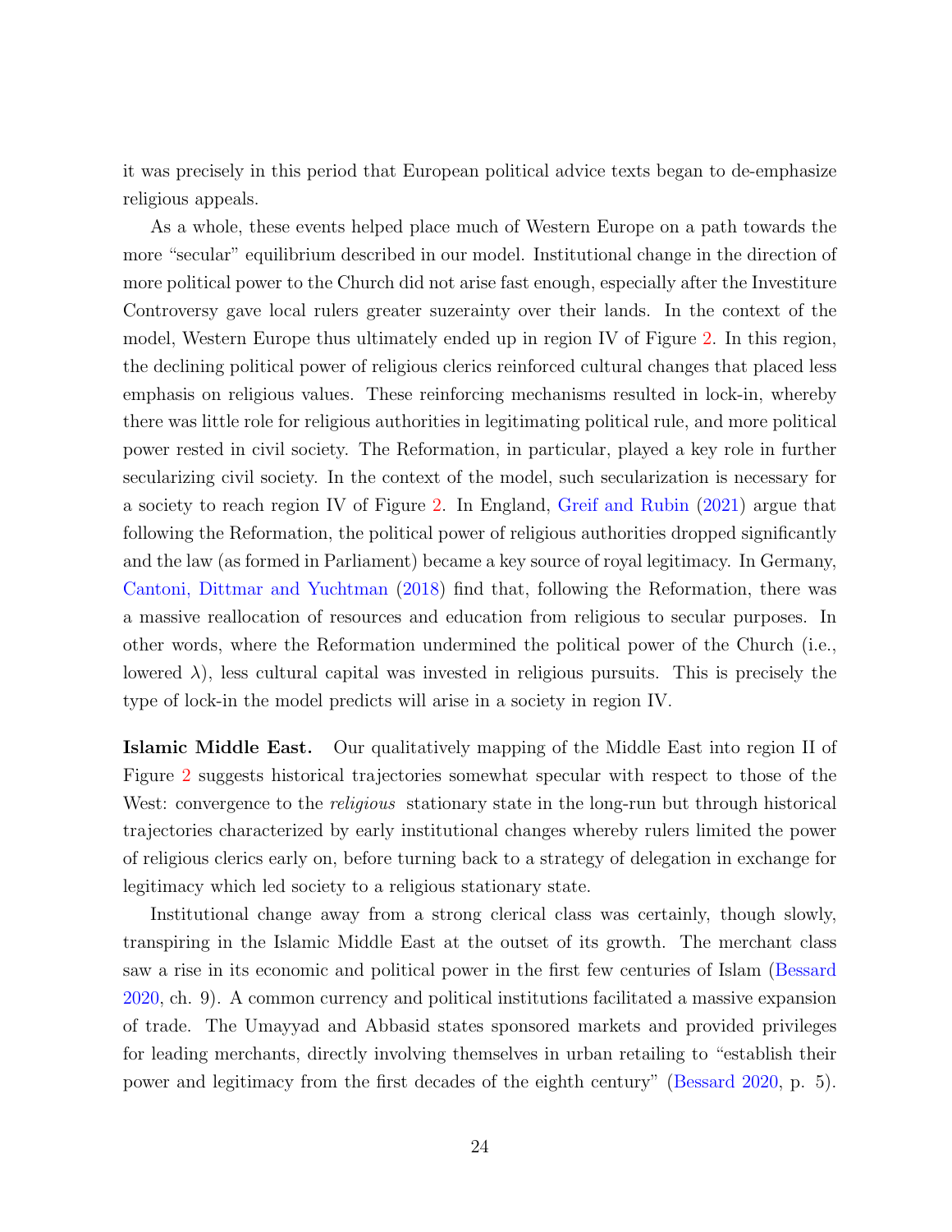it was precisely in this period that European political advice texts began to de-emphasize religious appeals.

As a whole, these events helped place much of Western Europe on a path towards the more "secular" equilibrium described in our model. Institutional change in the direction of more political power to the Church did not arise fast enough, especially after the Investiture Controversy gave local rulers greater suzerainty over their lands. In the context of the model, Western Europe thus ultimately ended up in region IV of Figure 2. In this region, the declining political power of religious clerics reinforced cultural changes that placed less emphasis on religious values. These reinforcing mechanisms resulted in lock-in, whereby there was little role for religious authorities in legitimating political rule, and more political power rested in civil society. The Reformation, in particular, played a key role in further secularizing civil society. In the context of the model, such secularization is necessary for a society to reach region IV of Figure 2. In England, Greif and Rubin (2021) argue that following the Reformation, the political power of religious authorities dropped significantly and the law (as formed in Parliament) became a key source of royal legitimacy. In Germany, Cantoni, Dittmar and Yuchtman (2018) find that, following the Reformation, there was a massive reallocation of resources and education from religious to secular purposes. In other words, where the Reformation undermined the political power of the Church (i.e., lowered $\lambda$), less cultural capital was invested in religious pursuits. This is precisely the type of lock-in the model predicts will arise in a society in region IV.

**Islamic Middle East.** Our qualitatively mapping of the Middle East into region II of Figure 2 suggests historical trajectories somewhat specular with respect to those of the West: convergence to the *religious* stationary state in the long-run but through historical trajectories characterized by early institutional changes whereby rulers limited the power of religious clerics early on, before turning back to a strategy of delegation in exchange for legitimacy which led society to a religious stationary state.

Institutional change away from a strong clerical class was certainly, though slowly, transpiring in the Islamic Middle East at the outset of its growth. The merchant class saw a rise in its economic and political power in the first few centuries of Islam (Bessard 2020, ch. 9). A common currency and political institutions facilitated a massive expansion of trade. The Umayyad and Abbasid states sponsored markets and provided privileges for leading merchants, directly involving themselves in urban retailing to "establish their power and legitimacy from the first decades of the eighth century" (Bessard 2020, p. 5).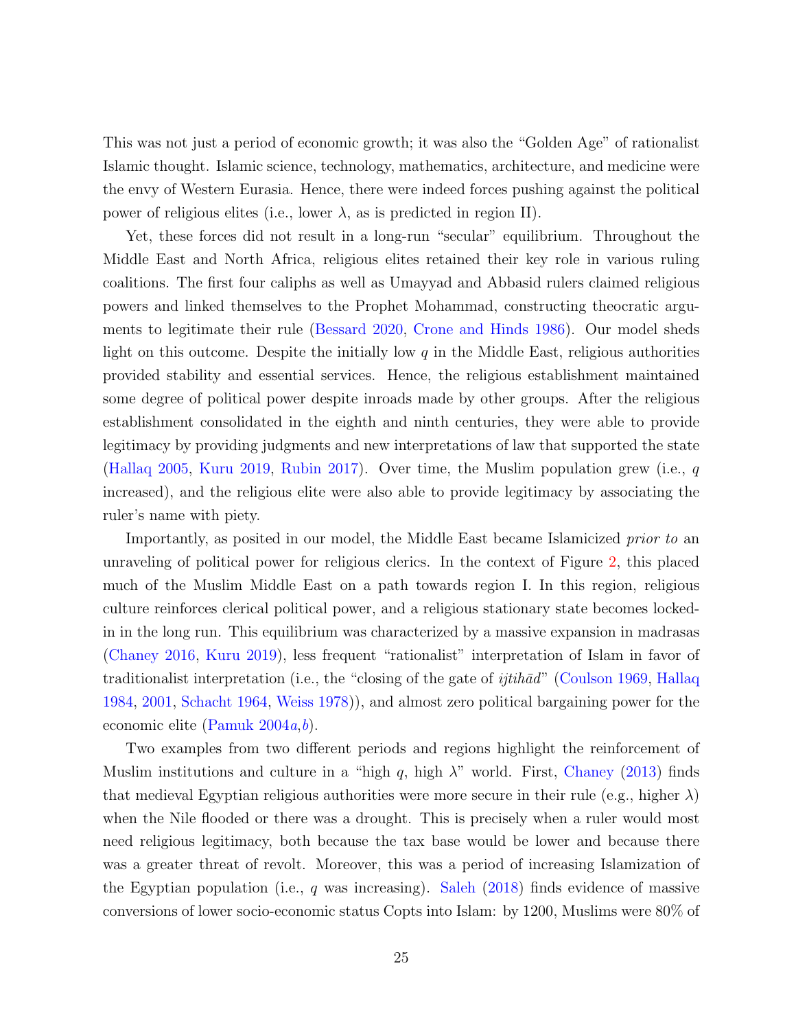This was not just a period of economic growth; it was also the "Golden Age" of rationalist Islamic thought. Islamic science, technology, mathematics, architecture, and medicine were the envy of Western Eurasia. Hence, there were indeed forces pushing against the political power of religious elites (i.e., lower $\lambda$, as is predicted in region II).

Yet, these forces did not result in a long-run "secular" equilibrium. Throughout the Middle East and North Africa, religious elites retained their key role in various ruling coalitions. The first four caliphs as well as Umayyad and Abbasid rulers claimed religious powers and linked themselves to the Prophet Mohammad, constructing theocratic arguments to legitimate their rule (Bessard 2020, Crone and Hinds 1986). Our model sheds light on this outcome. Despite the initially low $q$ in the Middle East, religious authorities provided stability and essential services. Hence, the religious establishment maintained some degree of political power despite inroads made by other groups. After the religious establishment consolidated in the eighth and ninth centuries, they were able to provide legitimacy by providing judgments and new interpretations of law that supported the state (Hallaq 2005, Kuru 2019, Rubin 2017). Over time, the Muslim population grew (i.e., $q$ increased), and the religious elite were also able to provide legitimacy by associating the ruler's name with piety.

Importantly, as posited in our model, the Middle East became Islamicized *prior to* an unraveling of political power for religious clerics. In the context of Figure 2, this placed much of the Muslim Middle East on a path towards region I. In this region, religious culture reinforces clerical political power, and a religious stationary state becomes locked-in in the long run. This equilibrium was characterized by a massive expansion in madrasas (Chaney 2016, Kuru 2019), less frequent "rationalist" interpretation of Islam in favor of traditionalist interpretation (i.e., the "closing of the gate of *ijtihād*" (Coulson 1969, Hallaq 1984, 2001, Schacht 1964, Weiss 1978)), and almost zero political bargaining power for the economic elite (Pamuk 2004*a*,*b*).

Two examples from two different periods and regions highlight the reinforcement of Muslim institutions and culture in a "high $q$, high $\lambda$" world. First, Chaney (2013) finds that medieval Egyptian religious authorities were more secure in their rule (e.g., higher $\lambda$) when the Nile flooded or there was a drought. This is precisely when a ruler would most need religious legitimacy, both because the tax base would be lower and because there was a greater threat of revolt. Moreover, this was a period of increasing Islamization of the Egyptian population (i.e., $q$ was increasing). Saleh (2018) finds evidence of massive conversions of lower socio-economic status Copts into Islam: by 1200, Muslims were 80% of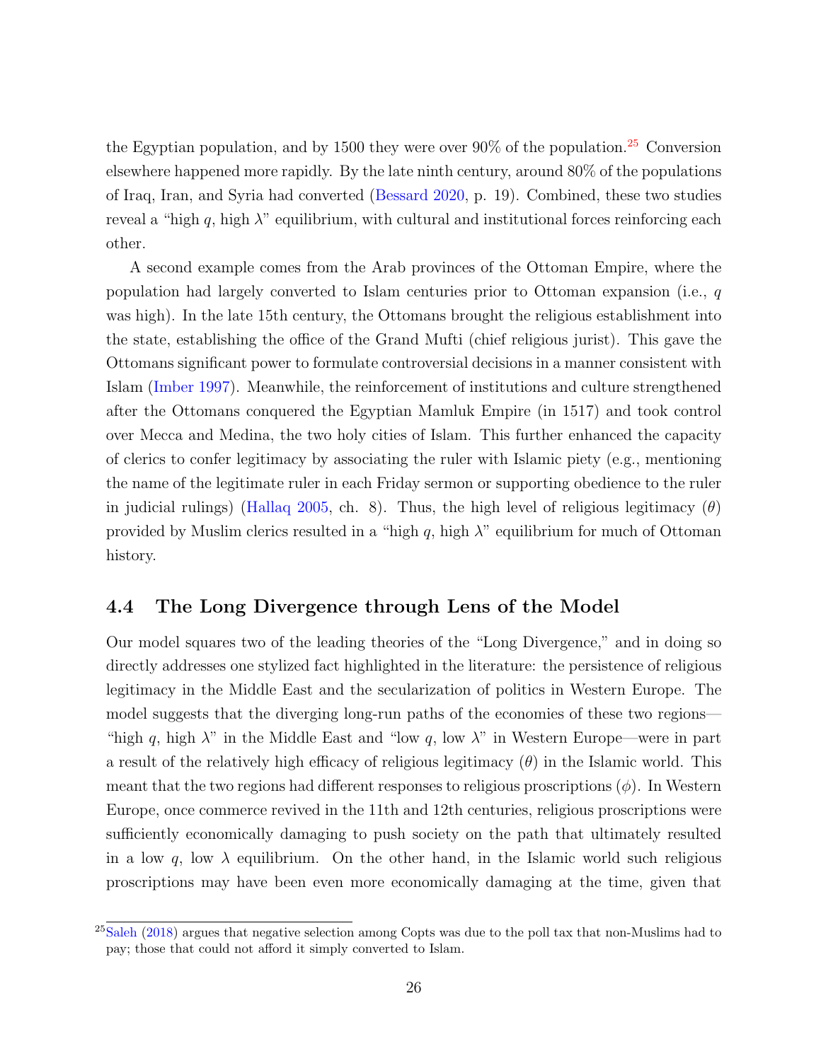the Egyptian population, and by 1500 they were over 90% of the population.[25] Conversion elsewhere happened more rapidly. By the late ninth century, around 80% of the populations of Iraq, Iran, and Syria had converted (Bessard 2020, p. 19). Combined, these two studies reveal a "high $q$, high $\lambda$" equilibrium, with cultural and institutional forces reinforcing each other.

A second example comes from the Arab provinces of the Ottoman Empire, where the population had largely converted to Islam centuries prior to Ottoman expansion (i.e., $q$ was high). In the late 15th century, the Ottomans brought the religious establishment into the state, establishing the office of the Grand Mufti (chief religious jurist). This gave the Ottomans significant power to formulate controversial decisions in a manner consistent with Islam (Imber 1997). Meanwhile, the reinforcement of institutions and culture strengthened after the Ottomans conquered the Egyptian Mamluk Empire (in 1517) and took control over Mecca and Medina, the two holy cities of Islam. This further enhanced the capacity of clerics to confer legitimacy by associating the ruler with Islamic piety (e.g., mentioning the name of the legitimate ruler in each Friday sermon or supporting obedience to the ruler in judicial rulings) (Hallaq 2005, ch. 8). Thus, the high level of religious legitimacy ($\theta$) provided by Muslim clerics resulted in a "high $q$, high $\lambda$" equilibrium for much of Ottoman history.

## 4.4 The Long Divergence through Lens of the Model

Our model squares two of the leading theories of the "Long Divergence," and in doing so directly addresses one stylized fact highlighted in the literature: the persistence of religious legitimacy in the Middle East and the secularization of politics in Western Europe. The model suggests that the diverging long-run paths of the economies of these two regions—"high $q$, high $\lambda$" in the Middle East and "low $q$, low $\lambda$" in Western Europe—were in part a result of the relatively high efficacy of religious legitimacy ($\theta$) in the Islamic world. This meant that the two regions had different responses to religious proscriptions ($\phi$). In Western Europe, once commerce revived in the 11th and 12th centuries, religious proscriptions were sufficiently economically damaging to push society on the path that ultimately resulted in a low $q$, low $\lambda$ equilibrium. On the other hand, in the Islamic world such religious proscriptions may have been even more economically damaging at the time, given that

[25] Saleh (2018) argues that negative selection among Copts was due to the poll tax that non-Muslims had to pay; those that could not afford it simply converted to Islam.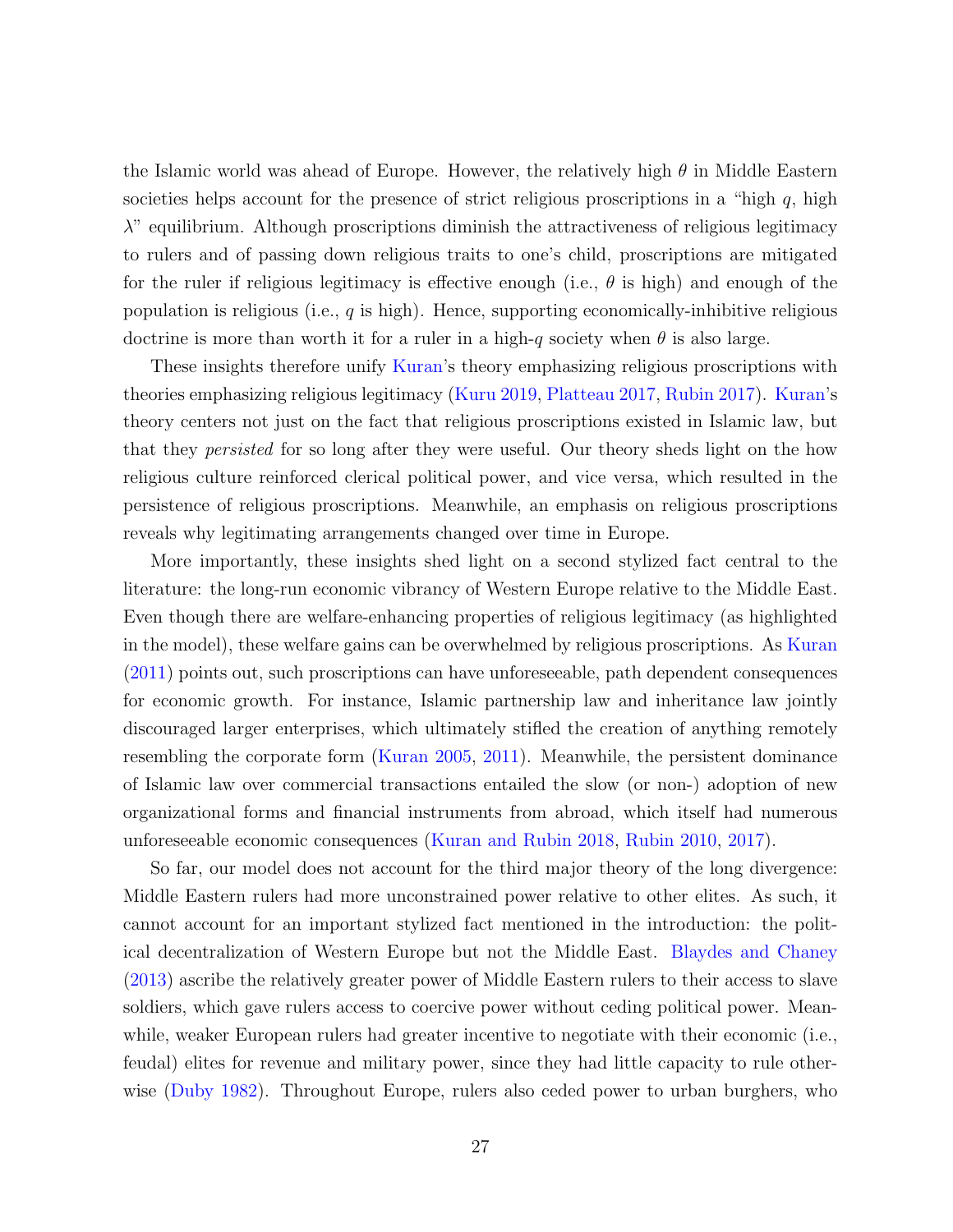the Islamic world was ahead of Europe. However, the relatively high $\theta$ in Middle Eastern societies helps account for the presence of strict religious proscriptions in a "high $q$, high $\lambda$" equilibrium. Although proscriptions diminish the attractiveness of religious legitimacy to rulers and of passing down religious traits to one's child, proscriptions are mitigated for the ruler if religious legitimacy is effective enough (i.e., $\theta$ is high) and enough of the population is religious (i.e., $q$ is high). Hence, supporting economically-inhibitive religious doctrine is more than worth it for a ruler in a high-$q$ society when $\theta$ is also large.

These insights therefore unify Kuran's theory emphasizing religious proscriptions with theories emphasizing religious legitimacy (Kuru 2019, Platteau 2017, Rubin 2017). Kuran's theory centers not just on the fact that religious proscriptions existed in Islamic law, but that they *persisted* for so long after they were useful. Our theory sheds light on the how religious culture reinforced clerical political power, and vice versa, which resulted in the persistence of religious proscriptions. Meanwhile, an emphasis on religious proscriptions reveals why legitimating arrangements changed over time in Europe.

More importantly, these insights shed light on a second stylized fact central to the literature: the long-run economic vibrancy of Western Europe relative to the Middle East. Even though there are welfare-enhancing properties of religious legitimacy (as highlighted in the model), these welfare gains can be overwhelmed by religious proscriptions. As Kuran (2011) points out, such proscriptions can have unforeseeable, path dependent consequences for economic growth. For instance, Islamic partnership law and inheritance law jointly discouraged larger enterprises, which ultimately stifled the creation of anything remotely resembling the corporate form (Kuran 2005, 2011). Meanwhile, the persistent dominance of Islamic law over commercial transactions entailed the slow (or non-) adoption of new organizational forms and financial instruments from abroad, which itself had numerous unforeseeable economic consequences (Kuran and Rubin 2018, Rubin 2010, 2017).

So far, our model does not account for the third major theory of the long divergence: Middle Eastern rulers had more unconstrained power relative to other elites. As such, it cannot account for an important stylized fact mentioned in the introduction: the political decentralization of Western Europe but not the Middle East. Blaydes and Chaney (2013) ascribe the relatively greater power of Middle Eastern rulers to their access to slave soldiers, which gave rulers access to coercive power without ceding political power. Meanwhile, weaker European rulers had greater incentive to negotiate with their economic (i.e., feudal) elites for revenue and military power, since they had little capacity to rule otherwise (Duby 1982). Throughout Europe, rulers also ceded power to urban burghers, who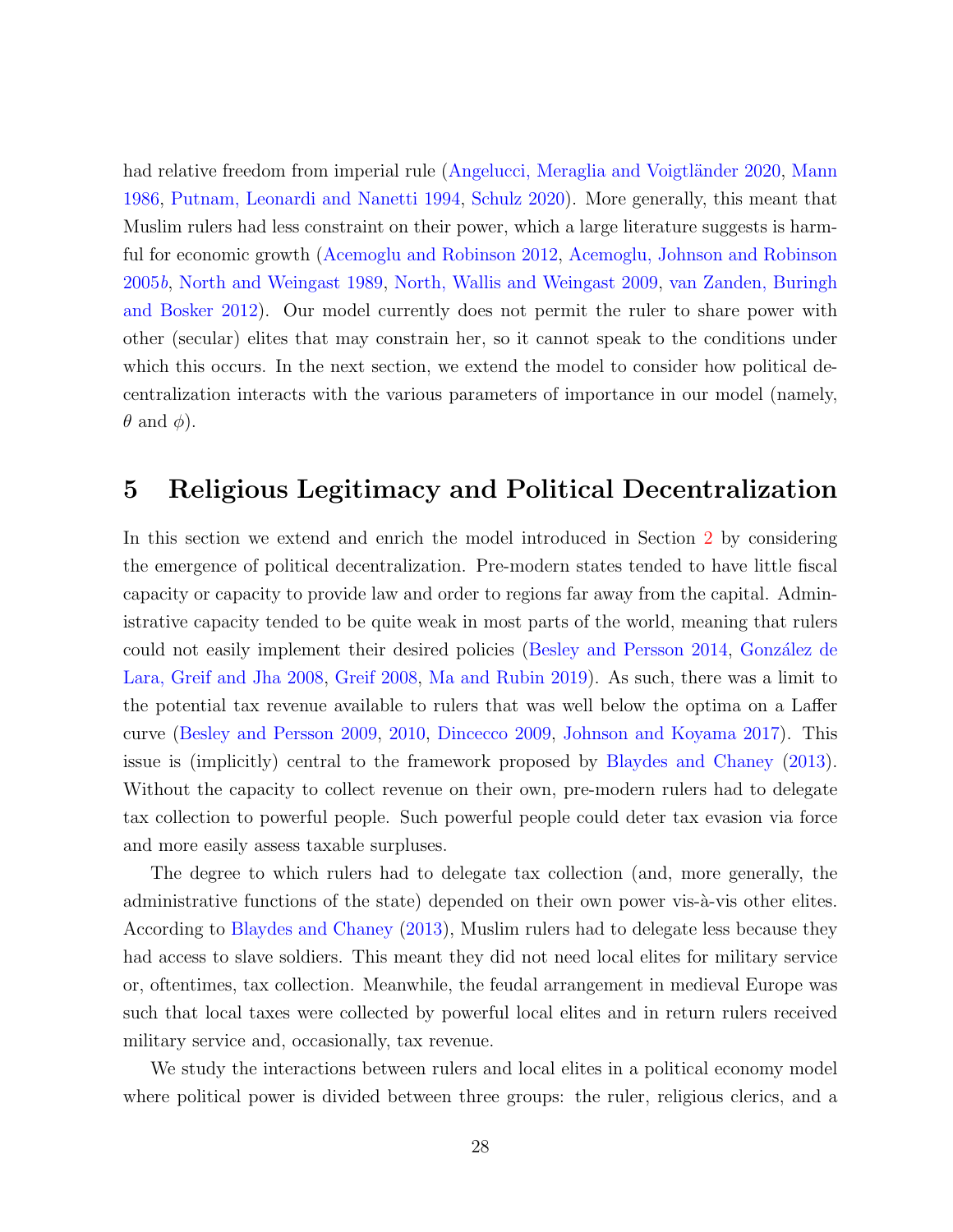had relative freedom from imperial rule (Angelucci, Meraglia and Voigtländer 2020, Mann 1986, Putnam, Leonardi and Nanetti 1994, Schulz 2020). More generally, this meant that Muslim rulers had less constraint on their power, which a large literature suggests is harmful for economic growth (Acemoglu and Robinson 2012, Acemoglu, Johnson and Robinson 2005*b*, North and Weingast 1989, North, Wallis and Weingast 2009, van Zanden, Buringh and Bosker 2012). Our model currently does not permit the ruler to share power with other (secular) elites that may constrain her, so it cannot speak to the conditions under which this occurs. In the next section, we extend the model to consider how political decentralization interacts with the various parameters of importance in our model (namely, $\theta$ and $\phi$).

# 5 Religious Legitimacy and Political Decentralization

In this section we extend and enrich the model introduced in Section 2 by considering the emergence of political decentralization. Pre-modern states tended to have little fiscal capacity or capacity to provide law and order to regions far away from the capital. Administrative capacity tended to be quite weak in most parts of the world, meaning that rulers could not easily implement their desired policies (Besley and Persson 2014, González de Lara, Greif and Jha 2008, Greif 2008, Ma and Rubin 2019). As such, there was a limit to the potential tax revenue available to rulers that was well below the optima on a Laffer curve (Besley and Persson 2009, 2010, Dincecco 2009, Johnson and Koyama 2017). This issue is (implicitly) central to the framework proposed by Blaydes and Chaney (2013). Without the capacity to collect revenue on their own, pre-modern rulers had to delegate tax collection to powerful people. Such powerful people could deter tax evasion via force and more easily assess taxable surpluses.

The degree to which rulers had to delegate tax collection (and, more generally, the administrative functions of the state) depended on their own power vis-à-vis other elites. According to Blaydes and Chaney (2013), Muslim rulers had to delegate less because they had access to slave soldiers. This meant they did not need local elites for military service or, oftentimes, tax collection. Meanwhile, the feudal arrangement in medieval Europe was such that local taxes were collected by powerful local elites and in return rulers received military service and, occasionally, tax revenue.

We study the interactions between rulers and local elites in a political economy model where political power is divided between three groups: the ruler, religious clerics, and a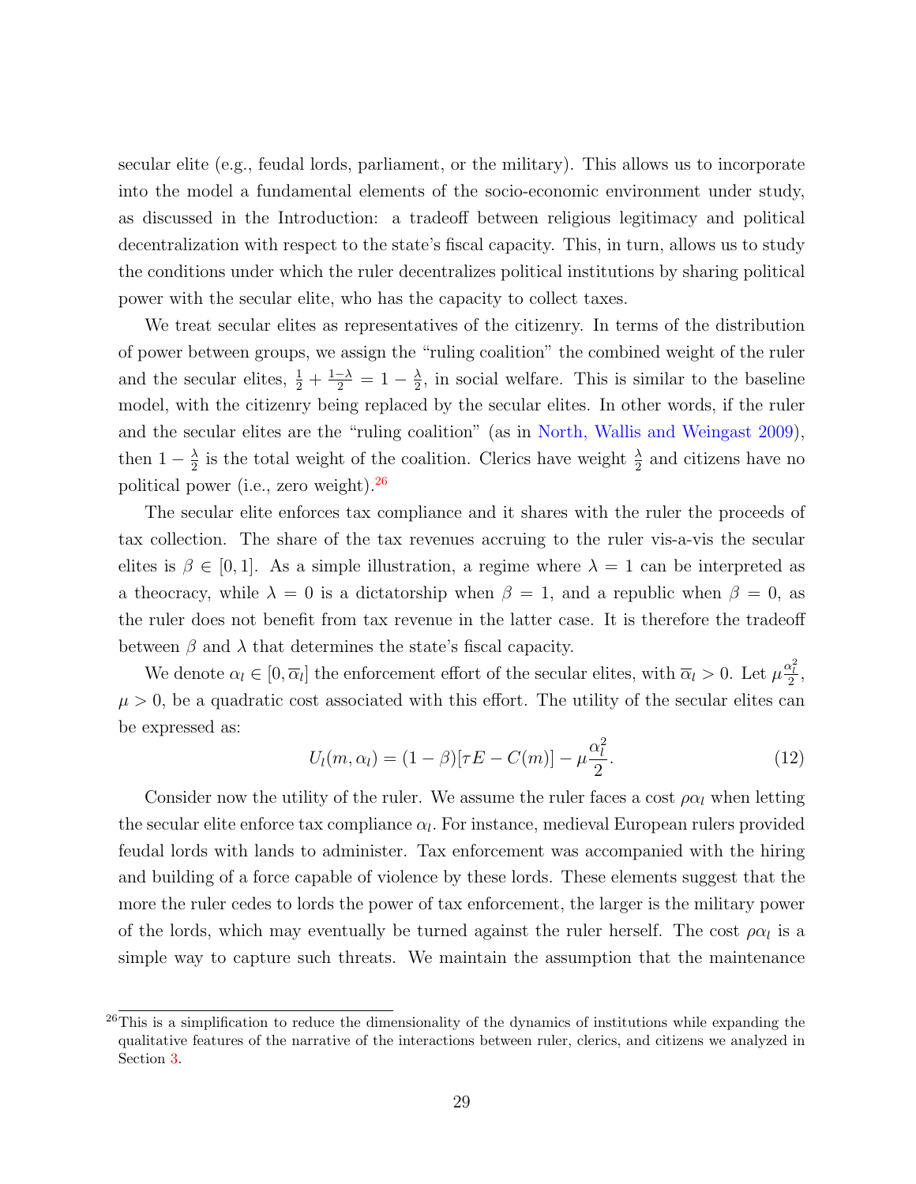secular elite (e.g., feudal lords, parliament, or the military). This allows us to incorporate into the model a fundamental elements of the socio-economic environment under study, as discussed in the Introduction: a tradeoff between religious legitimacy and political decentralization with respect to the state's fiscal capacity. This, in turn, allows us to study the conditions under which the ruler decentralizes political institutions by sharing political power with the secular elite, who has the capacity to collect taxes.

We treat secular elites as representatives of the citizenry. In terms of the distribution of power between groups, we assign the "ruling coalition" the combined weight of the ruler and the secular elites, $\frac{1}{2} + \frac{1-\lambda}{2} = 1 - \frac{\lambda}{2}$, in social welfare. This is similar to the baseline model, with the citizenry being replaced by the secular elites. In other words, if the ruler and the secular elites are the "ruling coalition" (as in North, Wallis and Weingast 2009), then $1 - \frac{\lambda}{2}$ is the total weight of the coalition. Clerics have weight $\frac{\lambda}{2}$ and citizens have no political power (i.e., zero weight).[26]

The secular elite enforces tax compliance and it shares with the ruler the proceeds of tax collection. The share of the tax revenues accruing to the ruler vis-a-vis the secular elites is $\beta \in [0, 1]$. As a simple illustration, a regime where $\lambda = 1$ can be interpreted as a theocracy, while $\lambda = 0$ is a dictatorship when $\beta = 1$, and a republic when $\beta = 0$, as the ruler does not benefit from tax revenue in the latter case. It is therefore the tradeoff between $\beta$ and $\lambda$ that determines the state's fiscal capacity.

We denote $\alpha_l \in [0, \overline{\alpha}_l]$ the enforcement effort of the secular elites, with $\overline{\alpha}_l > 0$. Let $\mu \frac{\alpha_l^2}{2}$, $\mu > 0$, be a quadratic cost associated with this effort. The utility of the secular elites can be expressed as:

$$U_l(m, \alpha_l) = (1 - \beta)[\tau E - C(m)] - \mu \frac{\alpha_l^2}{2}. \tag{12}$$

Consider now the utility of the ruler. We assume the ruler faces a cost $\rho \alpha_l$ when letting the secular elite enforce tax compliance $\alpha_l$. For instance, medieval European rulers provided feudal lords with lands to administer. Tax enforcement was accompanied with the hiring and building of a force capable of violence by these lords. These elements suggest that the more the ruler cedes to lords the power of tax enforcement, the larger is the military power of the lords, which may eventually be turned against the ruler herself. The cost $\rho \alpha_l$ is a simple way to capture such threats. We maintain the assumption that the maintenance

[26] This is a simplification to reduce the dimensionality of the dynamics of institutions while expanding the qualitative features of the narrative of the interactions between ruler, clerics, and citizens we analyzed in Section 3.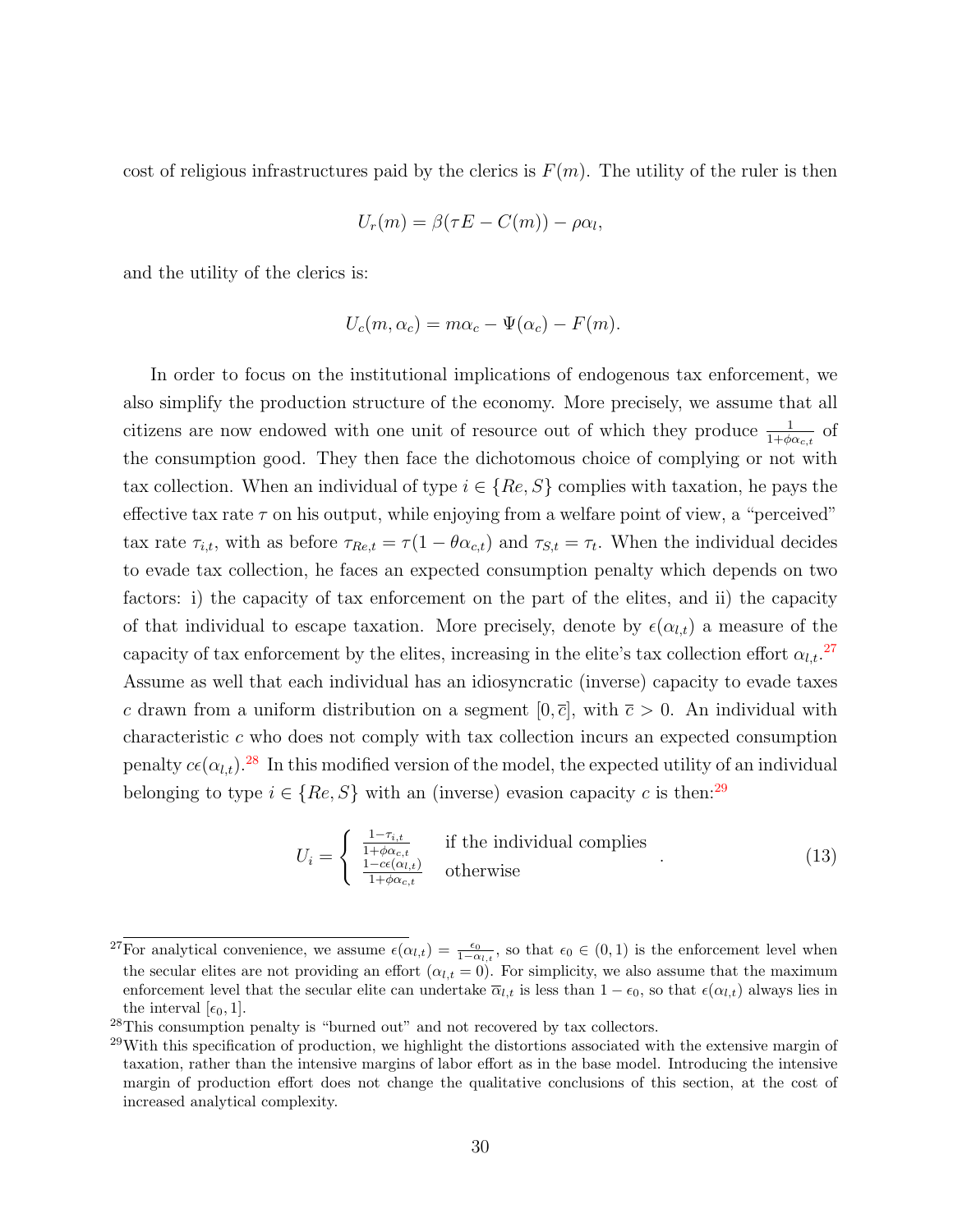cost of religious infrastructures paid by the clerics is $F(m)$. The utility of the ruler is then

$$U_r(m) = \beta(\tau E - C(m)) - \rho\alpha_l,$$

and the utility of the clerics is:

$$U_c(m, \alpha_c) = m\alpha_c - \Psi(\alpha_c) - F(m).$$

In order to focus on the institutional implications of endogenous tax enforcement, we also simplify the production structure of the economy. More precisely, we assume that all citizens are now endowed with one unit of resource out of which they produce $\frac{1}{1+\phi\alpha_{c,t}}$ of the consumption good. They then face the dichotomous choice of complying or not with tax collection. When an individual of type $i \in \{Re, S\}$ complies with taxation, he pays the effective tax rate $\tau$ on his output, while enjoying from a welfare point of view, a "perceived" tax rate $\tau_{i,t}$, with as before $\tau_{Re,t} = \tau(1 - \theta\alpha_{c,t})$ and $\tau_{S,t} = \tau_t$. When the individual decides to evade tax collection, he faces an expected consumption penalty which depends on two factors: i) the capacity of tax enforcement on the part of the elites, and ii) the capacity of that individual to escape taxation. More precisely, denote by $\epsilon(\alpha_{l,t})$ a measure of the capacity of tax enforcement by the elites, increasing in the elite's tax collection effort $\alpha_{l,t}$.[27] Assume as well that each individual has an idiosyncratic (inverse) capacity to evade taxes $c$ drawn from a uniform distribution on a segment $[0, \overline{c}]$, with $\overline{c} > 0$. An individual with characteristic $c$ who does not comply with tax collection incurs an expected consumption penalty $c\epsilon(\alpha_{l,t})$.[28] In this modified version of the model, the expected utility of an individual belonging to type $i \in \{Re, S\}$ with an (inverse) evasion capacity $c$ is then:[29]

$$U_i = \begin{cases} \frac{1-\tau_{i,t}}{1+\phi\alpha_{c,t}} & \text{if the individual complies} \\ \frac{1-c\epsilon(\alpha_{l,t})}{1+\phi\alpha_{c,t}} & \text{otherwise} \end{cases}. \tag{13}$$

[27] For analytical convenience, we assume $\epsilon(\alpha_{l,t}) = \frac{\epsilon_0}{1-\alpha_{l,t}}$, so that $\epsilon_0 \in (0,1)$ is the enforcement level when the secular elites are not providing an effort ($\alpha_{l,t} = 0$). For simplicity, we also assume that the maximum enforcement level that the secular elite can undertake $\overline{\alpha}_{l,t}$ is less than $1 - \epsilon_0$, so that $\epsilon(\alpha_{l,t})$ always lies in the interval $[\epsilon_0, 1]$.

[28] This consumption penalty is "burned out" and not recovered by tax collectors.

[29] With this specification of production, we highlight the distortions associated with the extensive margin of taxation, rather than the intensive margins of labor effort as in the base model. Introducing the intensive margin of production effort does not change the qualitative conclusions of this section, at the cost of increased analytical complexity.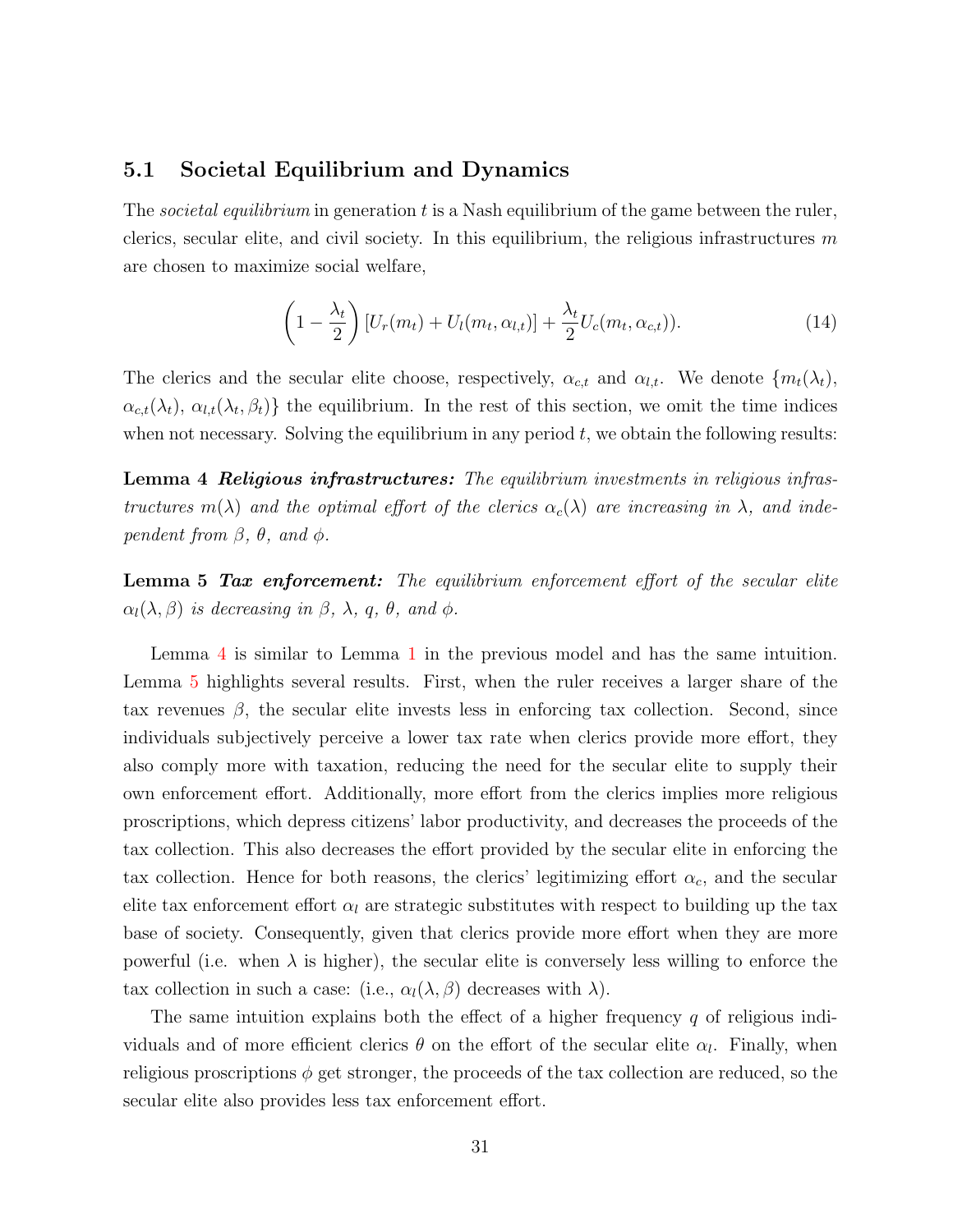## 5.1 Societal Equilibrium and Dynamics

The *societal equilibrium* in generation $t$ is a Nash equilibrium of the game between the ruler, clerics, secular elite, and civil society. In this equilibrium, the religious infrastructures $m$ are chosen to maximize social welfare,

$$\left(1 - \frac{\lambda_t}{2}\right) \left[U_r(m_t) + U_l(m_t, \alpha_{l,t})\right] + \frac{\lambda_t}{2} U_c(m_t, \alpha_{c,t})). \tag{14}$$

The clerics and the secular elite choose, respectively, $\alpha_{c,t}$ and $\alpha_{l,t}$. We denote $\{m_t(\lambda_t), \alpha_{c,t}(\lambda_t), \alpha_{l,t}(\lambda_t, \beta_t)\}$ the equilibrium. In the rest of this section, we omit the time indices when not necessary. Solving the equilibrium in any period $t$, we obtain the following results:

**Lemma 4** ***Religious infrastructures:*** *The equilibrium investments in religious infrastructures $m(\lambda)$ and the optimal effort of the clerics $\alpha_c(\lambda)$ are increasing in $\lambda$, and independent from $\beta$, $\theta$, and $\phi$.*

**Lemma 5** ***Tax enforcement:*** *The equilibrium enforcement effort of the secular elite $\alpha_l(\lambda, \beta)$ is decreasing in $\beta$, $\lambda$, $q$, $\theta$, and $\phi$.*

Lemma 4 is similar to Lemma 1 in the previous model and has the same intuition. Lemma 5 highlights several results. First, when the ruler receives a larger share of the tax revenues $\beta$, the secular elite invests less in enforcing tax collection. Second, since individuals subjectively perceive a lower tax rate when clerics provide more effort, they also comply more with taxation, reducing the need for the secular elite to supply their own enforcement effort. Additionally, more effort from the clerics implies more religious proscriptions, which depress citizens' labor productivity, and decreases the proceeds of the tax collection. This also decreases the effort provided by the secular elite in enforcing the tax collection. Hence for both reasons, the clerics' legitimizing effort $\alpha_c$, and the secular elite tax enforcement effort $\alpha_l$ are strategic substitutes with respect to building up the tax base of society. Consequently, given that clerics provide more effort when they are more powerful (i.e. when $\lambda$ is higher), the secular elite is conversely less willing to enforce the tax collection in such a case: (i.e., $\alpha_l(\lambda, \beta)$ decreases with $\lambda$).

The same intuition explains both the effect of a higher frequency $q$ of religious individuals and of more efficient clerics $\theta$ on the effort of the secular elite $\alpha_l$. Finally, when religious proscriptions $\phi$ get stronger, the proceeds of the tax collection are reduced, so the secular elite also provides less tax enforcement effort.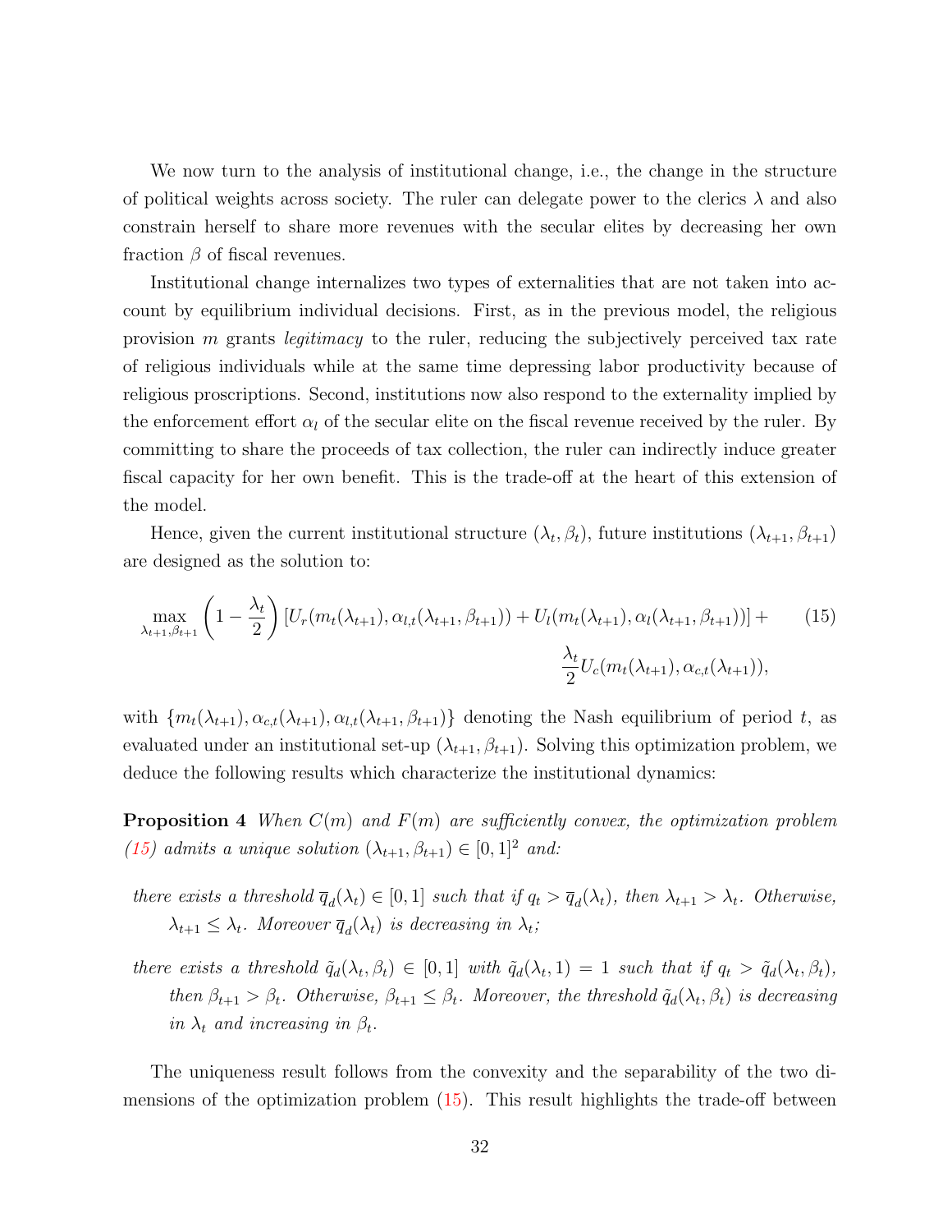We now turn to the analysis of institutional change, i.e., the change in the structure of political weights across society. The ruler can delegate power to the clerics $\lambda$ and also constrain herself to share more revenues with the secular elites by decreasing her own fraction $\beta$ of fiscal revenues.

Institutional change internalizes two types of externalities that are not taken into account by equilibrium individual decisions. First, as in the previous model, the religious provision $m$ grants *legitimacy* to the ruler, reducing the subjectively perceived tax rate of religious individuals while at the same time depressing labor productivity because of religious proscriptions. Second, institutions now also respond to the externality implied by the enforcement effort $\alpha_l$ of the secular elite on the fiscal revenue received by the ruler. By committing to share the proceeds of tax collection, the ruler can indirectly induce greater fiscal capacity for her own benefit. This is the trade-off at the heart of this extension of the model.

Hence, given the current institutional structure $(\lambda_t, \beta_t)$, future institutions $(\lambda_{t+1}, \beta_{t+1})$ are designed as the solution to:

$$\max_{\lambda_{t+1},\beta_{t+1}} \left(1 - \frac{\lambda_t}{2}\right) [U_r(m_t(\lambda_{t+1}), \alpha_{l,t}(\lambda_{t+1}, \beta_{t+1})) + U_l(m_t(\lambda_{t+1}), \alpha_l(\lambda_{t+1}, \beta_{t+1}))] + \frac{\lambda_t}{2} U_c(m_t(\lambda_{t+1}), \alpha_{c,t}(\lambda_{t+1})), \tag{15}$$

with $\{m_t(\lambda_{t+1}), \alpha_{c,t}(\lambda_{t+1}), \alpha_{l,t}(\lambda_{t+1}, \beta_{t+1})\}$ denoting the Nash equilibrium of period $t$, as evaluated under an institutional set-up $(\lambda_{t+1}, \beta_{t+1})$. Solving this optimization problem, we deduce the following results which characterize the institutional dynamics:

**Proposition 4** *When $C(m)$ and $F(m)$ are sufficiently convex, the optimization problem (15) admits a unique solution $(\lambda_{t+1}, \beta_{t+1}) \in [0, 1]^2$ and:*

- *there exists a threshold $\overline{q}_d(\lambda_t) \in [0, 1]$ such that if $q_t > \overline{q}_d(\lambda_t)$, then $\lambda_{t+1} > \lambda_t$. Otherwise, $\lambda_{t+1} \leq \lambda_t$. Moreover $\overline{q}_d(\lambda_t)$ is decreasing in $\lambda_t$;*
- *there exists a threshold $\tilde{q}_d(\lambda_t, \beta_t) \in [0, 1]$ with $\tilde{q}_d(\lambda_t, 1) = 1$ such that if $q_t > \tilde{q}_d(\lambda_t, \beta_t)$, then $\beta_{t+1} > \beta_t$. Otherwise, $\beta_{t+1} \leq \beta_t$. Moreover, the threshold $\tilde{q}_d(\lambda_t, \beta_t)$ is decreasing in $\lambda_t$ and increasing in $\beta_t$.*

The uniqueness result follows from the convexity and the separability of the two dimensions of the optimization problem (15). This result highlights the trade-off between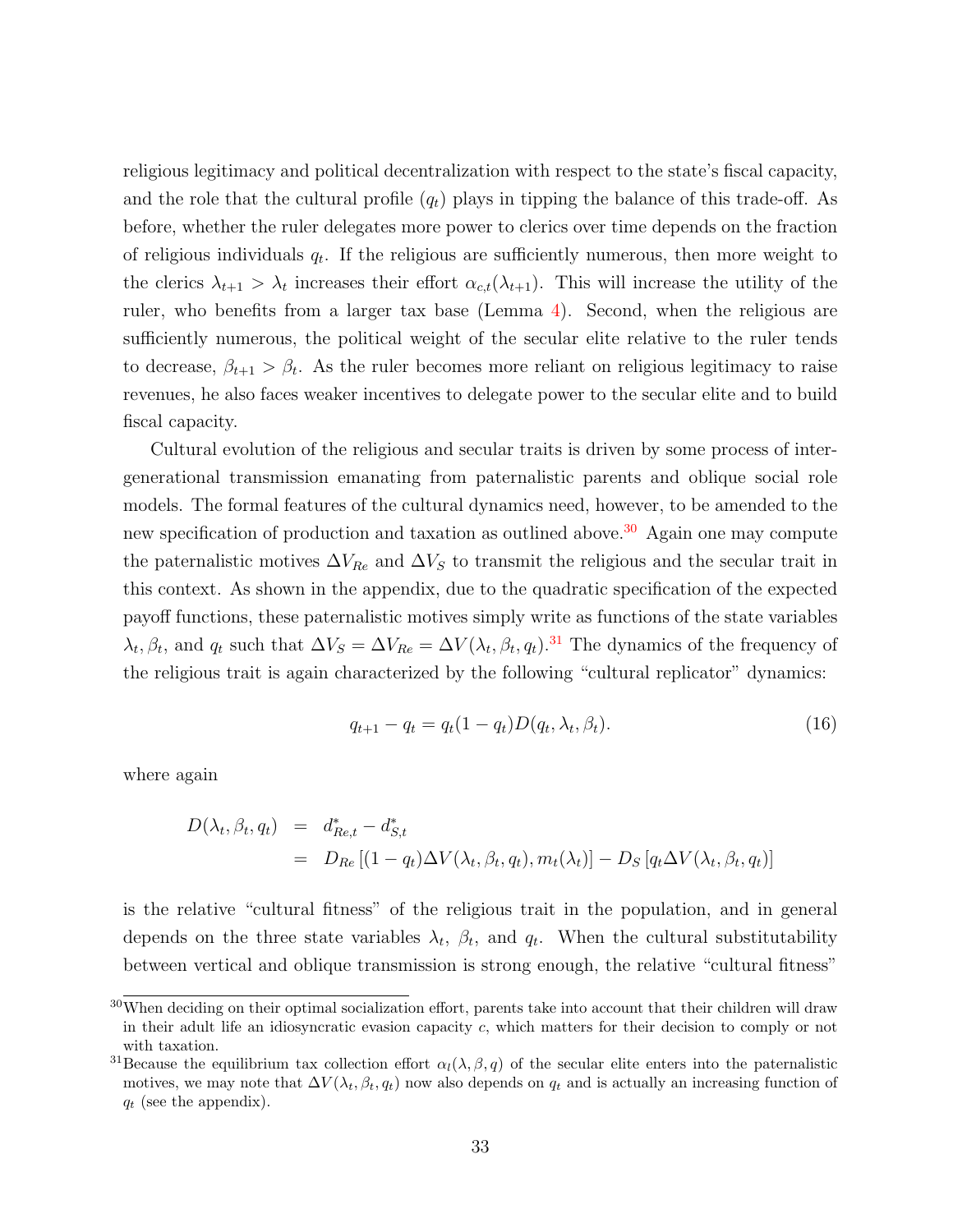religious legitimacy and political decentralization with respect to the state's fiscal capacity, and the role that the cultural profile ($q_t$) plays in tipping the balance of this trade-off. As before, whether the ruler delegates more power to clerics over time depends on the fraction of religious individuals $q_t$. If the religious are sufficiently numerous, then more weight to the clerics $\lambda_{t+1} > \lambda_t$ increases their effort $\alpha_{c,t}(\lambda_{t+1})$. This will increase the utility of the ruler, who benefits from a larger tax base (Lemma 4). Second, when the religious are sufficiently numerous, the political weight of the secular elite relative to the ruler tends to decrease, $\beta_{t+1} > \beta_t$. As the ruler becomes more reliant on religious legitimacy to raise revenues, he also faces weaker incentives to delegate power to the secular elite and to build fiscal capacity.

Cultural evolution of the religious and secular traits is driven by some process of intergenerational transmission emanating from paternalistic parents and oblique social role models. The formal features of the cultural dynamics need, however, to be amended to the new specification of production and taxation as outlined above.[30] Again one may compute the paternalistic motives $\Delta V_{Re}$ and $\Delta V_S$ to transmit the religious and the secular trait in this context. As shown in the appendix, due to the quadratic specification of the expected payoff functions, these paternalistic motives simply write as functions of the state variables $\lambda_t, \beta_t$, and $q_t$ such that $\Delta V_S = \Delta V_{Re} = \Delta V(\lambda_t, \beta_t, q_t)$.[31] The dynamics of the frequency of the religious trait is again characterized by the following "cultural replicator" dynamics:

$$q_{t+1} - q_t = q_t(1 - q_t)D(q_t, \lambda_t, \beta_t). \tag{16}$$

where again

$$\begin{aligned} D(\lambda_t, \beta_t, q_t) &= d^*_{Re,t} - d^*_{S,t} \\ &= D_{Re}\left[(1 - q_t)\Delta V(\lambda_t, \beta_t, q_t), m_t(\lambda_t)\right] - D_S\left[q_t \Delta V(\lambda_t, \beta_t, q_t)\right] \end{aligned}$$

is the relative "cultural fitness" of the religious trait in the population, and in general depends on the three state variables $\lambda_t$, $\beta_t$, and $q_t$. When the cultural substitutability between vertical and oblique transmission is strong enough, the relative "cultural fitness"

---

[30] When deciding on their optimal socialization effort, parents take into account that their children will draw in their adult life an idiosyncratic evasion capacity $c$, which matters for their decision to comply or not with taxation.

[31] Because the equilibrium tax collection effort $\alpha_l(\lambda, \beta, q)$ of the secular elite enters into the paternalistic motives, we may note that $\Delta V(\lambda_t, \beta_t, q_t)$ now also depends on $q_t$ and is actually an increasing function of $q_t$ (see the appendix).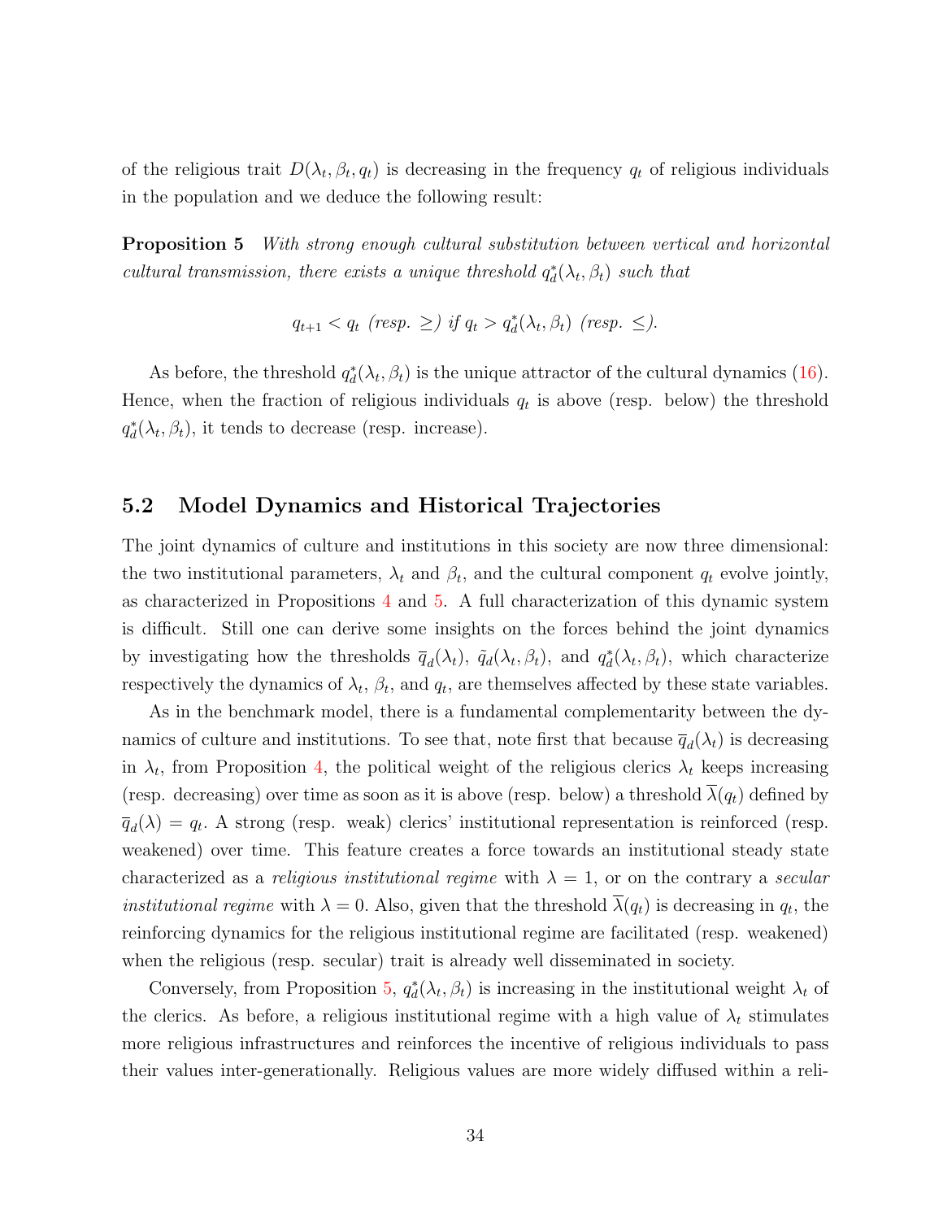of the religious trait $D(\lambda_t, \beta_t, q_t)$ is decreasing in the frequency $q_t$ of religious individuals in the population and we deduce the following result:

**Proposition 5** *With strong enough cultural substitution between vertical and horizontal cultural transmission, there exists a unique threshold $q_d^*(\lambda_t, \beta_t)$ such that*

$$q_{t+1} < q_t \text{ (resp. } \geq) \text{ if } q_t > q_d^*(\lambda_t, \beta_t) \text{ (resp. } \leq).$$

As before, the threshold $q_d^*(\lambda_t, \beta_t)$ is the unique attractor of the cultural dynamics (16). Hence, when the fraction of religious individuals $q_t$ is above (resp. below) the threshold $q_d^*(\lambda_t, \beta_t)$, it tends to decrease (resp. increase).

## 5.2 Model Dynamics and Historical Trajectories

The joint dynamics of culture and institutions in this society are now three dimensional: the two institutional parameters, $\lambda_t$ and $\beta_t$, and the cultural component $q_t$ evolve jointly, as characterized in Propositions 4 and 5. A full characterization of this dynamic system is difficult. Still one can derive some insights on the forces behind the joint dynamics by investigating how the thresholds $\overline{q}_d(\lambda_t)$, $\tilde{q}_d(\lambda_t, \beta_t)$, and $q_d^*(\lambda_t, \beta_t)$, which characterize respectively the dynamics of $\lambda_t$, $\beta_t$, and $q_t$, are themselves affected by these state variables.

As in the benchmark model, there is a fundamental complementarity between the dynamics of culture and institutions. To see that, note first that because $\overline{q}_d(\lambda_t)$ is decreasing in $\lambda_t$, from Proposition 4, the political weight of the religious clerics $\lambda_t$ keeps increasing (resp. decreasing) over time as soon as it is above (resp. below) a threshold $\overline{\lambda}(q_t)$ defined by $\overline{q}_d(\lambda) = q_t$. A strong (resp. weak) clerics' institutional representation is reinforced (resp. weakened) over time. This feature creates a force towards an institutional steady state characterized as a *religious institutional regime* with $\lambda = 1$, or on the contrary a *secular institutional regime* with $\lambda = 0$. Also, given that the threshold $\overline{\lambda}(q_t)$ is decreasing in $q_t$, the reinforcing dynamics for the religious institutional regime are facilitated (resp. weakened) when the religious (resp. secular) trait is already well disseminated in society.

Conversely, from Proposition 5, $q_d^*(\lambda_t, \beta_t)$ is increasing in the institutional weight $\lambda_t$ of the clerics. As before, a religious institutional regime with a high value of $\lambda_t$ stimulates more religious infrastructures and reinforces the incentive of religious individuals to pass their values inter-generationally. Religious values are more widely diffused within a reli-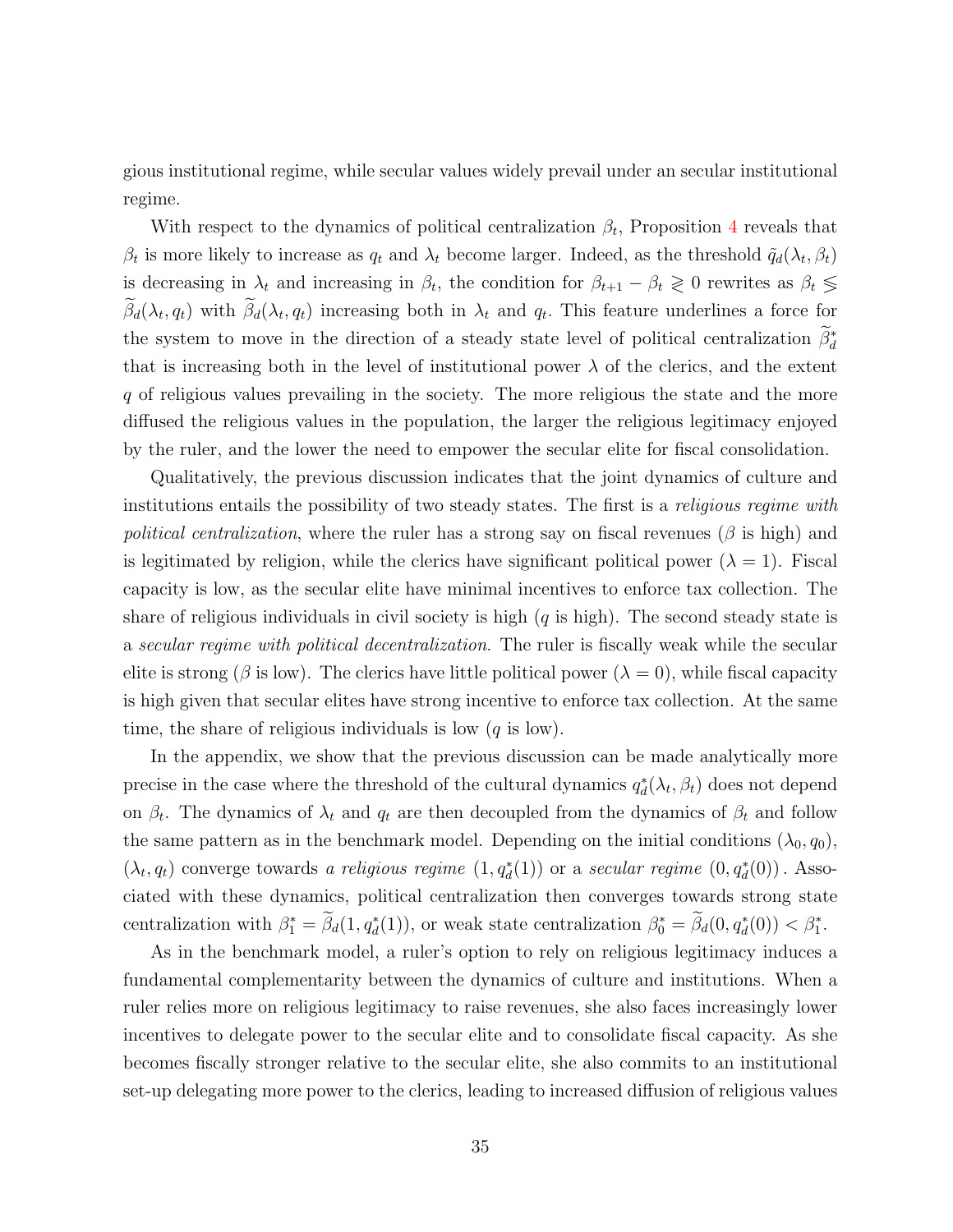gious institutional regime, while secular values widely prevail under an secular institutional regime.

With respect to the dynamics of political centralization $\beta_t$, Proposition 4 reveals that $\beta_t$ is more likely to increase as $q_t$ and $\lambda_t$ become larger. Indeed, as the threshold $\tilde{q}_d(\lambda_t, \beta_t)$ is decreasing in $\lambda_t$ and increasing in $\beta_t$, the condition for $\beta_{t+1} - \beta_t \gtrless 0$ rewrites as $\beta_t \lessgtr \widetilde{\beta}_d(\lambda_t, q_t)$ with $\widetilde{\beta}_d(\lambda_t, q_t)$ increasing both in $\lambda_t$ and $q_t$. This feature underlines a force for the system to move in the direction of a steady state level of political centralization $\widetilde{\beta}_d^*$ that is increasing both in the level of institutional power $\lambda$ of the clerics, and the extent $q$ of religious values prevailing in the society. The more religious the state and the more diffused the religious values in the population, the larger the religious legitimacy enjoyed by the ruler, and the lower the need to empower the secular elite for fiscal consolidation.

Qualitatively, the previous discussion indicates that the joint dynamics of culture and institutions entails the possibility of two steady states. The first is a *religious regime with political centralization*, where the ruler has a strong say on fiscal revenues ($\beta$ is high) and is legitimated by religion, while the clerics have significant political power ($\lambda = 1$). Fiscal capacity is low, as the secular elite have minimal incentives to enforce tax collection. The share of religious individuals in civil society is high ($q$ is high). The second steady state is a *secular regime with political decentralization*. The ruler is fiscally weak while the secular elite is strong ($\beta$ is low). The clerics have little political power ($\lambda = 0$), while fiscal capacity is high given that secular elites have strong incentive to enforce tax collection. At the same time, the share of religious individuals is low ($q$ is low).

In the appendix, we show that the previous discussion can be made analytically more precise in the case where the threshold of the cultural dynamics $q_d^*(\lambda_t, \beta_t)$ does not depend on $\beta_t$. The dynamics of $\lambda_t$ and $q_t$ are then decoupled from the dynamics of $\beta_t$ and follow the same pattern as in the benchmark model. Depending on the initial conditions $(\lambda_0, q_0)$, $(\lambda_t, q_t)$ converge towards *a religious regime* $(1, q_d^*(1))$ or a *secular regime* $(0, q_d^*(0))$. Associated with these dynamics, political centralization then converges towards strong state centralization with $\beta_1^* = \widetilde{\beta}_d(1, q_d^*(1))$, or weak state centralization $\beta_0^* = \widetilde{\beta}_d(0, q_d^*(0)) < \beta_1^*$.

As in the benchmark model, a ruler's option to rely on religious legitimacy induces a fundamental complementarity between the dynamics of culture and institutions. When a ruler relies more on religious legitimacy to raise revenues, she also faces increasingly lower incentives to delegate power to the secular elite and to consolidate fiscal capacity. As she becomes fiscally stronger relative to the secular elite, she also commits to an institutional set-up delegating more power to the clerics, leading to increased diffusion of religious values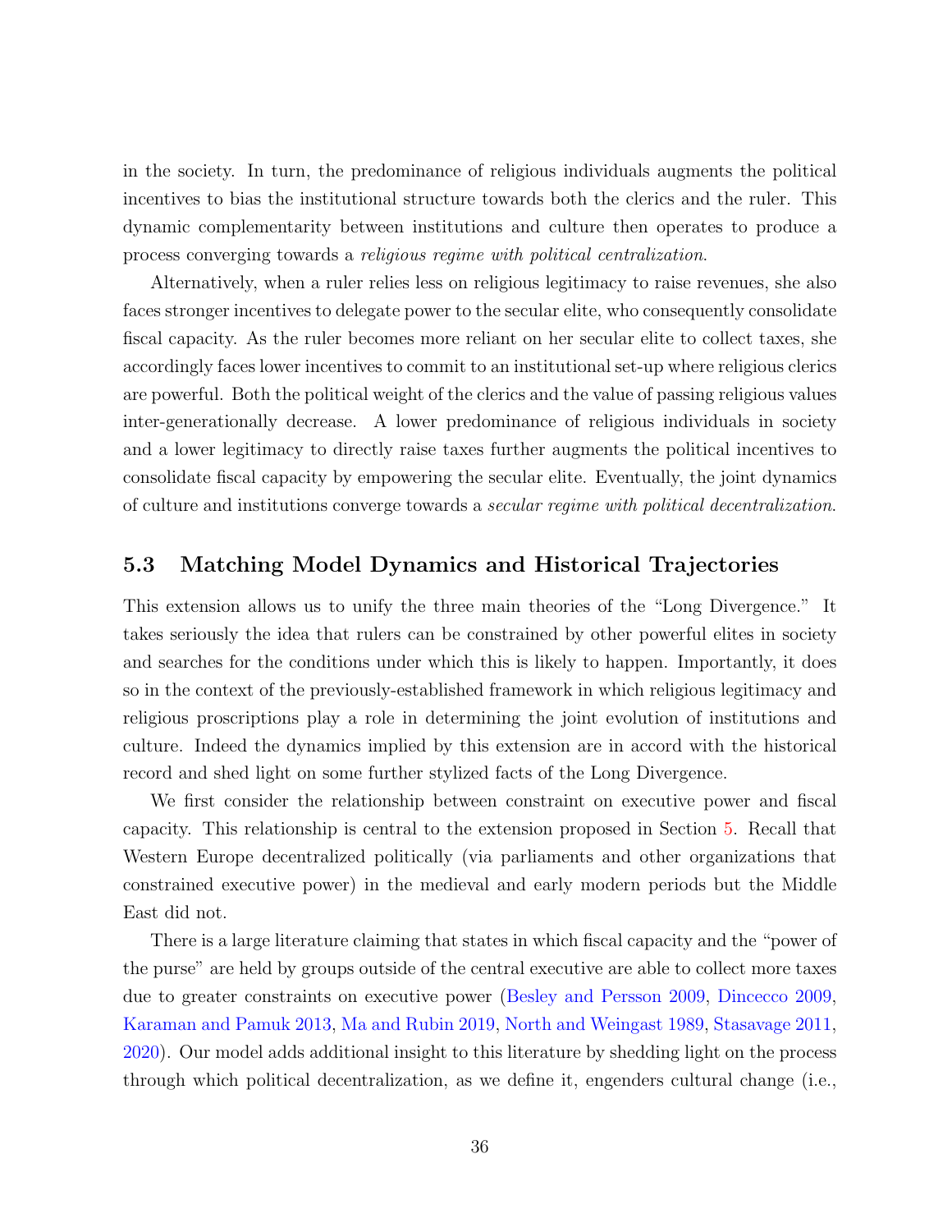in the society. In turn, the predominance of religious individuals augments the political incentives to bias the institutional structure towards both the clerics and the ruler. This dynamic complementarity between institutions and culture then operates to produce a process converging towards a *religious regime with political centralization*.

Alternatively, when a ruler relies less on religious legitimacy to raise revenues, she also faces stronger incentives to delegate power to the secular elite, who consequently consolidate fiscal capacity. As the ruler becomes more reliant on her secular elite to collect taxes, she accordingly faces lower incentives to commit to an institutional set-up where religious clerics are powerful. Both the political weight of the clerics and the value of passing religious values inter-generationally decrease. A lower predominance of religious individuals in society and a lower legitimacy to directly raise taxes further augments the political incentives to consolidate fiscal capacity by empowering the secular elite. Eventually, the joint dynamics of culture and institutions converge towards a *secular regime with political decentralization*.

### 5.3 Matching Model Dynamics and Historical Trajectories

This extension allows us to unify the three main theories of the "Long Divergence." It takes seriously the idea that rulers can be constrained by other powerful elites in society and searches for the conditions under which this is likely to happen. Importantly, it does so in the context of the previously-established framework in which religious legitimacy and religious proscriptions play a role in determining the joint evolution of institutions and culture. Indeed the dynamics implied by this extension are in accord with the historical record and shed light on some further stylized facts of the Long Divergence.

We first consider the relationship between constraint on executive power and fiscal capacity. This relationship is central to the extension proposed in Section 5. Recall that Western Europe decentralized politically (via parliaments and other organizations that constrained executive power) in the medieval and early modern periods but the Middle East did not.

There is a large literature claiming that states in which fiscal capacity and the "power of the purse" are held by groups outside of the central executive are able to collect more taxes due to greater constraints on executive power (Besley and Persson 2009, Dincecco 2009, Karaman and Pamuk 2013, Ma and Rubin 2019, North and Weingast 1989, Stasavage 2011, 2020). Our model adds additional insight to this literature by shedding light on the process through which political decentralization, as we define it, engenders cultural change (i.e.,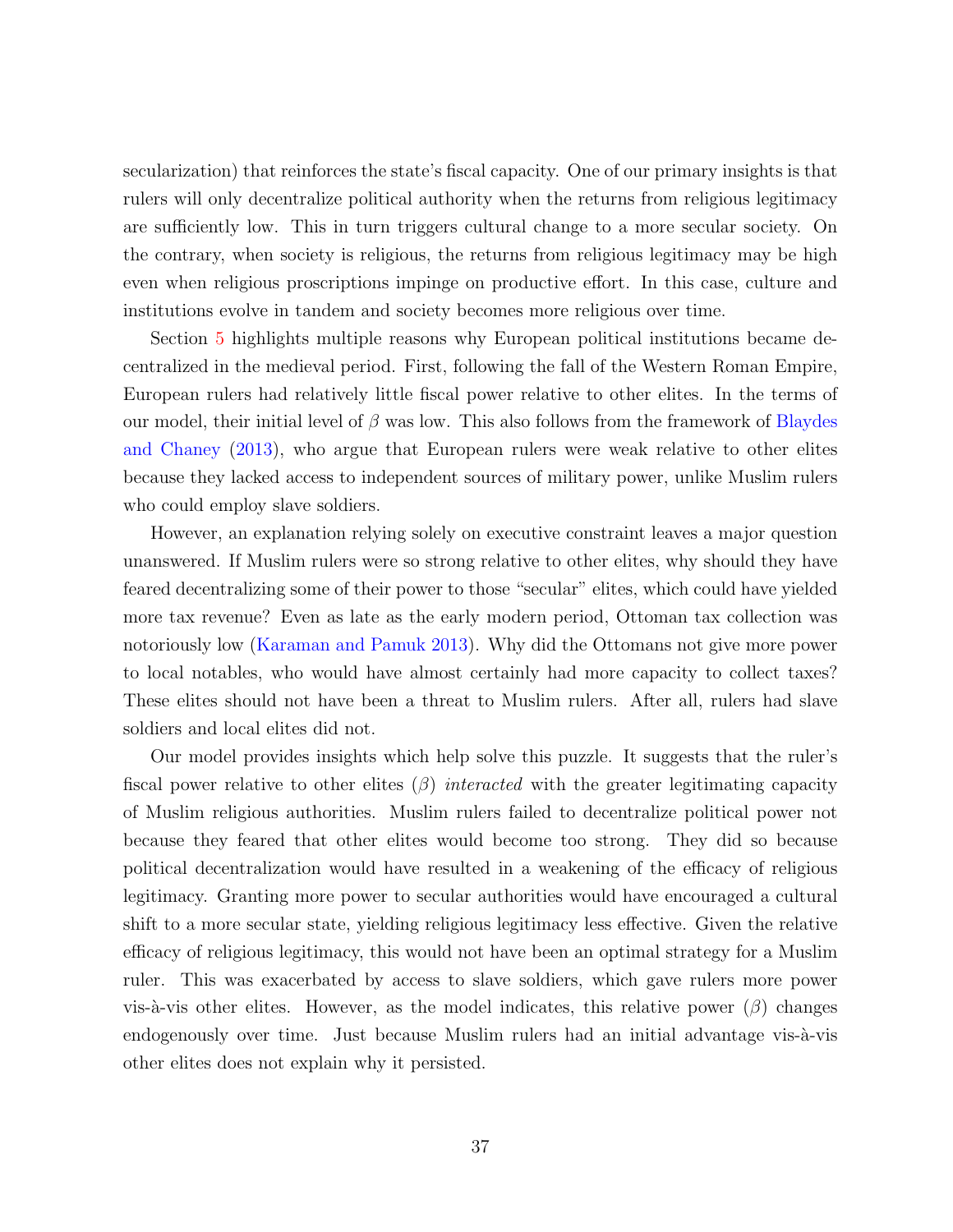secularization) that reinforces the state's fiscal capacity. One of our primary insights is that rulers will only decentralize political authority when the returns from religious legitimacy are sufficiently low. This in turn triggers cultural change to a more secular society. On the contrary, when society is religious, the returns from religious legitimacy may be high even when religious proscriptions impinge on productive effort. In this case, culture and institutions evolve in tandem and society becomes more religious over time.

Section 5 highlights multiple reasons why European political institutions became decentralized in the medieval period. First, following the fall of the Western Roman Empire, European rulers had relatively little fiscal power relative to other elites. In the terms of our model, their initial level of $\beta$ was low. This also follows from the framework of Blaydes and Chaney (2013), who argue that European rulers were weak relative to other elites because they lacked access to independent sources of military power, unlike Muslim rulers who could employ slave soldiers.

However, an explanation relying solely on executive constraint leaves a major question unanswered. If Muslim rulers were so strong relative to other elites, why should they have feared decentralizing some of their power to those "secular" elites, which could have yielded more tax revenue? Even as late as the early modern period, Ottoman tax collection was notoriously low (Karaman and Pamuk 2013). Why did the Ottomans not give more power to local notables, who would have almost certainly had more capacity to collect taxes? These elites should not have been a threat to Muslim rulers. After all, rulers had slave soldiers and local elites did not.

Our model provides insights which help solve this puzzle. It suggests that the ruler's fiscal power relative to other elites ($\beta$) *interacted* with the greater legitimating capacity of Muslim religious authorities. Muslim rulers failed to decentralize political power not because they feared that other elites would become too strong. They did so because political decentralization would have resulted in a weakening of the efficacy of religious legitimacy. Granting more power to secular authorities would have encouraged a cultural shift to a more secular state, yielding religious legitimacy less effective. Given the relative efficacy of religious legitimacy, this would not have been an optimal strategy for a Muslim ruler. This was exacerbated by access to slave soldiers, which gave rulers more power vis-à-vis other elites. However, as the model indicates, this relative power ($\beta$) changes endogenously over time. Just because Muslim rulers had an initial advantage vis-à-vis other elites does not explain why it persisted.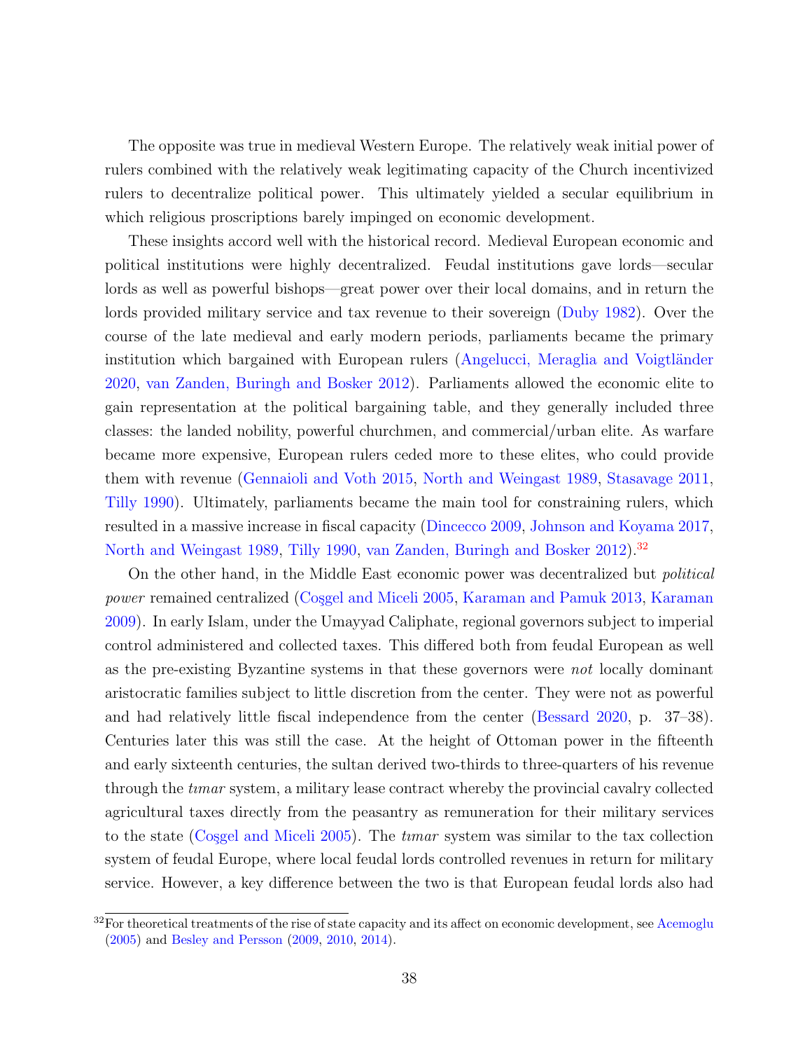The opposite was true in medieval Western Europe. The relatively weak initial power of rulers combined with the relatively weak legitimating capacity of the Church incentivized rulers to decentralize political power. This ultimately yielded a secular equilibrium in which religious proscriptions barely impinged on economic development.

These insights accord well with the historical record. Medieval European economic and political institutions were highly decentralized. Feudal institutions gave lords—secular lords as well as powerful bishops—great power over their local domains, and in return the lords provided military service and tax revenue to their sovereign (Duby 1982). Over the course of the late medieval and early modern periods, parliaments became the primary institution which bargained with European rulers (Angelucci, Meraglia and Voigtländer 2020, van Zanden, Buringh and Bosker 2012). Parliaments allowed the economic elite to gain representation at the political bargaining table, and they generally included three classes: the landed nobility, powerful churchmen, and commercial/urban elite. As warfare became more expensive, European rulers ceded more to these elites, who could provide them with revenue (Gennaioli and Voth 2015, North and Weingast 1989, Stasavage 2011, Tilly 1990). Ultimately, parliaments became the main tool for constraining rulers, which resulted in a massive increase in fiscal capacity (Dincecco 2009, Johnson and Koyama 2017, North and Weingast 1989, Tilly 1990, van Zanden, Buringh and Bosker 2012).[32]

On the other hand, in the Middle East economic power was decentralized but *political power* remained centralized (Coşgel and Miceli 2005, Karaman and Pamuk 2013, Karaman 2009). In early Islam, under the Umayyad Caliphate, regional governors subject to imperial control administered and collected taxes. This differed both from feudal European as well as the pre-existing Byzantine systems in that these governors were *not* locally dominant aristocratic families subject to little discretion from the center. They were not as powerful and had relatively little fiscal independence from the center (Bessard 2020, p. 37–38). Centuries later this was still the case. At the height of Ottoman power in the fifteenth and early sixteenth centuries, the sultan derived two-thirds to three-quarters of his revenue through the *tımar* system, a military lease contract whereby the provincial cavalry collected agricultural taxes directly from the peasantry as remuneration for their military services to the state (Coşgel and Miceli 2005). The *tımar* system was similar to the tax collection system of feudal Europe, where local feudal lords controlled revenues in return for military service. However, a key difference between the two is that European feudal lords also had

[32] For theoretical treatments of the rise of state capacity and its affect on economic development, see Acemoglu (2005) and Besley and Persson (2009, 2010, 2014).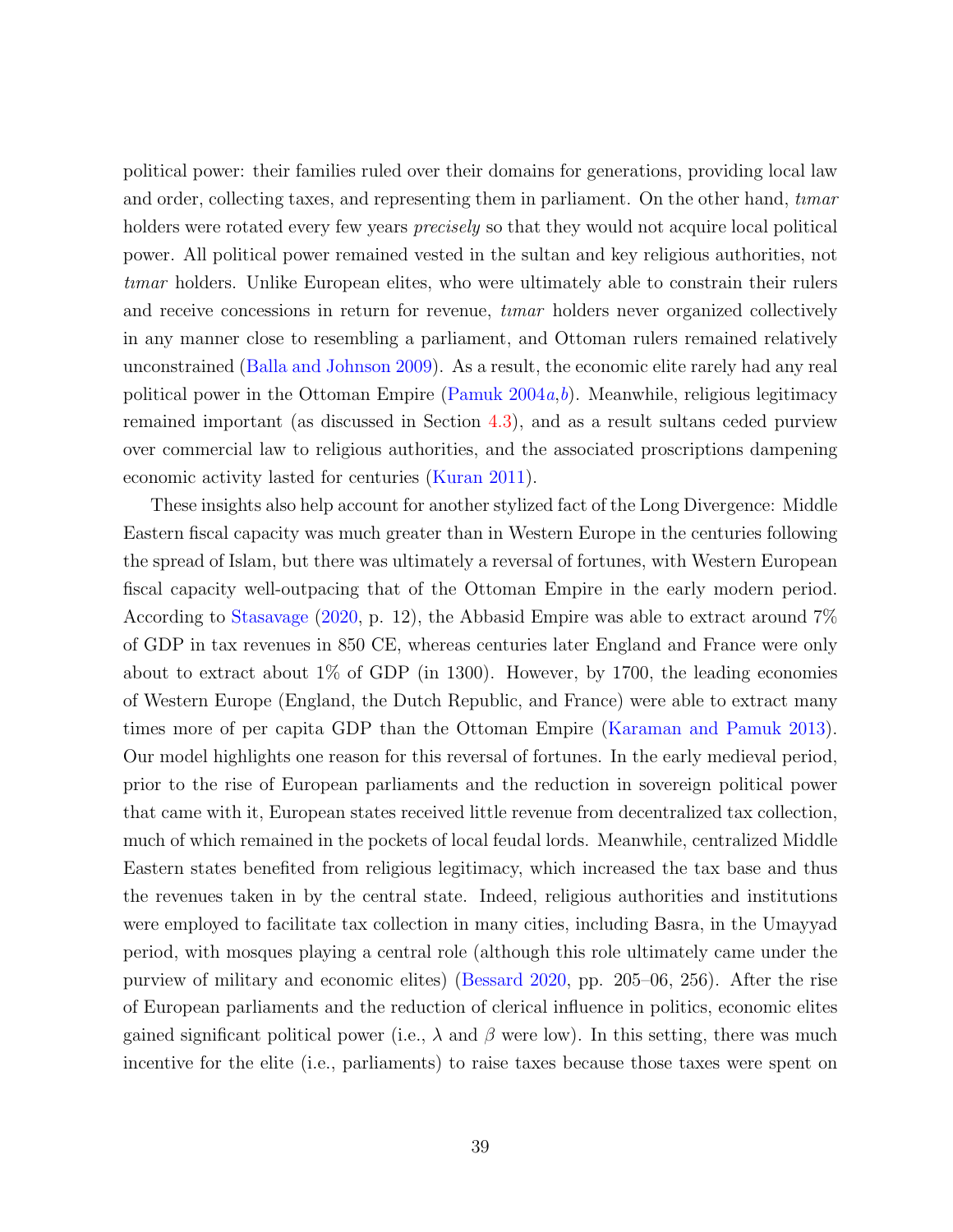political power: their families ruled over their domains for generations, providing local law and order, collecting taxes, and representing them in parliament. On the other hand, *tımar* holders were rotated every few years *precisely* so that they would not acquire local political power. All political power remained vested in the sultan and key religious authorities, not *tımar* holders. Unlike European elites, who were ultimately able to constrain their rulers and receive concessions in return for revenue, *tımar* holders never organized collectively in any manner close to resembling a parliament, and Ottoman rulers remained relatively unconstrained (Balla and Johnson 2009). As a result, the economic elite rarely had any real political power in the Ottoman Empire (Pamuk 2004*a*,*b*). Meanwhile, religious legitimacy remained important (as discussed in Section 4.3), and as a result sultans ceded purview over commercial law to religious authorities, and the associated proscriptions dampening economic activity lasted for centuries (Kuran 2011).

These insights also help account for another stylized fact of the Long Divergence: Middle Eastern fiscal capacity was much greater than in Western Europe in the centuries following the spread of Islam, but there was ultimately a reversal of fortunes, with Western European fiscal capacity well-outpacing that of the Ottoman Empire in the early modern period. According to Stasavage (2020, p. 12), the Abbasid Empire was able to extract around 7% of GDP in tax revenues in 850 CE, whereas centuries later England and France were only about to extract about 1% of GDP (in 1300). However, by 1700, the leading economies of Western Europe (England, the Dutch Republic, and France) were able to extract many times more of per capita GDP than the Ottoman Empire (Karaman and Pamuk 2013). Our model highlights one reason for this reversal of fortunes. In the early medieval period, prior to the rise of European parliaments and the reduction in sovereign political power that came with it, European states received little revenue from decentralized tax collection, much of which remained in the pockets of local feudal lords. Meanwhile, centralized Middle Eastern states benefited from religious legitimacy, which increased the tax base and thus the revenues taken in by the central state. Indeed, religious authorities and institutions were employed to facilitate tax collection in many cities, including Basra, in the Umayyad period, with mosques playing a central role (although this role ultimately came under the purview of military and economic elites) (Bessard 2020, pp. 205–06, 256). After the rise of European parliaments and the reduction of clerical influence in politics, economic elites gained significant political power (i.e., $\lambda$ and $\beta$ were low). In this setting, there was much incentive for the elite (i.e., parliaments) to raise taxes because those taxes were spent on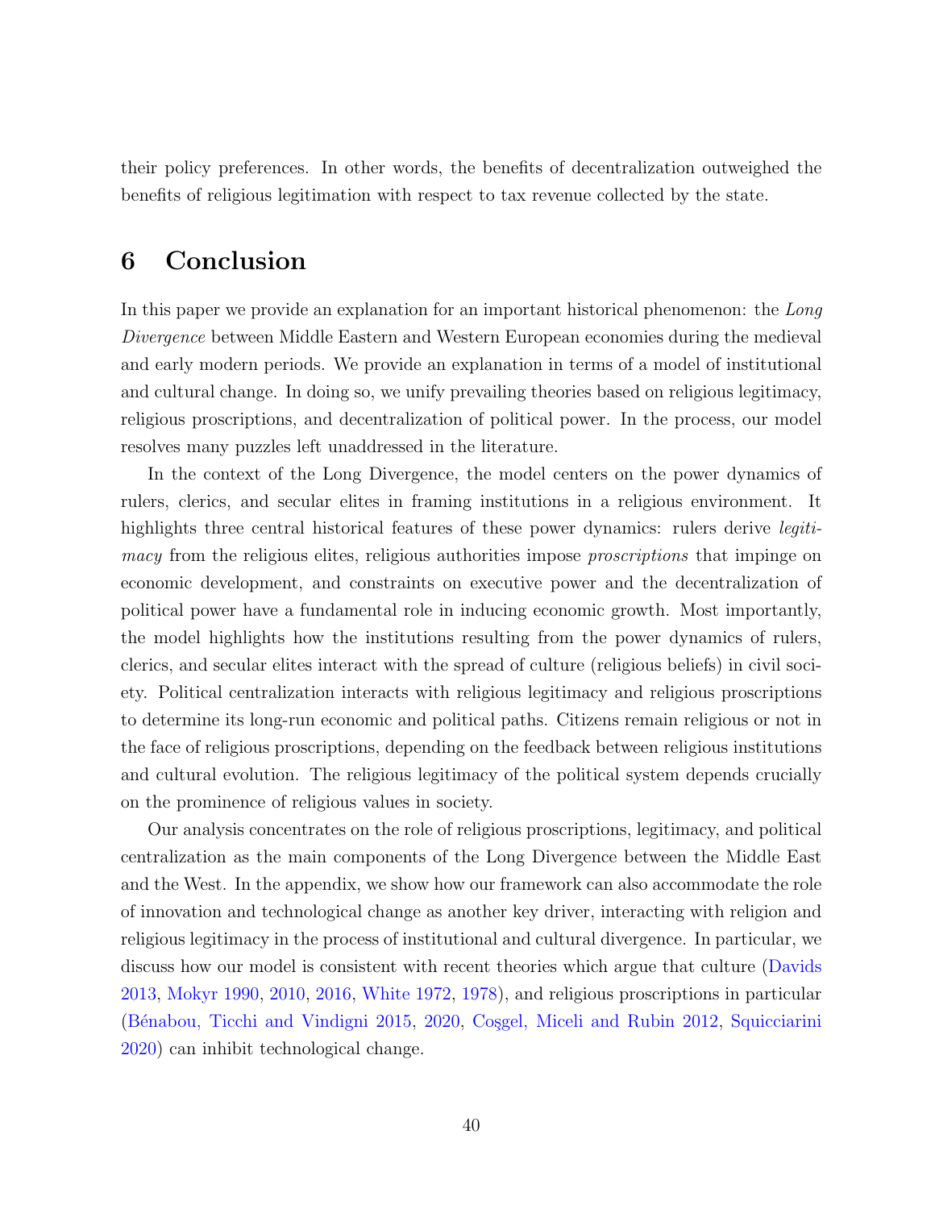their policy preferences. In other words, the benefits of decentralization outweighed the benefits of religious legitimation with respect to tax revenue collected by the state.

# 6 Conclusion

In this paper we provide an explanation for an important historical phenomenon: the *Long Divergence* between Middle Eastern and Western European economies during the medieval and early modern periods. We provide an explanation in terms of a model of institutional and cultural change. In doing so, we unify prevailing theories based on religious legitimacy, religious proscriptions, and decentralization of political power. In the process, our model resolves many puzzles left unaddressed in the literature.

In the context of the Long Divergence, the model centers on the power dynamics of rulers, clerics, and secular elites in framing institutions in a religious environment. It highlights three central historical features of these power dynamics: rulers derive *legitimacy* from the religious elites, religious authorities impose *proscriptions* that impinge on economic development, and constraints on executive power and the decentralization of political power have a fundamental role in inducing economic growth. Most importantly, the model highlights how the institutions resulting from the power dynamics of rulers, clerics, and secular elites interact with the spread of culture (religious beliefs) in civil society. Political centralization interacts with religious legitimacy and religious proscriptions to determine its long-run economic and political paths. Citizens remain religious or not in the face of religious proscriptions, depending on the feedback between religious institutions and cultural evolution. The religious legitimacy of the political system depends crucially on the prominence of religious values in society.

Our analysis concentrates on the role of religious proscriptions, legitimacy, and political centralization as the main components of the Long Divergence between the Middle East and the West. In the appendix, we show how our framework can also accommodate the role of innovation and technological change as another key driver, interacting with religion and religious legitimacy in the process of institutional and cultural divergence. In particular, we discuss how our model is consistent with recent theories which argue that culture (Davids 2013, Mokyr 1990, 2010, 2016, White 1972, 1978), and religious proscriptions in particular (Bénabou, Ticchi and Vindigni 2015, 2020, Coşgel, Miceli and Rubin 2012, Squicciarini 2020) can inhibit technological change.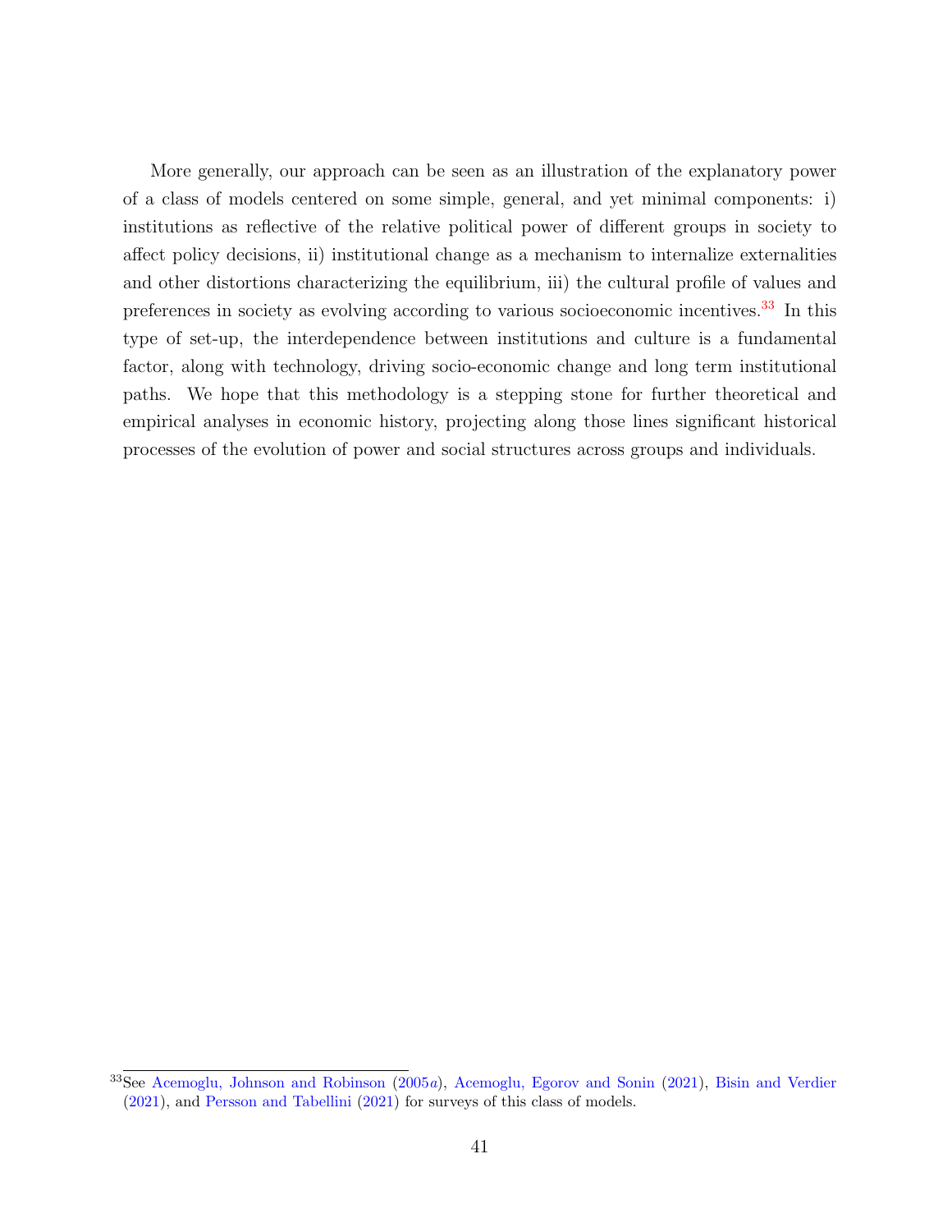More generally, our approach can be seen as an illustration of the explanatory power of a class of models centered on some simple, general, and yet minimal components: i) institutions as reflective of the relative political power of different groups in society to affect policy decisions, ii) institutional change as a mechanism to internalize externalities and other distortions characterizing the equilibrium, iii) the cultural profile of values and preferences in society as evolving according to various socioeconomic incentives.[33] In this type of set-up, the interdependence between institutions and culture is a fundamental factor, along with technology, driving socio-economic change and long term institutional paths. We hope that this methodology is a stepping stone for further theoretical and empirical analyses in economic history, projecting along those lines significant historical processes of the evolution of power and social structures across groups and individuals.

[33] See Acemoglu, Johnson and Robinson (2005*a*), Acemoglu, Egorov and Sonin (2021), Bisin and Verdier (2021), and Persson and Tabellini (2021) for surveys of this class of models.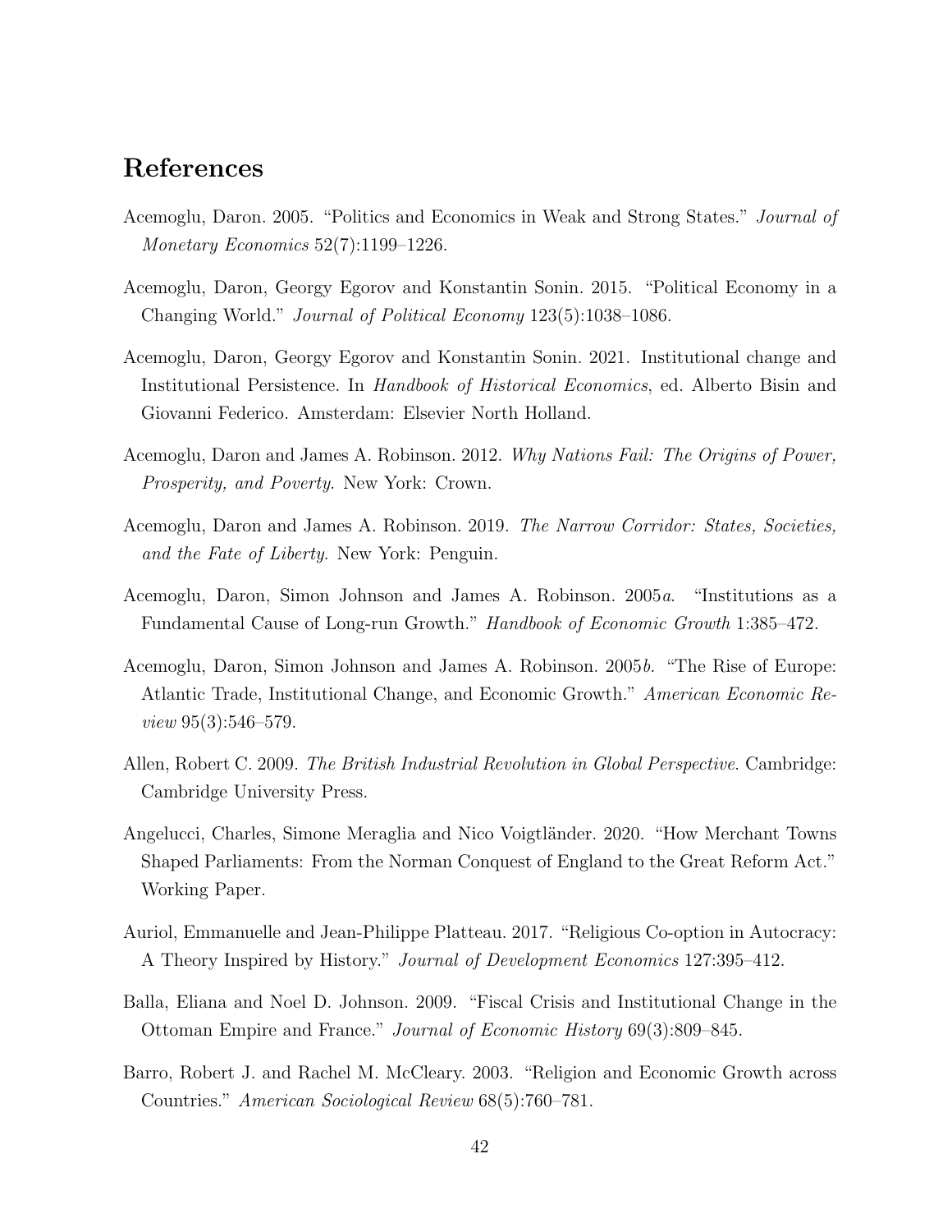# References

Acemoglu, Daron. 2005. "Politics and Economics in Weak and Strong States." *Journal of Monetary Economics* 52(7):1199–1226.

Acemoglu, Daron, Georgy Egorov and Konstantin Sonin. 2015. "Political Economy in a Changing World." *Journal of Political Economy* 123(5):1038–1086.

Acemoglu, Daron, Georgy Egorov and Konstantin Sonin. 2021. Institutional change and Institutional Persistence. In *Handbook of Historical Economics*, ed. Alberto Bisin and Giovanni Federico. Amsterdam: Elsevier North Holland.

Acemoglu, Daron and James A. Robinson. 2012. *Why Nations Fail: The Origins of Power, Prosperity, and Poverty*. New York: Crown.

Acemoglu, Daron and James A. Robinson. 2019. *The Narrow Corridor: States, Societies, and the Fate of Liberty*. New York: Penguin.

Acemoglu, Daron, Simon Johnson and James A. Robinson. 2005*a*. "Institutions as a Fundamental Cause of Long-run Growth." *Handbook of Economic Growth* 1:385–472.

Acemoglu, Daron, Simon Johnson and James A. Robinson. 2005*b*. "The Rise of Europe: Atlantic Trade, Institutional Change, and Economic Growth." *American Economic Review* 95(3):546–579.

Allen, Robert C. 2009. *The British Industrial Revolution in Global Perspective*. Cambridge: Cambridge University Press.

Angelucci, Charles, Simone Meraglia and Nico Voigtländer. 2020. "How Merchant Towns Shaped Parliaments: From the Norman Conquest of England to the Great Reform Act." Working Paper.

Auriol, Emmanuelle and Jean-Philippe Platteau. 2017. "Religious Co-option in Autocracy: A Theory Inspired by History." *Journal of Development Economics* 127:395–412.

Balla, Eliana and Noel D. Johnson. 2009. "Fiscal Crisis and Institutional Change in the Ottoman Empire and France." *Journal of Economic History* 69(3):809–845.

Barro, Robert J. and Rachel M. McCleary. 2003. "Religion and Economic Growth across Countries." *American Sociological Review* 68(5):760–781.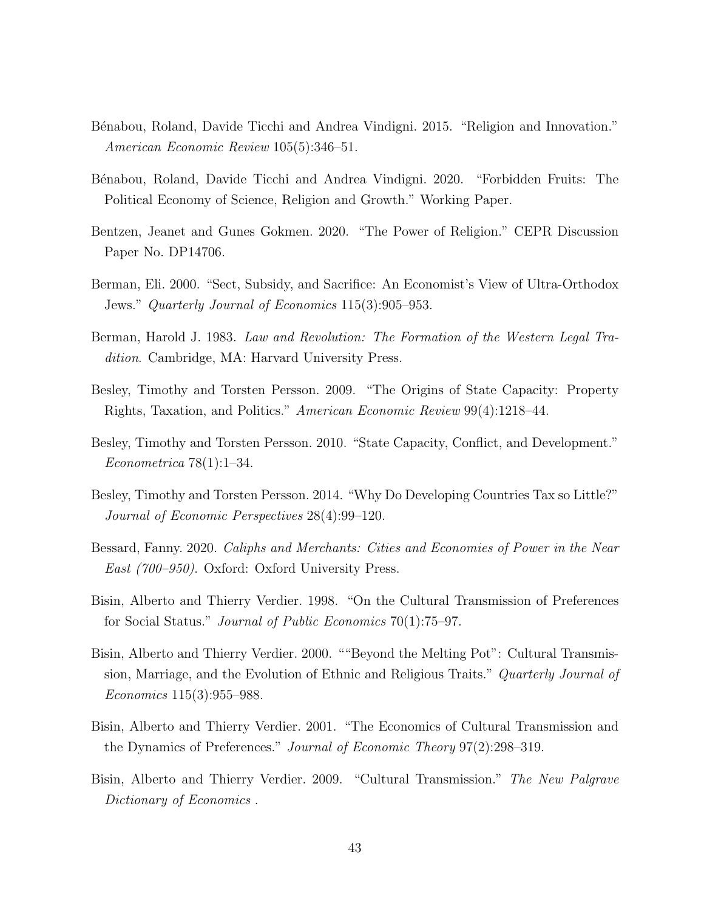Bénabou, Roland, Davide Ticchi and Andrea Vindigni. 2015. "Religion and Innovation." *American Economic Review* 105(5):346–51.

Bénabou, Roland, Davide Ticchi and Andrea Vindigni. 2020. "Forbidden Fruits: The Political Economy of Science, Religion and Growth." Working Paper.

Bentzen, Jeanet and Gunes Gokmen. 2020. "The Power of Religion." CEPR Discussion Paper No. DP14706.

Berman, Eli. 2000. "Sect, Subsidy, and Sacrifice: An Economist's View of Ultra-Orthodox Jews." *Quarterly Journal of Economics* 115(3):905–953.

Berman, Harold J. 1983. *Law and Revolution: The Formation of the Western Legal Tradition*. Cambridge, MA: Harvard University Press.

Besley, Timothy and Torsten Persson. 2009. "The Origins of State Capacity: Property Rights, Taxation, and Politics." *American Economic Review* 99(4):1218–44.

Besley, Timothy and Torsten Persson. 2010. "State Capacity, Conflict, and Development." *Econometrica* 78(1):1–34.

Besley, Timothy and Torsten Persson. 2014. "Why Do Developing Countries Tax so Little?" *Journal of Economic Perspectives* 28(4):99–120.

Bessard, Fanny. 2020. *Caliphs and Merchants: Cities and Economies of Power in the Near East (700–950)*. Oxford: Oxford University Press.

Bisin, Alberto and Thierry Verdier. 1998. "On the Cultural Transmission of Preferences for Social Status." *Journal of Public Economics* 70(1):75–97.

Bisin, Alberto and Thierry Verdier. 2000. ""Beyond the Melting Pot": Cultural Transmission, Marriage, and the Evolution of Ethnic and Religious Traits." *Quarterly Journal of Economics* 115(3):955–988.

Bisin, Alberto and Thierry Verdier. 2001. "The Economics of Cultural Transmission and the Dynamics of Preferences." *Journal of Economic Theory* 97(2):298–319.

Bisin, Alberto and Thierry Verdier. 2009. "Cultural Transmission." *The New Palgrave Dictionary of Economics* .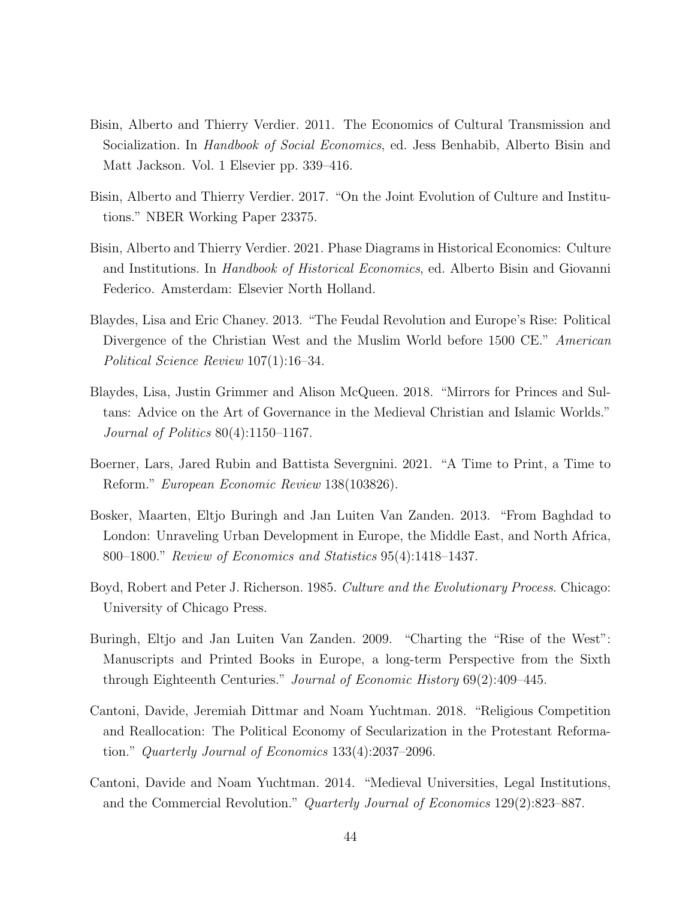Bisin, Alberto and Thierry Verdier. 2011. The Economics of Cultural Transmission and Socialization. In *Handbook of Social Economics*, ed. Jess Benhabib, Alberto Bisin and Matt Jackson. Vol. 1 Elsevier pp. 339–416.

Bisin, Alberto and Thierry Verdier. 2017. "On the Joint Evolution of Culture and Institutions." NBER Working Paper 23375.

Bisin, Alberto and Thierry Verdier. 2021. Phase Diagrams in Historical Economics: Culture and Institutions. In *Handbook of Historical Economics*, ed. Alberto Bisin and Giovanni Federico. Amsterdam: Elsevier North Holland.

Blaydes, Lisa and Eric Chaney. 2013. "The Feudal Revolution and Europe's Rise: Political Divergence of the Christian West and the Muslim World before 1500 CE." *American Political Science Review* 107(1):16–34.

Blaydes, Lisa, Justin Grimmer and Alison McQueen. 2018. "Mirrors for Princes and Sultans: Advice on the Art of Governance in the Medieval Christian and Islamic Worlds." *Journal of Politics* 80(4):1150–1167.

Boerner, Lars, Jared Rubin and Battista Severgnini. 2021. "A Time to Print, a Time to Reform." *European Economic Review* 138(103826).

Bosker, Maarten, Eltjo Buringh and Jan Luiten Van Zanden. 2013. "From Baghdad to London: Unraveling Urban Development in Europe, the Middle East, and North Africa, 800–1800." *Review of Economics and Statistics* 95(4):1418–1437.

Boyd, Robert and Peter J. Richerson. 1985. *Culture and the Evolutionary Process*. Chicago: University of Chicago Press.

Buringh, Eltjo and Jan Luiten Van Zanden. 2009. "Charting the "Rise of the West": Manuscripts and Printed Books in Europe, a long-term Perspective from the Sixth through Eighteenth Centuries." *Journal of Economic History* 69(2):409–445.

Cantoni, Davide, Jeremiah Dittmar and Noam Yuchtman. 2018. "Religious Competition and Reallocation: The Political Economy of Secularization in the Protestant Reformation." *Quarterly Journal of Economics* 133(4):2037–2096.

Cantoni, Davide and Noam Yuchtman. 2014. "Medieval Universities, Legal Institutions, and the Commercial Revolution." *Quarterly Journal of Economics* 129(2):823–887.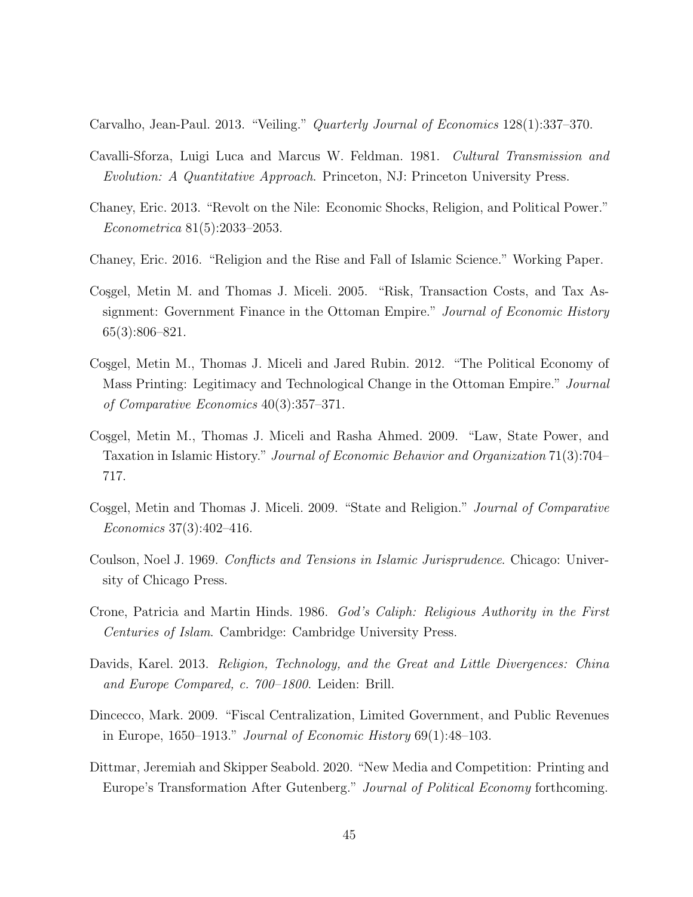Carvalho, Jean-Paul. 2013. "Veiling." *Quarterly Journal of Economics* 128(1):337–370.

Cavalli-Sforza, Luigi Luca and Marcus W. Feldman. 1981. *Cultural Transmission and Evolution: A Quantitative Approach*. Princeton, NJ: Princeton University Press.

Chaney, Eric. 2013. "Revolt on the Nile: Economic Shocks, Religion, and Political Power." *Econometrica* 81(5):2033–2053.

Chaney, Eric. 2016. "Religion and the Rise and Fall of Islamic Science." Working Paper.

Coşgel, Metin M. and Thomas J. Miceli. 2005. "Risk, Transaction Costs, and Tax Assignment: Government Finance in the Ottoman Empire." *Journal of Economic History* 65(3):806–821.

Coşgel, Metin M., Thomas J. Miceli and Jared Rubin. 2012. "The Political Economy of Mass Printing: Legitimacy and Technological Change in the Ottoman Empire." *Journal of Comparative Economics* 40(3):357–371.

Coşgel, Metin M., Thomas J. Miceli and Rasha Ahmed. 2009. "Law, State Power, and Taxation in Islamic History." *Journal of Economic Behavior and Organization* 71(3):704–717.

Coşgel, Metin and Thomas J. Miceli. 2009. "State and Religion." *Journal of Comparative Economics* 37(3):402–416.

Coulson, Noel J. 1969. *Conflicts and Tensions in Islamic Jurisprudence*. Chicago: University of Chicago Press.

Crone, Patricia and Martin Hinds. 1986. *God's Caliph: Religious Authority in the First Centuries of Islam*. Cambridge: Cambridge University Press.

Davids, Karel. 2013. *Religion, Technology, and the Great and Little Divergences: China and Europe Compared, c. 700–1800*. Leiden: Brill.

Dincecco, Mark. 2009. "Fiscal Centralization, Limited Government, and Public Revenues in Europe, 1650–1913." *Journal of Economic History* 69(1):48–103.

Dittmar, Jeremiah and Skipper Seabold. 2020. "New Media and Competition: Printing and Europe's Transformation After Gutenberg." *Journal of Political Economy* forthcoming.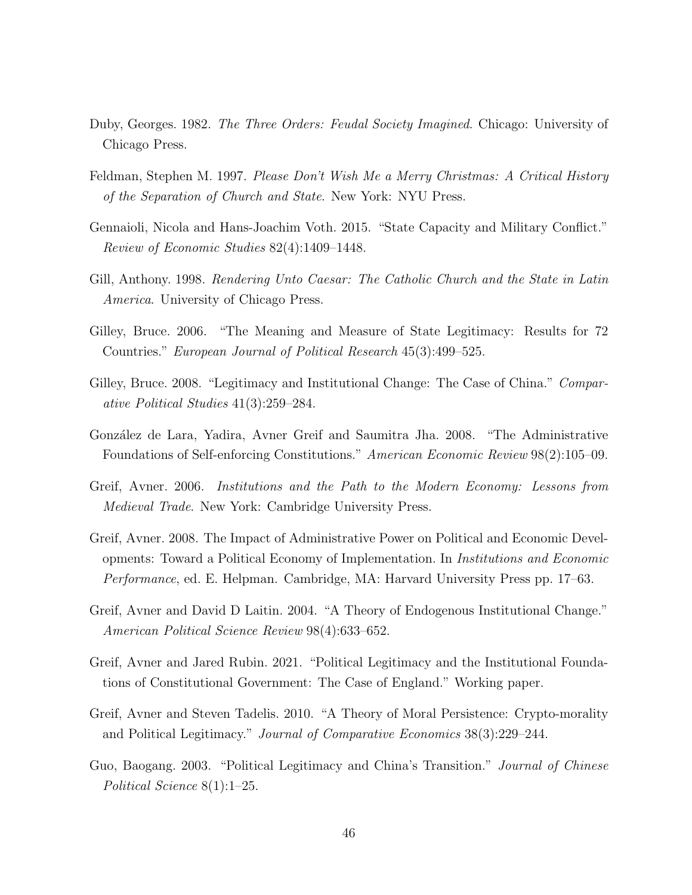Duby, Georges. 1982. *The Three Orders: Feudal Society Imagined*. Chicago: University of Chicago Press.

Feldman, Stephen M. 1997. *Please Don't Wish Me a Merry Christmas: A Critical History of the Separation of Church and State*. New York: NYU Press.

Gennaioli, Nicola and Hans-Joachim Voth. 2015. "State Capacity and Military Conflict." *Review of Economic Studies* 82(4):1409–1448.

Gill, Anthony. 1998. *Rendering Unto Caesar: The Catholic Church and the State in Latin America*. University of Chicago Press.

Gilley, Bruce. 2006. "The Meaning and Measure of State Legitimacy: Results for 72 Countries." *European Journal of Political Research* 45(3):499–525.

Gilley, Bruce. 2008. "Legitimacy and Institutional Change: The Case of China." *Comparative Political Studies* 41(3):259–284.

González de Lara, Yadira, Avner Greif and Saumitra Jha. 2008. "The Administrative Foundations of Self-enforcing Constitutions." *American Economic Review* 98(2):105–09.

Greif, Avner. 2006. *Institutions and the Path to the Modern Economy: Lessons from Medieval Trade*. New York: Cambridge University Press.

Greif, Avner. 2008. The Impact of Administrative Power on Political and Economic Developments: Toward a Political Economy of Implementation. In *Institutions and Economic Performance*, ed. E. Helpman. Cambridge, MA: Harvard University Press pp. 17–63.

Greif, Avner and David D Laitin. 2004. "A Theory of Endogenous Institutional Change." *American Political Science Review* 98(4):633–652.

Greif, Avner and Jared Rubin. 2021. "Political Legitimacy and the Institutional Foundations of Constitutional Government: The Case of England." Working paper.

Greif, Avner and Steven Tadelis. 2010. "A Theory of Moral Persistence: Crypto-morality and Political Legitimacy." *Journal of Comparative Economics* 38(3):229–244.

Guo, Baogang. 2003. "Political Legitimacy and China's Transition." *Journal of Chinese Political Science* 8(1):1–25.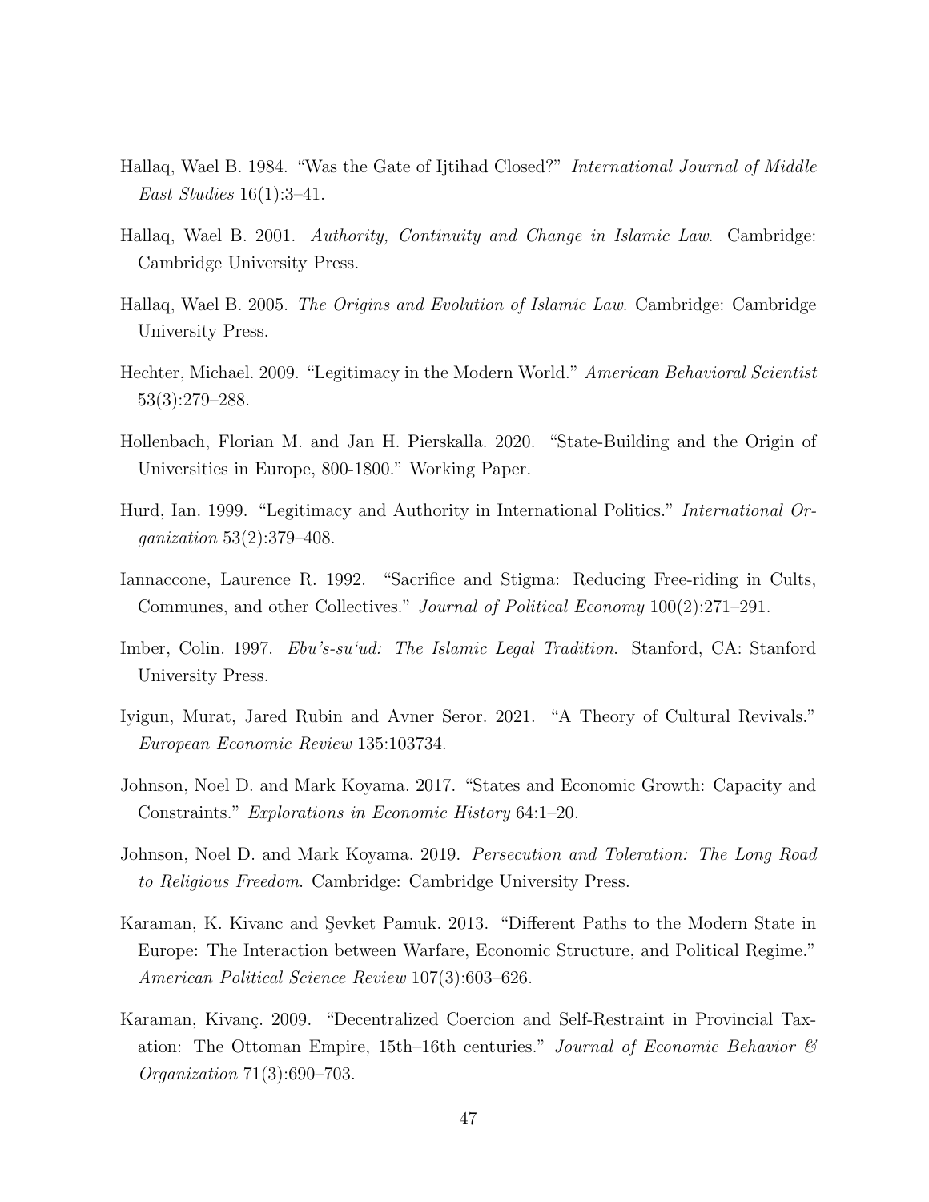Hallaq, Wael B. 1984. "Was the Gate of Ijtihad Closed?" *International Journal of Middle East Studies* 16(1):3–41.

Hallaq, Wael B. 2001. *Authority, Continuity and Change in Islamic Law*. Cambridge: Cambridge University Press.

Hallaq, Wael B. 2005. *The Origins and Evolution of Islamic Law*. Cambridge: Cambridge University Press.

Hechter, Michael. 2009. "Legitimacy in the Modern World." *American Behavioral Scientist* 53(3):279–288.

Hollenbach, Florian M. and Jan H. Pierskalla. 2020. "State-Building and the Origin of Universities in Europe, 800-1800." Working Paper.

Hurd, Ian. 1999. "Legitimacy and Authority in International Politics." *International Organization* 53(2):379–408.

Iannaccone, Laurence R. 1992. "Sacrifice and Stigma: Reducing Free-riding in Cults, Communes, and other Collectives." *Journal of Political Economy* 100(2):271–291.

Imber, Colin. 1997. *Ebu's-su'ud: The Islamic Legal Tradition*. Stanford, CA: Stanford University Press.

Iyigun, Murat, Jared Rubin and Avner Seror. 2021. "A Theory of Cultural Revivals." *European Economic Review* 135:103734.

Johnson, Noel D. and Mark Koyama. 2017. "States and Economic Growth: Capacity and Constraints." *Explorations in Economic History* 64:1–20.

Johnson, Noel D. and Mark Koyama. 2019. *Persecution and Toleration: The Long Road to Religious Freedom*. Cambridge: Cambridge University Press.

Karaman, K. Kivanc and Şevket Pamuk. 2013. "Different Paths to the Modern State in Europe: The Interaction between Warfare, Economic Structure, and Political Regime." *American Political Science Review* 107(3):603–626.

Karaman, Kivanç. 2009. "Decentralized Coercion and Self-Restraint in Provincial Taxation: The Ottoman Empire, 15th–16th centuries." *Journal of Economic Behavior & Organization* 71(3):690–703.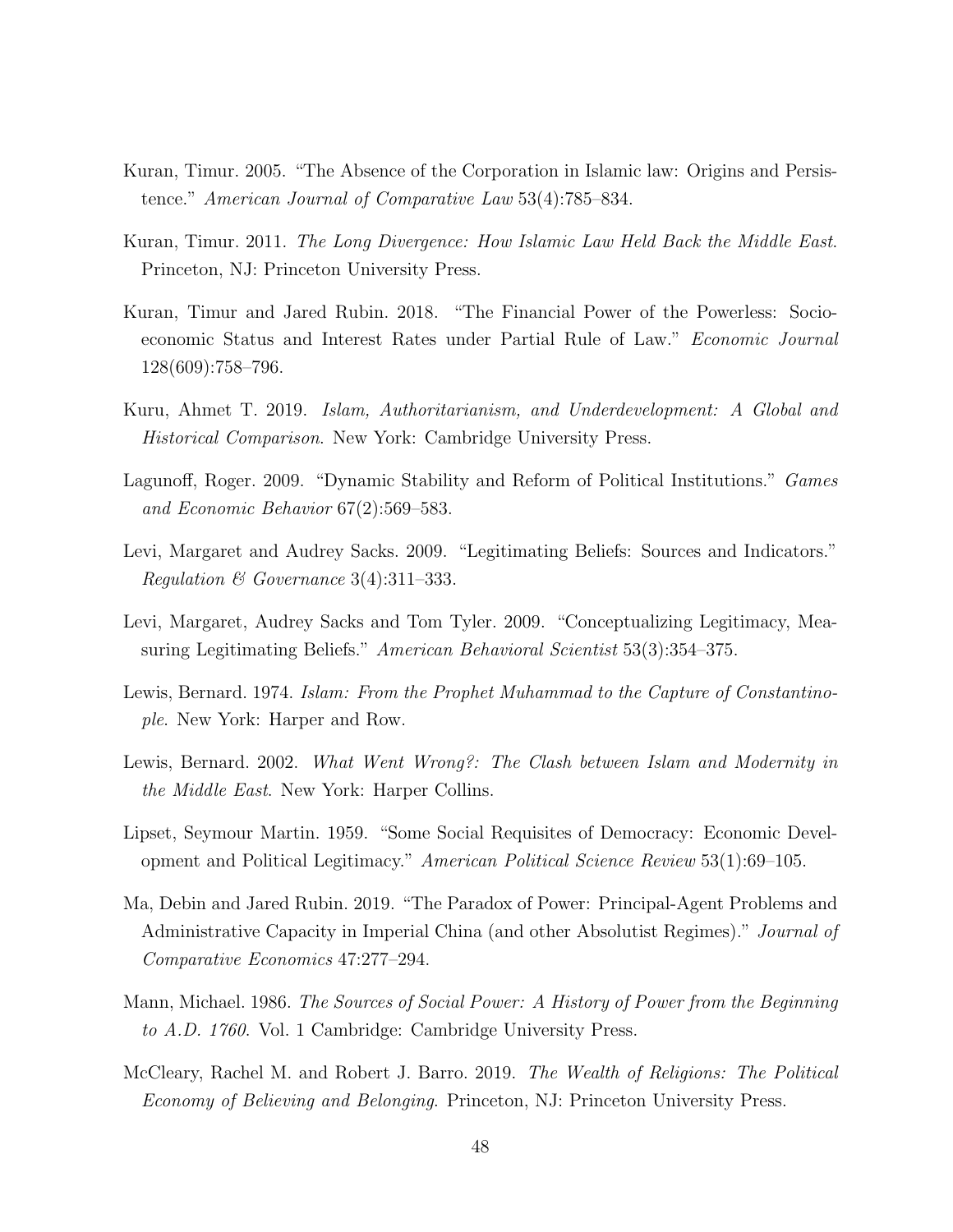Kuran, Timur. 2005. "The Absence of the Corporation in Islamic law: Origins and Persistence." *American Journal of Comparative Law* 53(4):785–834.

Kuran, Timur. 2011. *The Long Divergence: How Islamic Law Held Back the Middle East*. Princeton, NJ: Princeton University Press.

Kuran, Timur and Jared Rubin. 2018. "The Financial Power of the Powerless: Socioeconomic Status and Interest Rates under Partial Rule of Law." *Economic Journal* 128(609):758–796.

Kuru, Ahmet T. 2019. *Islam, Authoritarianism, and Underdevelopment: A Global and Historical Comparison*. New York: Cambridge University Press.

Lagunoff, Roger. 2009. "Dynamic Stability and Reform of Political Institutions." *Games and Economic Behavior* 67(2):569–583.

Levi, Margaret and Audrey Sacks. 2009. "Legitimating Beliefs: Sources and Indicators." *Regulation & Governance* 3(4):311–333.

Levi, Margaret, Audrey Sacks and Tom Tyler. 2009. "Conceptualizing Legitimacy, Measuring Legitimating Beliefs." *American Behavioral Scientist* 53(3):354–375.

Lewis, Bernard. 1974. *Islam: From the Prophet Muhammad to the Capture of Constantinople*. New York: Harper and Row.

Lewis, Bernard. 2002. *What Went Wrong?: The Clash between Islam and Modernity in the Middle East*. New York: Harper Collins.

Lipset, Seymour Martin. 1959. "Some Social Requisites of Democracy: Economic Development and Political Legitimacy." *American Political Science Review* 53(1):69–105.

Ma, Debin and Jared Rubin. 2019. "The Paradox of Power: Principal-Agent Problems and Administrative Capacity in Imperial China (and other Absolutist Regimes)." *Journal of Comparative Economics* 47:277–294.

Mann, Michael. 1986. *The Sources of Social Power: A History of Power from the Beginning to A.D. 1760*. Vol. 1 Cambridge: Cambridge University Press.

McCleary, Rachel M. and Robert J. Barro. 2019. *The Wealth of Religions: The Political Economy of Believing and Belonging*. Princeton, NJ: Princeton University Press.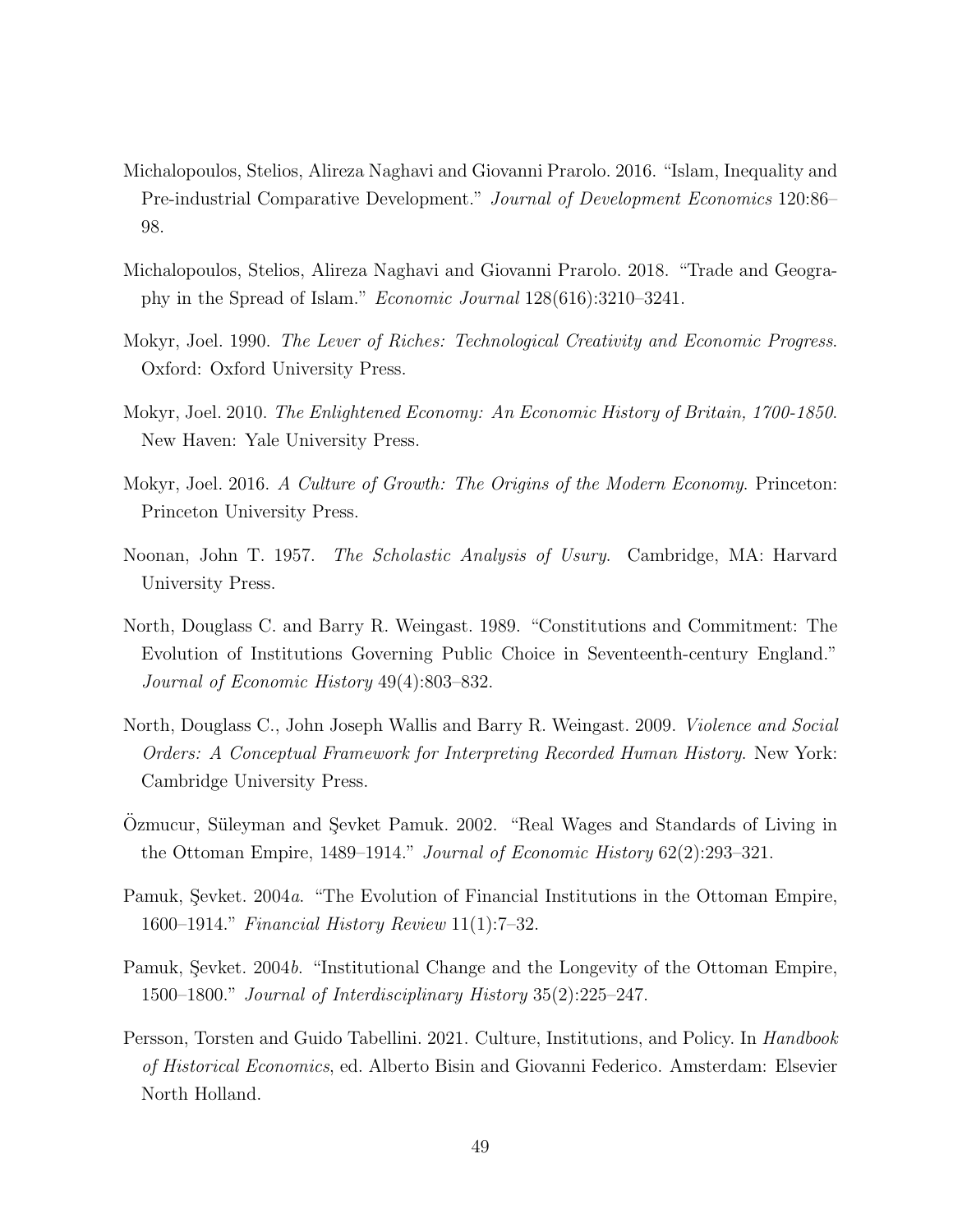Michalopoulos, Stelios, Alireza Naghavi and Giovanni Prarolo. 2016. "Islam, Inequality and Pre-industrial Comparative Development." *Journal of Development Economics* 120:86–98.

Michalopoulos, Stelios, Alireza Naghavi and Giovanni Prarolo. 2018. "Trade and Geography in the Spread of Islam." *Economic Journal* 128(616):3210–3241.

Mokyr, Joel. 1990. *The Lever of Riches: Technological Creativity and Economic Progress*. Oxford: Oxford University Press.

Mokyr, Joel. 2010. *The Enlightened Economy: An Economic History of Britain, 1700-1850*. New Haven: Yale University Press.

Mokyr, Joel. 2016. *A Culture of Growth: The Origins of the Modern Economy*. Princeton: Princeton University Press.

Noonan, John T. 1957. *The Scholastic Analysis of Usury*. Cambridge, MA: Harvard University Press.

North, Douglass C. and Barry R. Weingast. 1989. "Constitutions and Commitment: The Evolution of Institutions Governing Public Choice in Seventeenth-century England." *Journal of Economic History* 49(4):803–832.

North, Douglass C., John Joseph Wallis and Barry R. Weingast. 2009. *Violence and Social Orders: A Conceptual Framework for Interpreting Recorded Human History*. New York: Cambridge University Press.

Özmucur, Süleyman and Şevket Pamuk. 2002. "Real Wages and Standards of Living in the Ottoman Empire, 1489–1914." *Journal of Economic History* 62(2):293–321.

Pamuk, Şevket. 2004*a*. "The Evolution of Financial Institutions in the Ottoman Empire, 1600–1914." *Financial History Review* 11(1):7–32.

Pamuk, Şevket. 2004*b*. "Institutional Change and the Longevity of the Ottoman Empire, 1500–1800." *Journal of Interdisciplinary History* 35(2):225–247.

Persson, Torsten and Guido Tabellini. 2021. Culture, Institutions, and Policy. In *Handbook of Historical Economics*, ed. Alberto Bisin and Giovanni Federico. Amsterdam: Elsevier North Holland.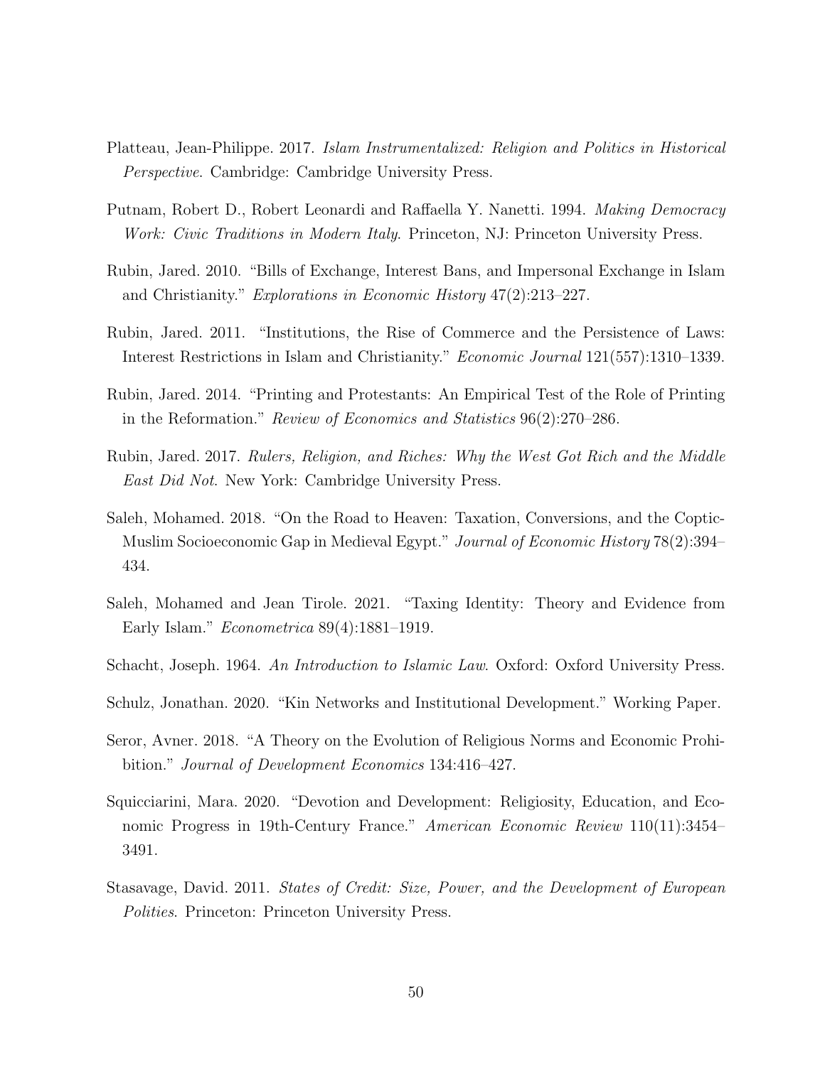Platteau, Jean-Philippe. 2017. *Islam Instrumentalized: Religion and Politics in Historical Perspective*. Cambridge: Cambridge University Press.

Putnam, Robert D., Robert Leonardi and Raffaella Y. Nanetti. 1994. *Making Democracy Work: Civic Traditions in Modern Italy*. Princeton, NJ: Princeton University Press.

Rubin, Jared. 2010. "Bills of Exchange, Interest Bans, and Impersonal Exchange in Islam and Christianity." *Explorations in Economic History* 47(2):213–227.

Rubin, Jared. 2011. "Institutions, the Rise of Commerce and the Persistence of Laws: Interest Restrictions in Islam and Christianity." *Economic Journal* 121(557):1310–1339.

Rubin, Jared. 2014. "Printing and Protestants: An Empirical Test of the Role of Printing in the Reformation." *Review of Economics and Statistics* 96(2):270–286.

Rubin, Jared. 2017. *Rulers, Religion, and Riches: Why the West Got Rich and the Middle East Did Not*. New York: Cambridge University Press.

Saleh, Mohamed. 2018. "On the Road to Heaven: Taxation, Conversions, and the Coptic-Muslim Socioeconomic Gap in Medieval Egypt." *Journal of Economic History* 78(2):394–434.

Saleh, Mohamed and Jean Tirole. 2021. "Taxing Identity: Theory and Evidence from Early Islam." *Econometrica* 89(4):1881–1919.

Schacht, Joseph. 1964. *An Introduction to Islamic Law*. Oxford: Oxford University Press.

Schulz, Jonathan. 2020. "Kin Networks and Institutional Development." Working Paper.

Seror, Avner. 2018. "A Theory on the Evolution of Religious Norms and Economic Prohibition." *Journal of Development Economics* 134:416–427.

Squicciarini, Mara. 2020. "Devotion and Development: Religiosity, Education, and Economic Progress in 19th-Century France." *American Economic Review* 110(11):3454–3491.

Stasavage, David. 2011. *States of Credit: Size, Power, and the Development of European Polities*. Princeton: Princeton University Press.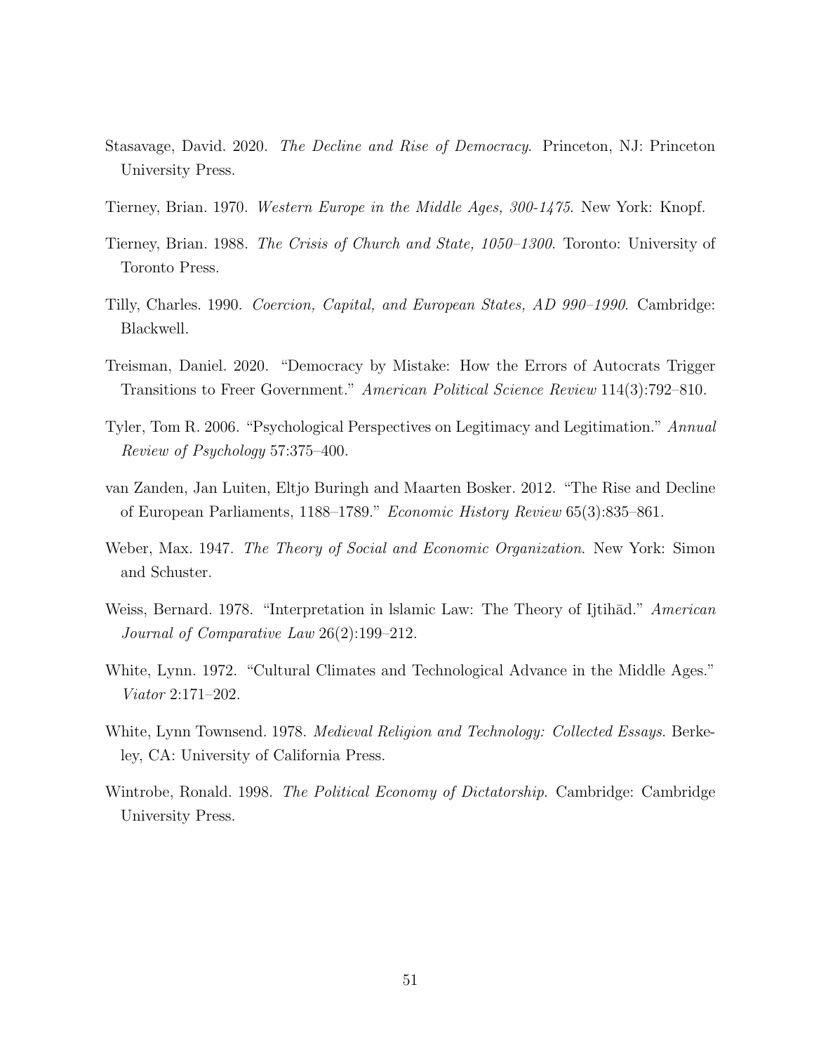Stasavage, David. 2020. *The Decline and Rise of Democracy*. Princeton, NJ: Princeton University Press.

Tierney, Brian. 1970. *Western Europe in the Middle Ages, 300-1475*. New York: Knopf.

Tierney, Brian. 1988. *The Crisis of Church and State, 1050–1300*. Toronto: University of Toronto Press.

Tilly, Charles. 1990. *Coercion, Capital, and European States, AD 990–1990*. Cambridge: Blackwell.

Treisman, Daniel. 2020. "Democracy by Mistake: How the Errors of Autocrats Trigger Transitions to Freer Government." *American Political Science Review* 114(3):792–810.

Tyler, Tom R. 2006. "Psychological Perspectives on Legitimacy and Legitimation." *Annual Review of Psychology* 57:375–400.

van Zanden, Jan Luiten, Eltjo Buringh and Maarten Bosker. 2012. "The Rise and Decline of European Parliaments, 1188–1789." *Economic History Review* 65(3):835–861.

Weber, Max. 1947. *The Theory of Social and Economic Organization*. New York: Simon and Schuster.

Weiss, Bernard. 1978. "Interpretation in lslamic Law: The Theory of Ijtihād." *American Journal of Comparative Law* 26(2):199–212.

White, Lynn. 1972. "Cultural Climates and Technological Advance in the Middle Ages." *Viator* 2:171–202.

White, Lynn Townsend. 1978. *Medieval Religion and Technology: Collected Essays*. Berkeley, CA: University of California Press.

Wintrobe, Ronald. 1998. *The Political Economy of Dictatorship*. Cambridge: Cambridge University Press.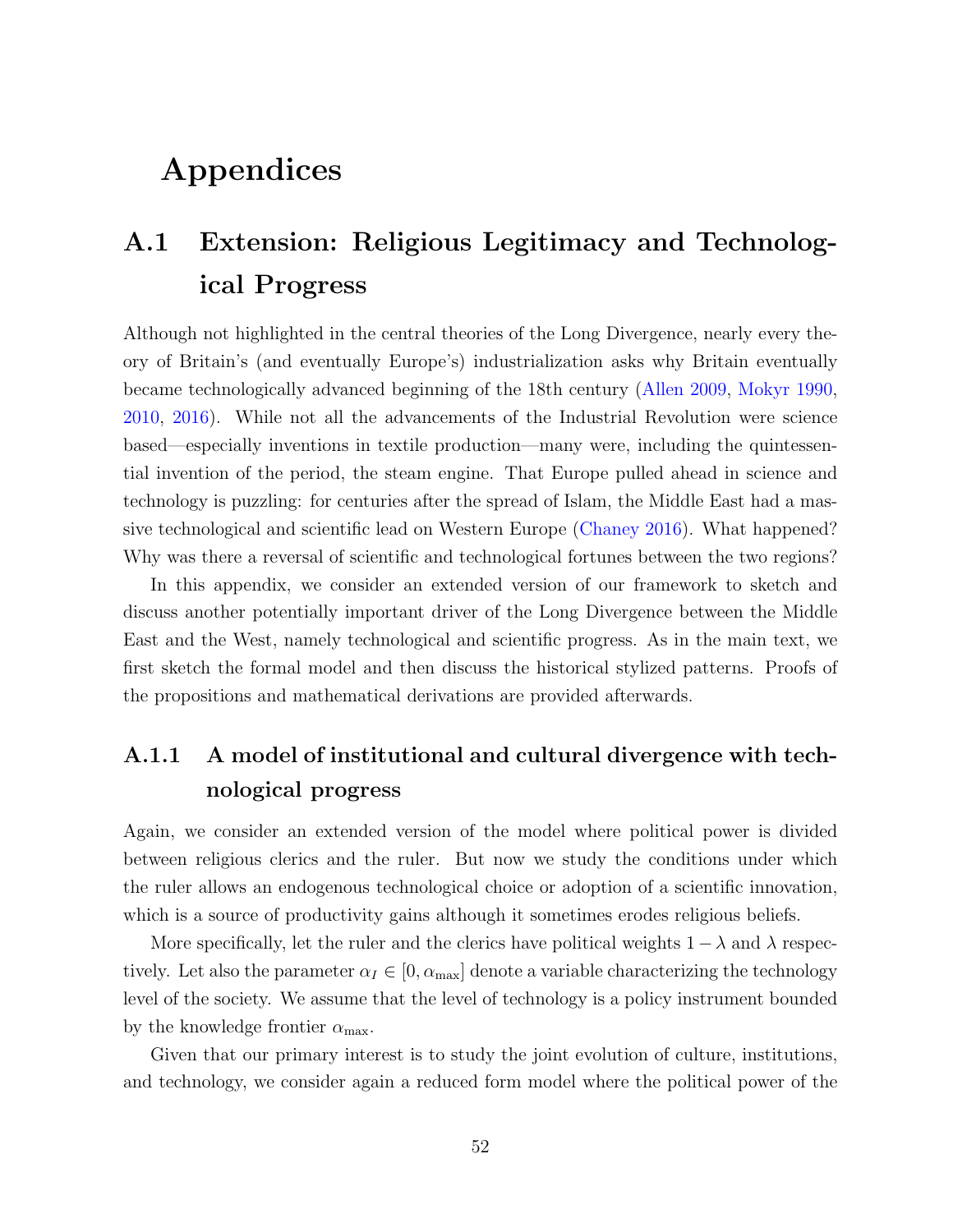# Appendices

## A.1 Extension: Religious Legitimacy and Technological Progress

Although not highlighted in the central theories of the Long Divergence, nearly every theory of Britain's (and eventually Europe's) industrialization asks why Britain eventually became technologically advanced beginning of the 18th century (Allen 2009, Mokyr 1990, 2010, 2016). While not all the advancements of the Industrial Revolution were science based—especially inventions in textile production—many were, including the quintessential invention of the period, the steam engine. That Europe pulled ahead in science and technology is puzzling: for centuries after the spread of Islam, the Middle East had a massive technological and scientific lead on Western Europe (Chaney 2016). What happened? Why was there a reversal of scientific and technological fortunes between the two regions?

In this appendix, we consider an extended version of our framework to sketch and discuss another potentially important driver of the Long Divergence between the Middle East and the West, namely technological and scientific progress. As in the main text, we first sketch the formal model and then discuss the historical stylized patterns. Proofs of the propositions and mathematical derivations are provided afterwards.

### A.1.1 A model of institutional and cultural divergence with technological progress

Again, we consider an extended version of the model where political power is divided between religious clerics and the ruler. But now we study the conditions under which the ruler allows an endogenous technological choice or adoption of a scientific innovation, which is a source of productivity gains although it sometimes erodes religious beliefs.

More specifically, let the ruler and the clerics have political weights $1 - \lambda$ and $\lambda$ respectively. Let also the parameter $\alpha_I \in [0, \alpha_{\max}]$ denote a variable characterizing the technology level of the society. We assume that the level of technology is a policy instrument bounded by the knowledge frontier $\alpha_{\max}$.

Given that our primary interest is to study the joint evolution of culture, institutions, and technology, we consider again a reduced form model where the political power of the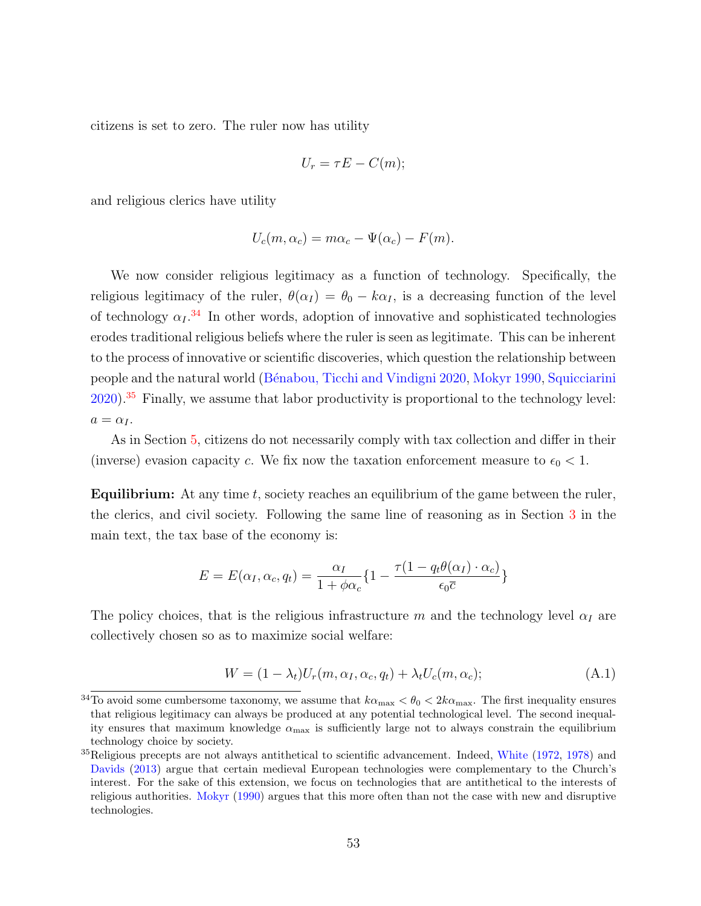citizens is set to zero. The ruler now has utility

$$U_r = \tau E - C(m);$$

and religious clerics have utility

$$U_c(m, \alpha_c) = m\alpha_c - \Psi(\alpha_c) - F(m).$$

We now consider religious legitimacy as a function of technology. Specifically, the religious legitimacy of the ruler, $\theta(\alpha_I) = \theta_0 - k\alpha_I$, is a decreasing function of the level of technology $\alpha_I$.[34] In other words, adoption of innovative and sophisticated technologies erodes traditional religious beliefs where the ruler is seen as legitimate. This can be inherent to the process of innovative or scientific discoveries, which question the relationship between people and the natural world (Bénabou, Ticchi and Vindigni 2020, Mokyr 1990, Squicciarini 2020).[35] Finally, we assume that labor productivity is proportional to the technology level: $a = \alpha_I$.

As in Section 5, citizens do not necessarily comply with tax collection and differ in their (inverse) evasion capacity $c$. We fix now the taxation enforcement measure to $\epsilon_0 < 1$.

**Equilibrium:** At any time $t$, society reaches an equilibrium of the game between the ruler, the clerics, and civil society. Following the same line of reasoning as in Section 3 in the main text, the tax base of the economy is:

$$E = E(\alpha_I, \alpha_c, q_t) = \frac{\alpha_I}{1 + \phi\alpha_c}\{1 - \frac{\tau(1 - q_t\theta(\alpha_I) \cdot \alpha_c)}{\epsilon_0 \overline{c}}\}$$

The policy choices, that is the religious infrastructure $m$ and the technology level $\alpha_I$ are collectively chosen so as to maximize social welfare:

$$W = (1 - \lambda_t)U_r(m, \alpha_I, \alpha_c, q_t) + \lambda_t U_c(m, \alpha_c); \tag{A.1}$$

[34] To avoid some cumbersome taxonomy, we assume that $k\alpha_{\max} < \theta_0 < 2k\alpha_{\max}$. The first inequality ensures that religious legitimacy can always be produced at any potential technological level. The second inequality ensures that maximum knowledge $\alpha_{\max}$ is sufficiently large not to always constrain the equilibrium technology choice by society.

[35] Religious precepts are not always antithetical to scientific advancement. Indeed, White (1972, 1978) and Davids (2013) argue that certain medieval European technologies were complementary to the Church's interest. For the sake of this extension, we focus on technologies that are antithetical to the interests of religious authorities. Mokyr (1990) argues that this more often than not the case with new and disruptive technologies.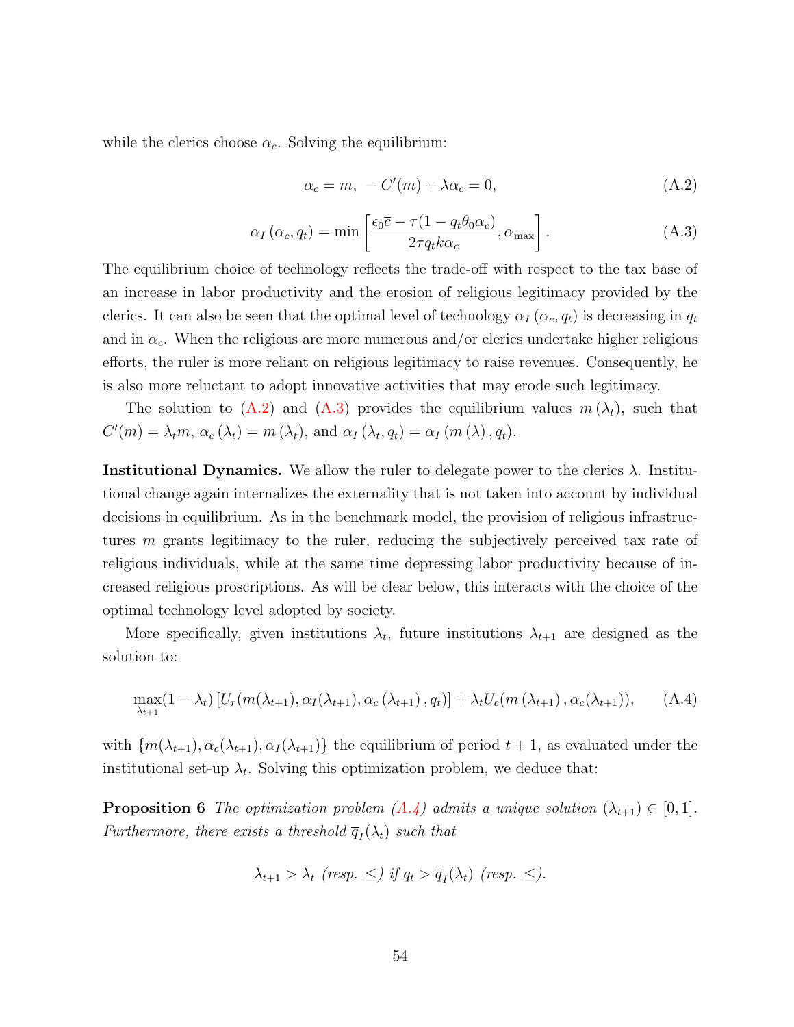while the clerics choose $\alpha_c$. Solving the equilibrium:

$$\alpha_c = m, \; -C'(m) + \lambda \alpha_c = 0, \tag{A.2}$$

$$\alpha_I(\alpha_c, q_t) = \min\left[\frac{\epsilon_0 \overline{c} - \tau(1 - q_t \theta_0 \alpha_c)}{2\tau q_t k \alpha_c}, \alpha_{\max}\right]. \tag{A.3}$$

The equilibrium choice of technology reflects the trade-off with respect to the tax base of an increase in labor productivity and the erosion of religious legitimacy provided by the clerics. It can also be seen that the optimal level of technology $\alpha_I(\alpha_c, q_t)$ is decreasing in $q_t$ and in $\alpha_c$. When the religious are more numerous and/or clerics undertake higher religious efforts, the ruler is more reliant on religious legitimacy to raise revenues. Consequently, he is also more reluctant to adopt innovative activities that may erode such legitimacy.

The solution to (A.2) and (A.3) provides the equilibrium values $m(\lambda_t)$, such that $C'(m) = \lambda_t m$, $\alpha_c(\lambda_t) = m(\lambda_t)$, and $\alpha_I(\lambda_t, q_t) = \alpha_I(m(\lambda), q_t)$.

**Institutional Dynamics.** We allow the ruler to delegate power to the clerics $\lambda$. Institutional change again internalizes the externality that is not taken into account by individual decisions in equilibrium. As in the benchmark model, the provision of religious infrastructures $m$ grants legitimacy to the ruler, reducing the subjectively perceived tax rate of religious individuals, while at the same time depressing labor productivity because of increased religious proscriptions. As will be clear below, this interacts with the choice of the optimal technology level adopted by society.

More specifically, given institutions $\lambda_t$, future institutions $\lambda_{t+1}$ are designed as the solution to:

$$\max_{\lambda_{t+1}} (1 - \lambda_t)\left[U_r(m(\lambda_{t+1}), \alpha_I(\lambda_{t+1}), \alpha_c(\lambda_{t+1}), q_t)\right] + \lambda_t U_c(m(\lambda_{t+1}), \alpha_c(\lambda_{t+1})), \tag{A.4}$$

with $\{m(\lambda_{t+1}), \alpha_c(\lambda_{t+1}), \alpha_I(\lambda_{t+1})\}$ the equilibrium of period $t+1$, as evaluated under the institutional set-up $\lambda_t$. Solving this optimization problem, we deduce that:

**Proposition 6** *The optimization problem (A.4) admits a unique solution $(\lambda_{t+1}) \in [0, 1]$. Furthermore, there exists a threshold $\overline{q}_I(\lambda_t)$ such that*

$$\lambda_{t+1} > \lambda_t \text{ (resp. } \leq \text{) if } q_t > \overline{q}_I(\lambda_t) \text{ (resp. } \leq \text{).}$$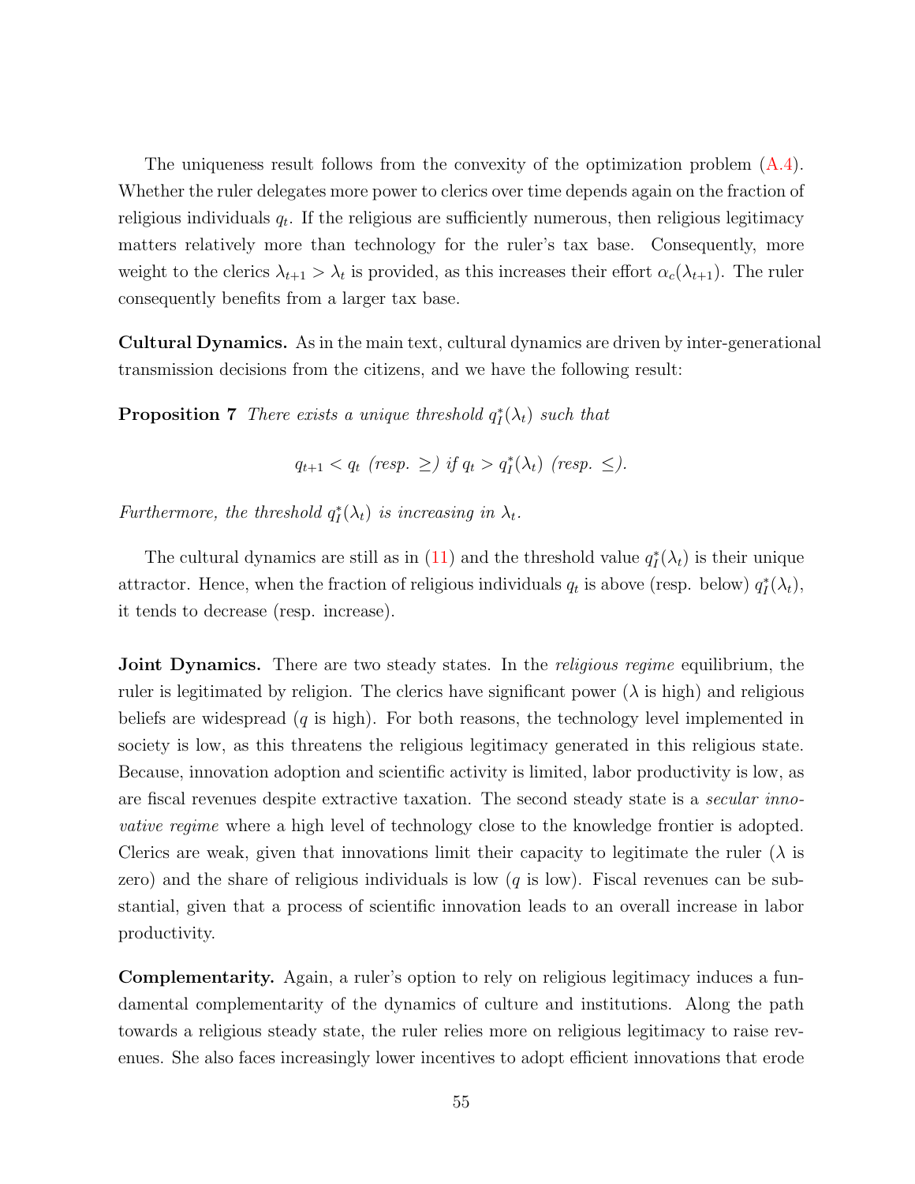The uniqueness result follows from the convexity of the optimization problem (A.4). Whether the ruler delegates more power to clerics over time depends again on the fraction of religious individuals $q_t$. If the religious are sufficiently numerous, then religious legitimacy matters relatively more than technology for the ruler's tax base. Consequently, more weight to the clerics $\lambda_{t+1} > \lambda_t$ is provided, as this increases their effort $\alpha_c(\lambda_{t+1})$. The ruler consequently benefits from a larger tax base.

**Cultural Dynamics.** As in the main text, cultural dynamics are driven by inter-generational transmission decisions from the citizens, and we have the following result:

**Proposition 7** *There exists a unique threshold $q_I^*(\lambda_t)$ such that*

$$q_{t+1} < q_t \text{ (resp. } \geq \text{) if } q_t > q_I^*(\lambda_t) \text{ (resp. } \leq \text{).}$$

*Furthermore, the threshold $q_I^*(\lambda_t)$ is increasing in $\lambda_t$.*

The cultural dynamics are still as in (11) and the threshold value $q_I^*(\lambda_t)$ is their unique attractor. Hence, when the fraction of religious individuals $q_t$ is above (resp. below) $q_I^*(\lambda_t)$, it tends to decrease (resp. increase).

**Joint Dynamics.** There are two steady states. In the *religious regime* equilibrium, the ruler is legitimated by religion. The clerics have significant power ($\lambda$ is high) and religious beliefs are widespread ($q$ is high). For both reasons, the technology level implemented in society is low, as this threatens the religious legitimacy generated in this religious state. Because, innovation adoption and scientific activity is limited, labor productivity is low, as are fiscal revenues despite extractive taxation. The second steady state is a *secular innovative regime* where a high level of technology close to the knowledge frontier is adopted. Clerics are weak, given that innovations limit their capacity to legitimate the ruler ($\lambda$ is zero) and the share of religious individuals is low ($q$ is low). Fiscal revenues can be substantial, given that a process of scientific innovation leads to an overall increase in labor productivity.

**Complementarity.** Again, a ruler's option to rely on religious legitimacy induces a fundamental complementarity of the dynamics of culture and institutions. Along the path towards a religious steady state, the ruler relies more on religious legitimacy to raise revenues. She also faces increasingly lower incentives to adopt efficient innovations that erode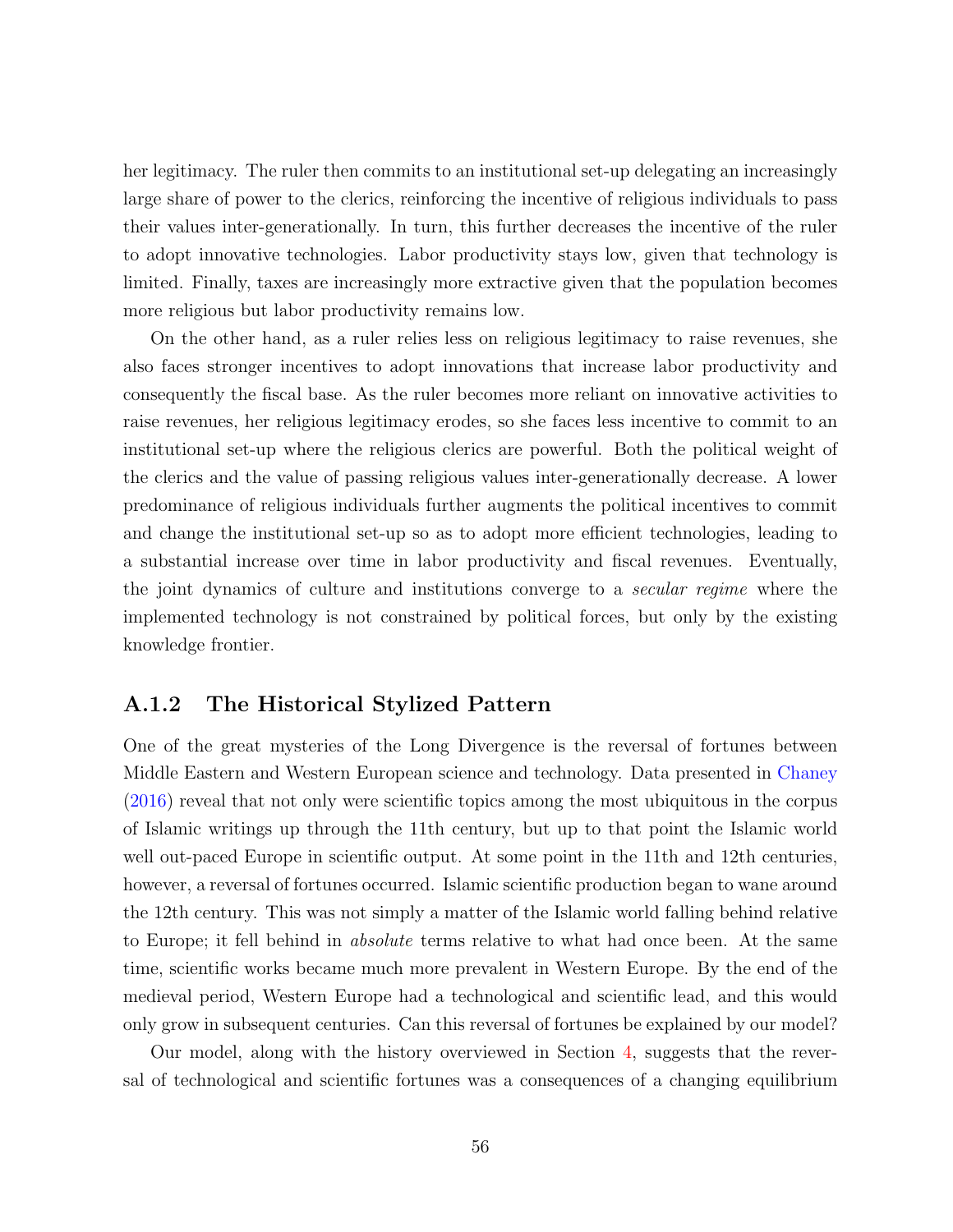her legitimacy. The ruler then commits to an institutional set-up delegating an increasingly large share of power to the clerics, reinforcing the incentive of religious individuals to pass their values inter-generationally. In turn, this further decreases the incentive of the ruler to adopt innovative technologies. Labor productivity stays low, given that technology is limited. Finally, taxes are increasingly more extractive given that the population becomes more religious but labor productivity remains low.

On the other hand, as a ruler relies less on religious legitimacy to raise revenues, she also faces stronger incentives to adopt innovations that increase labor productivity and consequently the fiscal base. As the ruler becomes more reliant on innovative activities to raise revenues, her religious legitimacy erodes, so she faces less incentive to commit to an institutional set-up where the religious clerics are powerful. Both the political weight of the clerics and the value of passing religious values inter-generationally decrease. A lower predominance of religious individuals further augments the political incentives to commit and change the institutional set-up so as to adopt more efficient technologies, leading to a substantial increase over time in labor productivity and fiscal revenues. Eventually, the joint dynamics of culture and institutions converge to a *secular regime* where the implemented technology is not constrained by political forces, but only by the existing knowledge frontier.

### A.1.2 The Historical Stylized Pattern

One of the great mysteries of the Long Divergence is the reversal of fortunes between Middle Eastern and Western European science and technology. Data presented in Chaney (2016) reveal that not only were scientific topics among the most ubiquitous in the corpus of Islamic writings up through the 11th century, but up to that point the Islamic world well out-paced Europe in scientific output. At some point in the 11th and 12th centuries, however, a reversal of fortunes occurred. Islamic scientific production began to wane around the 12th century. This was not simply a matter of the Islamic world falling behind relative to Europe; it fell behind in *absolute* terms relative to what had once been. At the same time, scientific works became much more prevalent in Western Europe. By the end of the medieval period, Western Europe had a technological and scientific lead, and this would only grow in subsequent centuries. Can this reversal of fortunes be explained by our model?

Our model, along with the history overviewed in Section 4, suggests that the reversal of technological and scientific fortunes was a consequences of a changing equilibrium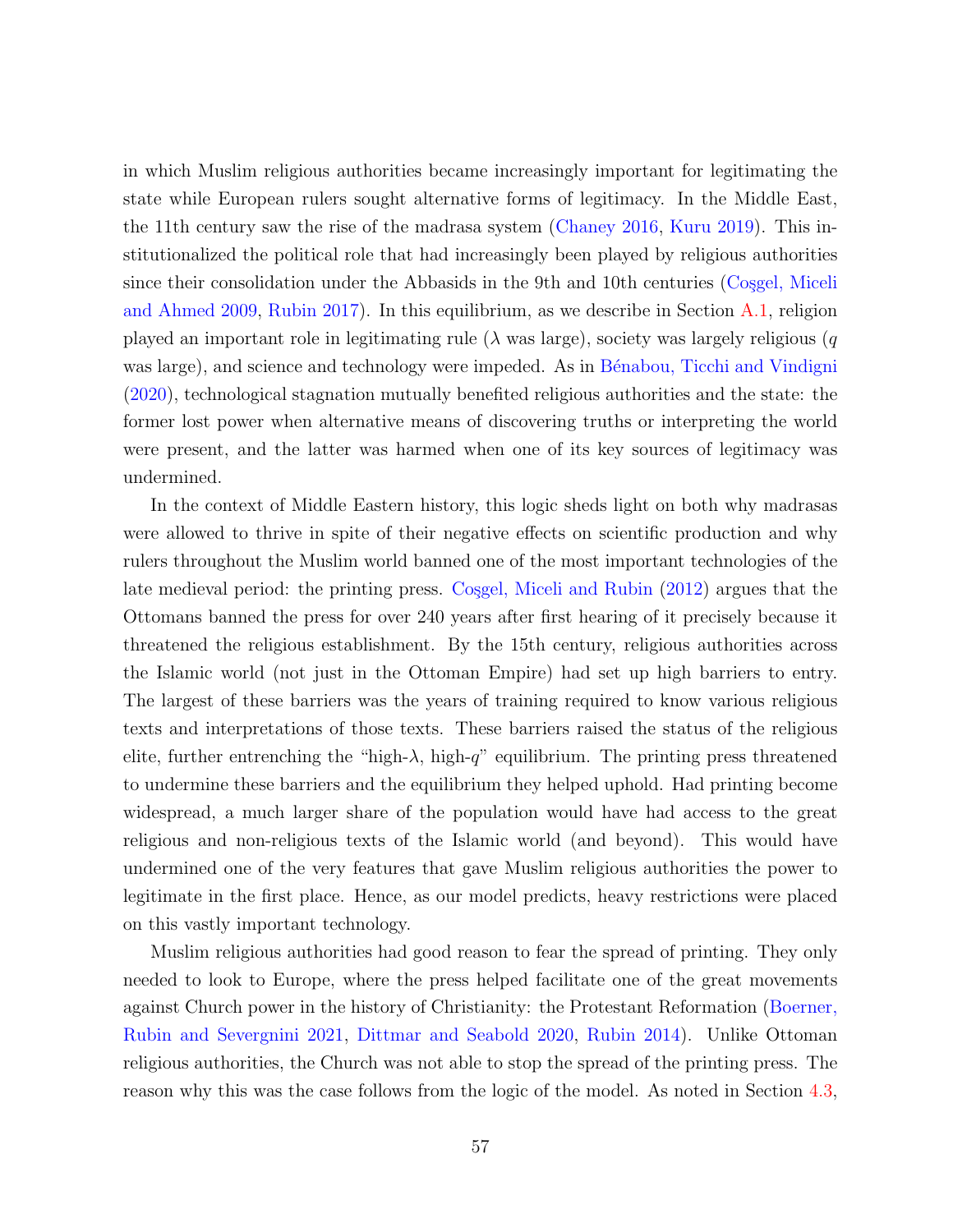in which Muslim religious authorities became increasingly important for legitimating the state while European rulers sought alternative forms of legitimacy. In the Middle East, the 11th century saw the rise of the madrasa system (Chaney 2016, Kuru 2019). This institutionalized the political role that had increasingly been played by religious authorities since their consolidation under the Abbasids in the 9th and 10th centuries (Coşgel, Miceli and Ahmed 2009, Rubin 2017). In this equilibrium, as we describe in Section A.1, religion played an important role in legitimating rule ($\lambda$ was large), society was largely religious ($q$ was large), and science and technology were impeded. As in Bénabou, Ticchi and Vindigni (2020), technological stagnation mutually benefited religious authorities and the state: the former lost power when alternative means of discovering truths or interpreting the world were present, and the latter was harmed when one of its key sources of legitimacy was undermined.

In the context of Middle Eastern history, this logic sheds light on both why madrasas were allowed to thrive in spite of their negative effects on scientific production and why rulers throughout the Muslim world banned one of the most important technologies of the late medieval period: the printing press. Coşgel, Miceli and Rubin (2012) argues that the Ottomans banned the press for over 240 years after first hearing of it precisely because it threatened the religious establishment. By the 15th century, religious authorities across the Islamic world (not just in the Ottoman Empire) had set up high barriers to entry. The largest of these barriers was the years of training required to know various religious texts and interpretations of those texts. These barriers raised the status of the religious elite, further entrenching the "high-$\lambda$, high-$q$" equilibrium. The printing press threatened to undermine these barriers and the equilibrium they helped uphold. Had printing become widespread, a much larger share of the population would have had access to the great religious and non-religious texts of the Islamic world (and beyond). This would have undermined one of the very features that gave Muslim religious authorities the power to legitimate in the first place. Hence, as our model predicts, heavy restrictions were placed on this vastly important technology.

Muslim religious authorities had good reason to fear the spread of printing. They only needed to look to Europe, where the press helped facilitate one of the great movements against Church power in the history of Christianity: the Protestant Reformation (Boerner, Rubin and Severgnini 2021, Dittmar and Seabold 2020, Rubin 2014). Unlike Ottoman religious authorities, the Church was not able to stop the spread of the printing press. The reason why this was the case follows from the logic of the model. As noted in Section 4.3,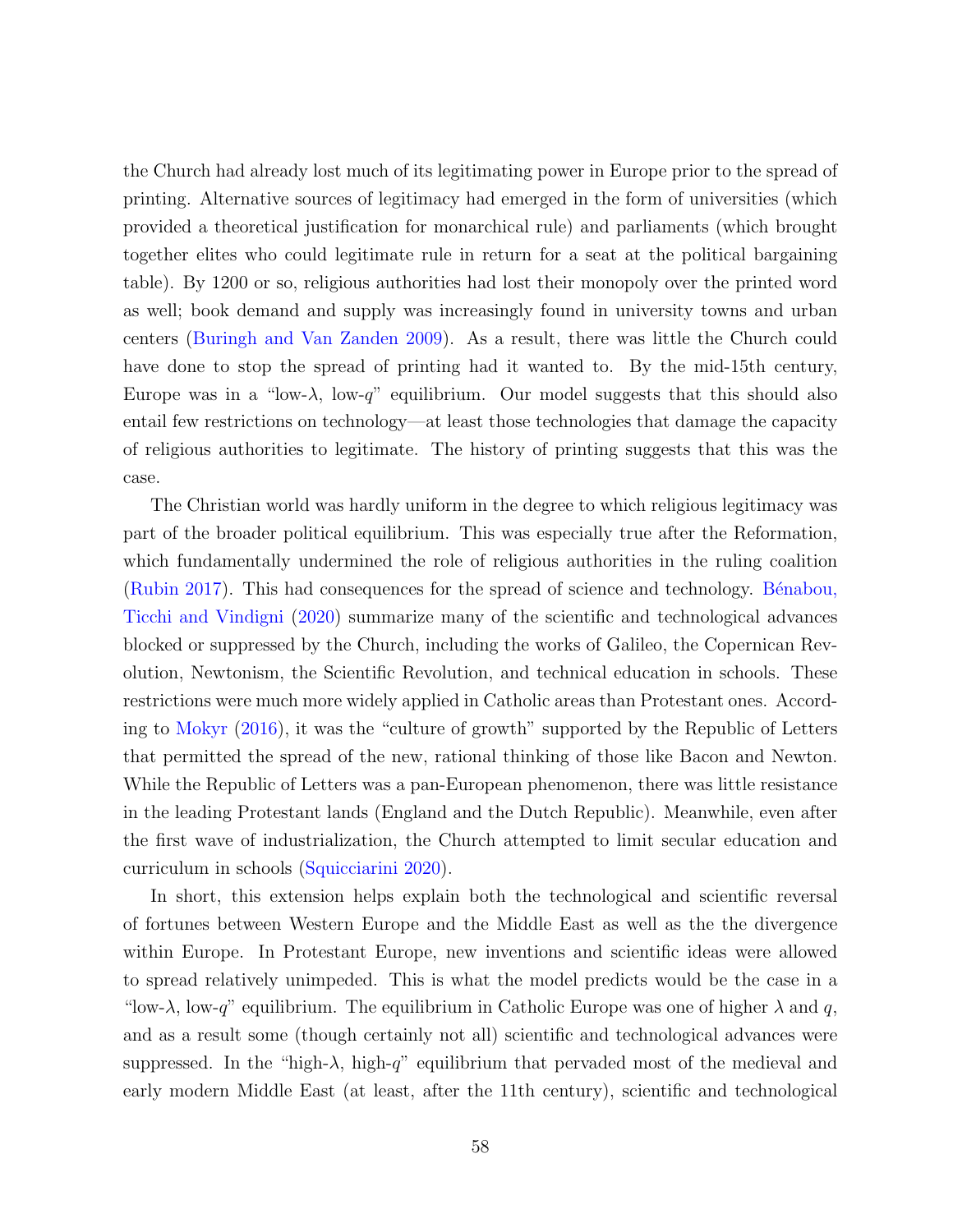the Church had already lost much of its legitimating power in Europe prior to the spread of printing. Alternative sources of legitimacy had emerged in the form of universities (which provided a theoretical justification for monarchical rule) and parliaments (which brought together elites who could legitimate rule in return for a seat at the political bargaining table). By 1200 or so, religious authorities had lost their monopoly over the printed word as well; book demand and supply was increasingly found in university towns and urban centers (Buringh and Van Zanden 2009). As a result, there was little the Church could have done to stop the spread of printing had it wanted to. By the mid-15th century, Europe was in a "low-$\lambda$, low-$q$" equilibrium. Our model suggests that this should also entail few restrictions on technology—at least those technologies that damage the capacity of religious authorities to legitimate. The history of printing suggests that this was the case.

The Christian world was hardly uniform in the degree to which religious legitimacy was part of the broader political equilibrium. This was especially true after the Reformation, which fundamentally undermined the role of religious authorities in the ruling coalition (Rubin 2017). This had consequences for the spread of science and technology. Bénabou, Ticchi and Vindigni (2020) summarize many of the scientific and technological advances blocked or suppressed by the Church, including the works of Galileo, the Copernican Revolution, Newtonism, the Scientific Revolution, and technical education in schools. These restrictions were much more widely applied in Catholic areas than Protestant ones. According to Mokyr (2016), it was the "culture of growth" supported by the Republic of Letters that permitted the spread of the new, rational thinking of those like Bacon and Newton. While the Republic of Letters was a pan-European phenomenon, there was little resistance in the leading Protestant lands (England and the Dutch Republic). Meanwhile, even after the first wave of industrialization, the Church attempted to limit secular education and curriculum in schools (Squicciarini 2020).

In short, this extension helps explain both the technological and scientific reversal of fortunes between Western Europe and the Middle East as well as the the divergence within Europe. In Protestant Europe, new inventions and scientific ideas were allowed to spread relatively unimpeded. This is what the model predicts would be the case in a "low-$\lambda$, low-$q$" equilibrium. The equilibrium in Catholic Europe was one of higher $\lambda$ and $q$, and as a result some (though certainly not all) scientific and technological advances were suppressed. In the "high-$\lambda$, high-$q$" equilibrium that pervaded most of the medieval and early modern Middle East (at least, after the 11th century), scientific and technological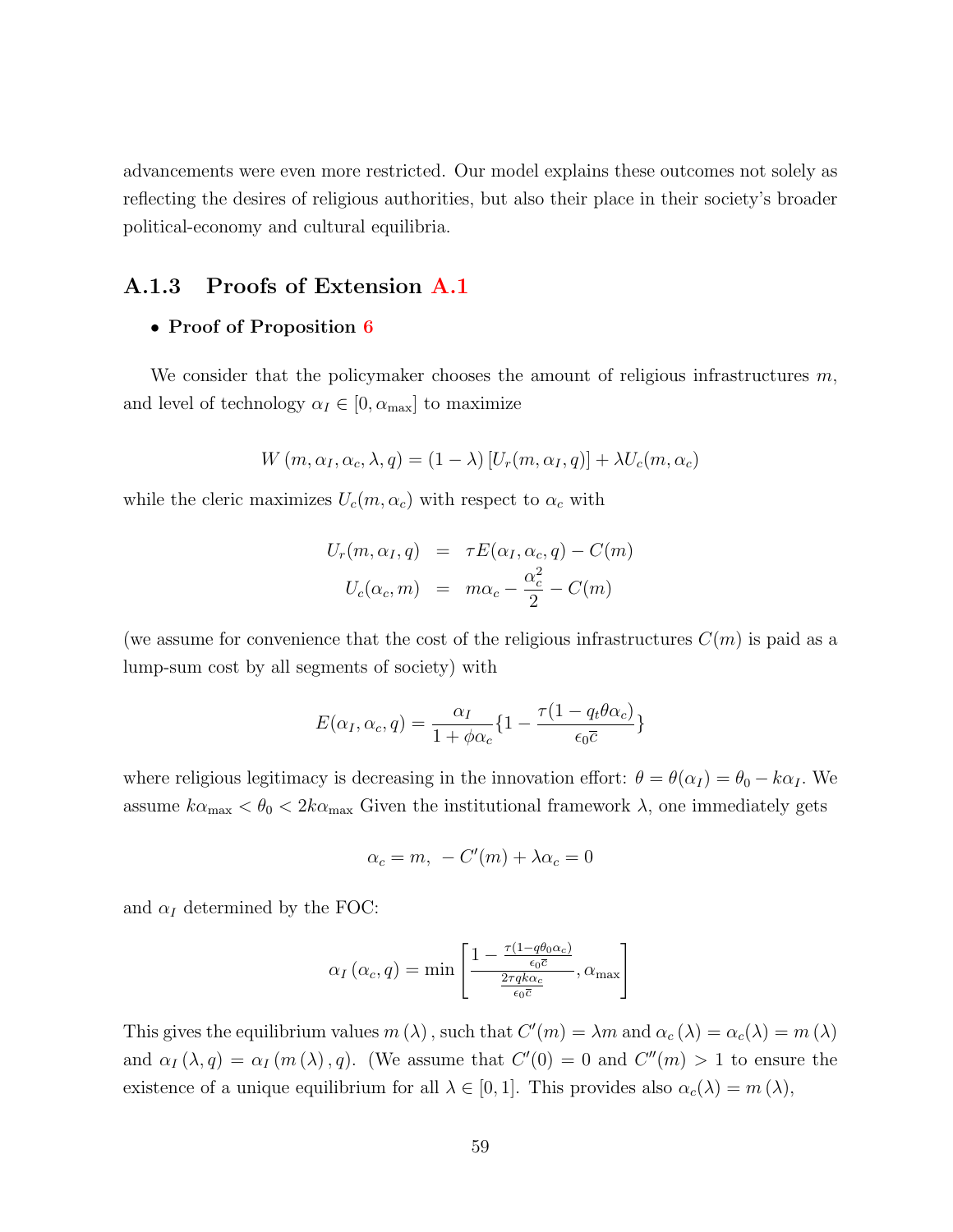advancements were even more restricted. Our model explains these outcomes not solely as reflecting the desires of religious authorities, but also their place in their society's broader political-economy and cultural equilibria.

### A.1.3 Proofs of Extension A.1

- **Proof of Proposition 6**

We consider that the policymaker chooses the amount of religious infrastructures $m$, and level of technology $\alpha_I \in [0, \alpha_{\max}]$ to maximize

$$W(m, \alpha_I, \alpha_c, \lambda, q) = (1 - \lambda)[U_r(m, \alpha_I, q)] + \lambda U_c(m, \alpha_c)$$

while the cleric maximizes $U_c(m, \alpha_c)$ with respect to $\alpha_c$ with

$$\begin{aligned} U_r(m, \alpha_I, q) &= \tau E(\alpha_I, \alpha_c, q) - C(m) \\ U_c(\alpha_c, m) &= m\alpha_c - \frac{\alpha_c^2}{2} - C(m) \end{aligned}$$

(we assume for convenience that the cost of the religious infrastructures $C(m)$ is paid as a lump-sum cost by all segments of society) with

$$E(\alpha_I, \alpha_c, q) = \frac{\alpha_I}{1 + \phi\alpha_c}\{1 - \frac{\tau(1 - q_t\theta\alpha_c)}{\epsilon_0\overline{c}}\}$$

where religious legitimacy is decreasing in the innovation effort: $\theta = \theta(\alpha_I) = \theta_0 - k\alpha_I$. We assume $k\alpha_{\max} < \theta_0 < 2k\alpha_{\max}$ Given the institutional framework $\lambda$, one immediately gets

$$\alpha_c = m, \; -C'(m) + \lambda\alpha_c = 0$$

and $\alpha_I$ determined by the FOC:

$$\alpha_I(\alpha_c, q) = \min\left[\frac{1 - \frac{\tau(1 - q\theta_0\alpha_c)}{\epsilon_0\overline{c}}}{\frac{2\tau qk\alpha_c}{\epsilon_0\overline{c}}}, \alpha_{\max}\right]$$

This gives the equilibrium values $m(\lambda)$, such that $C'(m) = \lambda m$ and $\alpha_c(\lambda) = \alpha_c(\lambda) = m(\lambda)$ and $\alpha_I(\lambda, q) = \alpha_I(m(\lambda), q)$. (We assume that $C'(0) = 0$ and $C''(m) > 1$ to ensure the existence of a unique equilibrium for all $\lambda \in [0, 1]$. This provides also $\alpha_c(\lambda) = m(\lambda)$,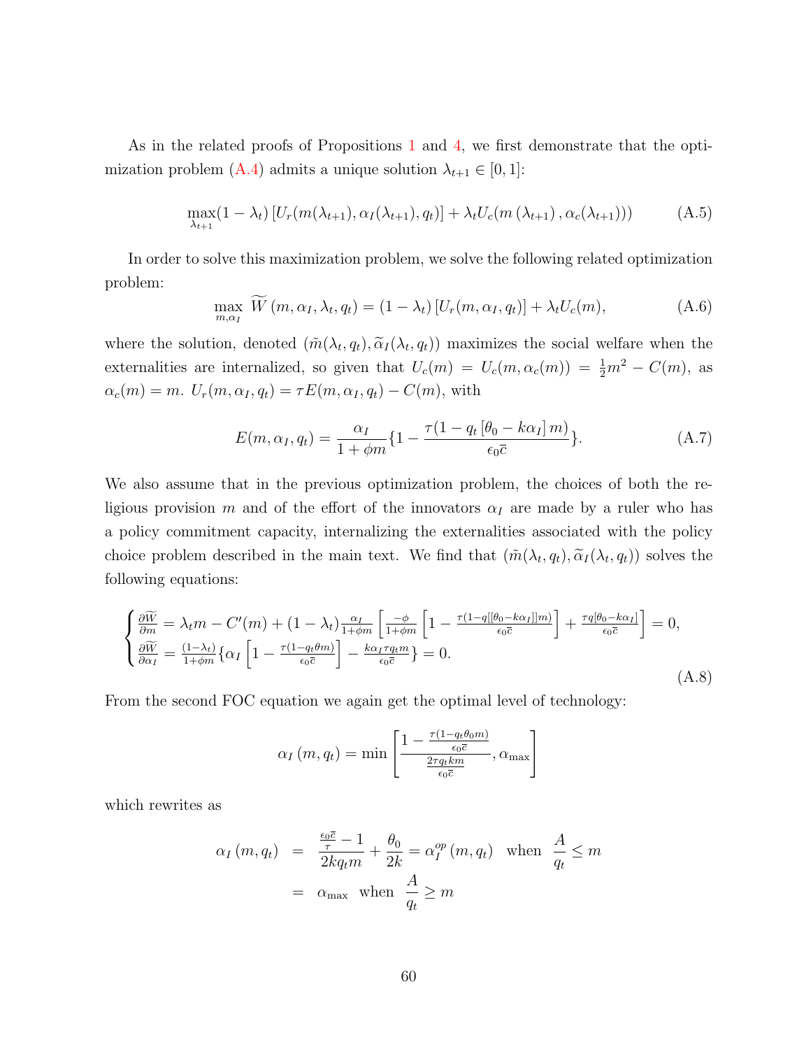As in the related proofs of Propositions 1 and 4, we first demonstrate that the optimization problem (A.4) admits a unique solution $\lambda_{t+1} \in [0,1]$:

$$\max_{\lambda_{t+1}} (1-\lambda_t)\left[U_r(m(\lambda_{t+1}), \alpha_I(\lambda_{t+1}), q_t)\right] + \lambda_t U_c(m(\lambda_{t+1}), \alpha_c(\lambda_{t+1}))) \tag{A.5}$$

In order to solve this maximization problem, we solve the following related optimization problem:

$$\max_{m,\alpha_I} \widetilde{W}(m, \alpha_I, \lambda_t, q_t) = (1-\lambda_t)\left[U_r(m, \alpha_I, q_t)\right] + \lambda_t U_c(m), \tag{A.6}$$

where the solution, denoted $(\tilde{m}(\lambda_t, q_t), \widetilde{\alpha}_I(\lambda_t, q_t))$ maximizes the social welfare when the externalities are internalized, so given that $U_c(m) = U_c(m, \alpha_c(m)) = \frac{1}{2}m^2 - C(m)$, as $\alpha_c(m) = m$. $U_r(m, \alpha_I, q_t) = \tau E(m, \alpha_I, q_t) - C(m)$, with

$$E(m, \alpha_I, q_t) = \frac{\alpha_I}{1+\phi m}\left\{1 - \frac{\tau(1 - q_t[\theta_0 - k\alpha_I] m)}{\epsilon_0 \overline{c}}\right\}. \tag{A.7}$$

We also assume that in the previous optimization problem, the choices of both the religious provision $m$ and of the effort of the innovators $\alpha_I$ are made by a ruler who has a policy commitment capacity, internalizing the externalities associated with the policy choice problem described in the main text. We find that $(\tilde{m}(\lambda_t, q_t), \widetilde{\alpha}_I(\lambda_t, q_t))$ solves the following equations:

$$\begin{cases} \frac{\partial \widetilde{W}}{\partial m} = \lambda_t m - C'(m) + (1-\lambda_t)\frac{\alpha_I}{1+\phi m}\left[\frac{-\phi}{1+\phi m}\left[1 - \frac{\tau(1-q[[\theta_0 - k\alpha_I]]m)}{\epsilon_0 \overline{c}}\right] + \frac{\tau q[\theta_0 - k\alpha_I]}{\epsilon_0 \overline{c}}\right] = 0, \\ \frac{\partial \widetilde{W}}{\partial \alpha_I} = \frac{(1-\lambda_t)}{1+\phi m}\left\{\alpha_I\left[1 - \frac{\tau(1-q_t\theta m)}{\epsilon_0 \overline{c}}\right] - \frac{k\alpha_I \tau q_t m}{\epsilon_0 \overline{c}}\right\} = 0. \end{cases} \tag{A.8}$$

From the second FOC equation we again get the optimal level of technology:

$$\alpha_I(m, q_t) = \min\left[\frac{1 - \frac{\tau(1-q_t\theta_0 m)}{\epsilon_0 \overline{c}}}{\frac{2\tau q_t k m}{\epsilon_0 \overline{c}}}, \alpha_{\max}\right]$$

which rewrites as

$$\begin{aligned} \alpha_I(m, q_t) &= \frac{\frac{\epsilon_0 \overline{c}}{\tau} - 1}{2kq_t m} + \frac{\theta_0}{2k} = \alpha_I^{op}(m, q_t) \quad \text{when} \quad \frac{A}{q_t} \leq m \\ &= \alpha_{\max} \quad \text{when} \quad \frac{A}{q_t} \geq m \end{aligned}$$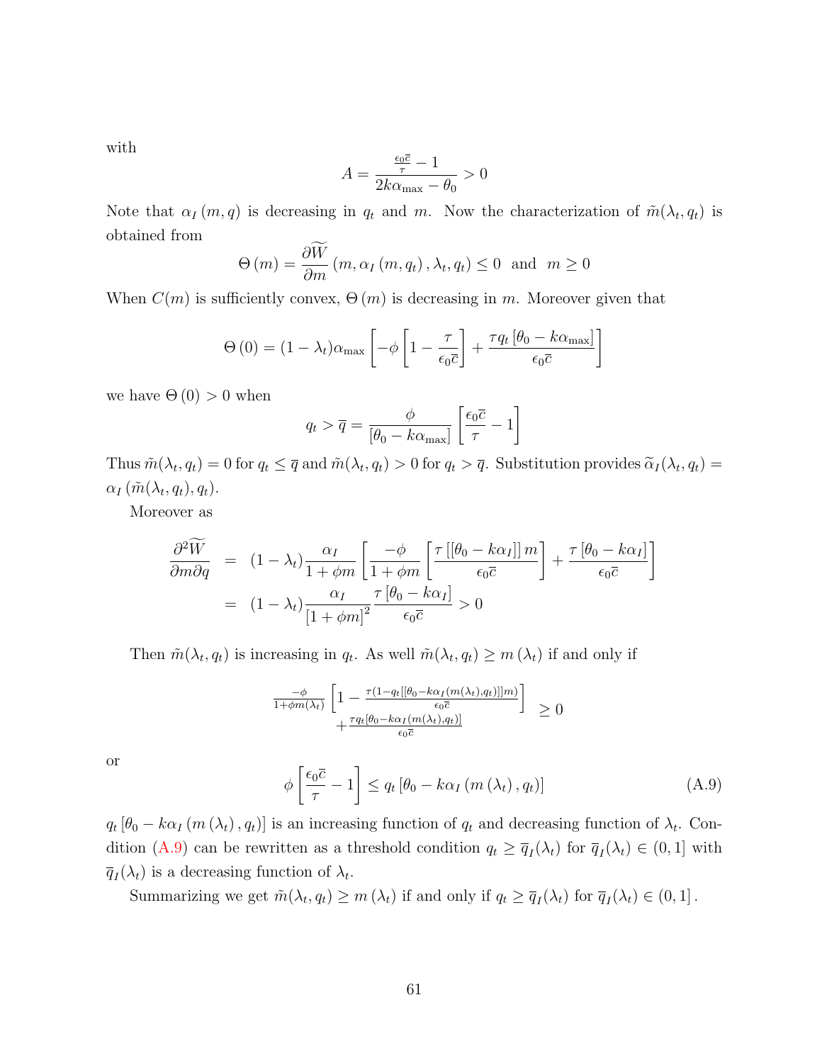with

$$A = \frac{\frac{\epsilon_0 \overline{c}}{\tau} - 1}{2k\alpha_{\max} - \theta_0} > 0$$

Note that $\alpha_I(m,q)$ is decreasing in $q_t$ and $m$. Now the characterization of $\tilde{m}(\lambda_t, q_t)$ is obtained from

$$\Theta(m) = \frac{\partial \widetilde{W}}{\partial m}(m, \alpha_I(m, q_t), \lambda_t, q_t) \leq 0 \text{ and } m \geq 0$$

When $C(m)$ is sufficiently convex, $\Theta(m)$ is decreasing in $m$. Moreover given that

$$\Theta(0) = (1-\lambda_t)\alpha_{\max}\left[-\phi\left[1 - \frac{\tau}{\epsilon_0 \overline{c}}\right] + \frac{\tau q_t [\theta_0 - k\alpha_{\max}]}{\epsilon_0 \overline{c}}\right]$$

we have $\Theta(0) > 0$ when

$$q_t > \overline{q} = \frac{\phi}{[\theta_0 - k\alpha_{\max}]}\left[\frac{\epsilon_0 \overline{c}}{\tau} - 1\right]$$

Thus $\tilde{m}(\lambda_t, q_t) = 0$ for $q_t \leq \overline{q}$ and $\tilde{m}(\lambda_t, q_t) > 0$ for $q_t > \overline{q}$. Substitution provides $\widetilde{\alpha}_I(\lambda_t, q_t) = \alpha_I(\tilde{m}(\lambda_t, q_t), q_t)$.

Moreover as

$$\begin{aligned}
\frac{\partial^2 \widetilde{W}}{\partial m \partial q} &= (1-\lambda_t)\frac{\alpha_I}{1+\phi m}\left[\frac{-\phi}{1+\phi m}\left[\frac{\tau\,[[\theta_0 - k\alpha_I]]\,m}{\epsilon_0 \overline{c}}\right] + \frac{\tau\,[\theta_0 - k\alpha_I]}{\epsilon_0 \overline{c}}\right] \\
&= (1-\lambda_t)\frac{\alpha_I}{[1+\phi m]^2}\frac{\tau\,[\theta_0 - k\alpha_I]}{\epsilon_0 \overline{c}} > 0
\end{aligned}$$

Then $\tilde{m}(\lambda_t, q_t)$ is increasing in $q_t$. As well $\tilde{m}(\lambda_t, q_t) \geq m(\lambda_t)$ if and only if

$$\begin{bmatrix} \frac{-\phi}{1+\phi m(\lambda_t)}\left[1 - \frac{\tau(1 - q_t[[\theta_0 - k\alpha_I(m(\lambda_t), q_t)]]m)}{\epsilon_0 \overline{c}}\right] \\ + \frac{\tau q_t [\theta_0 - k\alpha_I(m(\lambda_t), q_t)]}{\epsilon_0 \overline{c}} \end{bmatrix} \geq 0$$

or

$$\phi\left[\frac{\epsilon_0 \overline{c}}{\tau} - 1\right] \leq q_t\left[\theta_0 - k\alpha_I(m(\lambda_t), q_t)\right] \tag{A.9}$$

$q_t[\theta_0 - k\alpha_I(m(\lambda_t), q_t)]$ is an increasing function of $q_t$ and decreasing function of $\lambda_t$. Condition (A.9) can be rewritten as a threshold condition $q_t \geq \overline{q}_I(\lambda_t)$ for $\overline{q}_I(\lambda_t) \in (0,1]$ with $\overline{q}_I(\lambda_t)$ is a decreasing function of $\lambda_t$.

Summarizing we get $\tilde{m}(\lambda_t, q_t) \geq m(\lambda_t)$ if and only if $q_t \geq \overline{q}_I(\lambda_t)$ for $\overline{q}_I(\lambda_t) \in (0,1]$.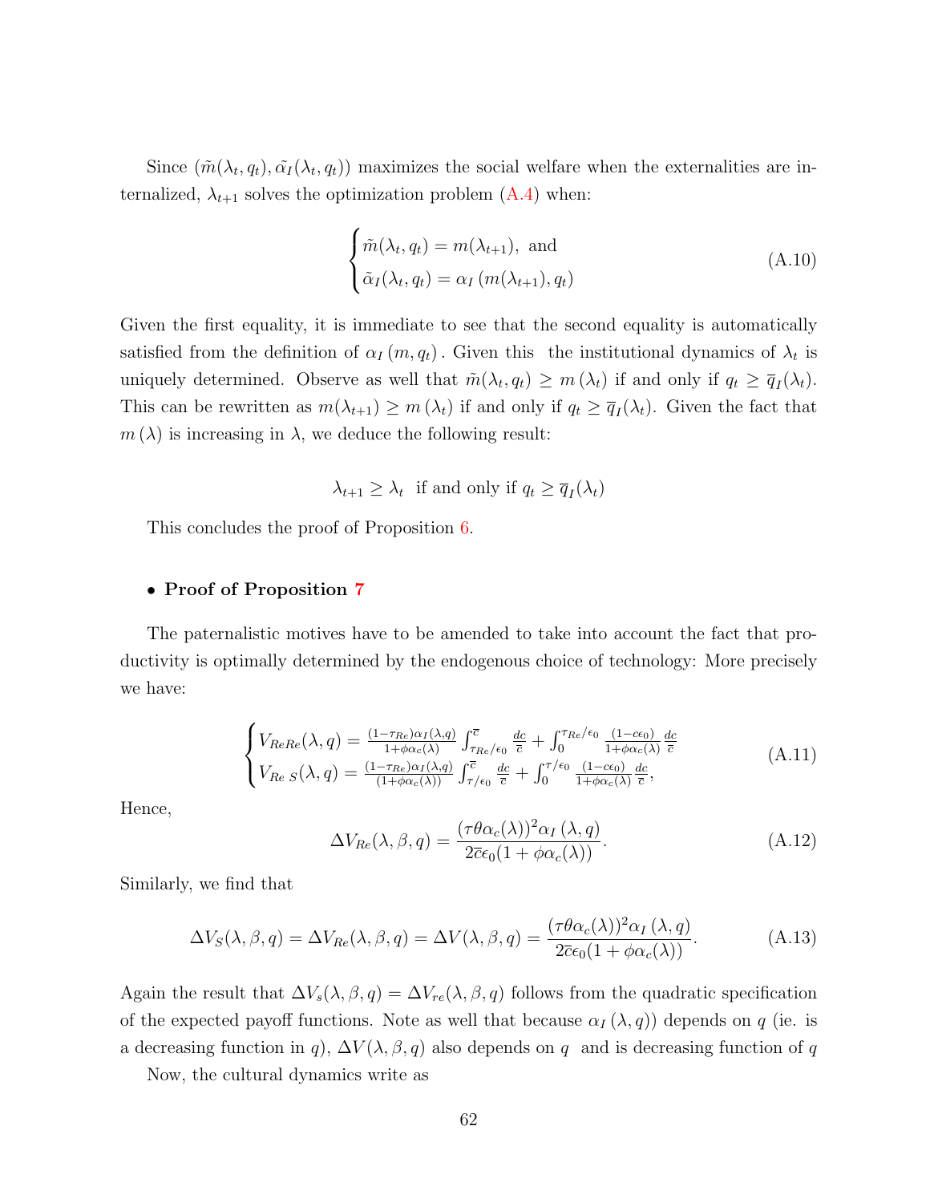Since $(\tilde{m}(\lambda_t, q_t), \tilde{\alpha_I}(\lambda_t, q_t))$ maximizes the social welfare when the externalities are internalized, $\lambda_{t+1}$ solves the optimization problem (A.4) when:

$$
\begin{cases} \tilde{m}(\lambda_t, q_t) = m(\lambda_{t+1}), \text{ and} \\ \tilde{\alpha}_I(\lambda_t, q_t) = \alpha_I\left(m(\lambda_{t+1}), q_t\right) \end{cases} \tag{A.10}
$$

Given the first equality, it is immediate to see that the second equality is automatically satisfied from the definition of $\alpha_I(m, q_t)$. Given this the institutional dynamics of $\lambda_t$ is uniquely determined. Observe as well that $\tilde{m}(\lambda_t, q_t) \geq m(\lambda_t)$ if and only if $q_t \geq \overline{q}_I(\lambda_t)$. This can be rewritten as $m(\lambda_{t+1}) \geq m(\lambda_t)$ if and only if $q_t \geq \overline{q}_I(\lambda_t)$. Given the fact that $m(\lambda)$ is increasing in $\lambda$, we deduce the following result:

$$
\lambda_{t+1} \geq \lambda_t \text{ if and only if } q_t \geq \overline{q}_I(\lambda_t)
$$

This concludes the proof of Proposition 6.

- **Proof of Proposition 7**

The paternalistic motives have to be amended to take into account the fact that productivity is optimally determined by the endogenous choice of technology: More precisely we have:

$$
\begin{cases} V_{ReRe}(\lambda, q) = \frac{(1-\tau_{Re})\alpha_I(\lambda, q)}{1+\phi\alpha_c(\lambda)} \int_{\tau_{Re}/\epsilon_0}^{\overline{c}} \frac{dc}{\overline{c}} + \int_0^{\tau_{Re}/\epsilon_0} \frac{(1-c\epsilon_0)}{1+\phi\alpha_c(\lambda)} \frac{dc}{\overline{c}} \\ V_{Re\ S}(\lambda, q) = \frac{(1-\tau_{Re})\alpha_I(\lambda, q)}{(1+\phi\alpha_c(\lambda))} \int_{\tau/\epsilon_0}^{\overline{c}} \frac{dc}{\overline{c}} + \int_0^{\tau/\epsilon_0} \frac{(1-c\epsilon_0)}{1+\phi\alpha_c(\lambda)} \frac{dc}{\overline{c}}, \end{cases} \tag{A.11}
$$

Hence,

$$
\Delta V_{Re}(\lambda, \beta, q) = \frac{(\tau\theta\alpha_c(\lambda))^2 \alpha_I(\lambda, q)}{2\overline{c}\epsilon_0(1+\phi\alpha_c(\lambda))}. \tag{A.12}
$$

Similarly, we find that

$$
\Delta V_S(\lambda, \beta, q) = \Delta V_{Re}(\lambda, \beta, q) = \Delta V(\lambda, \beta, q) = \frac{(\tau\theta\alpha_c(\lambda))^2 \alpha_I(\lambda, q)}{2\overline{c}\epsilon_0(1+\phi\alpha_c(\lambda))}. \tag{A.13}
$$

Again the result that $\Delta V_s(\lambda, \beta, q) = \Delta V_{re}(\lambda, \beta, q)$ follows from the quadratic specification of the expected payoff functions. Note as well that because $\alpha_I(\lambda, q))$ depends on $q$ (ie. is a decreasing function in $q$), $\Delta V(\lambda, \beta, q)$ also depends on $q$ and is decreasing function of $q$

Now, the cultural dynamics write as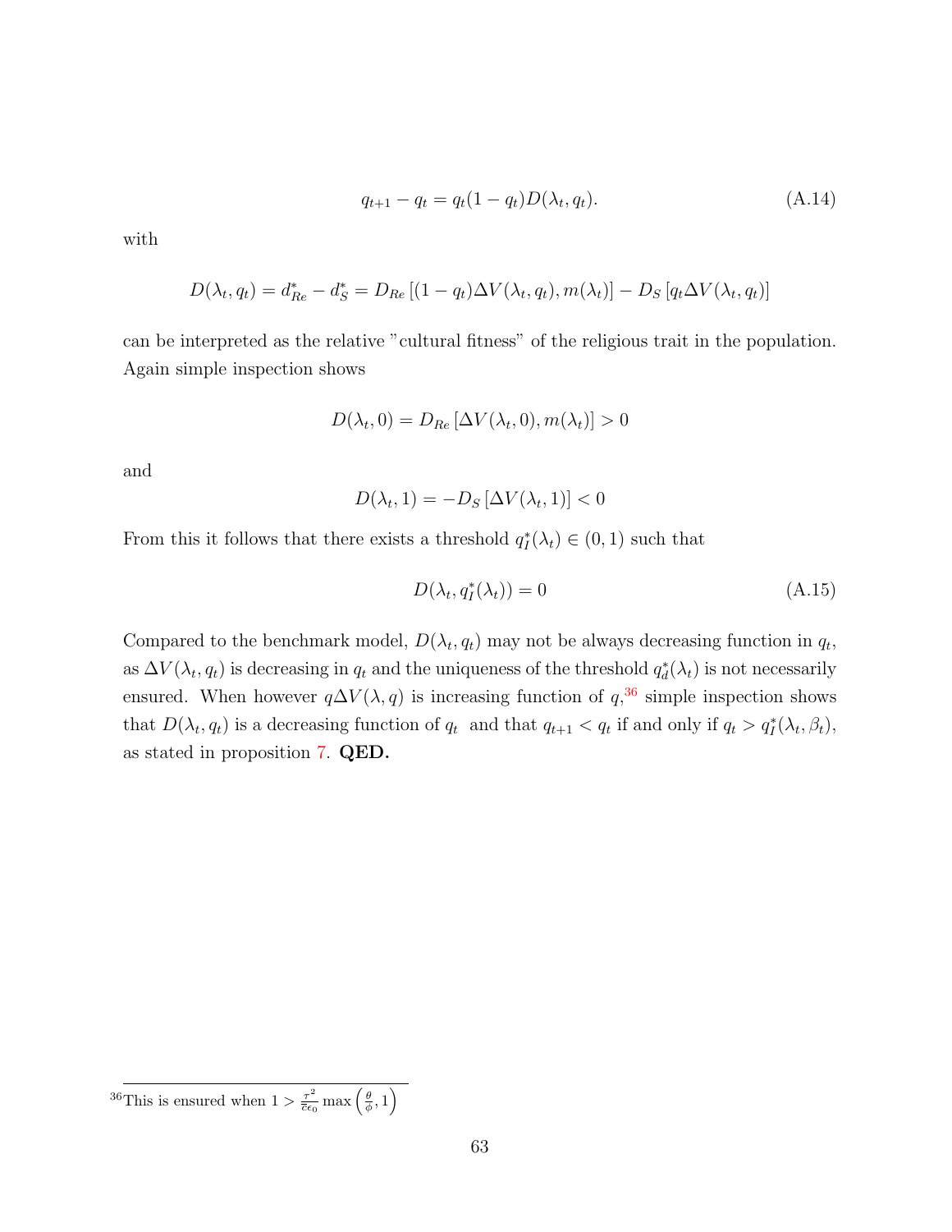$$q_{t+1} - q_t = q_t(1 - q_t)D(\lambda_t, q_t). \tag{A.14}$$

with

$$D(\lambda_t, q_t) = d^*_{Re} - d^*_S = D_{Re}\left[(1 - q_t)\Delta V(\lambda_t, q_t), m(\lambda_t)\right] - D_S\left[q_t \Delta V(\lambda_t, q_t)\right]$$

can be interpreted as the relative "cultural fitness" of the religious trait in the population. Again simple inspection shows

$$D(\lambda_t, 0) = D_{Re}\left[\Delta V(\lambda_t, 0), m(\lambda_t)\right] > 0$$

and

$$D(\lambda_t, 1) = -D_S\left[\Delta V(\lambda_t, 1)\right] < 0$$

From this it follows that there exists a threshold $q^*_I(\lambda_t) \in (0, 1)$ such that

$$D(\lambda_t, q^*_I(\lambda_t)) = 0 \tag{A.15}$$

Compared to the benchmark model, $D(\lambda_t, q_t)$ may not be always decreasing function in $q_t$, as $\Delta V(\lambda_t, q_t)$ is decreasing in $q_t$ and the uniqueness of the threshold $q^*_d(\lambda_t)$ is not necessarily ensured. When however $q\Delta V(\lambda, q)$ is increasing function of $q$,[36] simple inspection shows that $D(\lambda_t, q_t)$ is a decreasing function of $q_t$ and that $q_{t+1} < q_t$ if and only if $q_t > q^*_I(\lambda_t, \beta_t)$, as stated in proposition 7. **QED.**

[36] This is ensured when $1 > \frac{\tau^2}{\overline{c}\epsilon_0} \max\left(\frac{\theta}{\phi}, 1\right)$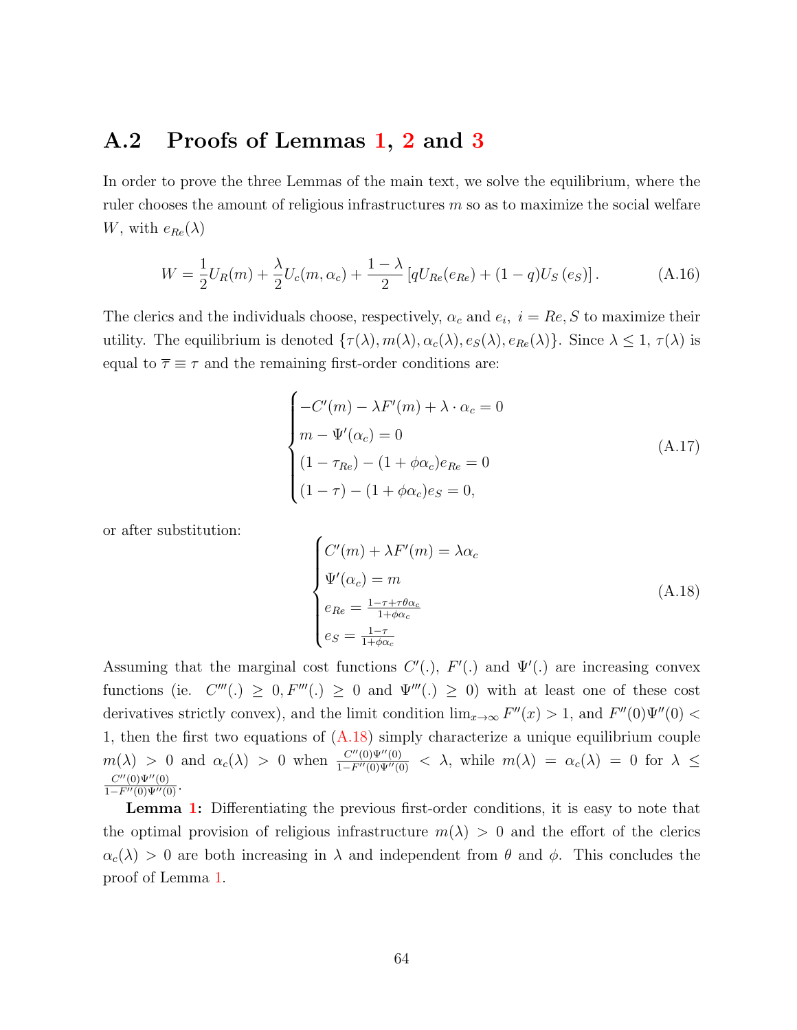## A.2 Proofs of Lemmas 1, 2 and 3

In order to prove the three Lemmas of the main text, we solve the equilibrium, where the ruler chooses the amount of religious infrastructures $m$ so as to maximize the social welfare $W$, with $e_{Re}(\lambda)$

$$W = \frac{1}{2}U_R(m) + \frac{\lambda}{2}U_c(m, \alpha_c) + \frac{1-\lambda}{2}\left[qU_{Re}(e_{Re}) + (1-q)U_S\left(e_S\right)\right]. \tag{A.16}$$

The clerics and the individuals choose, respectively, $\alpha_c$ and $e_i,\ i = Re, S$ to maximize their utility. The equilibrium is denoted $\{\tau(\lambda), m(\lambda), \alpha_c(\lambda), e_S(\lambda), e_{Re}(\lambda)\}$. Since $\lambda \leq 1$, $\tau(\lambda)$ is equal to $\overline{\tau} \equiv \tau$ and the remaining first-order conditions are:

$$\begin{cases} -C'(m) - \lambda F'(m) + \lambda \cdot \alpha_c = 0 \\ m - \Psi'(\alpha_c) = 0 \\ (1-\tau_{Re}) - (1+\phi\alpha_c)e_{Re} = 0 \\ (1-\tau) - (1+\phi\alpha_c)e_S = 0, \end{cases} \tag{A.17}$$

or after substitution:

$$\begin{cases} C'(m) + \lambda F'(m) = \lambda\alpha_c \\ \Psi'(\alpha_c) = m \\ e_{Re} = \frac{1-\tau+\tau\theta\alpha_c}{1+\phi\alpha_c} \\ e_S = \frac{1-\tau}{1+\phi\alpha_c} \end{cases} \tag{A.18}$$

Assuming that the marginal cost functions $C'(.)$, $F'(.)$ and $\Psi'(.)$ are increasing convex functions (ie. $C'''(.) \geq 0, F'''(.) \geq 0$ and $\Psi'''(.) \geq 0$) with at least one of these cost derivatives strictly convex), and the limit condition $\lim_{x\to\infty} F''(x) > 1$, and $F''(0)\Psi''(0) < 1$, then the first two equations of (A.18) simply characterize a unique equilibrium couple $m(\lambda) > 0$ and $\alpha_c(\lambda) > 0$ when $\frac{C''(0)\Psi''(0)}{1-F''(0)\Psi''(0)} < \lambda$, while $m(\lambda) = \alpha_c(\lambda) = 0$ for $\lambda \leq \frac{C''(0)\Psi''(0)}{1-F''(0)\Psi''(0)}$.

**Lemma 1:** Differentiating the previous first-order conditions, it is easy to note that the optimal provision of religious infrastructure $m(\lambda) > 0$ and the effort of the clerics $\alpha_c(\lambda) > 0$ are both increasing in $\lambda$ and independent from $\theta$ and $\phi$. This concludes the proof of Lemma 1.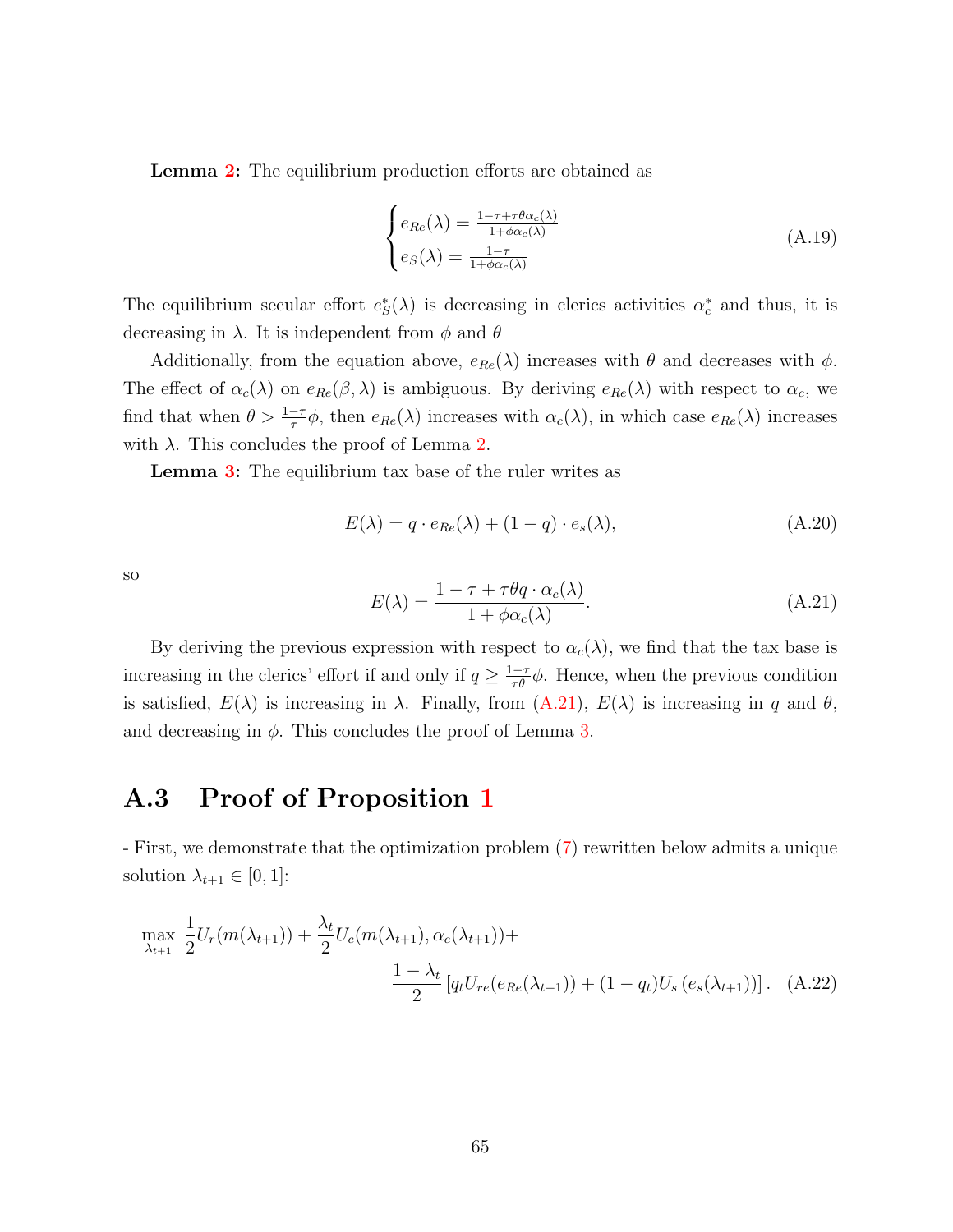**Lemma 2:** The equilibrium production efforts are obtained as

$$\begin{cases} e_{Re}(\lambda) = \frac{1-\tau+\tau\theta\alpha_c(\lambda)}{1+\phi\alpha_c(\lambda)} \\ e_S(\lambda) = \frac{1-\tau}{1+\phi\alpha_c(\lambda)} \end{cases} \tag{A.19}$$

The equilibrium secular effort $e^*_S(\lambda)$ is decreasing in clerics activities $\alpha^*_c$ and thus, it is decreasing in $\lambda$. It is independent from $\phi$ and $\theta$

Additionally, from the equation above, $e_{Re}(\lambda)$ increases with $\theta$ and decreases with $\phi$. The effect of $\alpha_c(\lambda)$ on $e_{Re}(\beta, \lambda)$ is ambiguous. By deriving $e_{Re}(\lambda)$ with respect to $\alpha_c$, we find that when $\theta > \frac{1-\tau}{\tau}\phi$, then $e_{Re}(\lambda)$ increases with $\alpha_c(\lambda)$, in which case $e_{Re}(\lambda)$ increases with $\lambda$. This concludes the proof of Lemma 2.

**Lemma 3:** The equilibrium tax base of the ruler writes as

$$E(\lambda) = q \cdot e_{Re}(\lambda) + (1-q) \cdot e_s(\lambda), \tag{A.20}$$

so

$$E(\lambda) = \frac{1-\tau+\tau\theta q \cdot \alpha_c(\lambda)}{1+\phi\alpha_c(\lambda)}. \tag{A.21}$$

By deriving the previous expression with respect to $\alpha_c(\lambda)$, we find that the tax base is increasing in the clerics' effort if and only if $q \geq \frac{1-\tau}{\tau\theta}\phi$. Hence, when the previous condition is satisfied, $E(\lambda)$ is increasing in $\lambda$. Finally, from (A.21), $E(\lambda)$ is increasing in $q$ and $\theta$, and decreasing in $\phi$. This concludes the proof of Lemma 3.

## A.3 Proof of Proposition 1

- First, we demonstrate that the optimization problem (7) rewritten below admits a unique solution $\lambda_{t+1} \in [0, 1]$:

$$\max_{\lambda_{t+1}} \frac{1}{2}U_r(m(\lambda_{t+1})) + \frac{\lambda_t}{2}U_c(m(\lambda_{t+1}), \alpha_c(\lambda_{t+1})) + \frac{1-\lambda_t}{2}\left[q_t U_{re}(e_{Re}(\lambda_{t+1})) + (1-q_t)U_s\left(e_s(\lambda_{t+1})\right)\right]. \tag{A.22}$$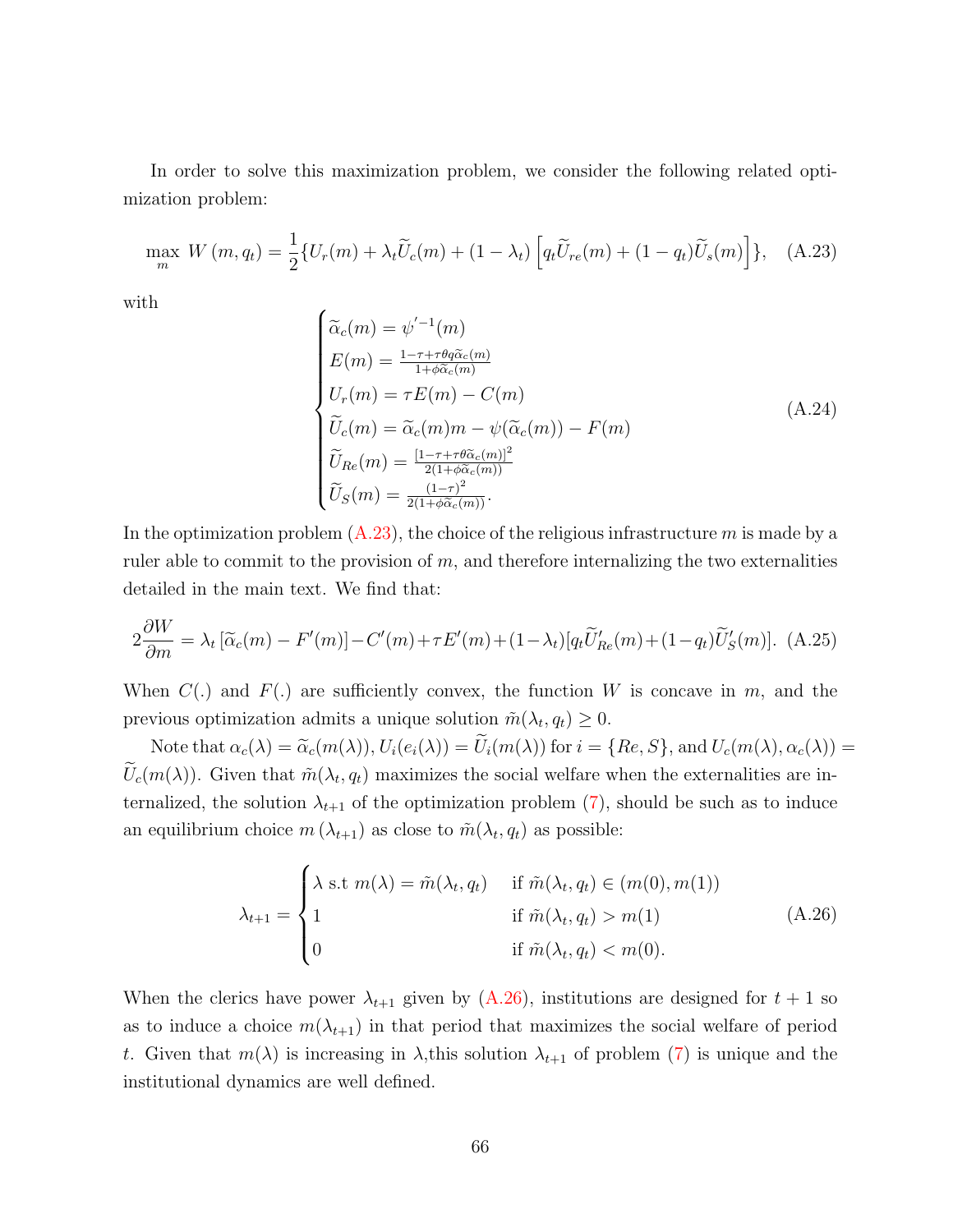In order to solve this maximization problem, we consider the following related optimization problem:

$$\max_{m} \; W\left(m,q_t\right) = \frac{1}{2}\{U_r(m) + \lambda_t \widetilde{U}_c(m) + (1-\lambda_t)\left[q_t \widetilde{U}_{re}(m) + (1-q_t)\widetilde{U}_s(m)\right]\}, \quad \text{(A.23)}$$

with

$$\begin{cases} \widetilde{\alpha}_c(m) = \psi^{'-1}(m) \\ E(m) = \frac{1-\tau+\tau\theta q \widetilde{\alpha}_c(m)}{1+\phi\widetilde{\alpha}_c(m)} \\ U_r(m) = \tau E(m) - C(m) \\ \widetilde{U}_c(m) = \widetilde{\alpha}_c(m)m - \psi(\widetilde{\alpha}_c(m)) - F(m) \\ \widetilde{U}_{Re}(m) = \frac{[1-\tau+\tau\theta\widetilde{\alpha}_c(m)]^2}{2(1+\phi\widetilde{\alpha}_c(m))} \\ \widetilde{U}_S(m) = \frac{(1-\tau)^2}{2(1+\phi\widetilde{\alpha}_c(m))}. \end{cases} \quad \text{(A.24)}$$

In the optimization problem (A.23), the choice of the religious infrastructure $m$ is made by a ruler able to commit to the provision of $m$, and therefore internalizing the two externalities detailed in the main text. We find that:

$$2\frac{\partial W}{\partial m} = \lambda_t\left[\widetilde{\alpha}_c(m) - F'(m)\right] - C'(m) + \tau E'(m) + (1-\lambda_t)[q_t \widetilde{U}'_{Re}(m) + (1-q_t)\widetilde{U}'_S(m)]. \quad \text{(A.25)}$$

When $C(.)$ and $F(.)$ are sufficiently convex, the function $W$ is concave in $m$, and the previous optimization admits a unique solution $\tilde{m}(\lambda_t, q_t) \geq 0$.

Note that $\alpha_c(\lambda) = \widetilde{\alpha}_c(m(\lambda)), U_i(e_i(\lambda)) = \widetilde{U}_i(m(\lambda))$ for $i = \{Re, S\}$, and $U_c(m(\lambda), \alpha_c(\lambda)) = \widetilde{U}_c(m(\lambda))$. Given that $\tilde{m}(\lambda_t, q_t)$ maximizes the social welfare when the externalities are internalized, the solution $\lambda_{t+1}$ of the optimization problem (7), should be such as to induce an equilibrium choice $m\left(\lambda_{t+1}\right)$ as close to $\tilde{m}(\lambda_t, q_t)$ as possible:

$$\lambda_{t+1} = \begin{cases} \lambda \text{ s.t } m(\lambda) = \tilde{m}(\lambda_t, q_t) & \text{if } \tilde{m}(\lambda_t, q_t) \in (m(0), m(1)) \\ 1 & \text{if } \tilde{m}(\lambda_t, q_t) > m(1) \\ 0 & \text{if } \tilde{m}(\lambda_t, q_t) < m(0). \end{cases} \quad \text{(A.26)}$$

When the clerics have power $\lambda_{t+1}$ given by (A.26), institutions are designed for $t+1$ so as to induce a choice $m(\lambda_{t+1})$ in that period that maximizes the social welfare of period $t$. Given that $m(\lambda)$ is increasing in $\lambda$,this solution $\lambda_{t+1}$ of problem (7) is unique and the institutional dynamics are well defined.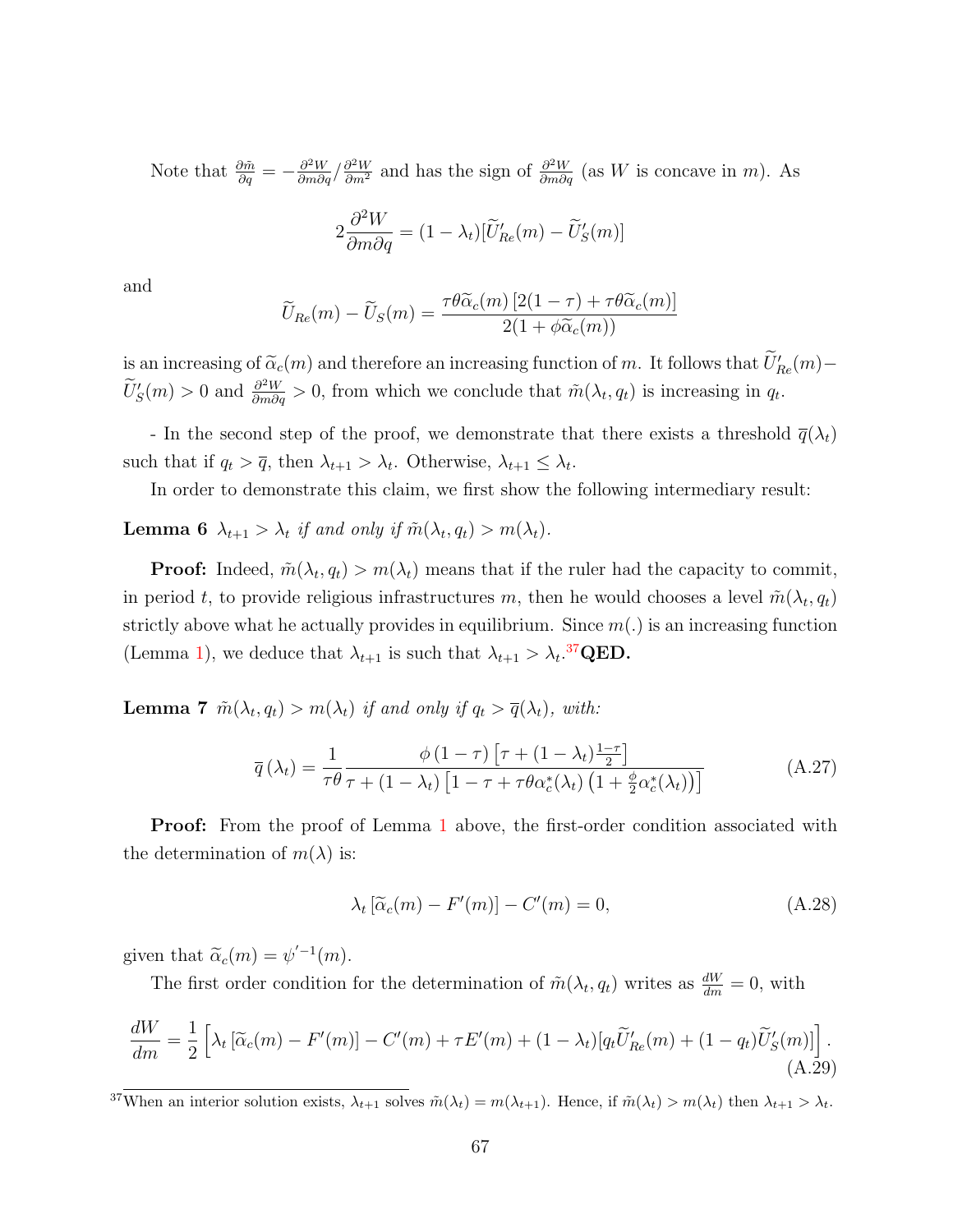Note that $\frac{\partial \tilde{m}}{\partial q} = -\frac{\partial^2 W}{\partial m \partial q} / \frac{\partial^2 W}{\partial m^2}$ and has the sign of $\frac{\partial^2 W}{\partial m \partial q}$ (as $W$ is concave in $m$). As

$$2\frac{\partial^2 W}{\partial m \partial q} = (1-\lambda_t)[\widetilde{U}'_{Re}(m) - \widetilde{U}'_S(m)]$$

and

$$\widetilde{U}_{Re}(m) - \widetilde{U}_S(m) = \frac{\tau\theta\widetilde{\alpha}_c(m)\left[2(1-\tau)+\tau\theta\widetilde{\alpha}_c(m)\right]}{2(1+\phi\widetilde{\alpha}_c(m))}$$

is an increasing of $\widetilde{\alpha}_c(m)$ and therefore an increasing function of $m$. It follows that $\widetilde{U}'_{Re}(m) - \widetilde{U}'_S(m) > 0$ and $\frac{\partial^2 W}{\partial m \partial q} > 0$, from which we conclude that $\tilde{m}(\lambda_t, q_t)$ is increasing in $q_t$.

- In the second step of the proof, we demonstrate that there exists a threshold $\overline{q}(\lambda_t)$ such that if $q_t > \overline{q}$, then $\lambda_{t+1} > \lambda_t$. Otherwise, $\lambda_{t+1} \leq \lambda_t$.

In order to demonstrate this claim, we first show the following intermediary result:

**Lemma 6** *$\lambda_{t+1} > \lambda_t$ if and only if $\tilde{m}(\lambda_t, q_t) > m(\lambda_t)$.*

**Proof:** Indeed, $\tilde{m}(\lambda_t, q_t) > m(\lambda_t)$ means that if the ruler had the capacity to commit, in period $t$, to provide religious infrastructures $m$, then he would chooses a level $\tilde{m}(\lambda_t, q_t)$ strictly above what he actually provides in equilibrium. Since $m(.)$ is an increasing function (Lemma 1), we deduce that $\lambda_{t+1}$ is such that $\lambda_{t+1} > \lambda_t$.[37] **QED.**

**Lemma 7** *$\tilde{m}(\lambda_t, q_t) > m(\lambda_t)$ if and only if $q_t > \overline{q}(\lambda_t)$, with:*

$$\overline{q}(\lambda_t) = \frac{1}{\tau\theta}\frac{\phi(1-\tau)\left[\tau + (1-\lambda_t)\frac{1-\tau}{2}\right]}{\tau + (1-\lambda_t)\left[1-\tau+\tau\theta\alpha_c^*(\lambda_t)\left(1+\frac{\phi}{2}\alpha_c^*(\lambda_t)\right)\right]} \tag{A.27}$$

**Proof:** From the proof of Lemma 1 above, the first-order condition associated with the determination of $m(\lambda)$ is:

$$\lambda_t\left[\widetilde{\alpha}_c(m) - F'(m)\right] - C'(m) = 0, \tag{A.28}$$

given that $\widetilde{\alpha}_c(m) = \psi'^{-1}(m)$.

The first order condition for the determination of $\tilde{m}(\lambda_t, q_t)$ writes as $\frac{dW}{dm} = 0$, with

$$\frac{dW}{dm} = \frac{1}{2}\left[\lambda_t\left[\widetilde{\alpha}_c(m) - F'(m)\right] - C'(m) + \tau E'(m) + (1-\lambda_t)[q_t\widetilde{U}'_{Re}(m) + (1-q_t)\widetilde{U}'_S(m)]\right]. \tag{A.29}$$

[37] When an interior solution exists, $\lambda_{t+1}$ solves $\tilde{m}(\lambda_t) = m(\lambda_{t+1})$. Hence, if $\tilde{m}(\lambda_t) > m(\lambda_t)$ then $\lambda_{t+1} > \lambda_t$.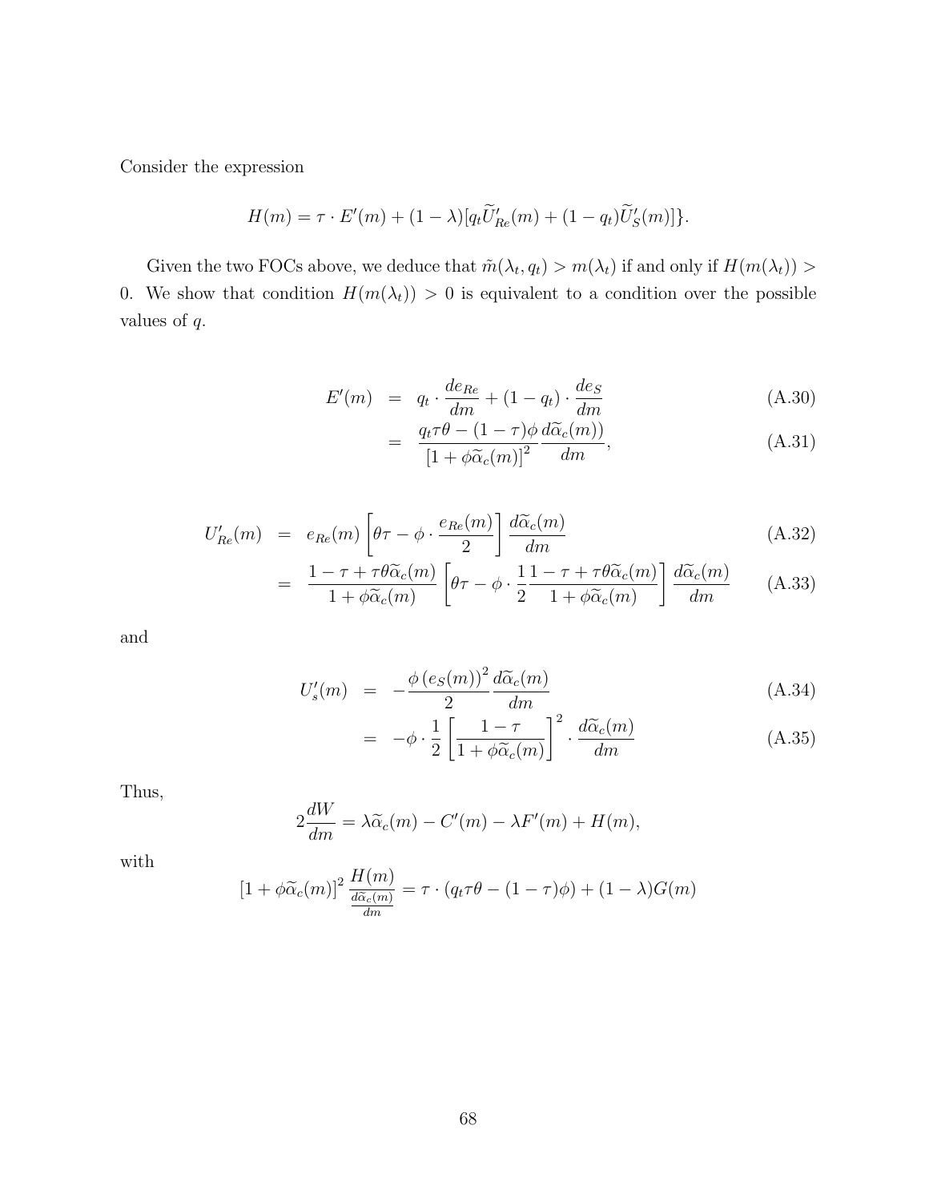Consider the expression

$$H(m) = \tau \cdot E'(m) + (1-\lambda)[q_t \widetilde{U}'_{Re}(m) + (1-q_t)\widetilde{U}'_S(m)]\}.$$

Given the two FOCs above, we deduce that $\tilde{m}(\lambda_t, q_t) > m(\lambda_t)$ if and only if $H(m(\lambda_t)) > 0$. We show that condition $H(m(\lambda_t)) > 0$ is equivalent to a condition over the possible values of $q$.

$$\begin{aligned} E'(m) &= q_t \cdot \frac{de_{Re}}{dm} + (1-q_t) \cdot \frac{de_S}{dm} && \text{(A.30)} \\ &= \frac{q_t \tau \theta - (1-\tau)\phi}{[1+\phi\widetilde{\alpha}_c(m)]^2} \frac{d\widetilde{\alpha}_c(m))}{dm}, && \text{(A.31)} \end{aligned}$$

$$\begin{aligned} U'_{Re}(m) &= e_{Re}(m)\left[\theta\tau - \phi \cdot \frac{e_{Re}(m)}{2}\right]\frac{d\widetilde{\alpha}_c(m)}{dm} && \text{(A.32)} \\ &= \frac{1-\tau+\tau\theta\widetilde{\alpha}_c(m)}{1+\phi\widetilde{\alpha}_c(m)}\left[\theta\tau - \phi \cdot \frac{1}{2}\frac{1-\tau+\tau\theta\widetilde{\alpha}_c(m)}{1+\phi\widetilde{\alpha}_c(m)}\right]\frac{d\widetilde{\alpha}_c(m)}{dm} && \text{(A.33)} \end{aligned}$$

and

$$\begin{aligned} U'_s(m) &= -\frac{\phi\,(e_S(m))^2}{2}\frac{d\widetilde{\alpha}_c(m)}{dm} && \text{(A.34)} \\ &= -\phi \cdot \frac{1}{2}\left[\frac{1-\tau}{1+\phi\widetilde{\alpha}_c(m)}\right]^2 \cdot \frac{d\widetilde{\alpha}_c(m)}{dm} && \text{(A.35)} \end{aligned}$$

Thus,

$$2\frac{dW}{dm} = \lambda\widetilde{\alpha}_c(m) - C'(m) - \lambda F'(m) + H(m),$$

with

$$[1+\phi\widetilde{\alpha}_c(m)]^2 \frac{H(m)}{\frac{d\widetilde{\alpha}_c(m)}{dm}} = \tau \cdot (q_t\tau\theta - (1-\tau)\phi) + (1-\lambda)G(m)$$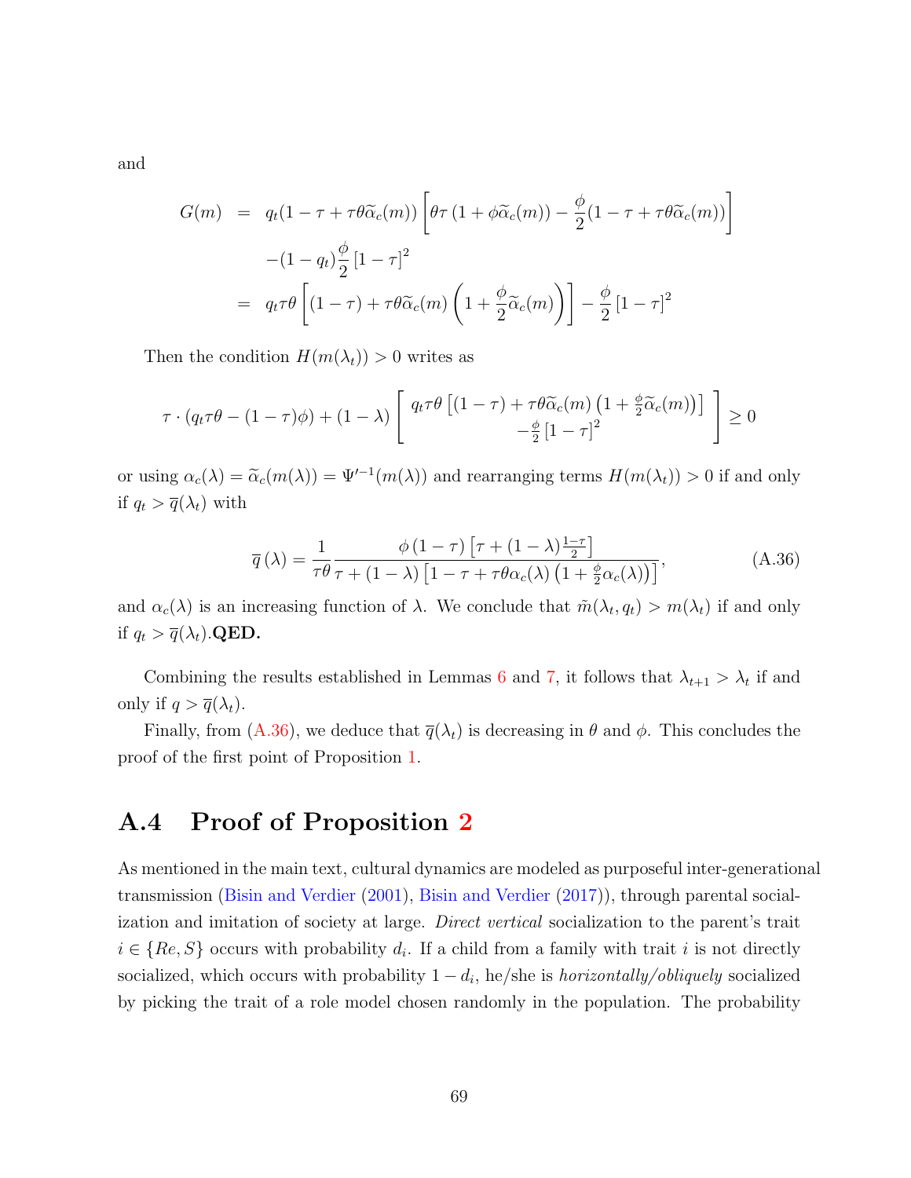and

$$
\begin{aligned}
G(m) &= q_t(1-\tau+\tau\theta\widetilde{\alpha}_c(m))\left[\theta\tau\left(1+\phi\widetilde{\alpha}_c(m)\right)-\frac{\phi}{2}(1-\tau+\tau\theta\widetilde{\alpha}_c(m))\right] \\
&\quad -(1-q_t)\frac{\phi}{2}\left[1-\tau\right]^2 \\
&= q_t\tau\theta\left[(1-\tau)+\tau\theta\widetilde{\alpha}_c(m)\left(1+\frac{\phi}{2}\widetilde{\alpha}_c(m)\right)\right]-\frac{\phi}{2}\left[1-\tau\right]^2
\end{aligned}
$$

Then the condition $H(m(\lambda_t))>0$ writes as

$$
\tau\cdot\left(q_t\tau\theta-(1-\tau)\phi\right)+(1-\lambda)\left[\begin{array}{c} q_t\tau\theta\left[(1-\tau)+\tau\theta\widetilde{\alpha}_c(m)\left(1+\frac{\phi}{2}\widetilde{\alpha}_c(m)\right)\right] \\ -\frac{\phi}{2}\left[1-\tau\right]^2 \end{array}\right]\geq 0
$$

or using $\alpha_c(\lambda)=\widetilde{\alpha}_c(m(\lambda))=\Psi'^{-1}(m(\lambda))$ and rearranging terms $H(m(\lambda_t))>0$ if and only if $q_t>\overline{q}(\lambda_t)$ with

$$
\overline{q}\left(\lambda\right)=\frac{1}{\tau\theta}\frac{\phi\left(1-\tau\right)\left[\tau+(1-\lambda)\frac{1-\tau}{2}\right]}{\tau+(1-\lambda)\left[1-\tau+\tau\theta\alpha_c(\lambda)\left(1+\frac{\phi}{2}\alpha_c(\lambda)\right)\right]}, \tag{A.36}
$$

and $\alpha_c(\lambda)$ is an increasing function of $\lambda$. We conclude that $\tilde{m}(\lambda_t,q_t)>m(\lambda_t)$ if and only if $q_t>\overline{q}(\lambda_t)$.**QED.**

Combining the results established in Lemmas 6 and 7, it follows that $\lambda_{t+1}>\lambda_t$ if and only if $q>\overline{q}(\lambda_t)$.

Finally, from (A.36), we deduce that $\overline{q}(\lambda_t)$ is decreasing in $\theta$ and $\phi$. This concludes the proof of the first point of Proposition 1.

## A.4 Proof of Proposition 2

As mentioned in the main text, cultural dynamics are modeled as purposeful inter-generational transmission (Bisin and Verdier (2001), Bisin and Verdier (2017)), through parental socialization and imitation of society at large. *Direct vertical* socialization to the parent's trait $i\in\{Re,S\}$ occurs with probability $d_i$. If a child from a family with trait $i$ is not directly socialized, which occurs with probability $1-d_i$, he/she is *horizontally/obliquely* socialized by picking the trait of a role model chosen randomly in the population. The probability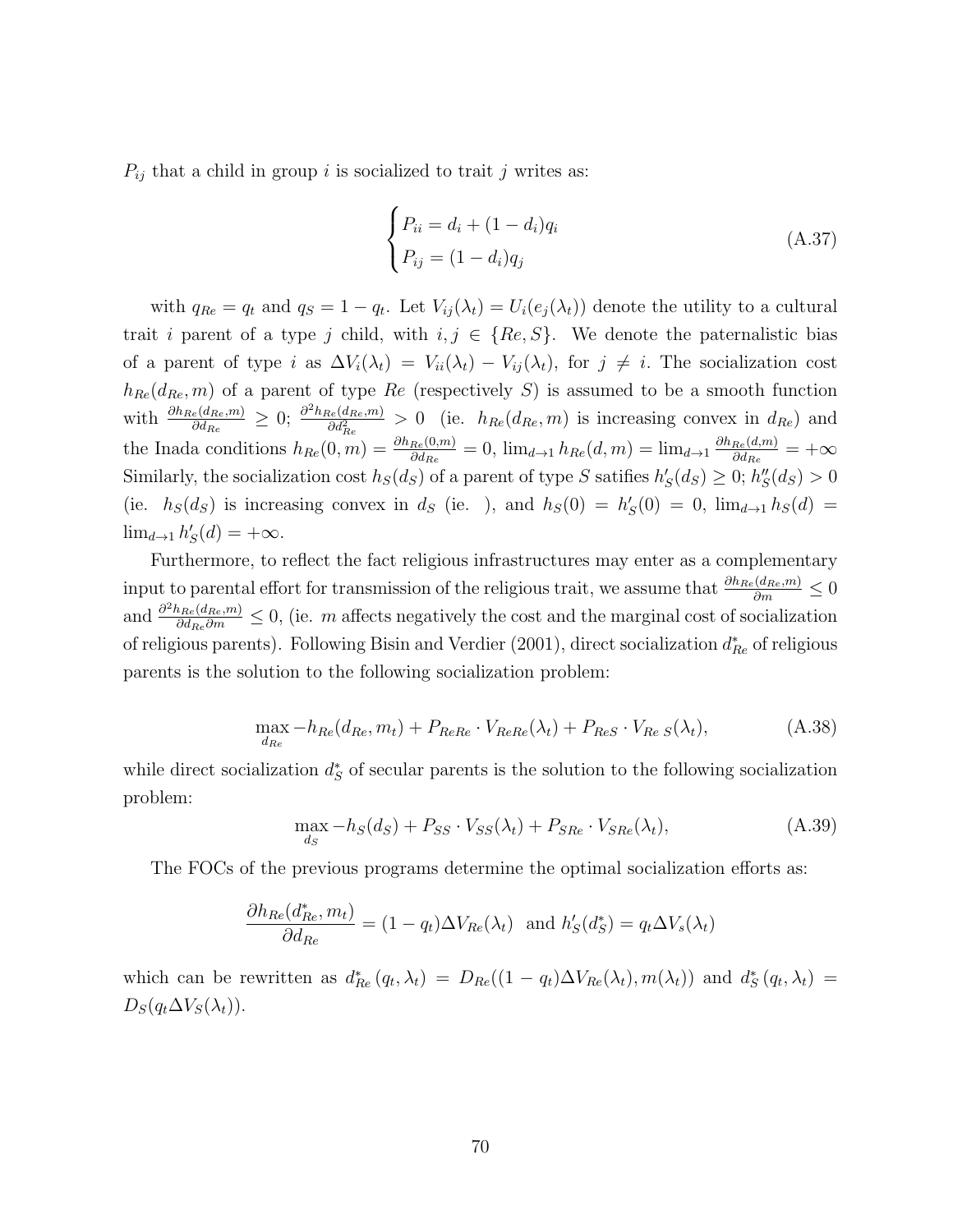$P_{ij}$ that a child in group $i$ is socialized to trait $j$ writes as:

$$\begin{cases} P_{ii} = d_i + (1 - d_i)q_i \\ P_{ij} = (1 - d_i)q_j \end{cases} \tag{A.37}$$

with $q_{Re} = q_t$ and $q_S = 1 - q_t$. Let $V_{ij}(\lambda_t) = U_i(e_j(\lambda_t))$ denote the utility to a cultural trait $i$ parent of a type $j$ child, with $i, j \in \{Re, S\}$. We denote the paternalistic bias of a parent of type $i$ as $\Delta V_i(\lambda_t) = V_{ii}(\lambda_t) - V_{ij}(\lambda_t)$, for $j \neq i$. The socialization cost $h_{Re}(d_{Re}, m)$ of a parent of type $Re$ (respectively $S$) is assumed to be a smooth function with $\frac{\partial h_{Re}(d_{Re},m)}{\partial d_{Re}} \geq 0$; $\frac{\partial^2 h_{Re}(d_{Re},m)}{\partial d_{Re}^2} > 0$ (ie. $h_{Re}(d_{Re}, m)$ is increasing convex in $d_{Re}$) and the Inada conditions $h_{Re}(0, m) = \frac{\partial h_{Re}(0,m)}{\partial d_{Re}} = 0$, $\lim_{d \to 1} h_{Re}(d, m) = \lim_{d \to 1} \frac{\partial h_{Re}(d,m)}{\partial d_{Re}} = +\infty$ Similarly, the socialization cost $h_S(d_S)$ of a parent of type $S$ satifies $h_S'(d_S) \geq 0$; $h_S''(d_S) > 0$ (ie. $h_S(d_S)$ is increasing convex in $d_S$ (ie. ), and $h_S(0) = h_S'(0) = 0$, $\lim_{d \to 1} h_S(d) = \lim_{d \to 1} h_S'(d) = +\infty$.

Furthermore, to reflect the fact religious infrastructures may enter as a complementary input to parental effort for transmission of the religious trait, we assume that $\frac{\partial h_{Re}(d_{Re},m)}{\partial m} \leq 0$ and $\frac{\partial^2 h_{Re}(d_{Re},m)}{\partial d_{Re} \partial m} \leq 0$, (ie. $m$ affects negatively the cost and the marginal cost of socialization of religious parents). Following Bisin and Verdier (2001), direct socialization $d_{Re}^*$ of religious parents is the solution to the following socialization problem:

$$\max_{d_{Re}} -h_{Re}(d_{Re}, m_t) + P_{ReRe} \cdot V_{ReRe}(\lambda_t) + P_{ReS} \cdot V_{Re\ S}(\lambda_t), \tag{A.38}$$

while direct socialization $d_S^*$ of secular parents is the solution to the following socialization problem:

$$\max_{d_S} -h_S(d_S) + P_{SS} \cdot V_{SS}(\lambda_t) + P_{SRe} \cdot V_{SRe}(\lambda_t), \tag{A.39}$$

The FOCs of the previous programs determine the optimal socialization efforts as:

$$\frac{\partial h_{Re}(d_{Re}^*, m_t)}{\partial d_{Re}} = (1 - q_t)\Delta V_{Re}(\lambda_t) \ \text{ and } h_S'(d_S^*) = q_t \Delta V_s(\lambda_t)$$

which can be rewritten as $d_{Re}^*(q_t, \lambda_t) = D_{Re}((1 - q_t)\Delta V_{Re}(\lambda_t), m(\lambda_t))$ and $d_S^*(q_t, \lambda_t) = D_S(q_t \Delta V_S(\lambda_t))$.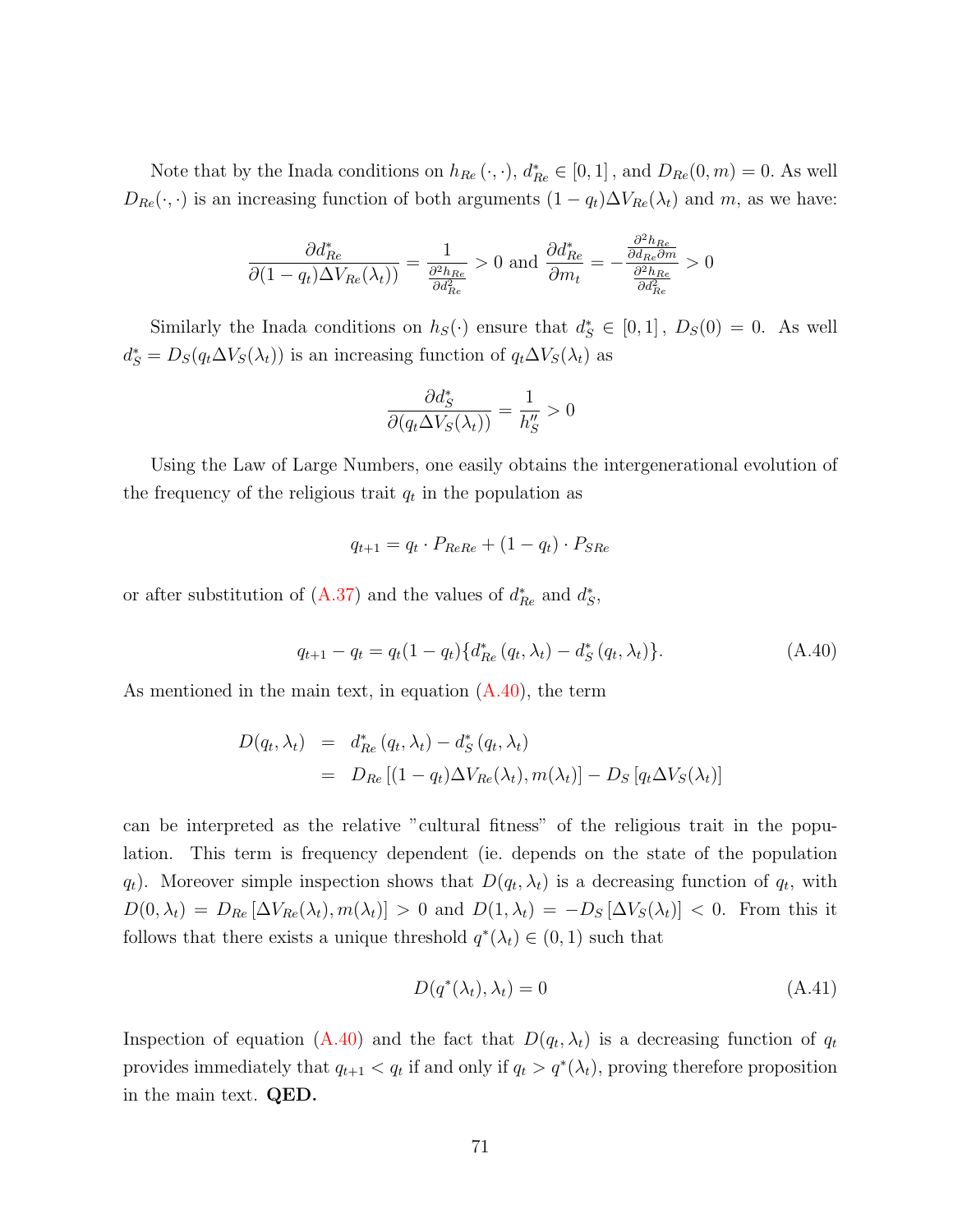Note that by the Inada conditions on $h_{Re}(\cdot,\cdot)$, $d^*_{Re} \in [0,1]$, and $D_{Re}(0,m) = 0$. As well $D_{Re}(\cdot,\cdot)$ is an increasing function of both arguments $(1-q_t)\Delta V_{Re}(\lambda_t)$ and $m$, as we have:

$$\frac{\partial d^*_{Re}}{\partial (1-q_t)\Delta V_{Re}(\lambda_t))} = \frac{1}{\frac{\partial^2 h_{Re}}{\partial d^2_{Re}}} > 0 \text{ and } \frac{\partial d^*_{Re}}{\partial m_t} = -\frac{\frac{\partial^2 h_{Re}}{\partial d_{Re}\partial m}}{\frac{\partial^2 h_{Re}}{\partial d^2_{Re}}} > 0$$

Similarly the Inada conditions on $h_S(\cdot)$ ensure that $d^*_S \in [0,1]$, $D_S(0) = 0$. As well $d^*_S = D_S(q_t \Delta V_S(\lambda_t))$ is an increasing function of $q_t \Delta V_S(\lambda_t)$ as

$$\frac{\partial d^*_S}{\partial (q_t \Delta V_S(\lambda_t))} = \frac{1}{h''_S} > 0$$

Using the Law of Large Numbers, one easily obtains the intergenerational evolution of the frequency of the religious trait $q_t$ in the population as

$$q_{t+1} = q_t \cdot P_{ReRe} + (1-q_t) \cdot P_{SRe}$$

or after substitution of (A.37) and the values of $d^*_{Re}$ and $d^*_S$,

$$q_{t+1} - q_t = q_t(1-q_t)\{d^*_{Re}(q_t,\lambda_t) - d^*_S(q_t,\lambda_t)\}. \tag{A.40}$$

As mentioned in the main text, in equation (A.40), the term

$$\begin{aligned} D(q_t,\lambda_t) &= d^*_{Re}(q_t,\lambda_t) - d^*_S(q_t,\lambda_t) \\ &= D_{Re}\left[(1-q_t)\Delta V_{Re}(\lambda_t), m(\lambda_t)\right] - D_S\left[q_t \Delta V_S(\lambda_t)\right] \end{aligned}$$

can be interpreted as the relative "cultural fitness" of the religious trait in the population. This term is frequency dependent (ie. depends on the state of the population $q_t$). Moreover simple inspection shows that $D(q_t,\lambda_t)$ is a decreasing function of $q_t$, with $D(0,\lambda_t) = D_{Re}\left[\Delta V_{Re}(\lambda_t), m(\lambda_t)\right] > 0$ and $D(1,\lambda_t) = -D_S\left[\Delta V_S(\lambda_t)\right] < 0$. From this it follows that there exists a unique threshold $q^*(\lambda_t) \in (0,1)$ such that

$$D(q^*(\lambda_t),\lambda_t) = 0 \tag{A.41}$$

Inspection of equation (A.40) and the fact that $D(q_t,\lambda_t)$ is a decreasing function of $q_t$ provides immediately that $q_{t+1} < q_t$ if and only if $q_t > q^*(\lambda_t)$, proving therefore proposition in the main text. **QED.**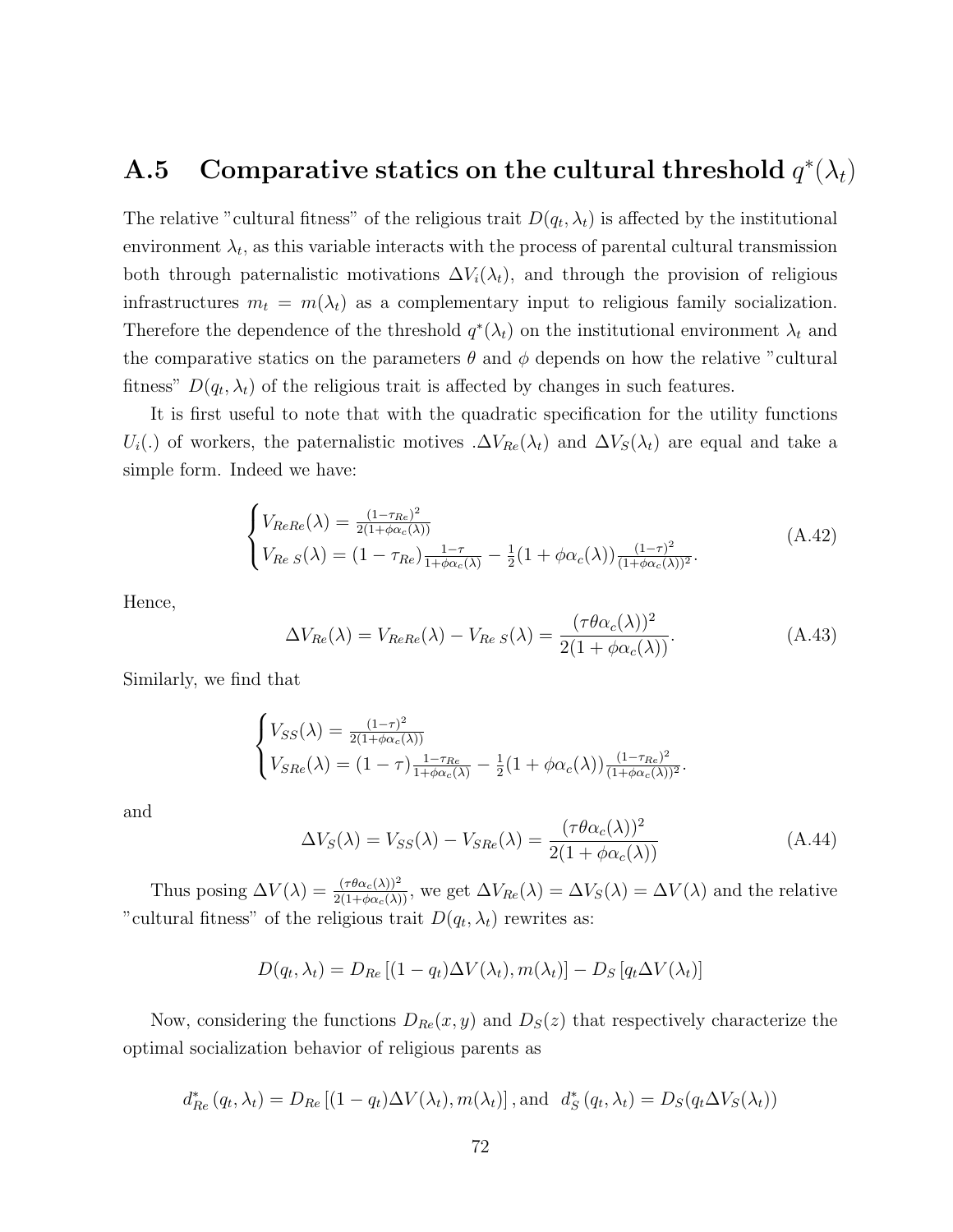## A.5 Comparative statics on the cultural threshold $q^*(\lambda_t)$

The relative "cultural fitness" of the religious trait $D(q_t, \lambda_t)$ is affected by the institutional environment $\lambda_t$, as this variable interacts with the process of parental cultural transmission both through paternalistic motivations $\Delta V_i(\lambda_t)$, and through the provision of religious infrastructures $m_t = m(\lambda_t)$ as a complementary input to religious family socialization. Therefore the dependence of the threshold $q^*(\lambda_t)$ on the institutional environment $\lambda_t$ and the comparative statics on the parameters $\theta$ and $\phi$ depends on how the relative "cultural fitness" $D(q_t, \lambda_t)$ of the religious trait is affected by changes in such features.

It is first useful to note that with the quadratic specification for the utility functions $U_i(.)$ of workers, the paternalistic motives .$\Delta V_{Re}(\lambda_t)$ and $\Delta V_S(\lambda_t)$ are equal and take a simple form. Indeed we have:

$$\begin{cases} V_{ReRe}(\lambda) = \frac{(1-\tau_{Re})^2}{2(1+\phi\alpha_c(\lambda))} \\ V_{Re\ S}(\lambda) = (1-\tau_{Re})\frac{1-\tau}{1+\phi\alpha_c(\lambda)} - \frac{1}{2}(1+\phi\alpha_c(\lambda))\frac{(1-\tau)^2}{(1+\phi\alpha_c(\lambda))^2}. \end{cases} \tag{A.42}$$

Hence,

$$\Delta V_{Re}(\lambda) = V_{ReRe}(\lambda) - V_{Re\ S}(\lambda) = \frac{(\tau\theta\alpha_c(\lambda))^2}{2(1+\phi\alpha_c(\lambda))}. \tag{A.43}$$

Similarly, we find that

$$\begin{cases} V_{SS}(\lambda) = \frac{(1-\tau)^2}{2(1+\phi\alpha_c(\lambda))} \\ V_{SRe}(\lambda) = (1-\tau)\frac{1-\tau_{Re}}{1+\phi\alpha_c(\lambda)} - \frac{1}{2}(1+\phi\alpha_c(\lambda))\frac{(1-\tau_{Re})^2}{(1+\phi\alpha_c(\lambda))^2}. \end{cases}$$

and

$$\Delta V_S(\lambda) = V_{SS}(\lambda) - V_{SRe}(\lambda) = \frac{(\tau\theta\alpha_c(\lambda))^2}{2(1+\phi\alpha_c(\lambda))} \tag{A.44}$$

Thus posing $\Delta V(\lambda) = \frac{(\tau\theta\alpha_c(\lambda))^2}{2(1+\phi\alpha_c(\lambda))}$, we get $\Delta V_{Re}(\lambda) = \Delta V_S(\lambda) = \Delta V(\lambda)$ and the relative "cultural fitness" of the religious trait $D(q_t, \lambda_t)$ rewrites as:

$$D(q_t, \lambda_t) = D_{Re}\left[(1-q_t)\Delta V(\lambda_t), m(\lambda_t)\right] - D_S\left[q_t \Delta V(\lambda_t)\right]$$

Now, considering the functions $D_{Re}(x, y)$ and $D_S(z)$ that respectively characterize the optimal socialization behavior of religious parents as

$$d^*_{Re}(q_t, \lambda_t) = D_{Re}\left[(1-q_t)\Delta V(\lambda_t), m(\lambda_t)\right], \text{and } \ d^*_S(q_t, \lambda_t) = D_S(q_t \Delta V_S(\lambda_t))$$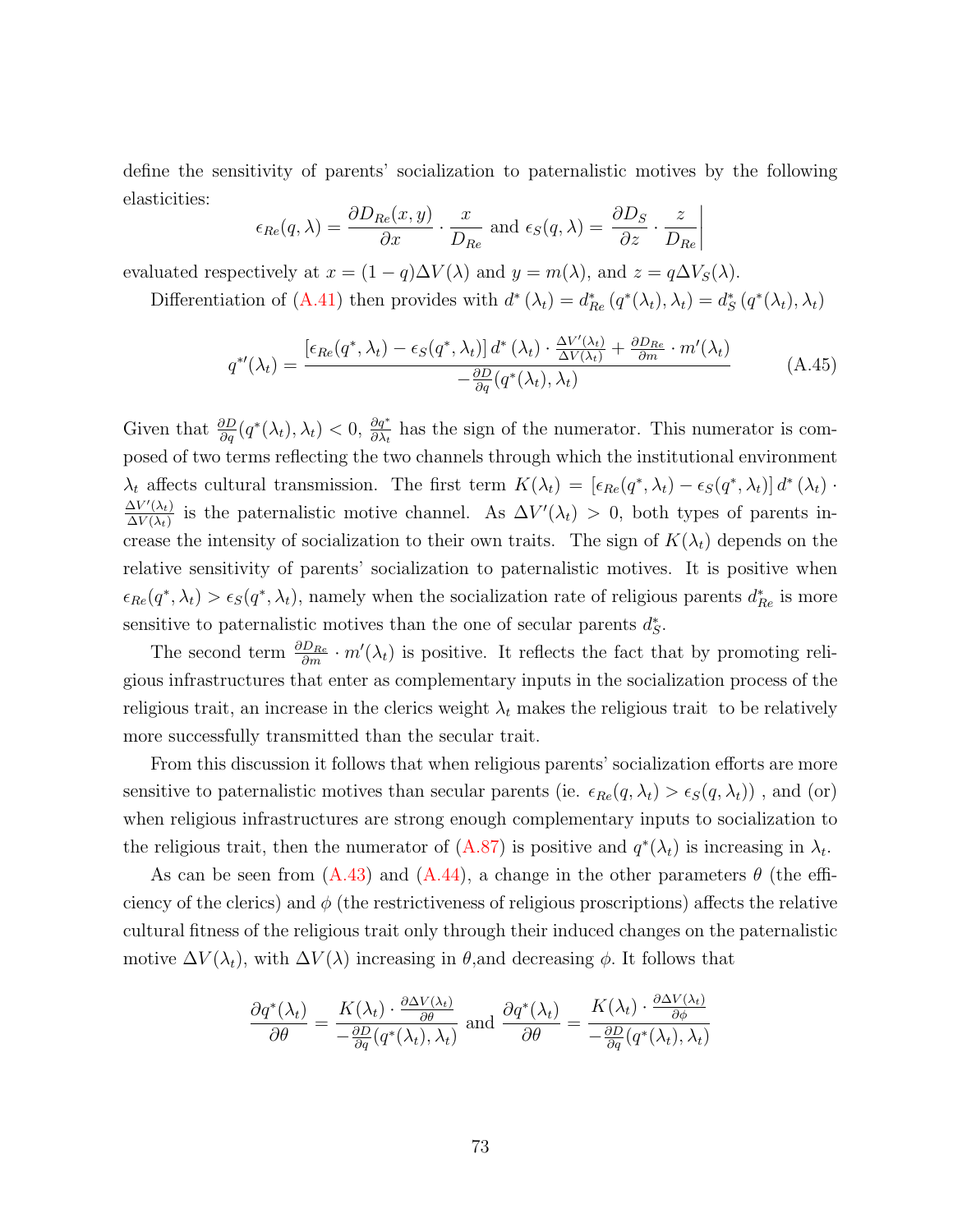define the sensitivity of parents' socialization to paternalistic motives by the following elasticities:

$$\epsilon_{Re}(q,\lambda) = \frac{\partial D_{Re}(x,y)}{\partial x} \cdot \frac{x}{D_{Re}} \text{ and } \epsilon_S(q,\lambda) = \frac{\partial D_S}{\partial z} \cdot \frac{z}{D_{Re}}\bigg|$$

evaluated respectively at $x = (1-q)\Delta V(\lambda)$ and $y = m(\lambda)$, and $z = q\Delta V_S(\lambda)$.

Differentiation of (A.41) then provides with $d^*(\lambda_t) = d^*_{Re}(q^*(\lambda_t), \lambda_t) = d^*_S(q^*(\lambda_t), \lambda_t)$

$$q^{*\prime}(\lambda_t) = \frac{\left[\epsilon_{Re}(q^*, \lambda_t) - \epsilon_S(q^*, \lambda_t)\right] d^*(\lambda_t) \cdot \frac{\Delta V'(\lambda_t)}{\Delta V(\lambda_t)} + \frac{\partial D_{Re}}{\partial m} \cdot m'(\lambda_t)}{-\frac{\partial D}{\partial q}(q^*(\lambda_t), \lambda_t)} \tag{A.45}$$

Given that $\frac{\partial D}{\partial q}(q^*(\lambda_t), \lambda_t) < 0$, $\frac{\partial q^*}{\partial \lambda_t}$ has the sign of the numerator. This numerator is composed of two terms reflecting the two channels through which the institutional environment $\lambda_t$ affects cultural transmission. The first term $K(\lambda_t) = \left[\epsilon_{Re}(q^*, \lambda_t) - \epsilon_S(q^*, \lambda_t)\right] d^*(\lambda_t) \cdot \frac{\Delta V'(\lambda_t)}{\Delta V(\lambda_t)}$ is the paternalistic motive channel. As $\Delta V'(\lambda_t) > 0$, both types of parents increase the intensity of socialization to their own traits. The sign of $K(\lambda_t)$ depends on the relative sensitivity of parents' socialization to paternalistic motives. It is positive when $\epsilon_{Re}(q^*, \lambda_t) > \epsilon_S(q^*, \lambda_t)$, namely when the socialization rate of religious parents $d^*_{Re}$ is more sensitive to paternalistic motives than the one of secular parents $d^*_S$.

The second term $\frac{\partial D_{Re}}{\partial m} \cdot m'(\lambda_t)$ is positive. It reflects the fact that by promoting religious infrastructures that enter as complementary inputs in the socialization process of the religious trait, an increase in the clerics weight $\lambda_t$ makes the religious trait to be relatively more successfully transmitted than the secular trait.

From this discussion it follows that when religious parents' socialization efforts are more sensitive to paternalistic motives than secular parents (ie. $\epsilon_{Re}(q, \lambda_t) > \epsilon_S(q, \lambda_t)$) , and (or) when religious infrastructures are strong enough complementary inputs to socialization to the religious trait, then the numerator of (A.87) is positive and $q^*(\lambda_t)$ is increasing in $\lambda_t$.

As can be seen from (A.43) and (A.44), a change in the other parameters $\theta$ (the efficiency of the clerics) and $\phi$ (the restrictiveness of religious proscriptions) affects the relative cultural fitness of the religious trait only through their induced changes on the paternalistic motive $\Delta V(\lambda_t)$, with $\Delta V(\lambda)$ increasing in $\theta$,and decreasing $\phi$. It follows that

$$\frac{\partial q^*(\lambda_t)}{\partial \theta} = \frac{K(\lambda_t) \cdot \frac{\partial \Delta V(\lambda_t)}{\partial \theta}}{-\frac{\partial D}{\partial q}(q^*(\lambda_t), \lambda_t)} \text{ and } \frac{\partial q^*(\lambda_t)}{\partial \theta} = \frac{K(\lambda_t) \cdot \frac{\partial \Delta V(\lambda_t)}{\partial \phi}}{-\frac{\partial D}{\partial q}(q^*(\lambda_t), \lambda_t)}$$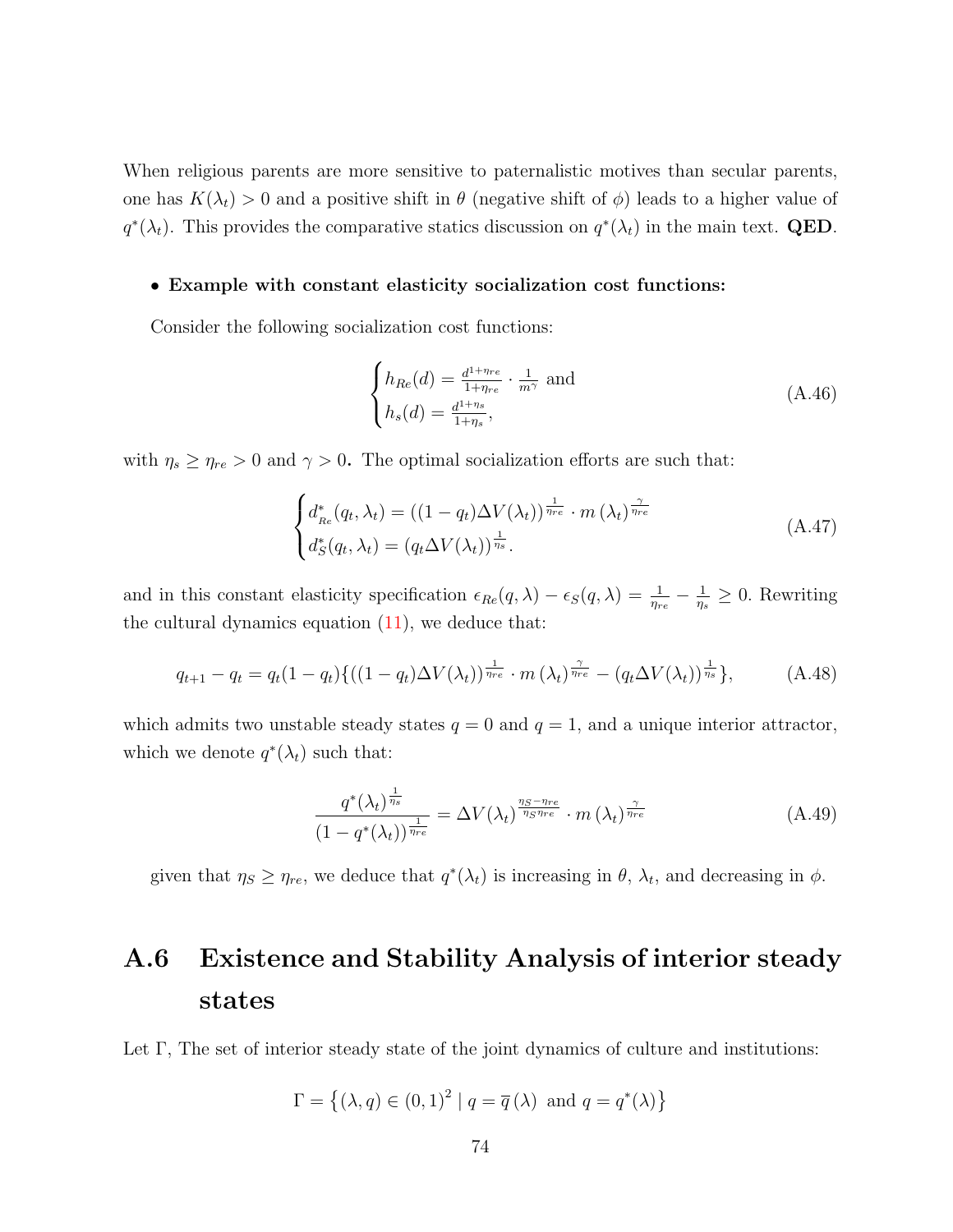When religious parents are more sensitive to paternalistic motives than secular parents, one has $K(\lambda_t) > 0$ and a positive shift in $\theta$ (negative shift of $\phi$) leads to a higher value of $q^*(\lambda_t)$. This provides the comparative statics discussion on $q^*(\lambda_t)$ in the main text. **QED**.

- **Example with constant elasticity socialization cost functions:**

  Consider the following socialization cost functions:

$$\begin{cases} h_{Re}(d) = \frac{d^{1+\eta_{re}}}{1+\eta_{re}} \cdot \frac{1}{m^{\gamma}} \text{ and} \\ h_s(d) = \frac{d^{1+\eta_s}}{1+\eta_s}, \end{cases} \tag{A.46}$$

with $\eta_s \geq \eta_{re} > 0$ and $\gamma > 0$. The optimal socialization efforts are such that:

$$\begin{cases} d^*_{Re}(q_t, \lambda_t) = ((1-q_t)\Delta V(\lambda_t))^{\frac{1}{\eta_{re}}} \cdot m\left(\lambda_t\right)^{\frac{\gamma}{\eta_{re}}} \\ d^*_S(q_t, \lambda_t) = (q_t \Delta V(\lambda_t))^{\frac{1}{\eta_s}}. \end{cases} \tag{A.47}$$

and in this constant elasticity specification $\epsilon_{Re}(q, \lambda) - \epsilon_S(q, \lambda) = \frac{1}{\eta_{re}} - \frac{1}{\eta_s} \geq 0$. Rewriting the cultural dynamics equation (11), we deduce that:

$$q_{t+1} - q_t = q_t(1-q_t)\{((1-q_t)\Delta V(\lambda_t))^{\frac{1}{\eta_{re}}} \cdot m\left(\lambda_t\right)^{\frac{\gamma}{\eta_{re}}} - (q_t \Delta V(\lambda_t))^{\frac{1}{\eta_s}}\}, \tag{A.48}$$

which admits two unstable steady states $q = 0$ and $q = 1$, and a unique interior attractor, which we denote $q^*(\lambda_t)$ such that:

$$\frac{q^*(\lambda_t)^{\frac{1}{\eta_s}}}{(1-q^*(\lambda_t))^{\frac{1}{\eta_{re}}}} = \Delta V(\lambda_t)^{\frac{\eta_S - \eta_{re}}{\eta_S \eta_{re}}} \cdot m\left(\lambda_t\right)^{\frac{\gamma}{\eta_{re}}} \tag{A.49}$$

given that $\eta_S \geq \eta_{re}$, we deduce that $q^*(\lambda_t)$ is increasing in $\theta$, $\lambda_t$, and decreasing in $\phi$.

## A.6 Existence and Stability Analysis of interior steady states

Let $\Gamma$, The set of interior steady state of the joint dynamics of culture and institutions:

$$\Gamma = \left\{(\lambda, q) \in (0,1)^2 \mid q = \overline{q}\left(\lambda\right) \text{ and } q = q^*(\lambda)\right\}$$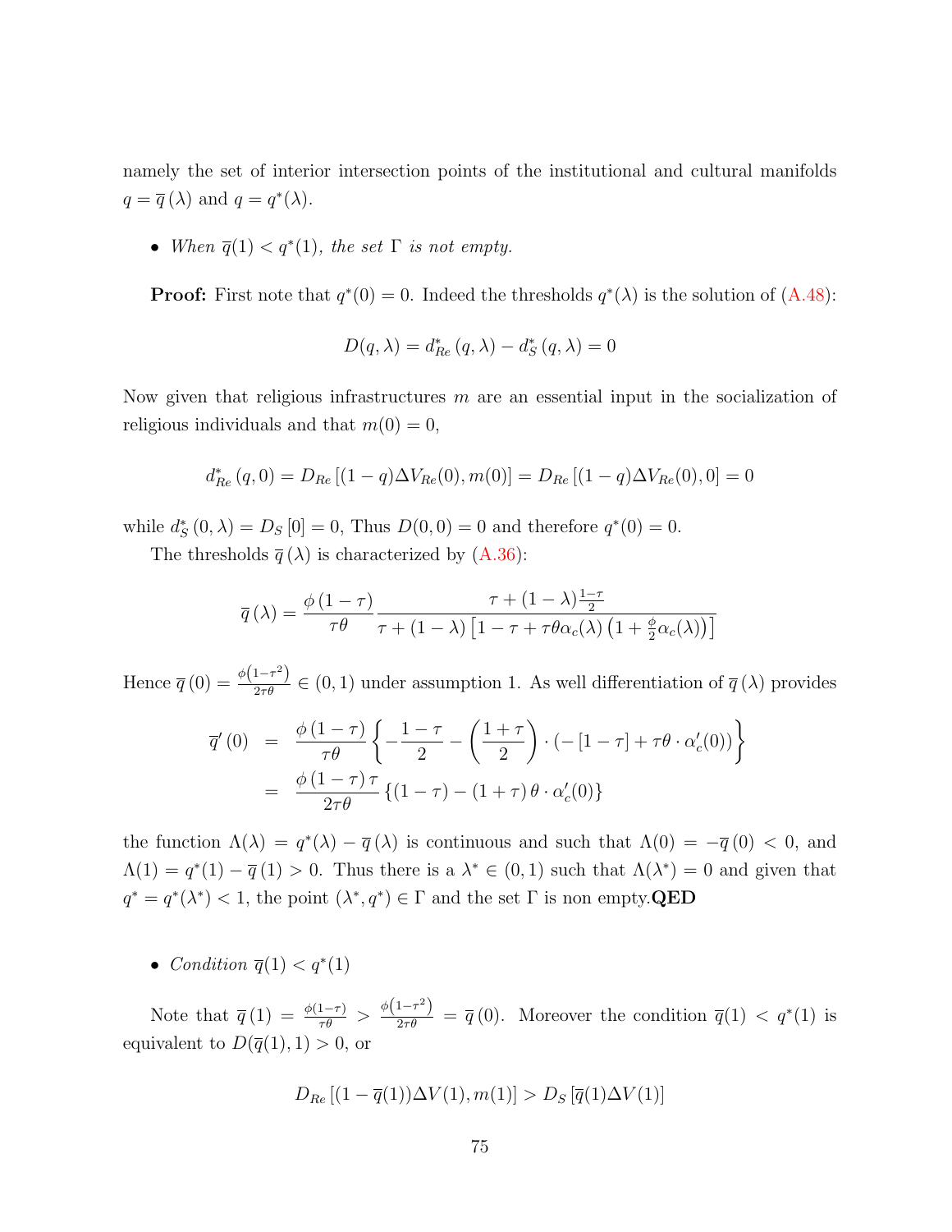namely the set of interior intersection points of the institutional and cultural manifolds $q = \overline{q}(\lambda)$ and $q = q^*(\lambda)$.

- *When $\overline{q}(1) < q^*(1)$, the set $\Gamma$ is not empty.*

**Proof:** First note that $q^*(0) = 0$. Indeed the thresholds $q^*(\lambda)$ is the solution of (A.48):

$$D(q, \lambda) = d^*_{Re}(q, \lambda) - d^*_S(q, \lambda) = 0$$

Now given that religious infrastructures $m$ are an essential input in the socialization of religious individuals and that $m(0) = 0$,

$$d^*_{Re}(q, 0) = D_{Re}\left[(1-q)\Delta V_{Re}(0), m(0)\right] = D_{Re}\left[(1-q)\Delta V_{Re}(0), 0\right] = 0$$

while $d^*_S(0, \lambda) = D_S[0] = 0$, Thus $D(0, 0) = 0$ and therefore $q^*(0) = 0$.

The thresholds $\overline{q}(\lambda)$ is characterized by (A.36):

$$\overline{q}(\lambda) = \frac{\phi(1-\tau)}{\tau\theta} \frac{\tau + (1-\lambda)\frac{1-\tau}{2}}{\tau + (1-\lambda)\left[1 - \tau + \tau\theta\alpha_c(\lambda)\left(1 + \frac{\phi}{2}\alpha_c(\lambda)\right)\right]}$$

Hence $\overline{q}(0) = \frac{\phi\left(1-\tau^2\right)}{2\tau\theta} \in (0, 1)$ under assumption 1. As well differentiation of $\overline{q}(\lambda)$ provides

$$\begin{aligned}
\overline{q}'(0) &= \frac{\phi(1-\tau)}{\tau\theta}\left\{-\frac{1-\tau}{2} - \left(\frac{1+\tau}{2}\right) \cdot \left(-[1-\tau] + \tau\theta \cdot \alpha_c'(0)\right)\right\} \\
&= \frac{\phi(1-\tau)\tau}{2\tau\theta}\left\{(1-\tau) - (1+\tau)\theta \cdot \alpha_c'(0)\right\}
\end{aligned}$$

the function $\Lambda(\lambda) = q^*(\lambda) - \overline{q}(\lambda)$ is continuous and such that $\Lambda(0) = -\overline{q}(0) < 0$, and $\Lambda(1) = q^*(1) - \overline{q}(1) > 0$. Thus there is a $\lambda^* \in (0, 1)$ such that $\Lambda(\lambda^*) = 0$ and given that $q^* = q^*(\lambda^*) < 1$, the point $(\lambda^*, q^*) \in \Gamma$ and the set $\Gamma$ is non empty.**QED**

- *Condition $\overline{q}(1) < q^*(1)$*

Note that $\overline{q}(1) = \frac{\phi(1-\tau)}{\tau\theta} > \frac{\phi\left(1-\tau^2\right)}{2\tau\theta} = \overline{q}(0)$. Moreover the condition $\overline{q}(1) < q^*(1)$ is equivalent to $D(\overline{q}(1), 1) > 0$, or

$$D_{Re}\left[(1 - \overline{q}(1))\Delta V(1), m(1)\right] > D_S\left[\overline{q}(1)\Delta V(1)\right]$$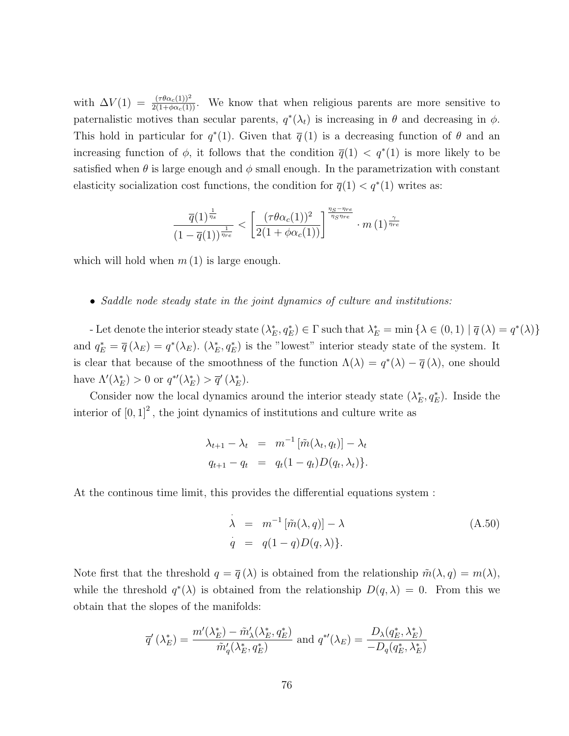with $\Delta V(1) = \frac{(\tau\theta\alpha_c(1))^2}{2(1+\phi\alpha_c(1))}$. We know that when religious parents are more sensitive to paternalistic motives than secular parents, $q^*(\lambda_t)$ is increasing in $\theta$ and decreasing in $\phi$. This hold in particular for $q^*(1)$. Given that $\overline{q}(1)$ is a decreasing function of $\theta$ and an increasing function of $\phi$, it follows that the condition $\overline{q}(1) < q^*(1)$ is more likely to be satisfied when $\theta$ is large enough and $\phi$ small enough. In the parametrization with constant elasticity socialization cost functions, the condition for $\overline{q}(1) < q^*(1)$ writes as:

$$\frac{\overline{q}(1)^{\frac{1}{\eta_s}}}{(1-\overline{q}(1))^{\frac{1}{\eta_{re}}}} < \left[\frac{(\tau\theta\alpha_c(1))^2}{2(1+\phi\alpha_c(1))}\right]^{\frac{\eta_S-\eta_{re}}{\eta_S\eta_{re}}} \cdot m(1)^{\frac{\gamma}{\eta_{re}}}$$

which will hold when $m(1)$ is large enough.

- *Saddle node steady state in the joint dynamics of culture and institutions:*

- Let denote the interior steady state $(\lambda_E^*, q_E^*) \in \Gamma$ such that $\lambda_E^* = \min\{\lambda \in (0,1) \mid \overline{q}(\lambda) = q^*(\lambda)\}$ and $q_E^* = \overline{q}(\lambda_E) = q^*(\lambda_E)$. $(\lambda_E^*, q_E^*)$ is the "lowest" interior steady state of the system. It is clear that because of the smoothness of the function $\Lambda(\lambda) = q^*(\lambda) - \overline{q}(\lambda)$, one should have $\Lambda'(\lambda_E^*) > 0$ or $q^{*\prime}(\lambda_E^*) > \overline{q}'(\lambda_E^*)$.

Consider now the local dynamics around the interior steady state $(\lambda_E^*, q_E^*)$. Inside the interior of $[0,1]^2$, the joint dynamics of institutions and culture write as

$$\begin{aligned}
\lambda_{t+1} - \lambda_t &= m^{-1}\left[\tilde{m}(\lambda_t, q_t)\right] - \lambda_t \\
q_{t+1} - q_t &= q_t(1-q_t)D(q_t, \lambda_t)\}.
\end{aligned}$$

At the continous time limit, this provides the differential equations system :

$$\begin{aligned}
\dot{\lambda} &= m^{-1}\left[\tilde{m}(\lambda, q)\right] - \lambda \\
\dot{q} &= q(1-q)D(q, \lambda)\}.
\end{aligned} \tag{A.50}$$

Note first that the threshold $q = \overline{q}(\lambda)$ is obtained from the relationship $\tilde{m}(\lambda, q) = m(\lambda)$, while the threshold $q^*(\lambda)$ is obtained from the relationship $D(q, \lambda) = 0$. From this we obtain that the slopes of the manifolds:

$$\overline{q}'(\lambda_E^*) = \frac{m'(\lambda_E^*) - \tilde{m}'_\lambda(\lambda_E^*, q_E^*)}{\tilde{m}'_q(\lambda_E^*, q_E^*)} \text{ and } q^{*\prime}(\lambda_E) = \frac{D_\lambda(q_E^*, \lambda_E^*)}{-D_q(q_E^*, \lambda_E^*)}$$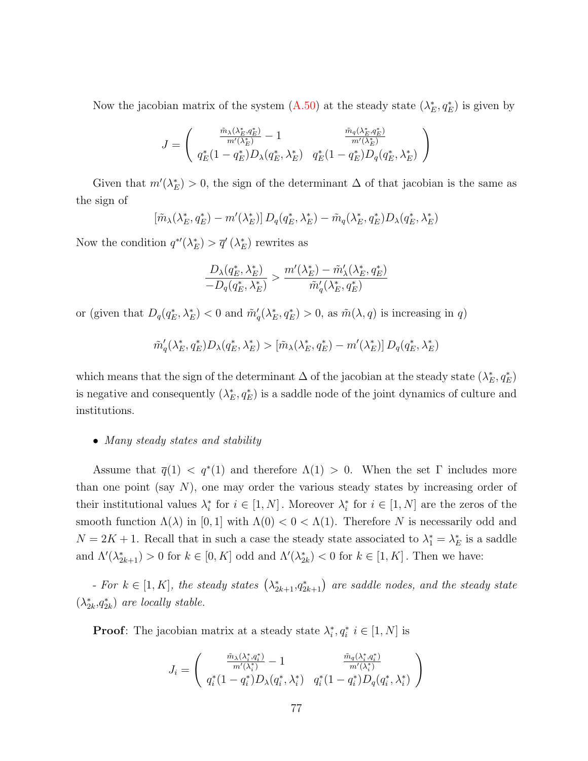Now the jacobian matrix of the system (A.50) at the steady state $(\lambda_E^*, q_E^*)$ is given by

$$J = \begin{pmatrix} \frac{\tilde{m}_\lambda(\lambda_E^*, q_E^*)}{m'(\lambda_E^*)} - 1 & \frac{\tilde{m}_q(\lambda_E^*, q_E^*)}{m'(\lambda_E^*)} \\ q_E^*(1-q_E^*)D_\lambda(q_E^*, \lambda_E^*) & q_E^*(1-q_E^*)D_q(q_E^*, \lambda_E^*) \end{pmatrix}$$

Given that $m'(\lambda_E^*) > 0$, the sign of the determinant $\Delta$ of that jacobian is the same as the sign of

$$\left[\tilde{m}_\lambda(\lambda_E^*, q_E^*) - m'(\lambda_E^*)\right] D_q(q_E^*, \lambda_E^*) - \tilde{m}_q(\lambda_E^*, q_E^*) D_\lambda(q_E^*, \lambda_E^*)$$

Now the condition $q^{*\prime}(\lambda_E^*) > \overline{q}'\left(\lambda_E^*\right)$ rewrites as

$$\frac{D_\lambda(q_E^*, \lambda_E^*)}{-D_q(q_E^*, \lambda_E^*)} > \frac{m'(\lambda_E^*) - \tilde{m}'_\lambda(\lambda_E^*, q_E^*)}{\tilde{m}'_q(\lambda_E^*, q_E^*)}$$

or (given that $D_q(q_E^*, \lambda_E^*) < 0$ and $\tilde{m}'_q(\lambda_E^*, q_E^*) > 0$, as $\tilde{m}(\lambda, q)$ is increasing in $q$)

$$\tilde{m}'_q(\lambda_E^*, q_E^*) D_\lambda(q_E^*, \lambda_E^*) > \left[\tilde{m}_\lambda(\lambda_E^*, q_E^*) - m'(\lambda_E^*)\right] D_q(q_E^*, \lambda_E^*)$$

which means that the sign of the determinant $\Delta$ of the jacobian at the steady state $(\lambda_E^*, q_E^*)$ is negative and consequently $(\lambda_E^*, q_E^*)$ is a saddle node of the joint dynamics of culture and institutions.

- *Many steady states and stability*

Assume that $\overline{q}(1) < q^*(1)$ and therefore $\Lambda(1) > 0$. When the set $\Gamma$ includes more than one point (say $N$), one may order the various steady states by increasing order of their institutional values $\lambda_i^*$ for $i \in [1, N]$. Moreover $\lambda_i^*$ for $i \in [1, N]$ are the zeros of the smooth function $\Lambda(\lambda)$ in $[0, 1]$ with $\Lambda(0) < 0 < \Lambda(1)$. Therefore $N$ is necessarily odd and $N = 2K + 1$. Recall that in such a case the steady state associated to $\lambda_1^* = \lambda_E^*$ is a saddle and $\Lambda'(\lambda_{2k+1}^*) > 0$ for $k \in [0, K]$ odd and $\Lambda'(\lambda_{2k}^*) < 0$ for $k \in [1, K]$. Then we have:

*- For $k \in [1, K]$, the steady states $\left(\lambda_{2k+1}^*, q_{2k+1}^*\right)$ are saddle nodes, and the steady state $(\lambda_{2k}^*, q_{2k}^*)$ are locally stable.*

**Proof**: The jacobian matrix at a steady state $\lambda_i^*, q_i^*$ $i \in [1, N]$ is

$$J_i = \begin{pmatrix} \frac{\tilde{m}_\lambda(\lambda_i^*, q_i^*)}{m'(\lambda_i^*)} - 1 & \frac{\tilde{m}_q(\lambda_i^*, q_i^*)}{m'(\lambda_i^*)} \\ q_i^*(1-q_i^*)D_\lambda(q_i^*, \lambda_i^*) & q_i^*(1-q_i^*)D_q(q_i^*, \lambda_i^*) \end{pmatrix}$$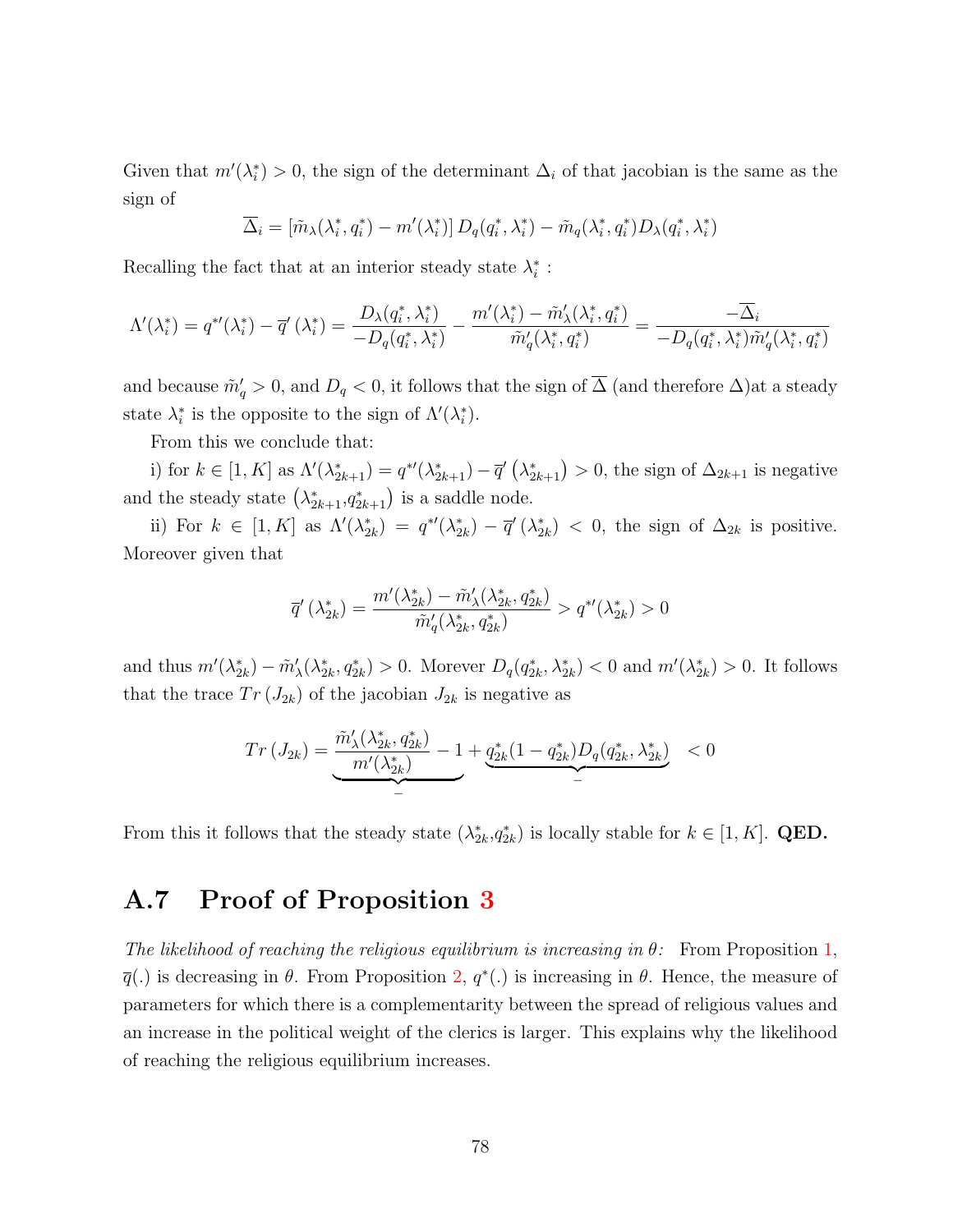Given that $m'(\lambda_i^*) > 0$, the sign of the determinant $\Delta_i$ of that jacobian is the same as the sign of

$$\overline{\Delta}_i = \left[\tilde{m}_\lambda(\lambda_i^*, q_i^*) - m'(\lambda_i^*)\right] D_q(q_i^*, \lambda_i^*) - \tilde{m}_q(\lambda_i^*, q_i^*) D_\lambda(q_i^*, \lambda_i^*)$$

Recalling the fact that at an interior steady state $\lambda_i^*$ :

$$\Lambda'(\lambda_i^*) = q^{*\prime}(\lambda_i^*) - \overline{q}'(\lambda_i^*) = \frac{D_\lambda(q_i^*, \lambda_i^*)}{-D_q(q_i^*, \lambda_i^*)} - \frac{m'(\lambda_i^*) - \tilde{m}'_\lambda(\lambda_i^*, q_i^*)}{\tilde{m}'_q(\lambda_i^*, q_i^*)} = \frac{-\overline{\Delta}_i}{-D_q(q_i^*, \lambda_i^*)\tilde{m}'_q(\lambda_i^*, q_i^*)}$$

and because $\tilde{m}'_q > 0$, and $D_q < 0$, it follows that the sign of $\overline{\Delta}$ (and therefore $\Delta$)at a steady state $\lambda_i^*$ is the opposite to the sign of $\Lambda'(\lambda_i^*)$.

From this we conclude that:

i) for $k \in [1, K]$ as $\Lambda'(\lambda_{2k+1}^*) = q^{*\prime}(\lambda_{2k+1}^*) - \overline{q}'\left(\lambda_{2k+1}^*\right) > 0$, the sign of $\Delta_{2k+1}$ is negative and the steady state $\left(\lambda_{2k+1}^*, q_{2k+1}^*\right)$ is a saddle node.

ii) For $k \in [1, K]$ as $\Lambda'(\lambda_{2k}^*) = q^{*\prime}(\lambda_{2k}^*) - \overline{q}'(\lambda_{2k}^*) < 0$, the sign of $\Delta_{2k}$ is positive. Moreover given that

$$\overline{q}'(\lambda_{2k}^*) = \frac{m'(\lambda_{2k}^*) - \tilde{m}'_\lambda(\lambda_{2k}^*, q_{2k}^*)}{\tilde{m}'_q(\lambda_{2k}^*, q_{2k}^*)} > q^{*\prime}(\lambda_{2k}^*) > 0$$

and thus $m'(\lambda_{2k}^*) - \tilde{m}'_\lambda(\lambda_{2k}^*, q_{2k}^*) > 0$. Morever $D_q(q_{2k}^*, \lambda_{2k}^*) < 0$ and $m'(\lambda_{2k}^*) > 0$. It follows that the trace $Tr\left(J_{2k}\right)$ of the jacobian $J_{2k}$ is negative as

$$Tr\left(J_{2k}\right) = \underbrace{\frac{\tilde{m}'_\lambda(\lambda_{2k}^*, q_{2k}^*)}{m'(\lambda_{2k}^*)} - 1}_{-} + \underbrace{q_{2k}^*(1 - q_{2k}^*)D_q(q_{2k}^*, \lambda_{2k}^*)}_{-} < 0$$

From this it follows that the steady state $(\lambda_{2k}^*, q_{2k}^*)$ is locally stable for $k \in [1, K]$. **QED.**

## A.7 Proof of Proposition 3

*The likelihood of reaching the religious equilibrium is increasing in $\theta$:* From Proposition 1, $\overline{q}(.)$ is decreasing in $\theta$. From Proposition 2, $q^*(.)$ is increasing in $\theta$. Hence, the measure of parameters for which there is a complementarity between the spread of religious values and an increase in the political weight of the clerics is larger. This explains why the likelihood of reaching the religious equilibrium increases.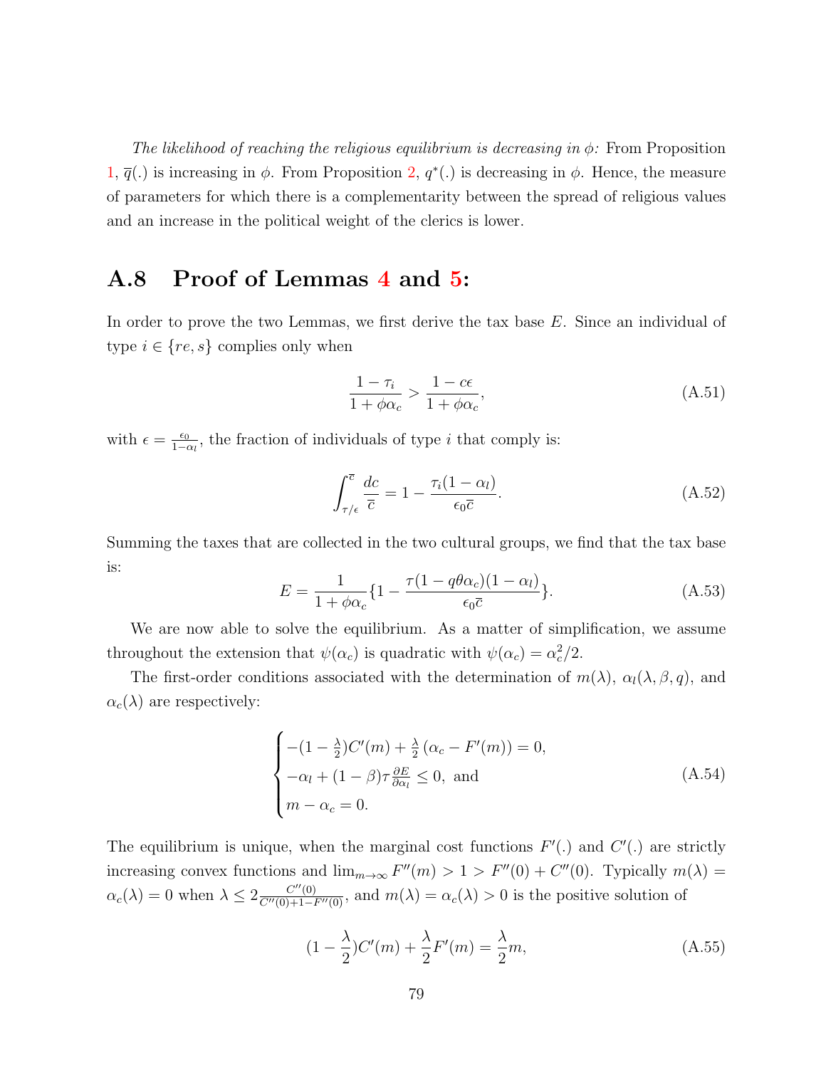*The likelihood of reaching the religious equilibrium is decreasing in $\phi$:* From Proposition 1, $\overline{q}(.)$ is increasing in $\phi$. From Proposition 2, $q^*(.)$ is decreasing in $\phi$. Hence, the measure of parameters for which there is a complementarity between the spread of religious values and an increase in the political weight of the clerics is lower.

## A.8 Proof of Lemmas 4 and 5:

In order to prove the two Lemmas, we first derive the tax base $E$. Since an individual of type $i \in \{re, s\}$ complies only when

$$\frac{1-\tau_i}{1+\phi\alpha_c} > \frac{1-c\epsilon}{1+\phi\alpha_c}, \tag{A.51}$$

with $\epsilon = \frac{\epsilon_0}{1-\alpha_l}$, the fraction of individuals of type $i$ that comply is:

$$\int_{\tau/\epsilon}^{\overline{c}} \frac{dc}{\overline{c}} = 1 - \frac{\tau_i(1-\alpha_l)}{\epsilon_0\overline{c}}. \tag{A.52}$$

Summing the taxes that are collected in the two cultural groups, we find that the tax base is:

$$E = \frac{1}{1+\phi\alpha_c}\{1 - \frac{\tau(1-q\theta\alpha_c)(1-\alpha_l)}{\epsilon_0\overline{c}}\}. \tag{A.53}$$

We are now able to solve the equilibrium. As a matter of simplification, we assume throughout the extension that $\psi(\alpha_c)$ is quadratic with $\psi(\alpha_c) = \alpha_c^2/2$.

The first-order conditions associated with the determination of $m(\lambda)$, $\alpha_l(\lambda, \beta, q)$, and $\alpha_c(\lambda)$ are respectively:

$$\begin{cases} -(1-\frac{\lambda}{2})C'(m) + \frac{\lambda}{2}\left(\alpha_c - F'(m)\right) = 0, \\ -\alpha_l + (1-\beta)\tau\frac{\partial E}{\partial \alpha_l} \leq 0, \text{ and} \\ m - \alpha_c = 0. \end{cases} \tag{A.54}$$

The equilibrium is unique, when the marginal cost functions $F'(.)$ and $C'(.)$ are strictly increasing convex functions and $\lim_{m\to\infty} F''(m) > 1 > F''(0) + C''(0)$. Typically $m(\lambda) = \alpha_c(\lambda) = 0$ when $\lambda \leq 2\frac{C''(0)}{C''(0)+1-F''(0)}$, and $m(\lambda) = \alpha_c(\lambda) > 0$ is the positive solution of

$$(1-\frac{\lambda}{2})C'(m) + \frac{\lambda}{2}F'(m) = \frac{\lambda}{2}m, \tag{A.55}$$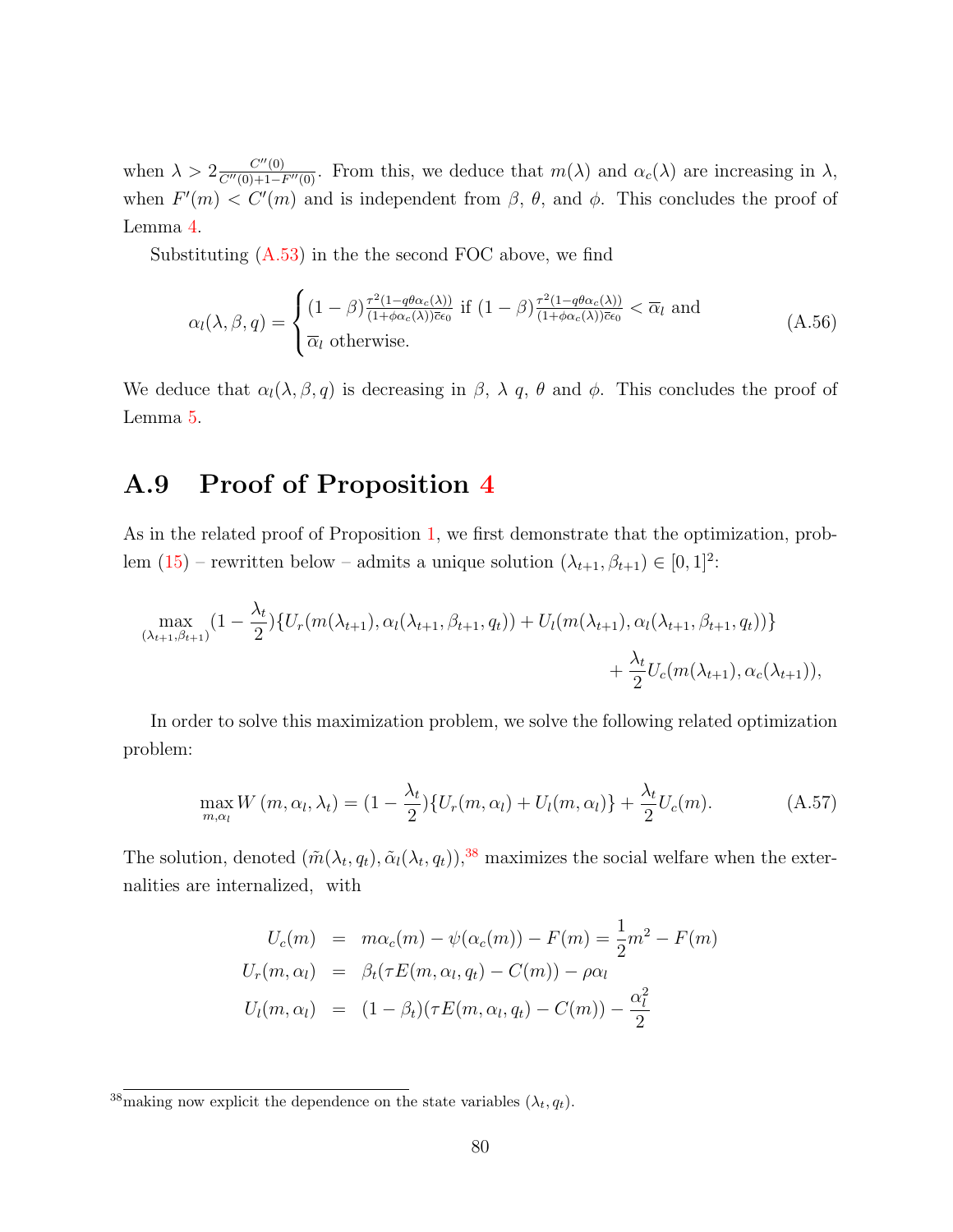when $\lambda > 2\frac{C''(0)}{C''(0)+1-F''(0)}$. From this, we deduce that $m(\lambda)$ and $\alpha_c(\lambda)$ are increasing in $\lambda$, when $F'(m) < C'(m)$ and is independent from $\beta$, $\theta$, and $\phi$. This concludes the proof of Lemma 4.

Substituting (A.53) in the the second FOC above, we find

$$\alpha_l(\lambda, \beta, q) = \begin{cases} (1-\beta)\frac{\tau^2(1-q\theta\alpha_c(\lambda))}{(1+\phi\alpha_c(\lambda))\overline{c}\epsilon_0} \text{ if } (1-\beta)\frac{\tau^2(1-q\theta\alpha_c(\lambda))}{(1+\phi\alpha_c(\lambda))\overline{c}\epsilon_0} < \overline{\alpha}_l \text{ and} \\ \overline{\alpha}_l \text{ otherwise.} \end{cases} \tag{A.56}$$

We deduce that $\alpha_l(\lambda, \beta, q)$ is decreasing in $\beta$, $\lambda$ $q$, $\theta$ and $\phi$. This concludes the proof of Lemma 5.

## A.9 Proof of Proposition 4

As in the related proof of Proposition 1, we first demonstrate that the optimization, problem (15) – rewritten below – admits a unique solution $(\lambda_{t+1}, \beta_{t+1}) \in [0,1]^2$:

$$\max_{(\lambda_{t+1},\beta_{t+1})}(1-\frac{\lambda_t}{2})\{U_r(m(\lambda_{t+1}), \alpha_l(\lambda_{t+1}, \beta_{t+1}, q_t)) + U_l(m(\lambda_{t+1}), \alpha_l(\lambda_{t+1}, \beta_{t+1}, q_t))\}$$
$$+\frac{\lambda_t}{2}U_c(m(\lambda_{t+1}), \alpha_c(\lambda_{t+1})),$$

In order to solve this maximization problem, we solve the following related optimization problem:

$$\max_{m,\alpha_l} W(m, \alpha_l, \lambda_t) = (1-\frac{\lambda_t}{2})\{U_r(m, \alpha_l) + U_l(m, \alpha_l)\} + \frac{\lambda_t}{2}U_c(m). \tag{A.57}$$

The solution, denoted $(\tilde{m}(\lambda_t, q_t), \tilde{\alpha}_l(\lambda_t, q_t))$,[38] maximizes the social welfare when the externalities are internalized, with

$$\begin{aligned} U_c(m) &= m\alpha_c(m) - \psi(\alpha_c(m)) - F(m) = \frac{1}{2}m^2 - F(m) \\ U_r(m, \alpha_l) &= \beta_t(\tau E(m, \alpha_l, q_t) - C(m)) - \rho\alpha_l \\ U_l(m, \alpha_l) &= (1-\beta_t)(\tau E(m, \alpha_l, q_t) - C(m)) - \frac{\alpha_l^2}{2} \end{aligned}$$

[38] making now explicit the dependence on the state variables $(\lambda_t, q_t)$.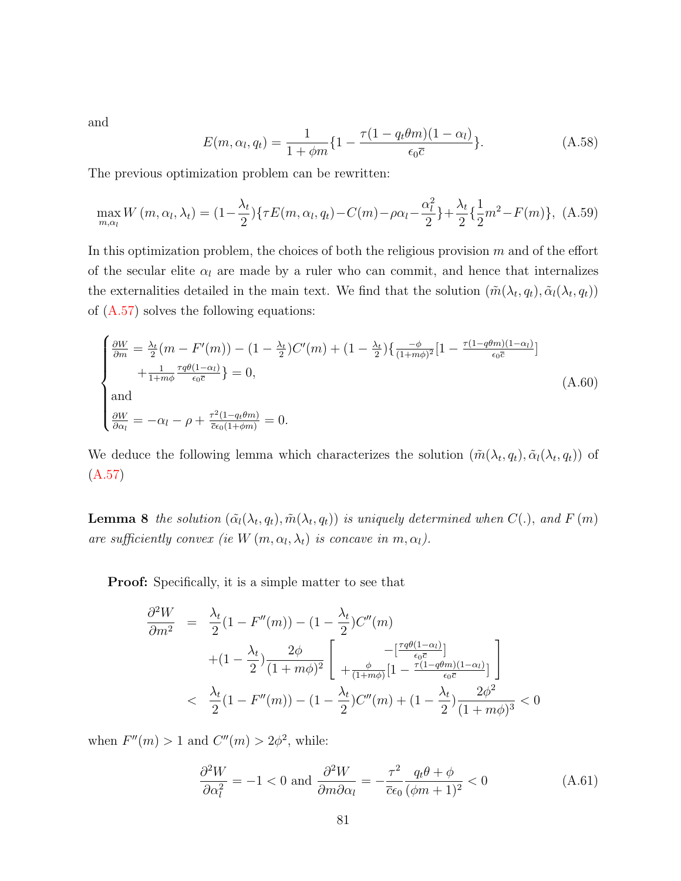and

$$E(m, \alpha_l, q_t) = \frac{1}{1+\phi m}\{1 - \frac{\tau(1 - q_t\theta m)(1-\alpha_l)}{\epsilon_0 \overline{c}}\}. \tag{A.58}$$

The previous optimization problem can be rewritten:

$$\max_{m,\alpha_l} W(m, \alpha_l, \lambda_t) = (1 - \frac{\lambda_t}{2})\{\tau E(m, \alpha_l, q_t) - C(m) - \rho\alpha_l - \frac{\alpha_l^2}{2}\} + \frac{\lambda_t}{2}\{\frac{1}{2}m^2 - F(m)\}, \tag{A.59}$$

In this optimization problem, the choices of both the religious provision $m$ and of the effort of the secular elite $\alpha_l$ are made by a ruler who can commit, and hence that internalizes the externalities detailed in the main text. We find that the solution $(\tilde{m}(\lambda_t, q_t), \tilde{\alpha}_l(\lambda_t, q_t))$ of (A.57) solves the following equations:

$$\begin{cases} \frac{\partial W}{\partial m} = \frac{\lambda_t}{2}(m - F'(m)) - (1 - \frac{\lambda_t}{2})C'(m) + (1 - \frac{\lambda_t}{2})\{\frac{-\phi}{(1+m\phi)^2}[1 - \frac{\tau(1-q\theta m)(1-\alpha_l)}{\epsilon_0\overline{c}}] \\ \qquad + \frac{1}{1+m\phi}\frac{\tau q\theta(1-\alpha_l)}{\epsilon_0\overline{c}}\} = 0, \\ \text{and} \\ \frac{\partial W}{\partial \alpha_l} = -\alpha_l - \rho + \frac{\tau^2(1-q_t\theta m)}{\overline{c}\epsilon_0(1+\phi m)} = 0. \end{cases} \tag{A.60}$$

We deduce the following lemma which characterizes the solution $(\tilde{m}(\lambda_t, q_t), \tilde{\alpha}_l(\lambda_t, q_t))$ of (A.57)

**Lemma 8** *the solution $(\tilde{\alpha}_l(\lambda_t, q_t), \tilde{m}(\lambda_t, q_t))$ is uniquely determined when $C(.)$, and $F(m)$ are sufficiently convex (ie $W(m, \alpha_l, \lambda_t)$ is concave in $m, \alpha_l$).*

**Proof:** Specifically, it is a simple matter to see that

$$\begin{aligned} \frac{\partial^2 W}{\partial m^2} &= \frac{\lambda_t}{2}(1 - F''(m)) - (1 - \frac{\lambda_t}{2})C''(m) \\ &\quad + (1 - \frac{\lambda_t}{2})\frac{2\phi}{(1+m\phi)^2}\left[\begin{array}{c} -[\frac{\tau q\theta(1-\alpha_l)}{\epsilon_0\overline{c}}] \\ + \frac{\phi}{(1+m\phi)}[1 - \frac{\tau(1-q\theta m)(1-\alpha_l)}{\epsilon_0\overline{c}}] \end{array}\right] \\ &< \frac{\lambda_t}{2}(1 - F''(m)) - (1 - \frac{\lambda_t}{2})C''(m) + (1 - \frac{\lambda_t}{2})\frac{2\phi^2}{(1+m\phi)^3} < 0 \end{aligned}$$

when $F''(m) > 1$ and $C''(m) > 2\phi^2$, while:

$$\frac{\partial^2 W}{\partial \alpha_l^2} = -1 < 0 \text{ and } \frac{\partial^2 W}{\partial m \partial \alpha_l} = -\frac{\tau^2}{\overline{c}\epsilon_0}\frac{q_t\theta + \phi}{(\phi m + 1)^2} < 0 \tag{A.61}$$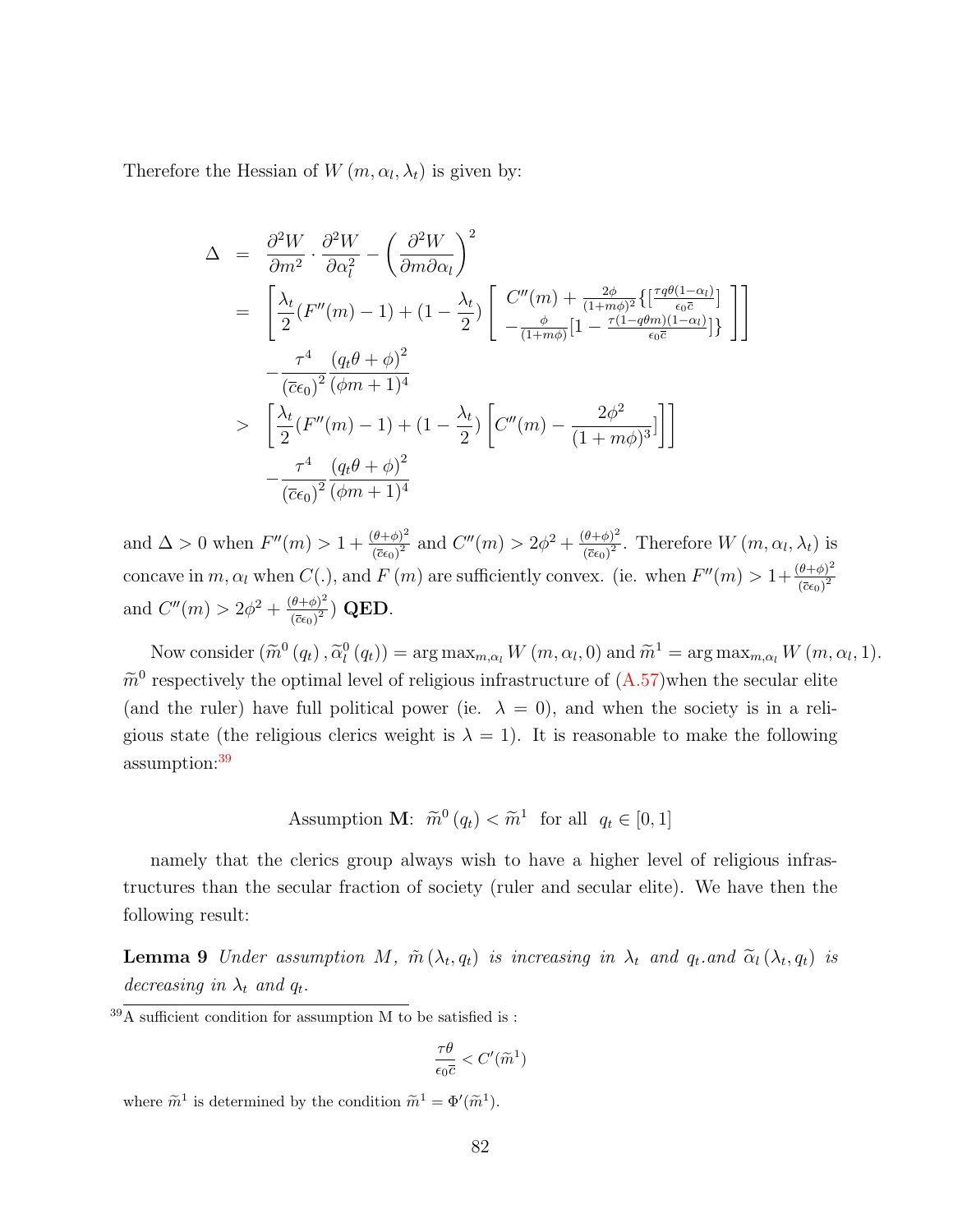Therefore the Hessian of $W(m, \alpha_l, \lambda_t)$ is given by:

$$
\begin{aligned}
\Delta &= \frac{\partial^2 W}{\partial m^2} \cdot \frac{\partial^2 W}{\partial \alpha_l^2} - \left(\frac{\partial^2 W}{\partial m \partial \alpha_l}\right)^2 \\
&= \left[\frac{\lambda_t}{2}(F''(m) - 1) + (1 - \frac{\lambda_t}{2}) \left[ \begin{array}{c} C''(m) + \frac{2\phi}{(1+m\phi)^2}\{[\frac{\tau q \theta (1-\alpha_l)}{\epsilon_0 \overline{c}}] \\ -\frac{\phi}{(1+m\phi)}[1 - \frac{\tau(1-q\theta m)(1-\alpha_l)}{\epsilon_0 \overline{c}}]\} \end{array} \right]\right] \\
&\quad - \frac{\tau^4}{(\overline{c}\epsilon_0)^2} \frac{(q_t \theta + \phi)^2}{(\phi m + 1)^4} \\
&> \left[\frac{\lambda_t}{2}(F''(m) - 1) + (1 - \frac{\lambda_t}{2}) \left[C''(m) - \frac{2\phi^2}{(1+m\phi)^3}]\right]\right] \\
&\quad - \frac{\tau^4}{(\overline{c}\epsilon_0)^2} \frac{(q_t \theta + \phi)^2}{(\phi m + 1)^4}
\end{aligned}
$$

and $\Delta > 0$ when $F''(m) > 1 + \frac{(\theta+\phi)^2}{(\overline{c}\epsilon_0)^2}$ and $C''(m) > 2\phi^2 + \frac{(\theta+\phi)^2}{(\overline{c}\epsilon_0)^2}$. Therefore $W(m, \alpha_l, \lambda_t)$ is concave in $m, \alpha_l$ when $C(.)$, and $F(m)$ are sufficiently convex. (ie. when $F''(m) > 1 + \frac{(\theta+\phi)^2}{(\overline{c}\epsilon_0)^2}$ and $C''(m) > 2\phi^2 + \frac{(\theta+\phi)^2}{(\overline{c}\epsilon_0)^2}$) **QED**.

Now consider $(\widetilde{m}^0(q_t), \widetilde{\alpha}_l^0(q_t)) = \arg\max_{m,\alpha_l} W(m, \alpha_l, 0)$ and $\widetilde{m}^1 = \arg\max_{m,\alpha_l} W(m, \alpha_l, 1)$. $\widetilde{m}^0$ respectively the optimal level of religious infrastructure of (A.57)when the secular elite (and the ruler) have full political power (ie. $\lambda = 0$), and when the society is in a religious state (the religious clerics weight is $\lambda = 1$). It is reasonable to make the following assumption:[39]

Assumption **M**: $\widetilde{m}^0(q_t) < \widetilde{m}^1$ for all $q_t \in [0, 1]$

namely that the clerics group always wish to have a higher level of religious infrastructures than the secular fraction of society (ruler and secular elite). We have then the following result:

**Lemma 9** *Under assumption M, $\tilde{m}(\lambda_t, q_t)$ is increasing in $\lambda_t$ and $q_t$.and $\widetilde{\alpha}_l(\lambda_t, q_t)$ is decreasing in $\lambda_t$ and $q_t$.*

[39] A sufficient condition for assumption M to be satisfied is :

$$\frac{\tau\theta}{\epsilon_0 \overline{c}} < C'(\widetilde{m}^1)$$

where $\widetilde{m}^1$ is determined by the condition $\widetilde{m}^1 = \Phi'(\widetilde{m}^1)$.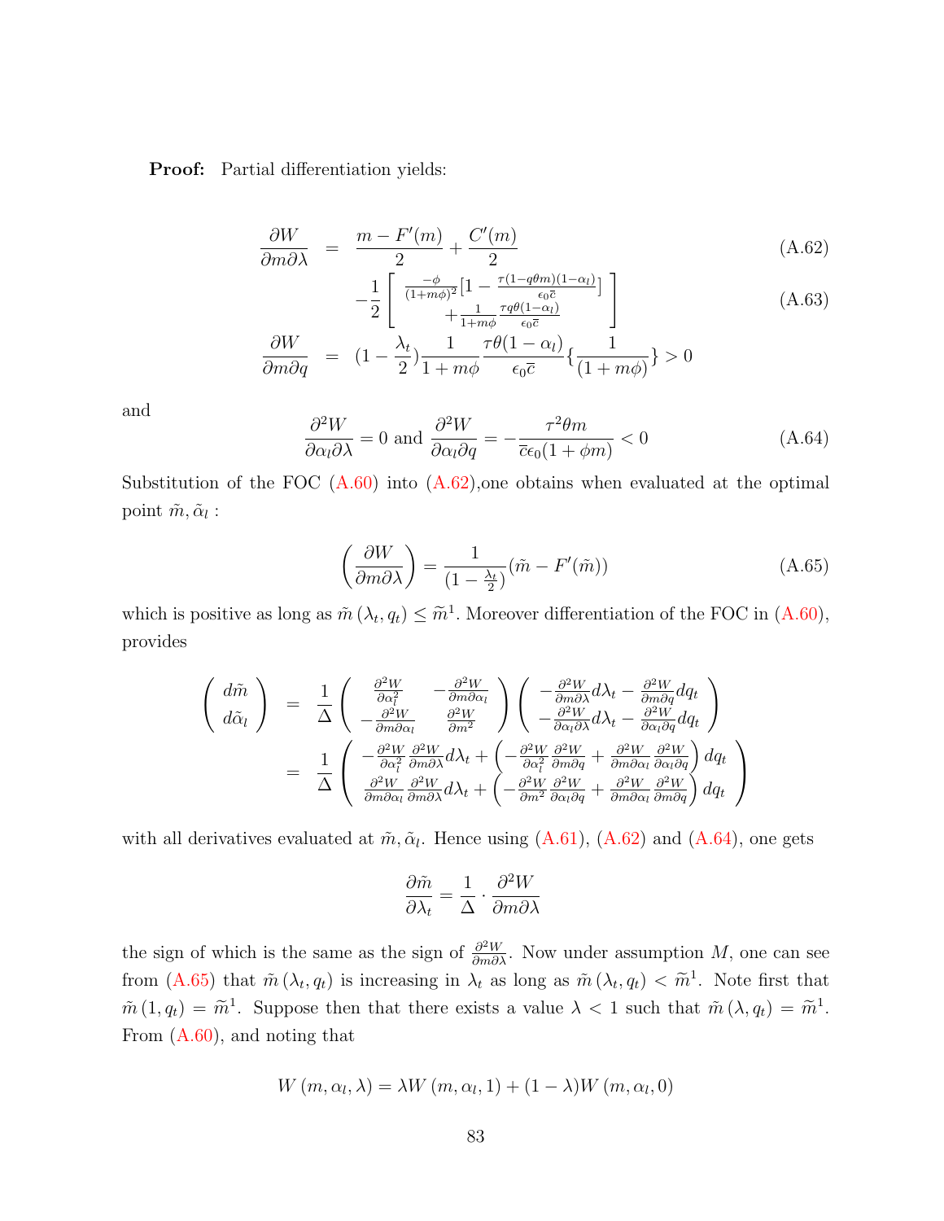**Proof:** Partial differentiation yields:

$$
\begin{aligned}
\frac{\partial W}{\partial m \partial \lambda} &= \frac{m - F'(m)}{2} + \frac{C'(m)}{2} && \text{(A.62)} \\
&\quad -\frac{1}{2}\left[ \begin{array}{c} \frac{-\phi}{(1+m\phi)^2}[1 - \frac{\tau(1-q\theta m)(1-\alpha_l)}{\epsilon_0 \overline{c}}] \\ + \frac{1}{1+m\phi}\frac{\tau q \theta(1-\alpha_l)}{\epsilon_0 \overline{c}} \end{array} \right] && \text{(A.63)} \\
\frac{\partial W}{\partial m \partial q} &= (1 - \frac{\lambda_t}{2})\frac{1}{1+m\phi}\frac{\tau\theta(1-\alpha_l)}{\epsilon_0 \overline{c}}\{\frac{1}{(1+m\phi)}\} > 0
\end{aligned}
$$

and

$$
\frac{\partial^2 W}{\partial \alpha_l \partial \lambda} = 0 \text{ and } \frac{\partial^2 W}{\partial \alpha_l \partial q} = -\frac{\tau^2 \theta m}{\overline{c}\epsilon_0(1+\phi m)} < 0 \tag{A.64}
$$

Substitution of the FOC (A.60) into (A.62),one obtains when evaluated at the optimal point $\tilde{m}, \tilde{\alpha}_l$ :

$$
\left(\frac{\partial W}{\partial m \partial \lambda}\right) = \frac{1}{(1 - \frac{\lambda_t}{2})}(\tilde{m} - F'(\tilde{m})) \tag{A.65}
$$

which is positive as long as $\tilde{m}(\lambda_t, q_t) \leq \widetilde{m}^1$. Moreover differentiation of the FOC in (A.60), provides

$$
\begin{aligned}
\begin{pmatrix} d\tilde{m} \\ d\tilde{\alpha}_l \end{pmatrix} &= \frac{1}{\Delta}\begin{pmatrix} \frac{\partial^2 W}{\partial \alpha_l^2} & -\frac{\partial^2 W}{\partial m \partial \alpha_l} \\ -\frac{\partial^2 W}{\partial m \partial \alpha_l} & \frac{\partial^2 W}{\partial m^2} \end{pmatrix}\begin{pmatrix} -\frac{\partial^2 W}{\partial m \partial \lambda}d\lambda_t - \frac{\partial^2 W}{\partial m \partial q}dq_t \\ -\frac{\partial^2 W}{\partial \alpha_l \partial \lambda}d\lambda_t - \frac{\partial^2 W}{\partial \alpha_l \partial q}dq_t \end{pmatrix} \\
&= \frac{1}{\Delta}\begin{pmatrix} -\frac{\partial^2 W}{\partial \alpha_l^2}\frac{\partial^2 W}{\partial m \partial \lambda}d\lambda_t + \left(-\frac{\partial^2 W}{\partial \alpha_l^2}\frac{\partial^2 W}{\partial m \partial q} + \frac{\partial^2 W}{\partial m \partial \alpha_l}\frac{\partial^2 W}{\partial \alpha_l \partial q}\right)dq_t \\ \frac{\partial^2 W}{\partial m \partial \alpha_l}\frac{\partial^2 W}{\partial m \partial \lambda}d\lambda_t + \left(-\frac{\partial^2 W}{\partial m^2}\frac{\partial^2 W}{\partial \alpha_l \partial q} + \frac{\partial^2 W}{\partial m \partial \alpha_l}\frac{\partial^2 W}{\partial m \partial q}\right)dq_t \end{pmatrix}
\end{aligned}
$$

with all derivatives evaluated at $\tilde{m}, \tilde{\alpha}_l$. Hence using (A.61), (A.62) and (A.64), one gets

$$
\frac{\partial \tilde{m}}{\partial \lambda_t} = \frac{1}{\Delta} \cdot \frac{\partial^2 W}{\partial m \partial \lambda}
$$

the sign of which is the same as the sign of $\frac{\partial^2 W}{\partial m \partial \lambda}$. Now under assumption $M$, one can see from (A.65) that $\tilde{m}(\lambda_t, q_t)$ is increasing in $\lambda_t$ as long as $\tilde{m}(\lambda_t, q_t) < \widetilde{m}^1$. Note first that $\tilde{m}(1, q_t) = \widetilde{m}^1$. Suppose then that there exists a value $\lambda < 1$ such that $\tilde{m}(\lambda, q_t) = \widetilde{m}^1$. From (A.60), and noting that

$$
W(m, \alpha_l, \lambda) = \lambda W(m, \alpha_l, 1) + (1 - \lambda)W(m, \alpha_l, 0)
$$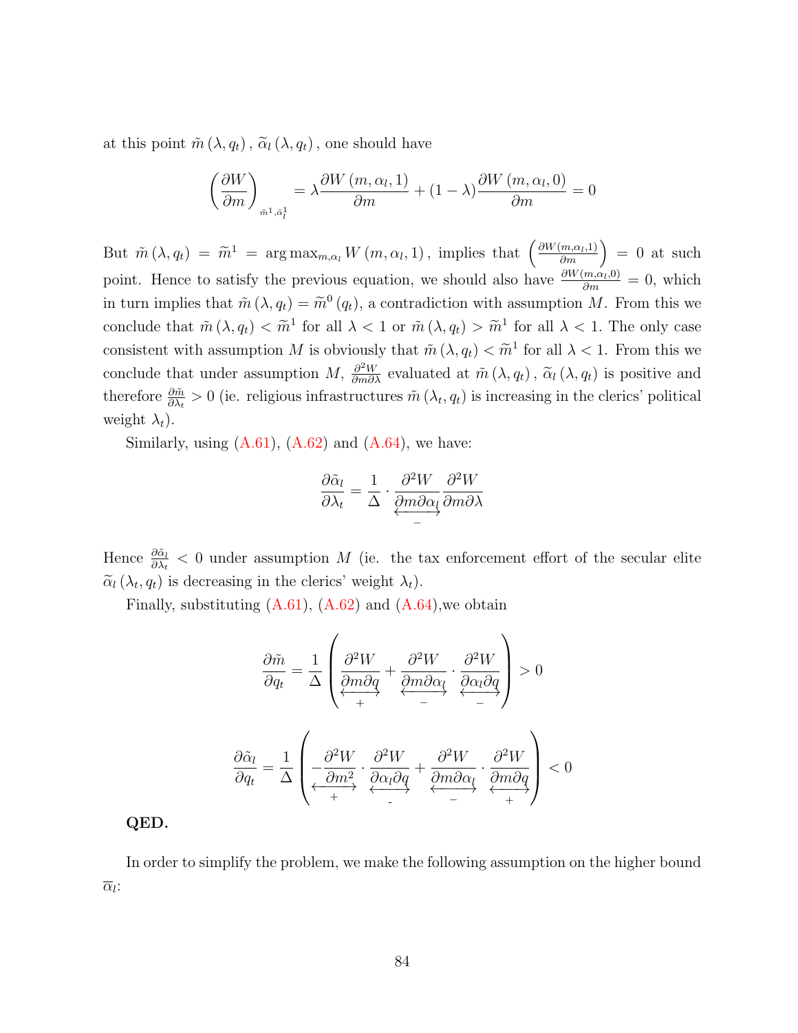at this point $\tilde{m}(\lambda, q_t)$, $\widetilde{\alpha}_l(\lambda, q_t)$, one should have

$$\left(\frac{\partial W}{\partial m}\right)_{\tilde{m}^1, \tilde{\alpha}_l^1} = \lambda \frac{\partial W(m, \alpha_l, 1)}{\partial m} + (1-\lambda) \frac{\partial W(m, \alpha_l, 0)}{\partial m} = 0$$

But $\tilde{m}(\lambda, q_t) = \widetilde{m}^1 = \arg\max_{m, \alpha_l} W(m, \alpha_l, 1)$, implies that $\left(\frac{\partial W(m,\alpha_l,1)}{\partial m}\right) = 0$ at such point. Hence to satisfy the previous equation, we should also have $\frac{\partial W(m,\alpha_l,0)}{\partial m} = 0$, which in turn implies that $\tilde{m}(\lambda, q_t) = \widetilde{m}^0(q_t)$, a contradiction with assumption $M$. From this we conclude that $\tilde{m}(\lambda, q_t) < \widetilde{m}^1$ for all $\lambda < 1$ or $\tilde{m}(\lambda, q_t) > \widetilde{m}^1$ for all $\lambda < 1$. The only case consistent with assumption $M$ is obviously that $\tilde{m}(\lambda, q_t) < \widetilde{m}^1$ for all $\lambda < 1$. From this we conclude that under assumption $M$, $\frac{\partial^2 W}{\partial m \partial \lambda}$ evaluated at $\tilde{m}(\lambda, q_t)$, $\widetilde{\alpha}_l(\lambda, q_t)$ is positive and therefore $\frac{\partial \tilde{m}}{\partial \lambda_t} > 0$ (ie. religious infrastructures $\tilde{m}(\lambda_t, q_t)$ is increasing in the clerics' political weight $\lambda_t$).

Similarly, using (A.61), (A.62) and (A.64), we have:

$$\frac{\partial \tilde{\alpha}_l}{\partial \lambda_t} = \frac{1}{\Delta} \cdot \underbrace{\frac{\partial^2 W}{\partial m \partial \alpha_l}}_{-} \frac{\partial^2 W}{\partial m \partial \lambda}$$

Hence $\frac{\partial \tilde{\alpha}_l}{\partial \lambda_t} < 0$ under assumption $M$ (ie. the tax enforcement effort of the secular elite $\widetilde{\alpha}_l(\lambda_t, q_t)$ is decreasing in the clerics' weight $\lambda_t$).

Finally, substituting (A.61), (A.62) and (A.64),we obtain

$$\frac{\partial \tilde{m}}{\partial q_t} = \frac{1}{\Delta}\left(\underbrace{\frac{\partial^2 W}{\partial m \partial q}}_{+} + \underbrace{\frac{\partial^2 W}{\partial m \partial \alpha_l}}_{-} \cdot \underbrace{\frac{\partial^2 W}{\partial \alpha_l \partial q}}_{-}\right) > 0$$

$$\frac{\partial \tilde{\alpha}_l}{\partial q_t} = \frac{1}{\Delta}\left(-\underbrace{\frac{\partial^2 W}{\partial m^2}}_{+} \cdot \underbrace{\frac{\partial^2 W}{\partial \alpha_l \partial q}}_{-} + \underbrace{\frac{\partial^2 W}{\partial m \partial \alpha_l}}_{-} \cdot \underbrace{\frac{\partial^2 W}{\partial m \partial q}}_{+}\right) < 0$$

**QED.**

In order to simplify the problem, we make the following assumption on the higher bound $\overline{\alpha}_l$: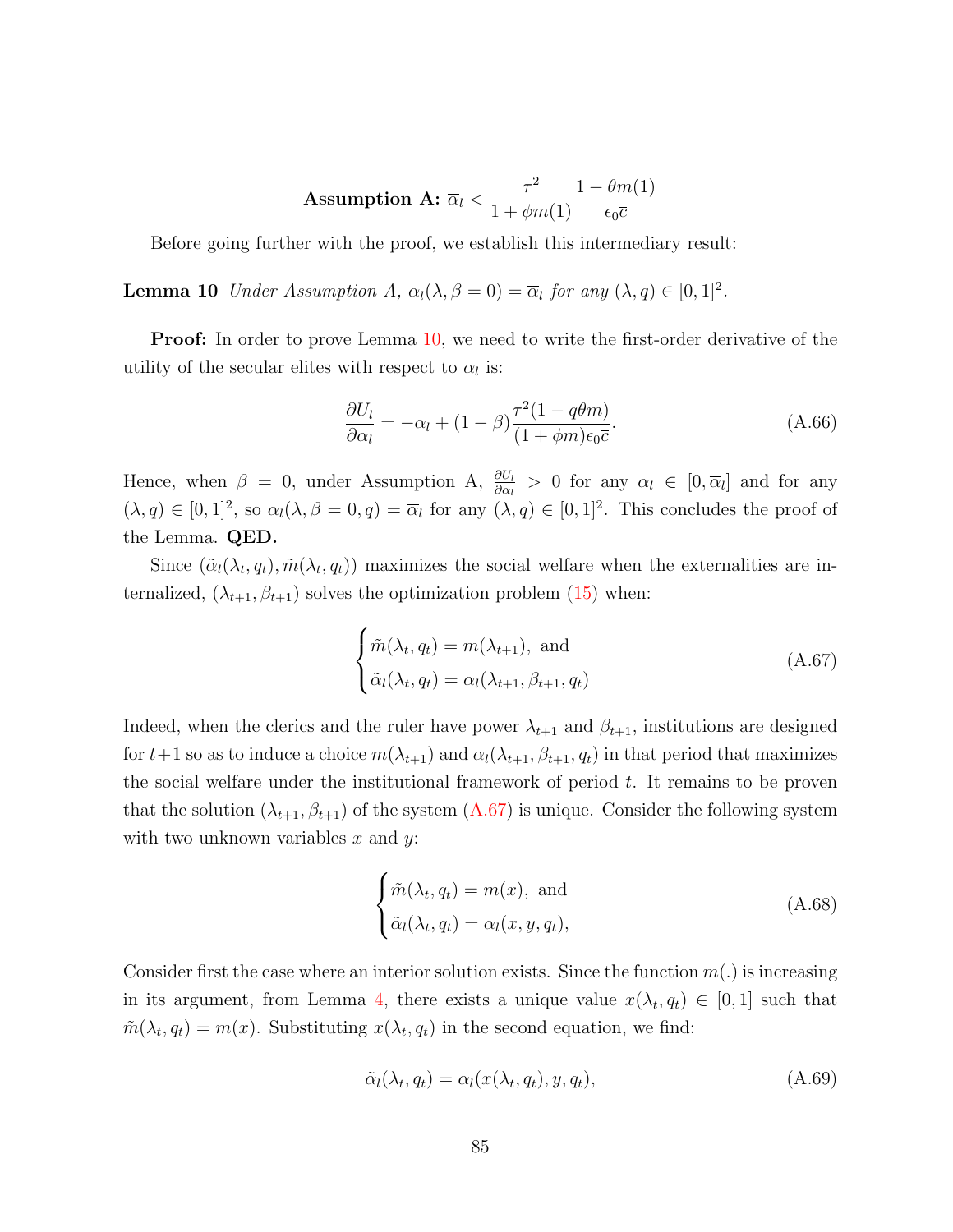**Assumption A:** $\overline{\alpha}_l < \dfrac{\tau^2}{1+\phi m(1)} \dfrac{1-\theta m(1)}{\epsilon_0 \overline{c}}$

Before going further with the proof, we establish this intermediary result:

**Lemma 10** *Under Assumption A, $\alpha_l(\lambda, \beta = 0) = \overline{\alpha}_l$ for any $(\lambda, q) \in [0,1]^2$.*

**Proof:** In order to prove Lemma 10, we need to write the first-order derivative of the utility of the secular elites with respect to $\alpha_l$ is:

$$\frac{\partial U_l}{\partial \alpha_l} = -\alpha_l + (1-\beta)\frac{\tau^2(1-q\theta m)}{(1+\phi m)\epsilon_0 \overline{c}}. \tag{A.66}$$

Hence, when $\beta = 0$, under Assumption A, $\frac{\partial U_l}{\partial \alpha_l} > 0$ for any $\alpha_l \in [0, \overline{\alpha}_l]$ and for any $(\lambda, q) \in [0,1]^2$, so $\alpha_l(\lambda, \beta = 0, q) = \overline{\alpha}_l$ for any $(\lambda, q) \in [0,1]^2$. This concludes the proof of the Lemma. **QED.**

Since $(\tilde{\alpha}_l(\lambda_t, q_t), \tilde{m}(\lambda_t, q_t))$ maximizes the social welfare when the externalities are internalized, $(\lambda_{t+1}, \beta_{t+1})$ solves the optimization problem (15) when:

$$\begin{cases} \tilde{m}(\lambda_t, q_t) = m(\lambda_{t+1}), \text{ and} \\ \tilde{\alpha}_l(\lambda_t, q_t) = \alpha_l(\lambda_{t+1}, \beta_{t+1}, q_t) \end{cases} \tag{A.67}$$

Indeed, when the clerics and the ruler have power $\lambda_{t+1}$ and $\beta_{t+1}$, institutions are designed for $t+1$ so as to induce a choice $m(\lambda_{t+1})$ and $\alpha_l(\lambda_{t+1}, \beta_{t+1}, q_t)$ in that period that maximizes the social welfare under the institutional framework of period $t$. It remains to be proven that the solution $(\lambda_{t+1}, \beta_{t+1})$ of the system (A.67) is unique. Consider the following system with two unknown variables $x$ and $y$:

$$\begin{cases} \tilde{m}(\lambda_t, q_t) = m(x), \text{ and} \\ \tilde{\alpha}_l(\lambda_t, q_t) = \alpha_l(x, y, q_t), \end{cases} \tag{A.68}$$

Consider first the case where an interior solution exists. Since the function $m(.)$ is increasing in its argument, from Lemma 4, there exists a unique value $x(\lambda_t, q_t) \in [0,1]$ such that $\tilde{m}(\lambda_t, q_t) = m(x)$. Substituting $x(\lambda_t, q_t)$ in the second equation, we find:

$$\tilde{\alpha}_l(\lambda_t, q_t) = \alpha_l(x(\lambda_t, q_t), y, q_t), \tag{A.69}$$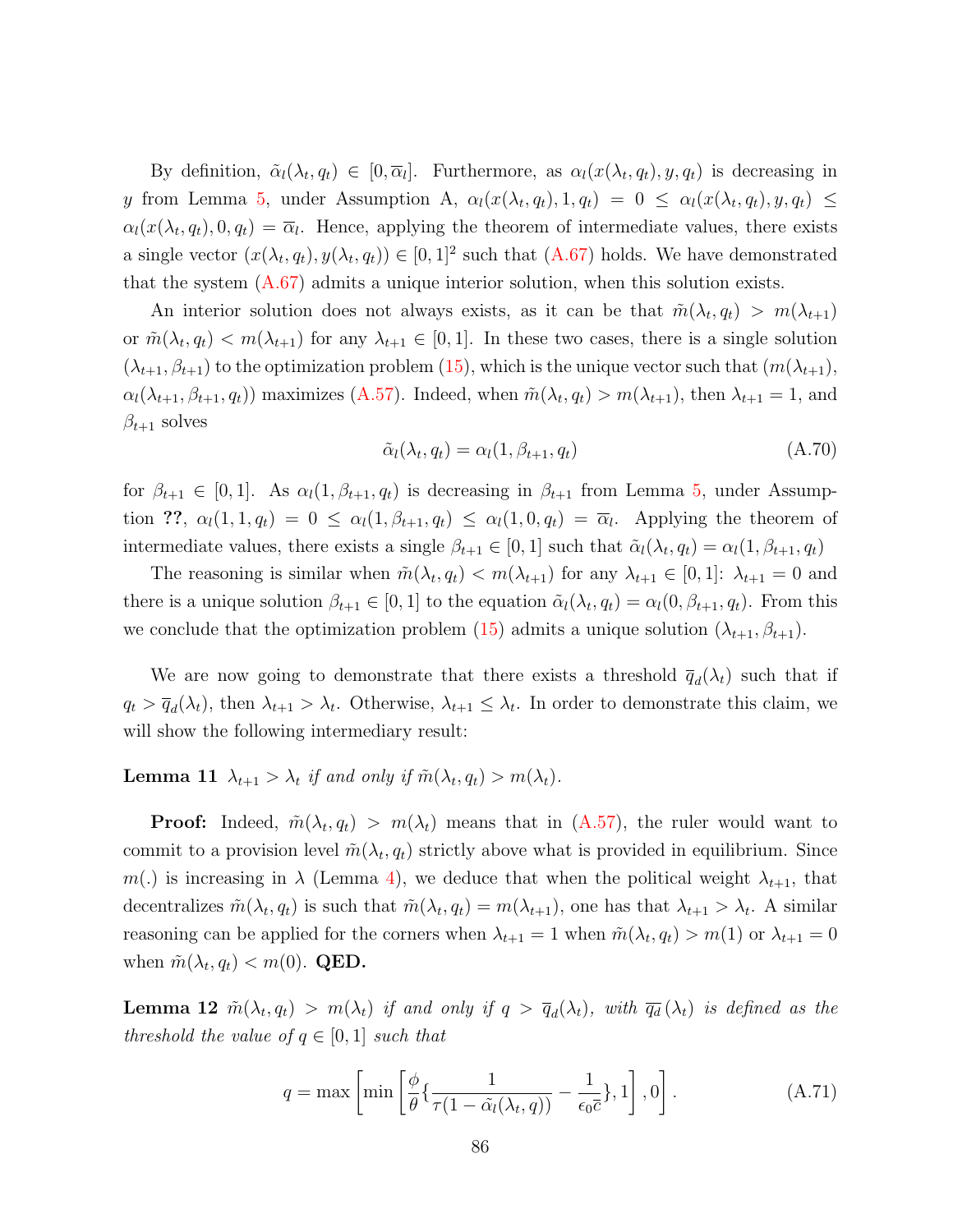By definition, $\tilde{\alpha}_l(\lambda_t, q_t) \in [0, \overline{\alpha}_l]$. Furthermore, as $\alpha_l(x(\lambda_t, q_t), y, q_t)$ is decreasing in $y$ from Lemma 5, under Assumption A, $\alpha_l(x(\lambda_t, q_t), 1, q_t) = 0 \leq \alpha_l(x(\lambda_t, q_t), y, q_t) \leq \alpha_l(x(\lambda_t, q_t), 0, q_t) = \overline{\alpha}_l$. Hence, applying the theorem of intermediate values, there exists a single vector $(x(\lambda_t, q_t), y(\lambda_t, q_t)) \in [0, 1]^2$ such that (A.67) holds. We have demonstrated that the system (A.67) admits a unique interior solution, when this solution exists.

An interior solution does not always exists, as it can be that $\tilde{m}(\lambda_t, q_t) > m(\lambda_{t+1})$ or $\tilde{m}(\lambda_t, q_t) < m(\lambda_{t+1})$ for any $\lambda_{t+1} \in [0, 1]$. In these two cases, there is a single solution $(\lambda_{t+1}, \beta_{t+1})$ to the optimization problem (15), which is the unique vector such that $(m(\lambda_{t+1}), \alpha_l(\lambda_{t+1}, \beta_{t+1}, q_t))$ maximizes (A.57). Indeed, when $\tilde{m}(\lambda_t, q_t) > m(\lambda_{t+1})$, then $\lambda_{t+1} = 1$, and $\beta_{t+1}$ solves

$$\tilde{\alpha}_l(\lambda_t, q_t) = \alpha_l(1, \beta_{t+1}, q_t) \tag{A.70}$$

for $\beta_{t+1} \in [0, 1]$. As $\alpha_l(1, \beta_{t+1}, q_t)$ is decreasing in $\beta_{t+1}$ from Lemma 5, under Assumption **??**, $\alpha_l(1, 1, q_t) = 0 \leq \alpha_l(1, \beta_{t+1}, q_t) \leq \alpha_l(1, 0, q_t) = \overline{\alpha}_l$. Applying the theorem of intermediate values, there exists a single $\beta_{t+1} \in [0, 1]$ such that $\tilde{\alpha}_l(\lambda_t, q_t) = \alpha_l(1, \beta_{t+1}, q_t)$

The reasoning is similar when $\tilde{m}(\lambda_t, q_t) < m(\lambda_{t+1})$ for any $\lambda_{t+1} \in [0, 1]$: $\lambda_{t+1} = 0$ and there is a unique solution $\beta_{t+1} \in [0, 1]$ to the equation $\tilde{\alpha}_l(\lambda_t, q_t) = \alpha_l(0, \beta_{t+1}, q_t)$. From this we conclude that the optimization problem (15) admits a unique solution $(\lambda_{t+1}, \beta_{t+1})$.

We are now going to demonstrate that there exists a threshold $\overline{q}_d(\lambda_t)$ such that if $q_t > \overline{q}_d(\lambda_t)$, then $\lambda_{t+1} > \lambda_t$. Otherwise, $\lambda_{t+1} \leq \lambda_t$. In order to demonstrate this claim, we will show the following intermediary result:

**Lemma 11** *$\lambda_{t+1} > \lambda_t$ if and only if $\tilde{m}(\lambda_t, q_t) > m(\lambda_t)$.*

**Proof:** Indeed, $\tilde{m}(\lambda_t, q_t) > m(\lambda_t)$ means that in (A.57), the ruler would want to commit to a provision level $\tilde{m}(\lambda_t, q_t)$ strictly above what is provided in equilibrium. Since $m(.)$ is increasing in $\lambda$ (Lemma 4), we deduce that when the political weight $\lambda_{t+1}$, that decentralizes $\tilde{m}(\lambda_t, q_t)$ is such that $\tilde{m}(\lambda_t, q_t) = m(\lambda_{t+1})$, one has that $\lambda_{t+1} > \lambda_t$. A similar reasoning can be applied for the corners when $\lambda_{t+1} = 1$ when $\tilde{m}(\lambda_t, q_t) > m(1)$ or $\lambda_{t+1} = 0$ when $\tilde{m}(\lambda_t, q_t) < m(0)$. **QED.**

**Lemma 12** *$\tilde{m}(\lambda_t, q_t) > m(\lambda_t)$ if and only if $q > \overline{q}_d(\lambda_t)$, with $\overline{q_d}(\lambda_t)$ is defined as the threshold the value of $q \in [0, 1]$ such that*

$$q = \max\left[\min\left[\frac{\phi}{\theta}\left\{\frac{1}{\tau(1 - \tilde{\alpha}_l(\lambda_t, q))} - \frac{1}{\epsilon_0 \overline{c}}\right\}, 1\right], 0\right]. \tag{A.71}$$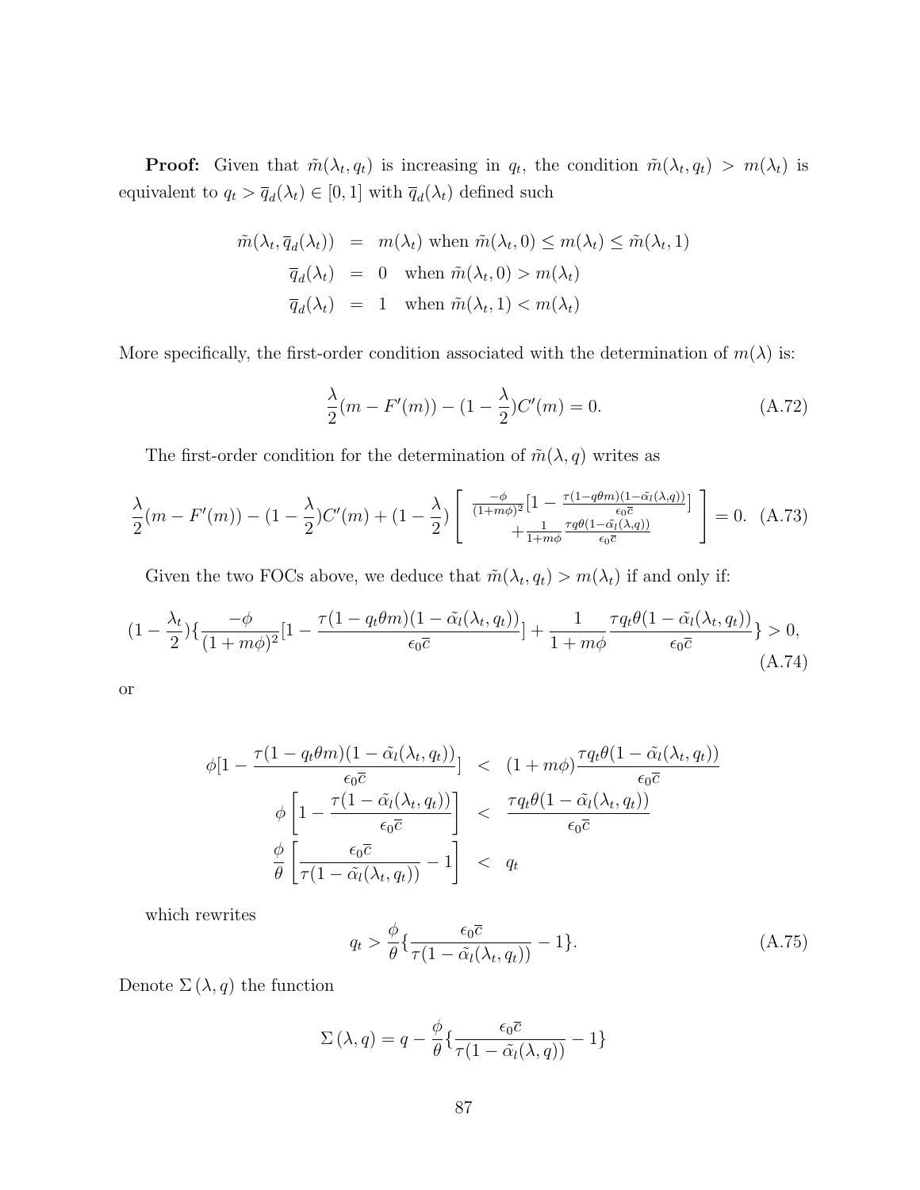**Proof:** Given that $\tilde{m}(\lambda_t, q_t)$ is increasing in $q_t$, the condition $\tilde{m}(\lambda_t, q_t) > m(\lambda_t)$ is equivalent to $q_t > \overline{q}_d(\lambda_t) \in [0, 1]$ with $\overline{q}_d(\lambda_t)$ defined such

$$
\begin{aligned}
\tilde{m}(\lambda_t, \overline{q}_d(\lambda_t)) &= m(\lambda_t) \text{ when } \tilde{m}(\lambda_t, 0) \leq m(\lambda_t) \leq \tilde{m}(\lambda_t, 1) \\
\overline{q}_d(\lambda_t) &= 0 \quad \text{when } \tilde{m}(\lambda_t, 0) > m(\lambda_t) \\
\overline{q}_d(\lambda_t) &= 1 \quad \text{when } \tilde{m}(\lambda_t, 1) < m(\lambda_t)
\end{aligned}
$$

More specifically, the first-order condition associated with the determination of $m(\lambda)$ is:

$$
\frac{\lambda}{2}(m - F'(m)) - (1 - \frac{\lambda}{2})C'(m) = 0. \tag{A.72}
$$

The first-order condition for the determination of $\tilde{m}(\lambda, q)$ writes as

$$
\frac{\lambda}{2}(m - F'(m)) - (1 - \frac{\lambda}{2})C'(m) + (1 - \frac{\lambda}{2}) \left[ \begin{array}{c} \frac{-\phi}{(1+m\phi)^2}[1 - \frac{\tau(1-q\theta m)(1-\tilde{\alpha}_l(\lambda,q))}{\epsilon_0 \overline{c}}] \\ + \frac{1}{1+m\phi}\frac{\tau q \theta(1-\tilde{\alpha}_l(\lambda,q))}{\epsilon_0 \overline{c}} \end{array} \right] = 0. \tag{A.73}
$$

Given the two FOCs above, we deduce that $\tilde{m}(\lambda_t, q_t) > m(\lambda_t)$ if and only if:

$$
(1 - \frac{\lambda_t}{2})\{\frac{-\phi}{(1+m\phi)^2}[1 - \frac{\tau(1 - q_t\theta m)(1 - \tilde{\alpha}_l(\lambda_t, q_t))}{\epsilon_0 \overline{c}}] + \frac{1}{1+m\phi}\frac{\tau q_t \theta(1 - \tilde{\alpha}_l(\lambda_t, q_t))}{\epsilon_0 \overline{c}}\} > 0, \tag{A.74}
$$

or

$$
\begin{aligned}
\phi[1 - \frac{\tau(1 - q_t\theta m)(1 - \tilde{\alpha}_l(\lambda_t, q_t))}{\epsilon_0 \overline{c}}] &< (1 + m\phi)\frac{\tau q_t \theta(1 - \tilde{\alpha}_l(\lambda_t, q_t))}{\epsilon_0 \overline{c}} \\
\phi\left[1 - \frac{\tau(1 - \tilde{\alpha}_l(\lambda_t, q_t))}{\epsilon_0 \overline{c}}\right] &< \frac{\tau q_t \theta(1 - \tilde{\alpha}_l(\lambda_t, q_t))}{\epsilon_0 \overline{c}} \\
\frac{\phi}{\theta}\left[\frac{\epsilon_0 \overline{c}}{\tau(1 - \tilde{\alpha}_l(\lambda_t, q_t))} - 1\right] &< q_t
\end{aligned}
$$

which rewrites

$$
q_t > \frac{\phi}{\theta}\{\frac{\epsilon_0 \overline{c}}{\tau(1 - \tilde{\alpha}_l(\lambda_t, q_t))} - 1\}. \tag{A.75}
$$

Denote $\Sigma(\lambda, q)$ the function

$$
\Sigma(\lambda, q) = q - \frac{\phi}{\theta}\{\frac{\epsilon_0 \overline{c}}{\tau(1 - \tilde{\alpha}_l(\lambda, q))} - 1\}
$$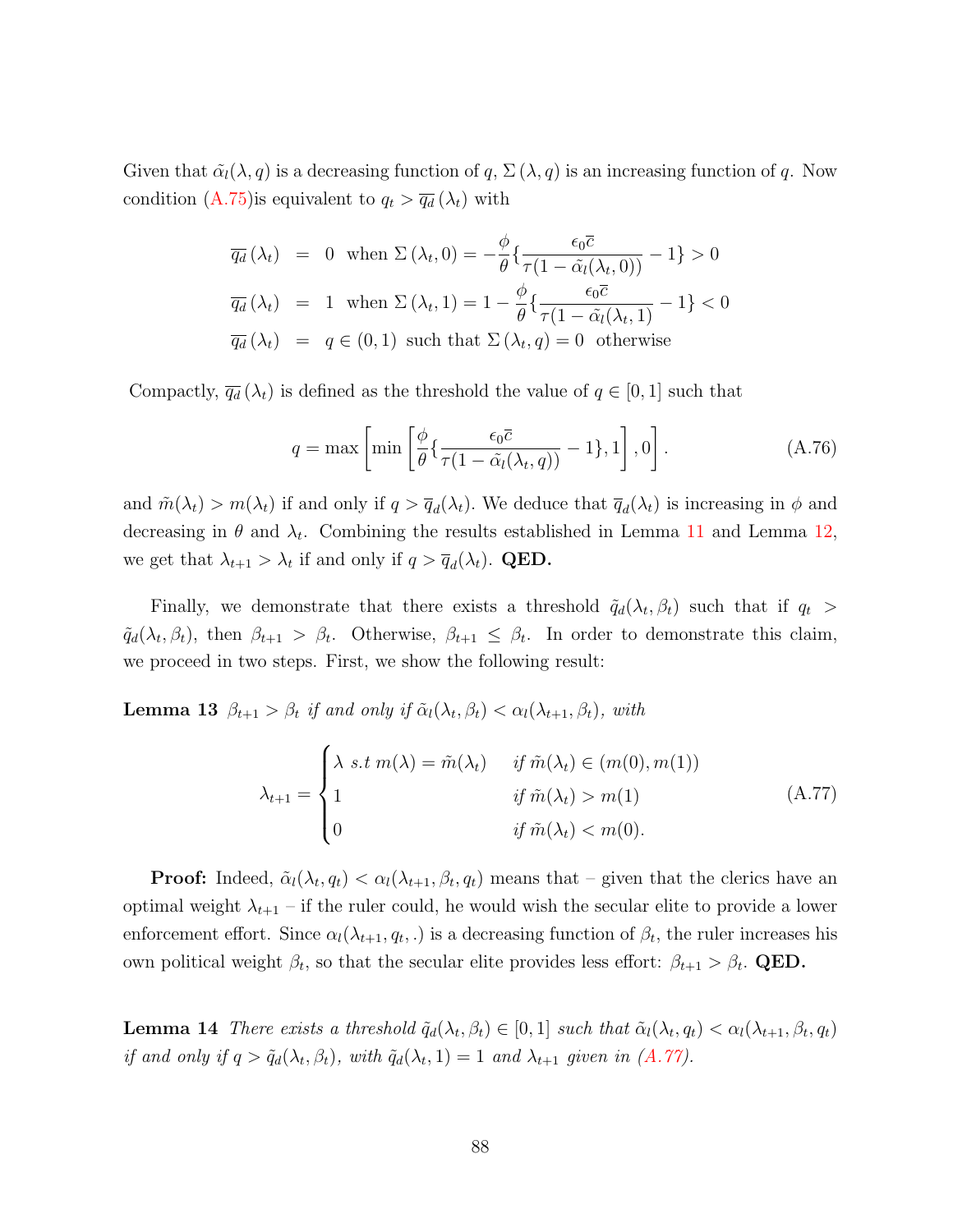Given that $\tilde{\alpha}_l(\lambda, q)$ is a decreasing function of $q$, $\Sigma(\lambda, q)$ is an increasing function of $q$. Now condition (A.75)is equivalent to $q_t > \overline{q_d}(\lambda_t)$ with

$$
\begin{aligned}
\overline{q_d}(\lambda_t) &= 0 \text{ when } \Sigma(\lambda_t, 0) = -\frac{\phi}{\theta}\{\frac{\epsilon_0 \overline{c}}{\tau(1-\tilde{\alpha}_l(\lambda_t, 0))} - 1\} > 0 \\
\overline{q_d}(\lambda_t) &= 1 \text{ when } \Sigma(\lambda_t, 1) = 1 - \frac{\phi}{\theta}\{\frac{\epsilon_0 \overline{c}}{\tau(1-\tilde{\alpha}_l(\lambda_t, 1)} - 1\} < 0 \\
\overline{q_d}(\lambda_t) &= q \in (0,1) \text{ such that } \Sigma(\lambda_t, q) = 0 \text{ otherwise}
\end{aligned}
$$

Compactly, $\overline{q_d}(\lambda_t)$ is defined as the threshold the value of $q \in [0,1]$ such that

$$
q = \max\left[\min\left[\frac{\phi}{\theta}\{\frac{\epsilon_0 \overline{c}}{\tau(1-\tilde{\alpha}_l(\lambda_t, q))} - 1\}, 1\right], 0\right]. \tag{A.76}
$$

and $\tilde{m}(\lambda_t) > m(\lambda_t)$ if and only if $q > \overline{q}_d(\lambda_t)$. We deduce that $\overline{q}_d(\lambda_t)$ is increasing in $\phi$ and decreasing in $\theta$ and $\lambda_t$. Combining the results established in Lemma 11 and Lemma 12, we get that $\lambda_{t+1} > \lambda_t$ if and only if $q > \overline{q}_d(\lambda_t)$. **QED.**

Finally, we demonstrate that there exists a threshold $\tilde{q}_d(\lambda_t, \beta_t)$ such that if $q_t > \tilde{q}_d(\lambda_t, \beta_t)$, then $\beta_{t+1} > \beta_t$. Otherwise, $\beta_{t+1} \leq \beta_t$. In order to demonstrate this claim, we proceed in two steps. First, we show the following result:

**Lemma 13** *$\beta_{t+1} > \beta_t$ if and only if $\tilde{\alpha}_l(\lambda_t, \beta_t) < \alpha_l(\lambda_{t+1}, \beta_t)$, with*

$$
\lambda_{t+1} = \begin{cases} \lambda \ s.t \ m(\lambda) = \tilde{m}(\lambda_t) & \text{if } \tilde{m}(\lambda_t) \in (m(0), m(1)) \\ 1 & \text{if } \tilde{m}(\lambda_t) > m(1) \\ 0 & \text{if } \tilde{m}(\lambda_t) < m(0). \end{cases} \tag{A.77}
$$

**Proof:** Indeed, $\tilde{\alpha}_l(\lambda_t, q_t) < \alpha_l(\lambda_{t+1}, \beta_t, q_t)$ means that – given that the clerics have an optimal weight $\lambda_{t+1}$ – if the ruler could, he would wish the secular elite to provide a lower enforcement effort. Since $\alpha_l(\lambda_{t+1}, q_t, .)$ is a decreasing function of $\beta_t$, the ruler increases his own political weight $\beta_t$, so that the secular elite provides less effort: $\beta_{t+1} > \beta_t$. **QED.**

**Lemma 14** *There exists a threshold $\tilde{q}_d(\lambda_t, \beta_t) \in [0,1]$ such that $\tilde{\alpha}_l(\lambda_t, q_t) < \alpha_l(\lambda_{t+1}, \beta_t, q_t)$ if and only if $q > \tilde{q}_d(\lambda_t, \beta_t)$, with $\tilde{q}_d(\lambda_t, 1) = 1$ and $\lambda_{t+1}$ given in (A.77).*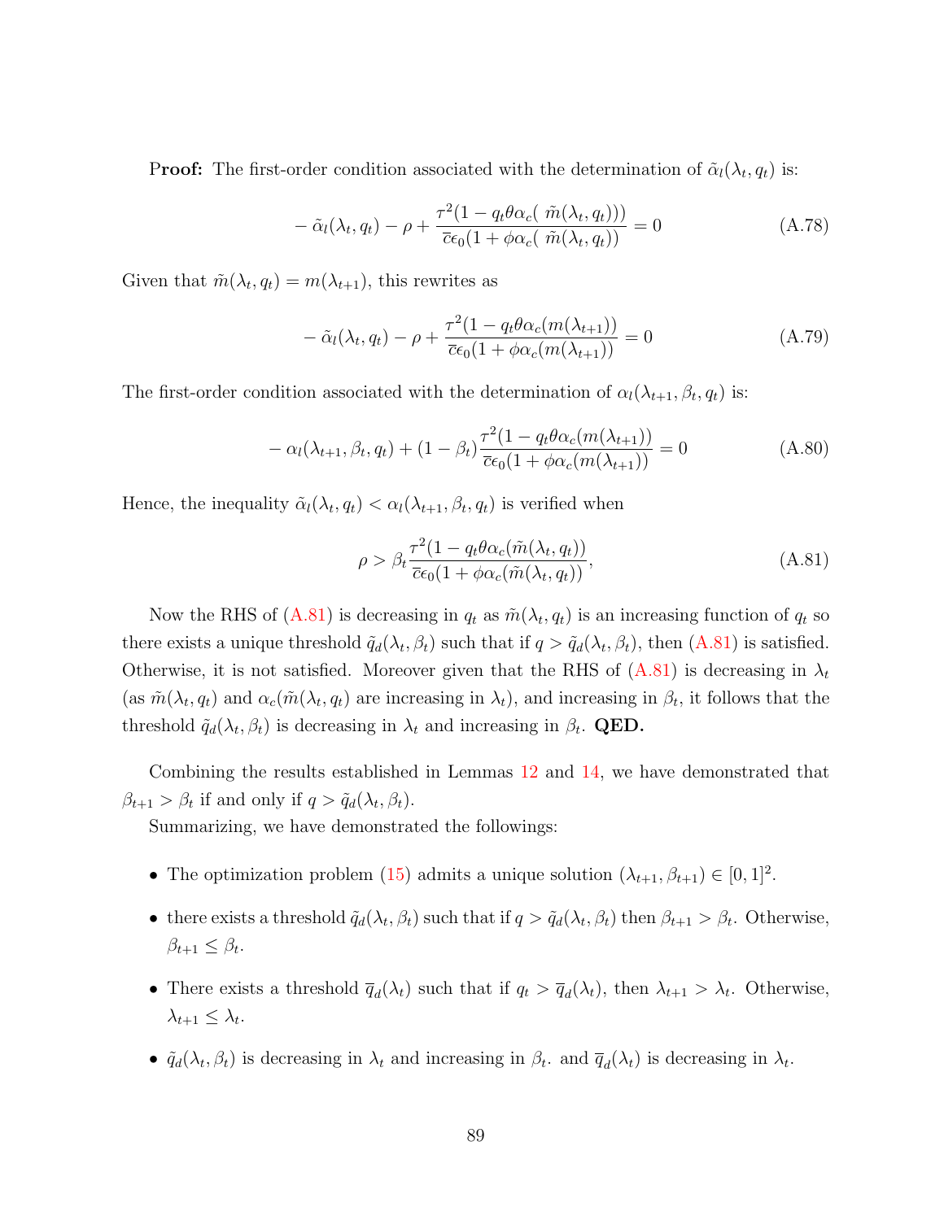**Proof:** The first-order condition associated with the determination of $\tilde{\alpha}_l(\lambda_t, q_t)$ is:

$$-\tilde{\alpha}_l(\lambda_t, q_t) - \rho + \frac{\tau^2(1 - q_t\theta\alpha_c(\ \tilde{m}(\lambda_t, q_t)))}{\bar{c}\epsilon_0(1 + \phi\alpha_c(\ \tilde{m}(\lambda_t, q_t))} = 0 \tag{A.78}$$

Given that $\tilde{m}(\lambda_t, q_t) = m(\lambda_{t+1})$, this rewrites as

$$-\tilde{\alpha}_l(\lambda_t, q_t) - \rho + \frac{\tau^2(1 - q_t\theta\alpha_c(m(\lambda_{t+1}))}{\bar{c}\epsilon_0(1 + \phi\alpha_c(m(\lambda_{t+1}))} = 0 \tag{A.79}$$

The first-order condition associated with the determination of $\alpha_l(\lambda_{t+1}, \beta_t, q_t)$ is:

$$-\alpha_l(\lambda_{t+1}, \beta_t, q_t) + (1 - \beta_t)\frac{\tau^2(1 - q_t\theta\alpha_c(m(\lambda_{t+1}))}{\bar{c}\epsilon_0(1 + \phi\alpha_c(m(\lambda_{t+1}))} = 0 \tag{A.80}$$

Hence, the inequality $\tilde{\alpha}_l(\lambda_t, q_t) < \alpha_l(\lambda_{t+1}, \beta_t, q_t)$ is verified when

$$\rho > \beta_t\frac{\tau^2(1 - q_t\theta\alpha_c(\tilde{m}(\lambda_t, q_t))}{\bar{c}\epsilon_0(1 + \phi\alpha_c(\tilde{m}(\lambda_t, q_t))}, \tag{A.81}$$

Now the RHS of (A.81) is decreasing in $q_t$ as $\tilde{m}(\lambda_t, q_t)$ is an increasing function of $q_t$ so there exists a unique threshold $\tilde{q}_d(\lambda_t, \beta_t)$ such that if $q > \tilde{q}_d(\lambda_t, \beta_t)$, then (A.81) is satisfied. Otherwise, it is not satisfied. Moreover given that the RHS of (A.81) is decreasing in $\lambda_t$ (as $\tilde{m}(\lambda_t, q_t)$ and $\alpha_c(\tilde{m}(\lambda_t, q_t)$ are increasing in $\lambda_t$), and increasing in $\beta_t$, it follows that the threshold $\tilde{q}_d(\lambda_t, \beta_t)$ is decreasing in $\lambda_t$ and increasing in $\beta_t$. **QED.**

Combining the results established in Lemmas 12 and 14, we have demonstrated that $\beta_{t+1} > \beta_t$ if and only if $q > \tilde{q}_d(\lambda_t, \beta_t)$.

Summarizing, we have demonstrated the followings:

- The optimization problem (15) admits a unique solution $(\lambda_{t+1}, \beta_{t+1}) \in [0, 1]^2$.
- there exists a threshold $\tilde{q}_d(\lambda_t, \beta_t)$ such that if $q > \tilde{q}_d(\lambda_t, \beta_t)$ then $\beta_{t+1} > \beta_t$. Otherwise, $\beta_{t+1} \leq \beta_t$.
- There exists a threshold $\overline{q}_d(\lambda_t)$ such that if $q_t > \overline{q}_d(\lambda_t)$, then $\lambda_{t+1} > \lambda_t$. Otherwise, $\lambda_{t+1} \leq \lambda_t$.
- $\tilde{q}_d(\lambda_t, \beta_t)$ is decreasing in $\lambda_t$ and increasing in $\beta_t$. and $\overline{q}_d(\lambda_t)$ is decreasing in $\lambda_t$.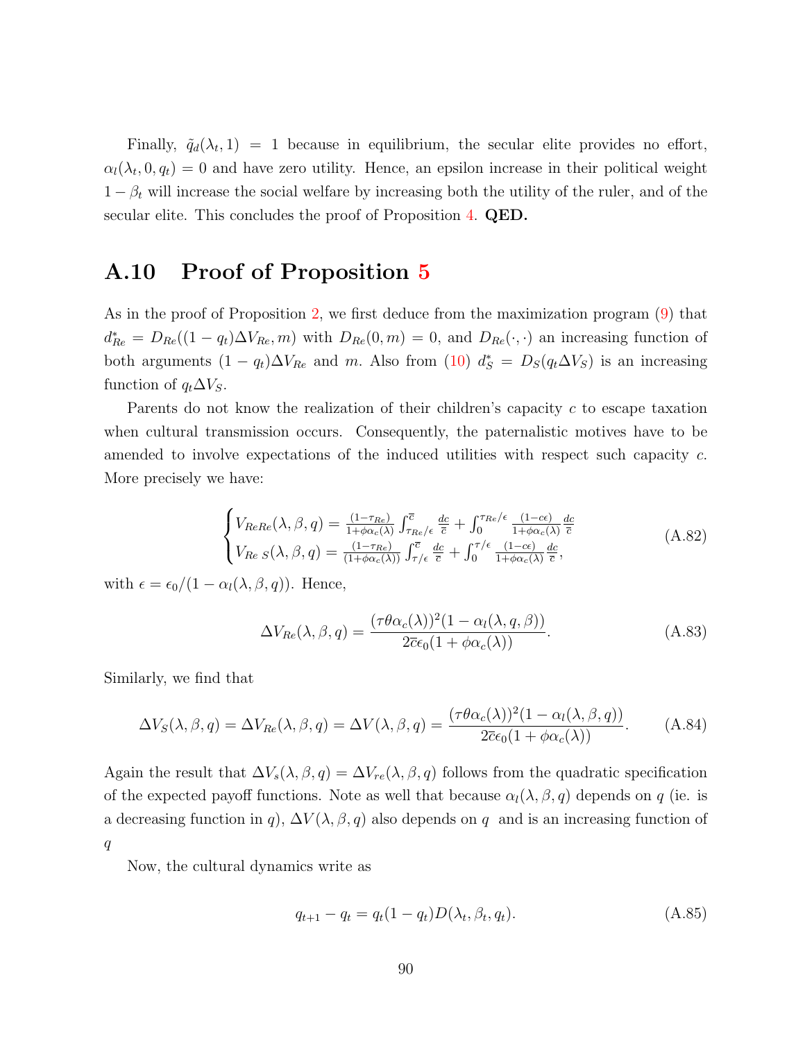Finally, $\tilde{q}_d(\lambda_t, 1) = 1$ because in equilibrium, the secular elite provides no effort, $\alpha_l(\lambda_t, 0, q_t) = 0$ and have zero utility. Hence, an epsilon increase in their political weight $1 - \beta_t$ will increase the social welfare by increasing both the utility of the ruler, and of the secular elite. This concludes the proof of Proposition 4. **QED.**

## A.10 Proof of Proposition 5

As in the proof of Proposition 2, we first deduce from the maximization program (9) that $d^*_{Re} = D_{Re}((1 - q_t)\Delta V_{Re}, m)$ with $D_{Re}(0, m) = 0$, and $D_{Re}(\cdot, \cdot)$ an increasing function of both arguments $(1 - q_t)\Delta V_{Re}$ and $m$. Also from (10) $d^*_S = D_S(q_t \Delta V_S)$ is an increasing function of $q_t \Delta V_S$.

Parents do not know the realization of their children's capacity $c$ to escape taxation when cultural transmission occurs. Consequently, the paternalistic motives have to be amended to involve expectations of the induced utilities with respect such capacity $c$. More precisely we have:

$$
\begin{cases}
V_{ReRe}(\lambda, \beta, q) = \frac{(1-\tau_{Re})}{1+\phi\alpha_c(\lambda)} \int_{\tau_{Re}/\epsilon}^{\overline{c}} \frac{dc}{\overline{c}} + \int_0^{\tau_{Re}/\epsilon} \frac{(1-c\epsilon)}{1+\phi\alpha_c(\lambda)} \frac{dc}{\overline{c}} \\
V_{Re\ S}(\lambda, \beta, q) = \frac{(1-\tau_{Re})}{(1+\phi\alpha_c(\lambda))} \int_{\tau/\epsilon}^{\overline{c}} \frac{dc}{\overline{c}} + \int_0^{\tau/\epsilon} \frac{(1-c\epsilon)}{1+\phi\alpha_c(\lambda)} \frac{dc}{\overline{c}},
\end{cases}
\tag{A.82}
$$

with $\epsilon = \epsilon_0/(1 - \alpha_l(\lambda, \beta, q))$. Hence,

$$
\Delta V_{Re}(\lambda, \beta, q) = \frac{(\tau\theta\alpha_c(\lambda))^2(1 - \alpha_l(\lambda, q, \beta))}{2\overline{c}\epsilon_0(1 + \phi\alpha_c(\lambda))}.
\tag{A.83}
$$

Similarly, we find that

$$
\Delta V_S(\lambda, \beta, q) = \Delta V_{Re}(\lambda, \beta, q) = \Delta V(\lambda, \beta, q) = \frac{(\tau\theta\alpha_c(\lambda))^2(1 - \alpha_l(\lambda, \beta, q))}{2\overline{c}\epsilon_0(1 + \phi\alpha_c(\lambda))}.
\tag{A.84}
$$

Again the result that $\Delta V_s(\lambda, \beta, q) = \Delta V_{re}(\lambda, \beta, q)$ follows from the quadratic specification of the expected payoff functions. Note as well that because $\alpha_l(\lambda, \beta, q)$ depends on $q$ (ie. is a decreasing function in $q$), $\Delta V(\lambda, \beta, q)$ also depends on $q$ and is an increasing function of $q$

Now, the cultural dynamics write as

$$
q_{t+1} - q_t = q_t(1 - q_t)D(\lambda_t, \beta_t, q_t).
\tag{A.85}
$$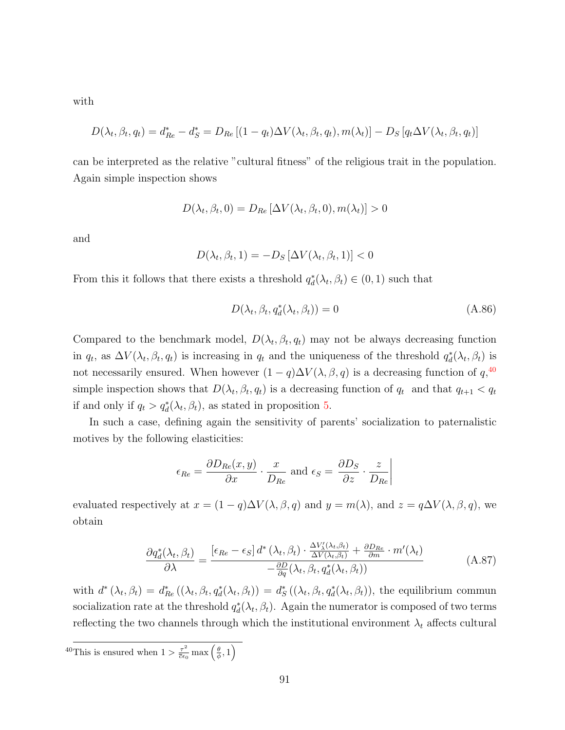with

$$D(\lambda_t, \beta_t, q_t) = d^*_{Re} - d^*_S = D_{Re}\left[(1-q_t)\Delta V(\lambda_t, \beta_t, q_t), m(\lambda_t)\right] - D_S\left[q_t \Delta V(\lambda_t, \beta_t, q_t)\right]$$

can be interpreted as the relative "cultural fitness" of the religious trait in the population. Again simple inspection shows

$$D(\lambda_t, \beta_t, 0) = D_{Re}\left[\Delta V(\lambda_t, \beta_t, 0), m(\lambda_t)\right] > 0$$

and

$$D(\lambda_t, \beta_t, 1) = -D_S\left[\Delta V(\lambda_t, \beta_t, 1)\right] < 0$$

From this it follows that there exists a threshold $q^*_d(\lambda_t, \beta_t) \in (0,1)$ such that

$$D(\lambda_t, \beta_t, q^*_d(\lambda_t, \beta_t)) = 0 \tag{A.86}$$

Compared to the benchmark model, $D(\lambda_t, \beta_t, q_t)$ may not be always decreasing function in $q_t$, as $\Delta V(\lambda_t, \beta_t, q_t)$ is increasing in $q_t$ and the uniqueness of the threshold $q^*_d(\lambda_t, \beta_t)$ is not necessarily ensured. When however $(1-q)\Delta V(\lambda, \beta, q)$ is a decreasing function of $q$,[40] simple inspection shows that $D(\lambda_t, \beta_t, q_t)$ is a decreasing function of $q_t$ and that $q_{t+1} < q_t$ if and only if $q_t > q^*_d(\lambda_t, \beta_t)$, as stated in proposition 5.

In such a case, defining again the sensitivity of parents' socialization to paternalistic motives by the following elasticities:

$$\epsilon_{Re} = \frac{\partial D_{Re}(x,y)}{\partial x} \cdot \frac{x}{D_{Re}} \text{ and } \epsilon_S = \frac{\partial D_S}{\partial z} \cdot \frac{z}{D_{Re}}\Bigg|$$

evaluated respectively at $x = (1-q)\Delta V(\lambda, \beta, q)$ and $y = m(\lambda)$, and $z = q\Delta V(\lambda, \beta, q)$, we obtain

$$\frac{\partial q^*_d(\lambda_t, \beta_t)}{\partial \lambda} = \frac{\left[\epsilon_{Re} - \epsilon_S\right] d^*(\lambda_t, \beta_t) \cdot \frac{\Delta V'_\lambda(\lambda_t, \beta_t)}{\Delta V(\lambda_t, \beta_t)} + \frac{\partial D_{Re}}{\partial m} \cdot m'(\lambda_t)}{-\frac{\partial D}{\partial q}(\lambda_t, \beta_t, q^*_d(\lambda_t, \beta_t))} \tag{A.87}$$

with $d^*(\lambda_t, \beta_t) = d^*_{Re}((\lambda_t, \beta_t, q^*_d(\lambda_t, \beta_t)) = d^*_S((\lambda_t, \beta_t, q^*_d(\lambda_t, \beta_t))$, the equilibrium commun socialization rate at the threshold $q^*_d(\lambda_t, \beta_t)$. Again the numerator is composed of two terms reflecting the two channels through which the institutional environment $\lambda_t$ affects cultural

[40] This is ensured when $1 > \frac{\tau^2}{\bar{c}\epsilon_0} \max\left(\frac{\theta}{\phi}, 1\right)$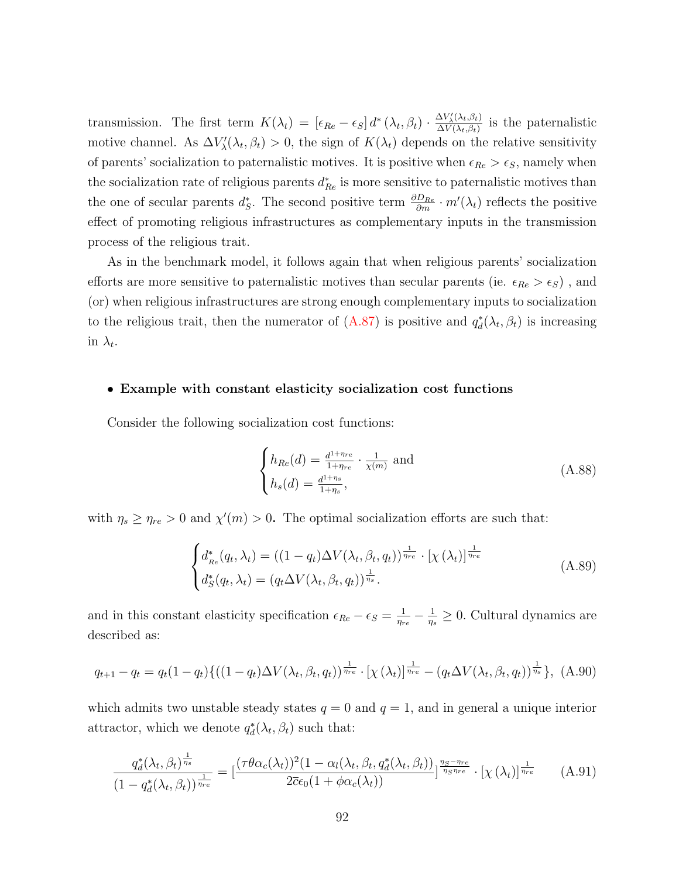transmission. The first term $K(\lambda_t) = [\epsilon_{Re} - \epsilon_S]\, d^*(\lambda_t, \beta_t) \cdot \frac{\Delta V'_\lambda(\lambda_t,\beta_t)}{\Delta V(\lambda_t,\beta_t)}$ is the paternalistic motive channel. As $\Delta V'_\lambda(\lambda_t, \beta_t) > 0$, the sign of $K(\lambda_t)$ depends on the relative sensitivity of parents' socialization to paternalistic motives. It is positive when $\epsilon_{Re} > \epsilon_S$, namely when the socialization rate of religious parents $d^*_{Re}$ is more sensitive to paternalistic motives than the one of secular parents $d^*_S$. The second positive term $\frac{\partial D_{Re}}{\partial m} \cdot m'(\lambda_t)$ reflects the positive effect of promoting religious infrastructures as complementary inputs in the transmission process of the religious trait.

As in the benchmark model, it follows again that when religious parents' socialization efforts are more sensitive to paternalistic motives than secular parents (ie. $\epsilon_{Re} > \epsilon_S$) , and (or) when religious infrastructures are strong enough complementary inputs to socialization to the religious trait, then the numerator of (A.87) is positive and $q^*_d(\lambda_t, \beta_t)$ is increasing in $\lambda_t$.

- **Example with constant elasticity socialization cost functions**

Consider the following socialization cost functions:

$$
\begin{cases} h_{Re}(d) = \frac{d^{1+\eta_{re}}}{1+\eta_{re}} \cdot \frac{1}{\chi(m)} \text{ and} \\ h_s(d) = \frac{d^{1+\eta_s}}{1+\eta_s}, \end{cases} \tag{A.88}
$$

with $\eta_s \geq \eta_{re} > 0$ and $\chi'(m) > 0$**.** The optimal socialization efforts are such that:

$$
\begin{cases} d^*_{Re}(q_t, \lambda_t) = ((1-q_t)\Delta V(\lambda_t, \beta_t, q_t))^{\frac{1}{\eta_{re}}} \cdot [\chi(\lambda_t)]^{\frac{1}{\eta_{re}}} \\ d^*_S(q_t, \lambda_t) = (q_t \Delta V(\lambda_t, \beta_t, q_t))^{\frac{1}{\eta_s}}. \end{cases} \tag{A.89}
$$

and in this constant elasticity specification $\epsilon_{Re} - \epsilon_S = \frac{1}{\eta_{re}} - \frac{1}{\eta_s} \geq 0$. Cultural dynamics are described as:

$$
q_{t+1} - q_t = q_t(1-q_t)\{((1-q_t)\Delta V(\lambda_t, \beta_t, q_t))^{\frac{1}{\eta_{re}}} \cdot [\chi(\lambda_t)]^{\frac{1}{\eta_{re}}} - (q_t \Delta V(\lambda_t, \beta_t, q_t))^{\frac{1}{\eta_s}}\}, \tag{A.90}
$$

which admits two unstable steady states $q = 0$ and $q = 1$, and in general a unique interior attractor, which we denote $q^*_d(\lambda_t, \beta_t)$ such that:

$$
\frac{q^*_d(\lambda_t, \beta_t)^{\frac{1}{\eta_s}}}{(1 - q^*_d(\lambda_t, \beta_t))^{\frac{1}{\eta_{re}}}} = [\frac{(\tau\theta\alpha_c(\lambda_t))^2(1 - \alpha_l(\lambda_t, \beta_t, q^*_d(\lambda_t, \beta_t))}{2\overline{c}\epsilon_0(1 + \phi\alpha_c(\lambda_t))}]^{\frac{\eta_S - \eta_{re}}{\eta_S \eta_{re}}} \cdot [\chi(\lambda_t)]^{\frac{1}{\eta_{re}}} \tag{A.91}
$$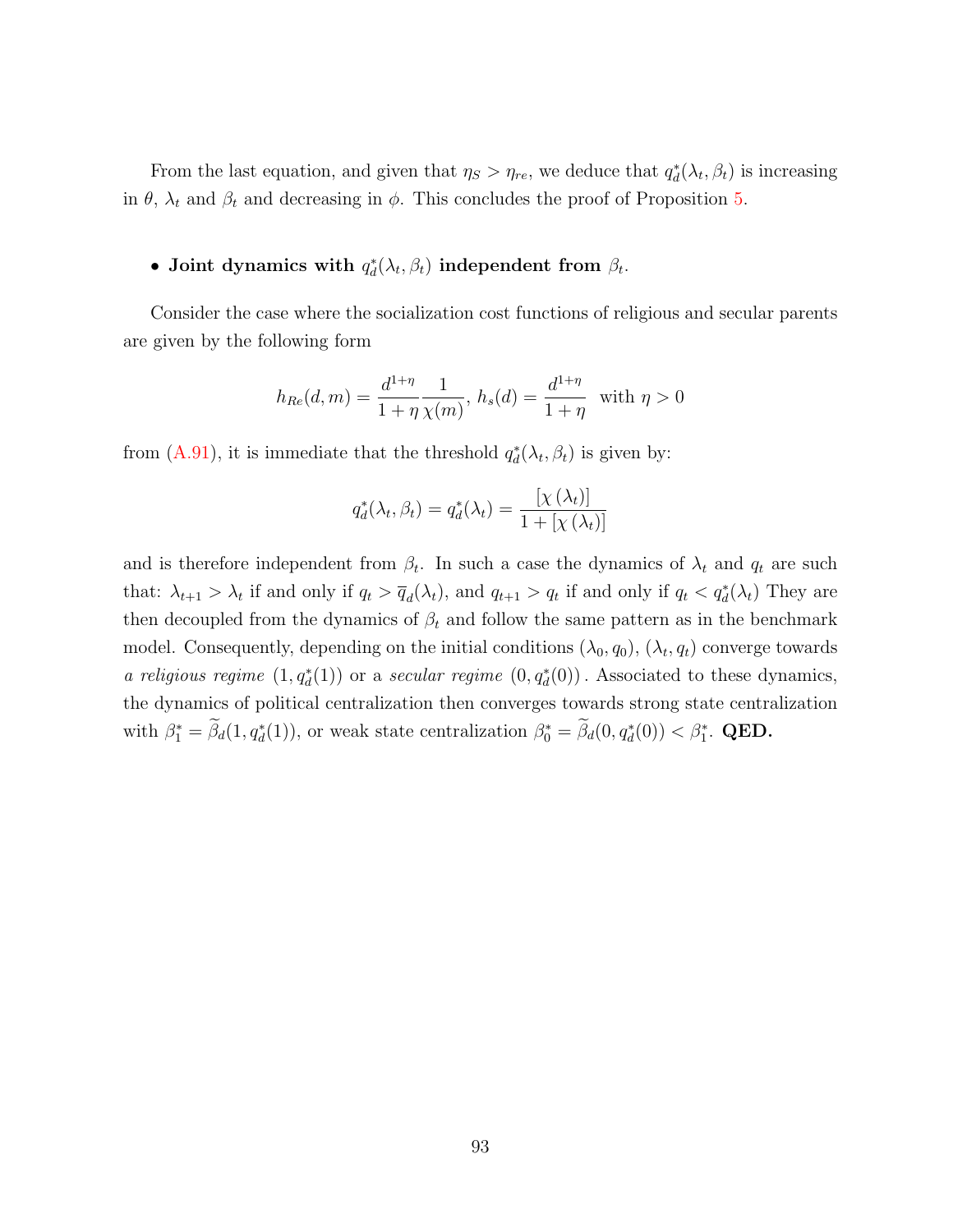From the last equation, and given that $\eta_S > \eta_{re}$, we deduce that $q_d^*(\lambda_t, \beta_t)$ is increasing in $\theta$, $\lambda_t$ and $\beta_t$ and decreasing in $\phi$. This concludes the proof of Proposition 5.

- **Joint dynamics with $q_d^*(\lambda_t, \beta_t)$ independent from $\beta_t$.**

Consider the case where the socialization cost functions of religious and secular parents are given by the following form

$$h_{Re}(d,m) = \frac{d^{1+\eta}}{1+\eta}\frac{1}{\chi(m)},\ h_s(d) = \frac{d^{1+\eta}}{1+\eta} \text{ with } \eta > 0$$

from (A.91), it is immediate that the threshold $q_d^*(\lambda_t, \beta_t)$ is given by:

$$q_d^*(\lambda_t, \beta_t) = q_d^*(\lambda_t) = \frac{[\chi(\lambda_t)]}{1 + [\chi(\lambda_t)]}$$

and is therefore independent from $\beta_t$. In such a case the dynamics of $\lambda_t$ and $q_t$ are such that: $\lambda_{t+1} > \lambda_t$ if and only if $q_t > \overline{q}_d(\lambda_t)$, and $q_{t+1} > q_t$ if and only if $q_t < q_d^*(\lambda_t)$ They are then decoupled from the dynamics of $\beta_t$ and follow the same pattern as in the benchmark model. Consequently, depending on the initial conditions $(\lambda_0, q_0)$, $(\lambda_t, q_t)$ converge towards *a religious regime* $(1, q_d^*(1))$ or a *secular regime* $(0, q_d^*(0))$. Associated to these dynamics, the dynamics of political centralization then converges towards strong state centralization with $\beta_1^* = \widetilde{\beta}_d(1, q_d^*(1))$, or weak state centralization $\beta_0^* = \widetilde{\beta}_d(0, q_d^*(0)) < \beta_1^*$. **QED.**